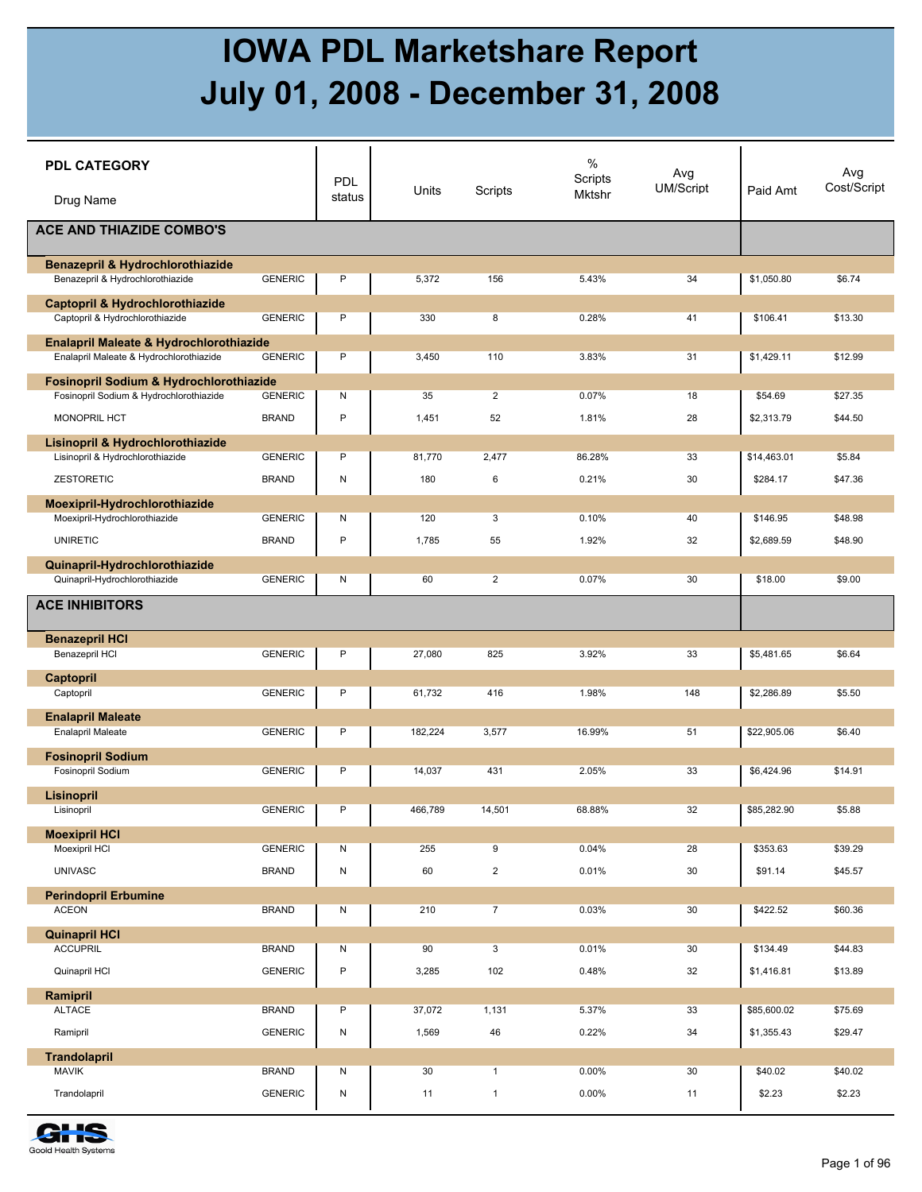# IOWA PDL Marketshare Report
# July 01, 2008 - December 31, 2008

| PDL CATEGORY / Drug Name | | PDL status | Units | Scripts | % Scripts Mktshr | Avg UM/Script | Paid Amt | Avg Cost/Script |
|---|---|---|---|---|---|---|---|---|
| **ACE AND THIAZIDE COMBO'S** | | | | | | | | |
| **Benazepril & Hydrochlorothiazide** | | | | | | | | |
| Benazepril & Hydrochlorothiazide | GENERIC | P | 5,372 | 156 | 5.43% | 34 | $1,050.80 | $6.74 |
| **Captopril & Hydrochlorothiazide** | | | | | | | | |
| Captopril & Hydrochlorothiazide | GENERIC | P | 330 | 8 | 0.28% | 41 | $106.41 | $13.30 |
| **Enalapril Maleate & Hydrochlorothiazide** | | | | | | | | |
| Enalapril Maleate & Hydrochlorothiazide | GENERIC | P | 3,450 | 110 | 3.83% | 31 | $1,429.11 | $12.99 |
| **Fosinopril Sodium & Hydrochlorothiazide** | | | | | | | | |
| Fosinopril Sodium & Hydrochlorothiazide | GENERIC | N | 35 | 2 | 0.07% | 18 | $54.69 | $27.35 |
| MONOPRIL HCT | BRAND | P | 1,451 | 52 | 1.81% | 28 | $2,313.79 | $44.50 |
| **Lisinopril & Hydrochlorothiazide** | | | | | | | | |
| Lisinopril & Hydrochlorothiazide | GENERIC | P | 81,770 | 2,477 | 86.28% | 33 | $14,463.01 | $5.84 |
| ZESTORETIC | BRAND | N | 180 | 6 | 0.21% | 30 | $284.17 | $47.36 |
| **Moexipril-Hydrochlorothiazide** | | | | | | | | |
| Moexipril-Hydrochlorothiazide | GENERIC | N | 120 | 3 | 0.10% | 40 | $146.95 | $48.98 |
| UNIRETIC | BRAND | P | 1,785 | 55 | 1.92% | 32 | $2,689.59 | $48.90 |
| **Quinapril-Hydrochlorothiazide** | | | | | | | | |
| Quinapril-Hydrochlorothiazide | GENERIC | N | 60 | 2 | 0.07% | 30 | $18.00 | $9.00 |
| **ACE INHIBITORS** | | | | | | | | |
| **Benazepril HCl** | | | | | | | | |
| Benazepril HCl | GENERIC | P | 27,080 | 825 | 3.92% | 33 | $5,481.65 | $6.64 |
| **Captopril** | | | | | | | | |
| Captopril | GENERIC | P | 61,732 | 416 | 1.98% | 148 | $2,286.89 | $5.50 |
| **Enalapril Maleate** | | | | | | | | |
| Enalapril Maleate | GENERIC | P | 182,224 | 3,577 | 16.99% | 51 | $22,905.06 | $6.40 |
| **Fosinopril Sodium** | | | | | | | | |
| Fosinopril Sodium | GENERIC | P | 14,037 | 431 | 2.05% | 33 | $6,424.96 | $14.91 |
| **Lisinopril** | | | | | | | | |
| Lisinopril | GENERIC | P | 466,789 | 14,501 | 68.88% | 32 | $85,282.90 | $5.88 |
| **Moexipril HCl** | | | | | | | | |
| Moexipril HCl | GENERIC | N | 255 | 9 | 0.04% | 28 | $353.63 | $39.29 |
| UNIVASC | BRAND | N | 60 | 2 | 0.01% | 30 | $91.14 | $45.57 |
| **Perindopril Erbumine** | | | | | | | | |
| ACEON | BRAND | N | 210 | 7 | 0.03% | 30 | $422.52 | $60.36 |
| **Quinapril HCl** | | | | | | | | |
| ACCUPRIL | BRAND | N | 90 | 3 | 0.01% | 30 | $134.49 | $44.83 |
| Quinapril HCl | GENERIC | P | 3,285 | 102 | 0.48% | 32 | $1,416.81 | $13.89 |
| **Ramipril** | | | | | | | | |
| ALTACE | BRAND | P | 37,072 | 1,131 | 5.37% | 33 | $85,600.02 | $75.69 |
| Ramipril | GENERIC | N | 1,569 | 46 | 0.22% | 34 | $1,355.43 | $29.47 |
| **Trandolapril** | | | | | | | | |
| MAVIK | BRAND | N | 30 | 1 | 0.00% | 30 | $40.02 | $40.02 |
| Trandolapril | GENERIC | N | 11 | 1 | 0.00% | 11 | $2.23 | $2.23 |

GHS Goold Health Systems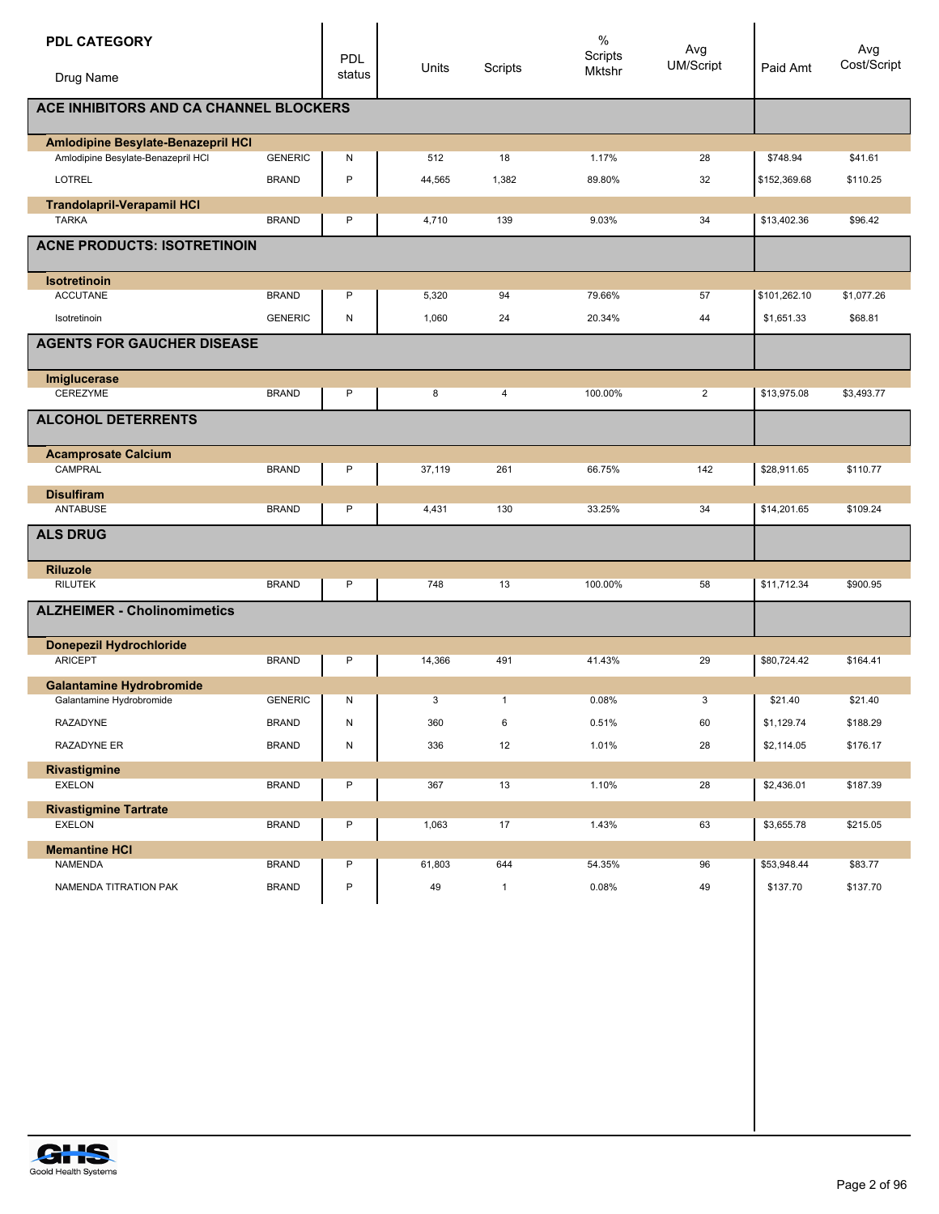| PDL CATEGORY / Drug Name | | PDL status | Units | Scripts | % Scripts Mktshr | Avg UM/Script | Paid Amt | Avg Cost/Script |
|---|---|---|---|---|---|---|---|---|
| **ACE INHIBITORS AND CA CHANNEL BLOCKERS** | | | | | | | | |
| **Amlodipine Besylate-Benazepril HCl** | | | | | | | | |
| Amlodipine Besylate-Benazepril HCl | GENERIC | N | 512 | 18 | 1.17% | 28 | $748.94 | $41.61 |
| LOTREL | BRAND | P | 44,565 | 1,382 | 89.80% | 32 | $152,369.68 | $110.25 |
| **Trandolapril-Verapamil HCl** | | | | | | | | |
| TARKA | BRAND | P | 4,710 | 139 | 9.03% | 34 | $13,402.36 | $96.42 |
| **ACNE PRODUCTS: ISOTRETINOIN** | | | | | | | | |
| **Isotretinoin** | | | | | | | | |
| ACCUTANE | BRAND | P | 5,320 | 94 | 79.66% | 57 | $101,262.10 | $1,077.26 |
| Isotretinoin | GENERIC | N | 1,060 | 24 | 20.34% | 44 | $1,651.33 | $68.81 |
| **AGENTS FOR GAUCHER DISEASE** | | | | | | | | |
| **Imiglucerase** | | | | | | | | |
| CEREZYME | BRAND | P | 8 | 4 | 100.00% | 2 | $13,975.08 | $3,493.77 |
| **ALCOHOL DETERRENTS** | | | | | | | | |
| **Acamprosate Calcium** | | | | | | | | |
| CAMPRAL | BRAND | P | 37,119 | 261 | 66.75% | 142 | $28,911.65 | $110.77 |
| **Disulfiram** | | | | | | | | |
| ANTABUSE | BRAND | P | 4,431 | 130 | 33.25% | 34 | $14,201.65 | $109.24 |
| **ALS DRUG** | | | | | | | | |
| **Riluzole** | | | | | | | | |
| RILUTEK | BRAND | P | 748 | 13 | 100.00% | 58 | $11,712.34 | $900.95 |
| **ALZHEIMER - Cholinomimetics** | | | | | | | | |
| **Donepezil Hydrochloride** | | | | | | | | |
| ARICEPT | BRAND | P | 14,366 | 491 | 41.43% | 29 | $80,724.42 | $164.41 |
| **Galantamine Hydrobromide** | | | | | | | | |
| Galantamine Hydrobromide | GENERIC | N | 3 | 1 | 0.08% | 3 | $21.40 | $21.40 |
| RAZADYNE | BRAND | N | 360 | 6 | 0.51% | 60 | $1,129.74 | $188.29 |
| RAZADYNE ER | BRAND | N | 336 | 12 | 1.01% | 28 | $2,114.05 | $176.17 |
| **Rivastigmine** | | | | | | | | |
| EXELON | BRAND | P | 367 | 13 | 1.10% | 28 | $2,436.01 | $187.39 |
| **Rivastigmine Tartrate** | | | | | | | | |
| EXELON | BRAND | P | 1,063 | 17 | 1.43% | 63 | $3,655.78 | $215.05 |
| **Memantine HCl** | | | | | | | | |
| NAMENDA | BRAND | P | 61,803 | 644 | 54.35% | 96 | $53,948.44 | $83.77 |
| NAMENDA TITRATION PAK | BRAND | P | 49 | 1 | 0.08% | 49 | $137.70 | $137.70 |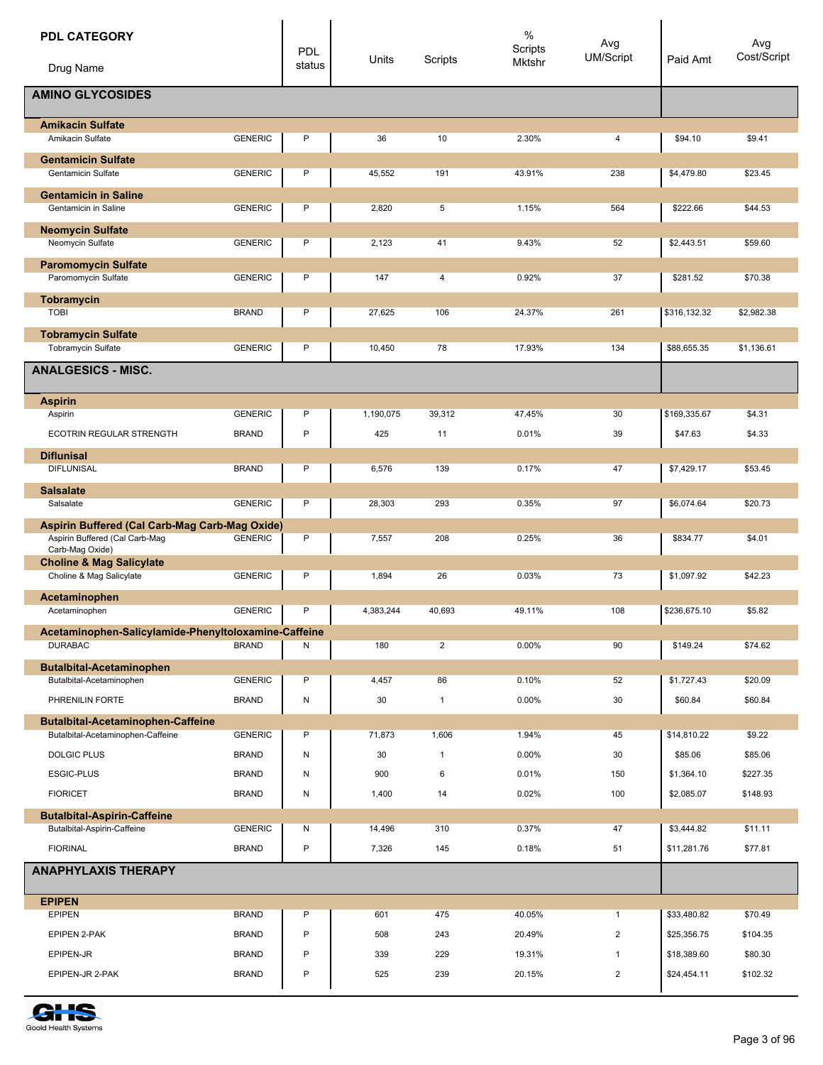| PDL CATEGORY / Drug Name | | PDL status | Units | Scripts | % Scripts Mktshr | Avg UM/Script | Paid Amt | Avg Cost/Script |
|---|---|---|---|---|---|---|---|---|
| **AMINO GLYCOSIDES** | | | | | | | | |
| **Amikacin Sulfate** | | | | | | | | |
| Amikacin Sulfate | GENERIC | P | 36 | 10 | 2.30% | 4 | $94.10 | $9.41 |
| **Gentamicin Sulfate** | | | | | | | | |
| Gentamicin Sulfate | GENERIC | P | 45,552 | 191 | 43.91% | 238 | $4,479.80 | $23.45 |
| **Gentamicin in Saline** | | | | | | | | |
| Gentamicin in Saline | GENERIC | P | 2,820 | 5 | 1.15% | 564 | $222.66 | $44.53 |
| **Neomycin Sulfate** | | | | | | | | |
| Neomycin Sulfate | GENERIC | P | 2,123 | 41 | 9.43% | 52 | $2,443.51 | $59.60 |
| **Paromomycin Sulfate** | | | | | | | | |
| Paromomycin Sulfate | GENERIC | P | 147 | 4 | 0.92% | 37 | $281.52 | $70.38 |
| **Tobramycin** | | | | | | | | |
| TOBI | BRAND | P | 27,625 | 106 | 24.37% | 261 | $316,132.32 | $2,982.38 |
| **Tobramycin Sulfate** | | | | | | | | |
| Tobramycin Sulfate | GENERIC | P | 10,450 | 78 | 17.93% | 134 | $88,655.35 | $1,136.61 |
| **ANALGESICS - MISC.** | | | | | | | | |
| **Aspirin** | | | | | | | | |
| Aspirin | GENERIC | P | 1,190,075 | 39,312 | 47.45% | 30 | $169,335.67 | $4.31 |
| ECOTRIN REGULAR STRENGTH | BRAND | P | 425 | 11 | 0.01% | 39 | $47.63 | $4.33 |
| **Diflunisal** | | | | | | | | |
| DIFLUNISAL | BRAND | P | 6,576 | 139 | 0.17% | 47 | $7,429.17 | $53.45 |
| **Salsalate** | | | | | | | | |
| Salsalate | GENERIC | P | 28,303 | 293 | 0.35% | 97 | $6,074.64 | $20.73 |
| **Aspirin Buffered (Cal Carb-Mag Carb-Mag Oxide)** | | | | | | | | |
| Aspirin Buffered (Cal Carb-Mag Carb-Mag Oxide) | GENERIC | P | 7,557 | 208 | 0.25% | 36 | $834.77 | $4.01 |
| **Choline & Mag Salicylate** | | | | | | | | |
| Choline & Mag Salicylate | GENERIC | P | 1,894 | 26 | 0.03% | 73 | $1,097.92 | $42.23 |
| **Acetaminophen** | | | | | | | | |
| Acetaminophen | GENERIC | P | 4,383,244 | 40,693 | 49.11% | 108 | $236,675.10 | $5.82 |
| **Acetaminophen-Salicylamide-Phenyltoloxamine-Caffeine** | | | | | | | | |
| DURABAC | BRAND | N | 180 | 2 | 0.00% | 90 | $149.24 | $74.62 |
| **Butalbital-Acetaminophen** | | | | | | | | |
| Butalbital-Acetaminophen | GENERIC | P | 4,457 | 86 | 0.10% | 52 | $1,727.43 | $20.09 |
| PHRENILIN FORTE | BRAND | N | 30 | 1 | 0.00% | 30 | $60.84 | $60.84 |
| **Butalbital-Acetaminophen-Caffeine** | | | | | | | | |
| Butalbital-Acetaminophen-Caffeine | GENERIC | P | 71,873 | 1,606 | 1.94% | 45 | $14,810.22 | $9.22 |
| DOLGIC PLUS | BRAND | N | 30 | 1 | 0.00% | 30 | $85.06 | $85.06 |
| ESGIC-PLUS | BRAND | N | 900 | 6 | 0.01% | 150 | $1,364.10 | $227.35 |
| FIORICET | BRAND | N | 1,400 | 14 | 0.02% | 100 | $2,085.07 | $148.93 |
| **Butalbital-Aspirin-Caffeine** | | | | | | | | |
| Butalbital-Aspirin-Caffeine | GENERIC | N | 14,496 | 310 | 0.37% | 47 | $3,444.82 | $11.11 |
| FIORINAL | BRAND | P | 7,326 | 145 | 0.18% | 51 | $11,281.76 | $77.81 |
| **ANAPHYLAXIS THERAPY** | | | | | | | | |
| **EPIPEN** | | | | | | | | |
| EPIPEN | BRAND | P | 601 | 475 | 40.05% | 1 | $33,480.82 | $70.49 |
| EPIPEN 2-PAK | BRAND | P | 508 | 243 | 20.49% | 2 | $25,356.75 | $104.35 |
| EPIPEN-JR | BRAND | P | 339 | 229 | 19.31% | 1 | $18,389.60 | $80.30 |
| EPIPEN-JR 2-PAK | BRAND | P | 525 | 239 | 20.15% | 2 | $24,454.11 | $102.32 |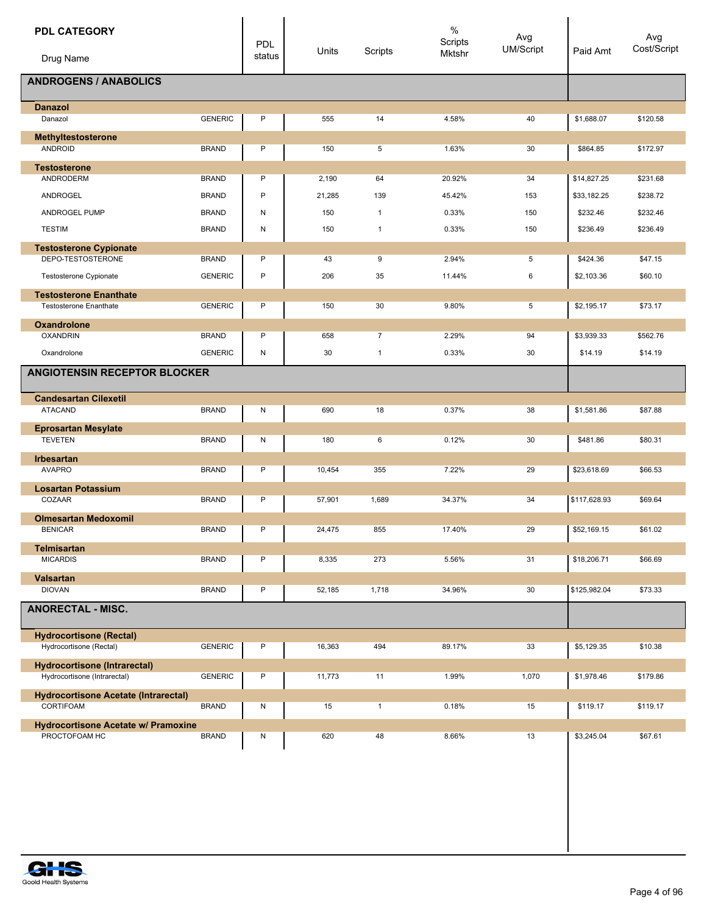| PDL CATEGORY / Drug Name | | PDL status | Units | Scripts | % Scripts Mktshr | Avg UM/Script | Paid Amt | Avg Cost/Script |
|---|---|---|---|---|---|---|---|---|
| **ANDROGENS / ANABOLICS** | | | | | | | | |
| **Danazol** | | | | | | | | |
| Danazol | GENERIC | P | 555 | 14 | 4.58% | 40 | $1,688.07 | $120.58 |
| **Methyltestosterone** | | | | | | | | |
| ANDROID | BRAND | P | 150 | 5 | 1.63% | 30 | $864.85 | $172.97 |
| **Testosterone** | | | | | | | | |
| ANDRODERM | BRAND | P | 2,190 | 64 | 20.92% | 34 | $14,827.25 | $231.68 |
| ANDROGEL | BRAND | P | 21,285 | 139 | 45.42% | 153 | $33,182.25 | $238.72 |
| ANDROGEL PUMP | BRAND | N | 150 | 1 | 0.33% | 150 | $232.46 | $232.46 |
| TESTIM | BRAND | N | 150 | 1 | 0.33% | 150 | $236.49 | $236.49 |
| **Testosterone Cypionate** | | | | | | | | |
| DEPO-TESTOSTERONE | BRAND | P | 43 | 9 | 2.94% | 5 | $424.36 | $47.15 |
| Testosterone Cypionate | GENERIC | P | 206 | 35 | 11.44% | 6 | $2,103.36 | $60.10 |
| **Testosterone Enanthate** | | | | | | | | |
| Testosterone Enanthate | GENERIC | P | 150 | 30 | 9.80% | 5 | $2,195.17 | $73.17 |
| **Oxandrolone** | | | | | | | | |
| OXANDRIN | BRAND | P | 658 | 7 | 2.29% | 94 | $3,939.33 | $562.76 |
| Oxandrolone | GENERIC | N | 30 | 1 | 0.33% | 30 | $14.19 | $14.19 |
| **ANGIOTENSIN RECEPTOR BLOCKER** | | | | | | | | |
| **Candesartan Cilexetil** | | | | | | | | |
| ATACAND | BRAND | N | 690 | 18 | 0.37% | 38 | $1,581.86 | $87.88 |
| **Eprosartan Mesylate** | | | | | | | | |
| TEVETEN | BRAND | N | 180 | 6 | 0.12% | 30 | $481.86 | $80.31 |
| **Irbesartan** | | | | | | | | |
| AVAPRO | BRAND | P | 10,454 | 355 | 7.22% | 29 | $23,618.69 | $66.53 |
| **Losartan Potassium** | | | | | | | | |
| COZAAR | BRAND | P | 57,901 | 1,689 | 34.37% | 34 | $117,628.93 | $69.64 |
| **Olmesartan Medoxomil** | | | | | | | | |
| BENICAR | BRAND | P | 24,475 | 855 | 17.40% | 29 | $52,169.15 | $61.02 |
| **Telmisartan** | | | | | | | | |
| MICARDIS | BRAND | P | 8,335 | 273 | 5.56% | 31 | $18,206.71 | $66.69 |
| **Valsartan** | | | | | | | | |
| DIOVAN | BRAND | P | 52,185 | 1,718 | 34.96% | 30 | $125,982.04 | $73.33 |
| **ANORECTAL - MISC.** | | | | | | | | |
| **Hydrocortisone (Rectal)** | | | | | | | | |
| Hydrocortisone (Rectal) | GENERIC | P | 16,363 | 494 | 89.17% | 33 | $5,129.35 | $10.38 |
| **Hydrocortisone (Intrarectal)** | | | | | | | | |
| Hydrocortisone (Intrarectal) | GENERIC | P | 11,773 | 11 | 1.99% | 1,070 | $1,978.46 | $179.86 |
| **Hydrocortisone Acetate (Intrarectal)** | | | | | | | | |
| CORTIFOAM | BRAND | N | 15 | 1 | 0.18% | 15 | $119.17 | $119.17 |
| **Hydrocortisone Acetate w/ Pramoxine** | | | | | | | | |
| PROCTOFOAM HC | BRAND | N | 620 | 48 | 8.66% | 13 | $3,245.04 | $67.61 |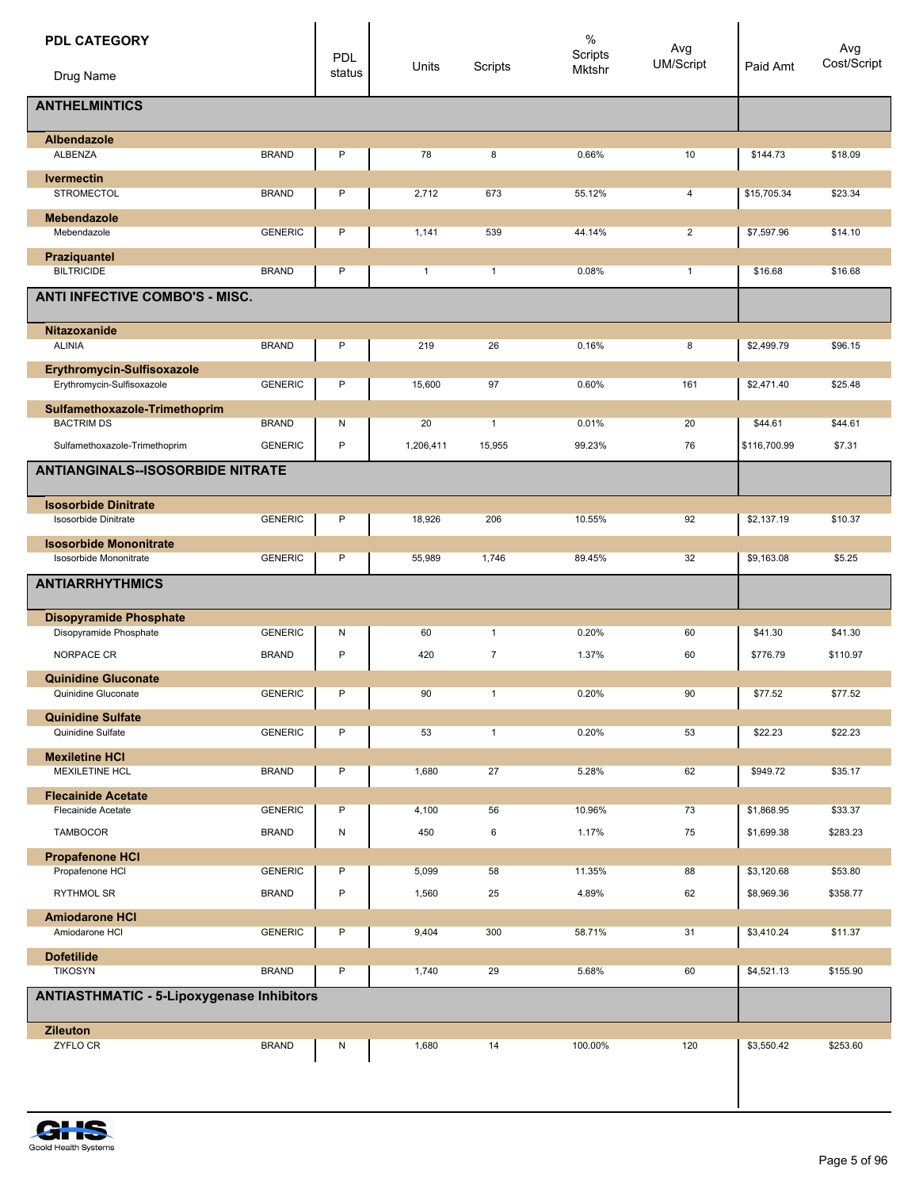| PDL CATEGORY<br>Drug Name | | PDL status | Units | Scripts | % Scripts Mktshr | Avg UM/Script | Paid Amt | Avg Cost/Script |
|---|---|---|---|---|---|---|---|---|
| **ANTHELMINTICS** | | | | | | | | |
| **Albendazole** | | | | | | | | |
| ALBENZA | BRAND | P | 78 | 8 | 0.66% | 10 | $144.73 | $18.09 |
| **Ivermectin** | | | | | | | | |
| STROMECTOL | BRAND | P | 2,712 | 673 | 55.12% | 4 | $15,705.34 | $23.34 |
| **Mebendazole** | | | | | | | | |
| Mebendazole | GENERIC | P | 1,141 | 539 | 44.14% | 2 | $7,597.96 | $14.10 |
| **Praziquantel** | | | | | | | | |
| BILTRICIDE | BRAND | P | 1 | 1 | 0.08% | 1 | $16.68 | $16.68 |
| **ANTI INFECTIVE COMBO'S - MISC.** | | | | | | | | |
| **Nitazoxanide** | | | | | | | | |
| ALINIA | BRAND | P | 219 | 26 | 0.16% | 8 | $2,499.79 | $96.15 |
| **Erythromycin-Sulfisoxazole** | | | | | | | | |
| Erythromycin-Sulfisoxazole | GENERIC | P | 15,600 | 97 | 0.60% | 161 | $2,471.40 | $25.48 |
| **Sulfamethoxazole-Trimethoprim** | | | | | | | | |
| BACTRIM DS | BRAND | N | 20 | 1 | 0.01% | 20 | $44.61 | $44.61 |
| Sulfamethoxazole-Trimethoprim | GENERIC | P | 1,206,411 | 15,955 | 99.23% | 76 | $116,700.99 | $7.31 |
| **ANTIANGINALS--ISOSORBIDE NITRATE** | | | | | | | | |
| **Isosorbide Dinitrate** | | | | | | | | |
| Isosorbide Dinitrate | GENERIC | P | 18,926 | 206 | 10.55% | 92 | $2,137.19 | $10.37 |
| **Isosorbide Mononitrate** | | | | | | | | |
| Isosorbide Mononitrate | GENERIC | P | 55,989 | 1,746 | 89.45% | 32 | $9,163.08 | $5.25 |
| **ANTIARRHYTHMICS** | | | | | | | | |
| **Disopyramide Phosphate** | | | | | | | | |
| Disopyramide Phosphate | GENERIC | N | 60 | 1 | 0.20% | 60 | $41.30 | $41.30 |
| NORPACE CR | BRAND | P | 420 | 7 | 1.37% | 60 | $776.79 | $110.97 |
| **Quinidine Gluconate** | | | | | | | | |
| Quinidine Gluconate | GENERIC | P | 90 | 1 | 0.20% | 90 | $77.52 | $77.52 |
| **Quinidine Sulfate** | | | | | | | | |
| Quinidine Sulfate | GENERIC | P | 53 | 1 | 0.20% | 53 | $22.23 | $22.23 |
| **Mexiletine HCl** | | | | | | | | |
| MEXILETINE HCL | BRAND | P | 1,680 | 27 | 5.28% | 62 | $949.72 | $35.17 |
| **Flecainide Acetate** | | | | | | | | |
| Flecainide Acetate | GENERIC | P | 4,100 | 56 | 10.96% | 73 | $1,868.95 | $33.37 |
| TAMBOCOR | BRAND | N | 450 | 6 | 1.17% | 75 | $1,699.38 | $283.23 |
| **Propafenone HCl** | | | | | | | | |
| Propafenone HCl | GENERIC | P | 5,099 | 58 | 11.35% | 88 | $3,120.68 | $53.80 |
| RYTHMOL SR | BRAND | P | 1,560 | 25 | 4.89% | 62 | $8,969.36 | $358.77 |
| **Amiodarone HCl** | | | | | | | | |
| Amiodarone HCl | GENERIC | P | 9,404 | 300 | 58.71% | 31 | $3,410.24 | $11.37 |
| **Dofetilide** | | | | | | | | |
| TIKOSYN | BRAND | P | 1,740 | 29 | 5.68% | 60 | $4,521.13 | $155.90 |
| **ANTIASTHMATIC - 5-Lipoxygenase Inhibitors** | | | | | | | | |
| **Zileuton** | | | | | | | | |
| ZYFLO CR | BRAND | N | 1,680 | 14 | 100.00% | 120 | $3,550.42 | $253.60 |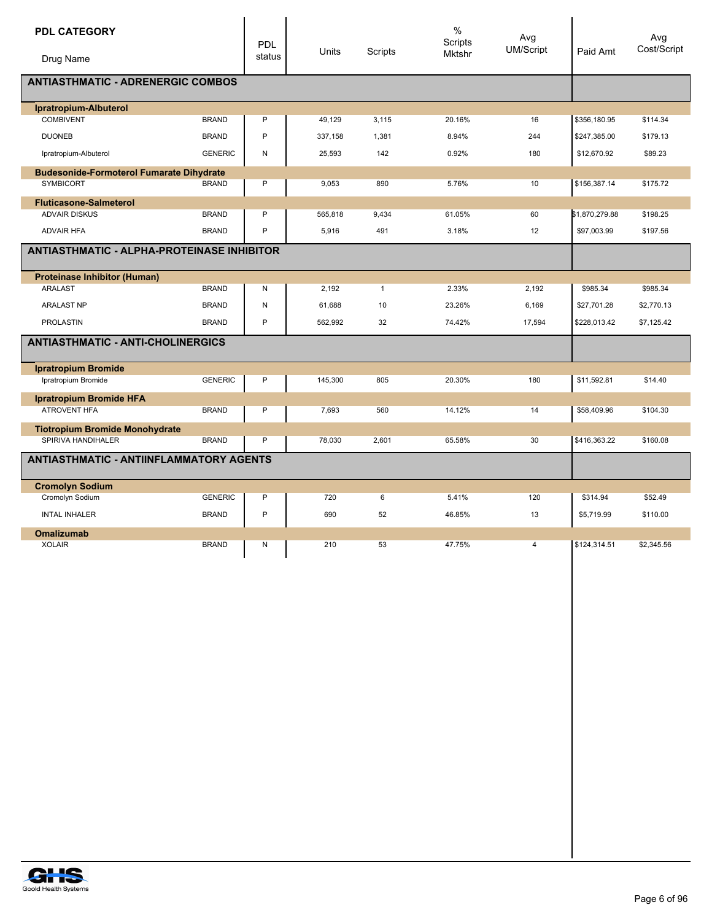| PDL CATEGORY / Drug Name | | PDL status | Units | Scripts | % Scripts Mktshr | Avg UM/Script | Paid Amt | Avg Cost/Script |
|---|---|---|---|---|---|---|---|---|
| **ANTIASTHMATIC - ADRENERGIC COMBOS** | | | | | | | | |
| **Ipratropium-Albuterol** | | | | | | | | |
| COMBIVENT | BRAND | P | 49,129 | 3,115 | 20.16% | 16 | $356,180.95 | $114.34 |
| DUONEB | BRAND | P | 337,158 | 1,381 | 8.94% | 244 | $247,385.00 | $179.13 |
| Ipratropium-Albuterol | GENERIC | N | 25,593 | 142 | 0.92% | 180 | $12,670.92 | $89.23 |
| **Budesonide-Formoterol Fumarate Dihydrate** | | | | | | | | |
| SYMBICORT | BRAND | P | 9,053 | 890 | 5.76% | 10 | $156,387.14 | $175.72 |
| **Fluticasone-Salmeterol** | | | | | | | | |
| ADVAIR DISKUS | BRAND | P | 565,818 | 9,434 | 61.05% | 60 | $1,870,279.88 | $198.25 |
| ADVAIR HFA | BRAND | P | 5,916 | 491 | 3.18% | 12 | $97,003.99 | $197.56 |
| **ANTIASTHMATIC - ALPHA-PROTEINASE INHIBITOR** | | | | | | | | |
| **Proteinase Inhibitor (Human)** | | | | | | | | |
| ARALAST | BRAND | N | 2,192 | 1 | 2.33% | 2,192 | $985.34 | $985.34 |
| ARALAST NP | BRAND | N | 61,688 | 10 | 23.26% | 6,169 | $27,701.28 | $2,770.13 |
| PROLASTIN | BRAND | P | 562,992 | 32 | 74.42% | 17,594 | $228,013.42 | $7,125.42 |
| **ANTIASTHMATIC - ANTI-CHOLINERGICS** | | | | | | | | |
| **Ipratropium Bromide** | | | | | | | | |
| Ipratropium Bromide | GENERIC | P | 145,300 | 805 | 20.30% | 180 | $11,592.81 | $14.40 |
| **Ipratropium Bromide HFA** | | | | | | | | |
| ATROVENT HFA | BRAND | P | 7,693 | 560 | 14.12% | 14 | $58,409.96 | $104.30 |
| **Tiotropium Bromide Monohydrate** | | | | | | | | |
| SPIRIVA HANDIHALER | BRAND | P | 78,030 | 2,601 | 65.58% | 30 | $416,363.22 | $160.08 |
| **ANTIASTHMATIC - ANTIINFLAMMATORY AGENTS** | | | | | | | | |
| **Cromolyn Sodium** | | | | | | | | |
| Cromolyn Sodium | GENERIC | P | 720 | 6 | 5.41% | 120 | $314.94 | $52.49 |
| INTAL INHALER | BRAND | P | 690 | 52 | 46.85% | 13 | $5,719.99 | $110.00 |
| **Omalizumab** | | | | | | | | |
| XOLAIR | BRAND | N | 210 | 53 | 47.75% | 4 | $124,314.51 | $2,345.56 |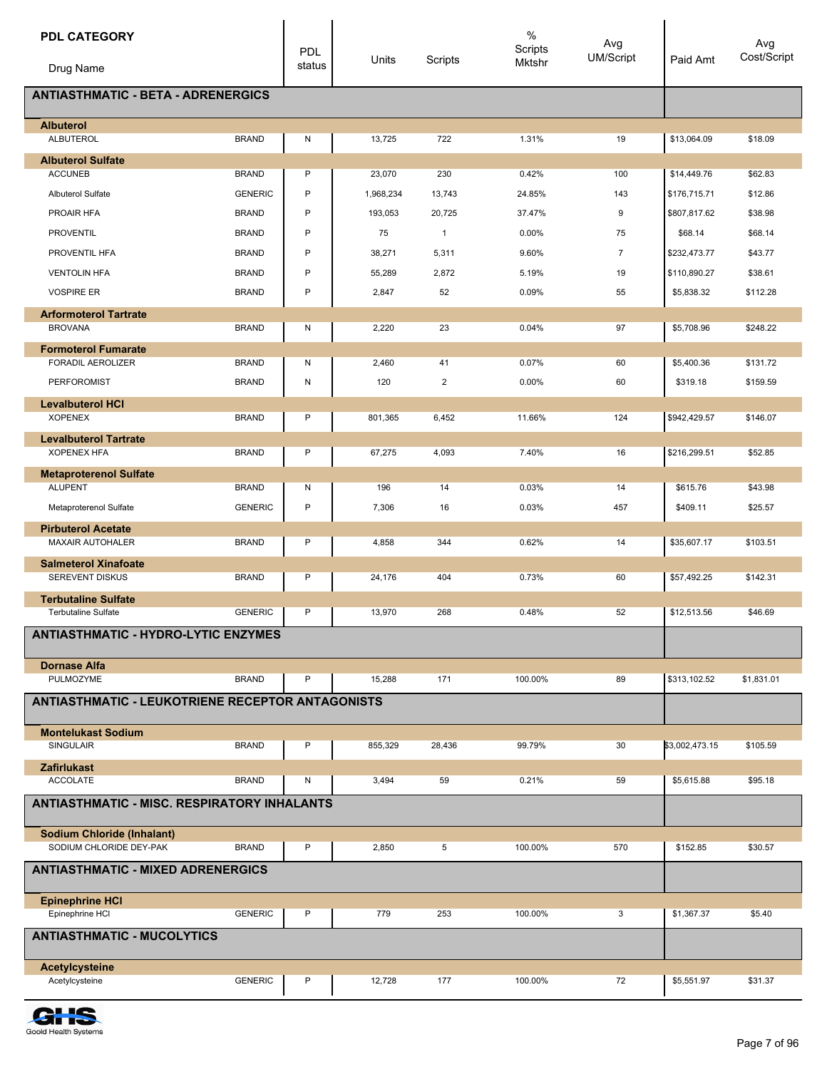| PDL CATEGORY / Drug Name | | PDL status | Units | Scripts | % Scripts Mktshr | Avg UM/Script | Paid Amt | Avg Cost/Script |
|---|---|---|---|---|---|---|---|---|
| **ANTIASTHMATIC - BETA - ADRENERGICS** | | | | | | | | |
| **Albuterol** | | | | | | | | |
| ALBUTEROL | BRAND | N | 13,725 | 722 | 1.31% | 19 | $13,064.09 | $18.09 |
| **Albuterol Sulfate** | | | | | | | | |
| ACCUNEB | BRAND | P | 23,070 | 230 | 0.42% | 100 | $14,449.76 | $62.83 |
| Albuterol Sulfate | GENERIC | P | 1,968,234 | 13,743 | 24.85% | 143 | $176,715.71 | $12.86 |
| PROAIR HFA | BRAND | P | 193,053 | 20,725 | 37.47% | 9 | $807,817.62 | $38.98 |
| PROVENTIL | BRAND | P | 75 | 1 | 0.00% | 75 | $68.14 | $68.14 |
| PROVENTIL HFA | BRAND | P | 38,271 | 5,311 | 9.60% | 7 | $232,473.77 | $43.77 |
| VENTOLIN HFA | BRAND | P | 55,289 | 2,872 | 5.19% | 19 | $110,890.27 | $38.61 |
| VOSPIRE ER | BRAND | P | 2,847 | 52 | 0.09% | 55 | $5,838.32 | $112.28 |
| **Arformoterol Tartrate** | | | | | | | | |
| BROVANA | BRAND | N | 2,220 | 23 | 0.04% | 97 | $5,708.96 | $248.22 |
| **Formoterol Fumarate** | | | | | | | | |
| FORADIL AEROLIZER | BRAND | N | 2,460 | 41 | 0.07% | 60 | $5,400.36 | $131.72 |
| PERFOROMIST | BRAND | N | 120 | 2 | 0.00% | 60 | $319.18 | $159.59 |
| **Levalbuterol HCl** | | | | | | | | |
| XOPENEX | BRAND | P | 801,365 | 6,452 | 11.66% | 124 | $942,429.57 | $146.07 |
| **Levalbuterol Tartrate** | | | | | | | | |
| XOPENEX HFA | BRAND | P | 67,275 | 4,093 | 7.40% | 16 | $216,299.51 | $52.85 |
| **Metaproterenol Sulfate** | | | | | | | | |
| ALUPENT | BRAND | N | 196 | 14 | 0.03% | 14 | $615.76 | $43.98 |
| Metaproterenol Sulfate | GENERIC | P | 7,306 | 16 | 0.03% | 457 | $409.11 | $25.57 |
| **Pirbuterol Acetate** | | | | | | | | |
| MAXAIR AUTOHALER | BRAND | P | 4,858 | 344 | 0.62% | 14 | $35,607.17 | $103.51 |
| **Salmeterol Xinafoate** | | | | | | | | |
| SEREVENT DISKUS | BRAND | P | 24,176 | 404 | 0.73% | 60 | $57,492.25 | $142.31 |
| **Terbutaline Sulfate** | | | | | | | | |
| Terbutaline Sulfate | GENERIC | P | 13,970 | 268 | 0.48% | 52 | $12,513.56 | $46.69 |
| **ANTIASTHMATIC - HYDRO-LYTIC ENZYMES** | | | | | | | | |
| **Dornase Alfa** | | | | | | | | |
| PULMOZYME | BRAND | P | 15,288 | 171 | 100.00% | 89 | $313,102.52 | $1,831.01 |
| **ANTIASTHMATIC - LEUKOTRIENE RECEPTOR ANTAGONISTS** | | | | | | | | |
| **Montelukast Sodium** | | | | | | | | |
| SINGULAIR | BRAND | P | 855,329 | 28,436 | 99.79% | 30 | $3,002,473.15 | $105.59 |
| **Zafirlukast** | | | | | | | | |
| ACCOLATE | BRAND | N | 3,494 | 59 | 0.21% | 59 | $5,615.88 | $95.18 |
| **ANTIASTHMATIC - MISC. RESPIRATORY INHALANTS** | | | | | | | | |
| **Sodium Chloride (Inhalant)** | | | | | | | | |
| SODIUM CHLORIDE DEY-PAK | BRAND | P | 2,850 | 5 | 100.00% | 570 | $152.85 | $30.57 |
| **ANTIASTHMATIC - MIXED ADRENERGICS** | | | | | | | | |
| **Epinephrine HCl** | | | | | | | | |
| Epinephrine HCl | GENERIC | P | 779 | 253 | 100.00% | 3 | $1,367.37 | $5.40 |
| **ANTIASTHMATIC - MUCOLYTICS** | | | | | | | | |
| **Acetylcysteine** | | | | | | | | |
| Acetylcysteine | GENERIC | P | 12,728 | 177 | 100.00% | 72 | $5,551.97 | $31.37 |

Goold Health Systems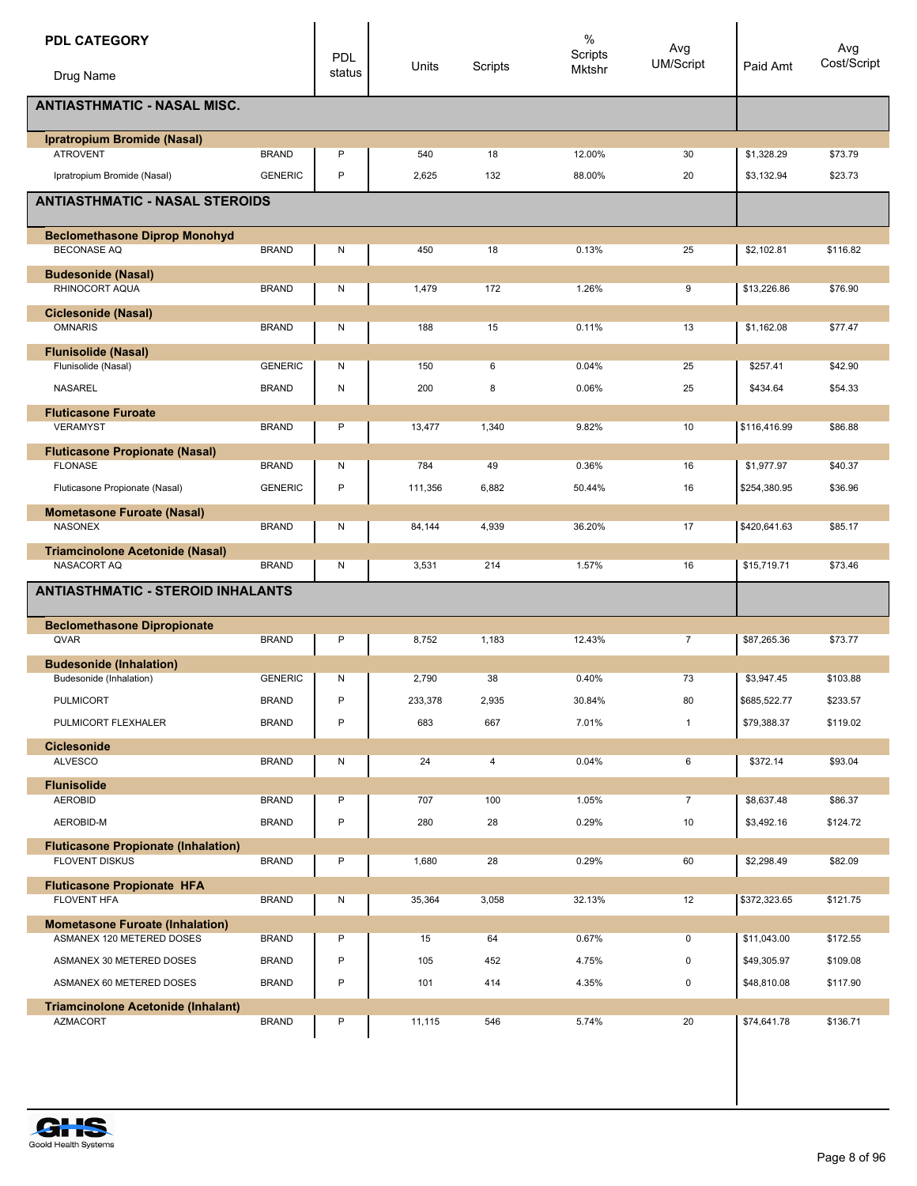| PDL CATEGORY / Drug Name | | PDL status | Units | Scripts | % Scripts Mktshr | Avg UM/Script | Paid Amt | Avg Cost/Script |
|---|---|---|---|---|---|---|---|---|
| **ANTIASTHMATIC - NASAL MISC.** | | | | | | | | |
| **Ipratropium Bromide (Nasal)** | | | | | | | | |
| ATROVENT | BRAND | P | 540 | 18 | 12.00% | 30 | $1,328.29 | $73.79 |
| Ipratropium Bromide (Nasal) | GENERIC | P | 2,625 | 132 | 88.00% | 20 | $3,132.94 | $23.73 |
| **ANTIASTHMATIC - NASAL STEROIDS** | | | | | | | | |
| **Beclomethasone Diprop Monohyd** | | | | | | | | |
| BECONASE AQ | BRAND | N | 450 | 18 | 0.13% | 25 | $2,102.81 | $116.82 |
| **Budesonide (Nasal)** | | | | | | | | |
| RHINOCORT AQUA | BRAND | N | 1,479 | 172 | 1.26% | 9 | $13,226.86 | $76.90 |
| **Ciclesonide (Nasal)** | | | | | | | | |
| OMNARIS | BRAND | N | 188 | 15 | 0.11% | 13 | $1,162.08 | $77.47 |
| **Flunisolide (Nasal)** | | | | | | | | |
| Flunisolide (Nasal) | GENERIC | N | 150 | 6 | 0.04% | 25 | $257.41 | $42.90 |
| NASAREL | BRAND | N | 200 | 8 | 0.06% | 25 | $434.64 | $54.33 |
| **Fluticasone Furoate** | | | | | | | | |
| VERAMYST | BRAND | P | 13,477 | 1,340 | 9.82% | 10 | $116,416.99 | $86.88 |
| **Fluticasone Propionate (Nasal)** | | | | | | | | |
| FLONASE | BRAND | N | 784 | 49 | 0.36% | 16 | $1,977.97 | $40.37 |
| Fluticasone Propionate (Nasal) | GENERIC | P | 111,356 | 6,882 | 50.44% | 16 | $254,380.95 | $36.96 |
| **Mometasone Furoate (Nasal)** | | | | | | | | |
| NASONEX | BRAND | N | 84,144 | 4,939 | 36.20% | 17 | $420,641.63 | $85.17 |
| **Triamcinolone Acetonide (Nasal)** | | | | | | | | |
| NASACORT AQ | BRAND | N | 3,531 | 214 | 1.57% | 16 | $15,719.71 | $73.46 |
| **ANTIASTHMATIC - STEROID INHALANTS** | | | | | | | | |
| **Beclomethasone Dipropionate** | | | | | | | | |
| QVAR | BRAND | P | 8,752 | 1,183 | 12.43% | 7 | $87,265.36 | $73.77 |
| **Budesonide (Inhalation)** | | | | | | | | |
| Budesonide (Inhalation) | GENERIC | N | 2,790 | 38 | 0.40% | 73 | $3,947.45 | $103.88 |
| PULMICORT | BRAND | P | 233,378 | 2,935 | 30.84% | 80 | $685,522.77 | $233.57 |
| PULMICORT FLEXHALER | BRAND | P | 683 | 667 | 7.01% | 1 | $79,388.37 | $119.02 |
| **Ciclesonide** | | | | | | | | |
| ALVESCO | BRAND | N | 24 | 4 | 0.04% | 6 | $372.14 | $93.04 |
| **Flunisolide** | | | | | | | | |
| AEROBID | BRAND | P | 707 | 100 | 1.05% | 7 | $8,637.48 | $86.37 |
| AEROBID-M | BRAND | P | 280 | 28 | 0.29% | 10 | $3,492.16 | $124.72 |
| **Fluticasone Propionate (Inhalation)** | | | | | | | | |
| FLOVENT DISKUS | BRAND | P | 1,680 | 28 | 0.29% | 60 | $2,298.49 | $82.09 |
| **Fluticasone Propionate HFA** | | | | | | | | |
| FLOVENT HFA | BRAND | N | 35,364 | 3,058 | 32.13% | 12 | $372,323.65 | $121.75 |
| **Mometasone Furoate (Inhalation)** | | | | | | | | |
| ASMANEX 120 METERED DOSES | BRAND | P | 15 | 64 | 0.67% | 0 | $11,043.00 | $172.55 |
| ASMANEX 30 METERED DOSES | BRAND | P | 105 | 452 | 4.75% | 0 | $49,305.97 | $109.08 |
| ASMANEX 60 METERED DOSES | BRAND | P | 101 | 414 | 4.35% | 0 | $48,810.08 | $117.90 |
| **Triamcinolone Acetonide (Inhalant)** | | | | | | | | |
| AZMACORT | BRAND | P | 11,115 | 546 | 5.74% | 20 | $74,641.78 | $136.71 |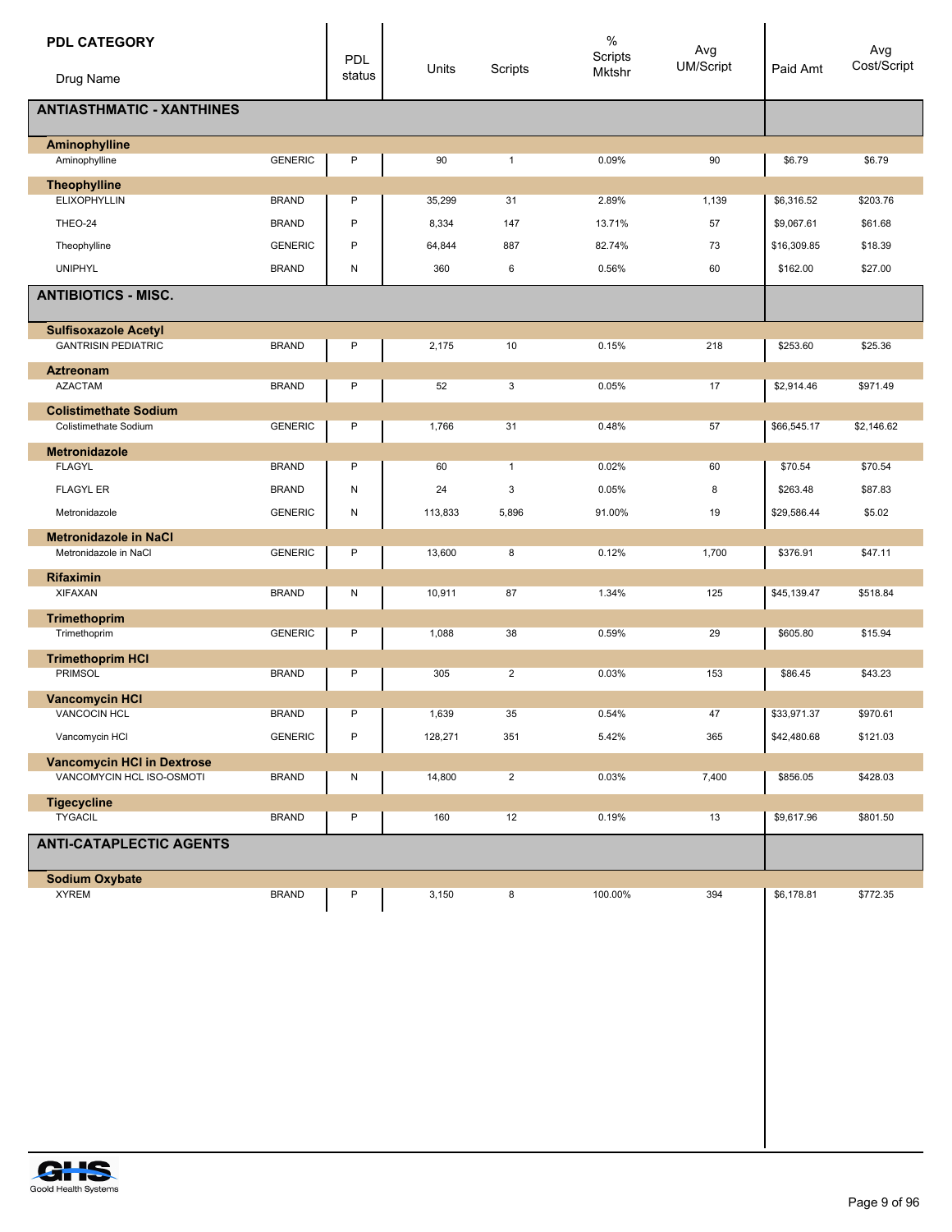| PDL CATEGORY<br>Drug Name | | PDL status | Units | Scripts | % Scripts Mktshr | Avg UM/Script | Paid Amt | Avg Cost/Script |
|---|---|---|---|---|---|---|---|---|
| **ANTIASTHMATIC - XANTHINES** | | | | | | | | |
| **Aminophylline** | | | | | | | | |
| Aminophylline | GENERIC | P | 90 | 1 | 0.09% | 90 | $6.79 | $6.79 |
| **Theophylline** | | | | | | | | |
| ELIXOPHYLLIN | BRAND | P | 35,299 | 31 | 2.89% | 1,139 | $6,316.52 | $203.76 |
| THEO-24 | BRAND | P | 8,334 | 147 | 13.71% | 57 | $9,067.61 | $61.68 |
| Theophylline | GENERIC | P | 64,844 | 887 | 82.74% | 73 | $16,309.85 | $18.39 |
| UNIPHYL | BRAND | N | 360 | 6 | 0.56% | 60 | $162.00 | $27.00 |
| **ANTIBIOTICS - MISC.** | | | | | | | | |
| **Sulfisoxazole Acetyl** | | | | | | | | |
| GANTRISIN PEDIATRIC | BRAND | P | 2,175 | 10 | 0.15% | 218 | $253.60 | $25.36 |
| **Aztreonam** | | | | | | | | |
| AZACTAM | BRAND | P | 52 | 3 | 0.05% | 17 | $2,914.46 | $971.49 |
| **Colistimethate Sodium** | | | | | | | | |
| Colistimethate Sodium | GENERIC | P | 1,766 | 31 | 0.48% | 57 | $66,545.17 | $2,146.62 |
| **Metronidazole** | | | | | | | | |
| FLAGYL | BRAND | P | 60 | 1 | 0.02% | 60 | $70.54 | $70.54 |
| FLAGYL ER | BRAND | N | 24 | 3 | 0.05% | 8 | $263.48 | $87.83 |
| Metronidazole | GENERIC | N | 113,833 | 5,896 | 91.00% | 19 | $29,586.44 | $5.02 |
| **Metronidazole in NaCl** | | | | | | | | |
| Metronidazole in NaCl | GENERIC | P | 13,600 | 8 | 0.12% | 1,700 | $376.91 | $47.11 |
| **Rifaximin** | | | | | | | | |
| XIFAXAN | BRAND | N | 10,911 | 87 | 1.34% | 125 | $45,139.47 | $518.84 |
| **Trimethoprim** | | | | | | | | |
| Trimethoprim | GENERIC | P | 1,088 | 38 | 0.59% | 29 | $605.80 | $15.94 |
| **Trimethoprim HCl** | | | | | | | | |
| PRIMSOL | BRAND | P | 305 | 2 | 0.03% | 153 | $86.45 | $43.23 |
| **Vancomycin HCl** | | | | | | | | |
| VANCOCIN HCL | BRAND | P | 1,639 | 35 | 0.54% | 47 | $33,971.37 | $970.61 |
| Vancomycin HCl | GENERIC | P | 128,271 | 351 | 5.42% | 365 | $42,480.68 | $121.03 |
| **Vancomycin HCl in Dextrose** | | | | | | | | |
| VANCOMYCIN HCL ISO-OSMOTI | BRAND | N | 14,800 | 2 | 0.03% | 7,400 | $856.05 | $428.03 |
| **Tigecycline** | | | | | | | | |
| TYGACIL | BRAND | P | 160 | 12 | 0.19% | 13 | $9,617.96 | $801.50 |
| **ANTI-CATAPLECTIC AGENTS** | | | | | | | | |
| **Sodium Oxybate** | | | | | | | | |
| XYREM | BRAND | P | 3,150 | 8 | 100.00% | 394 | $6,178.81 | $772.35 |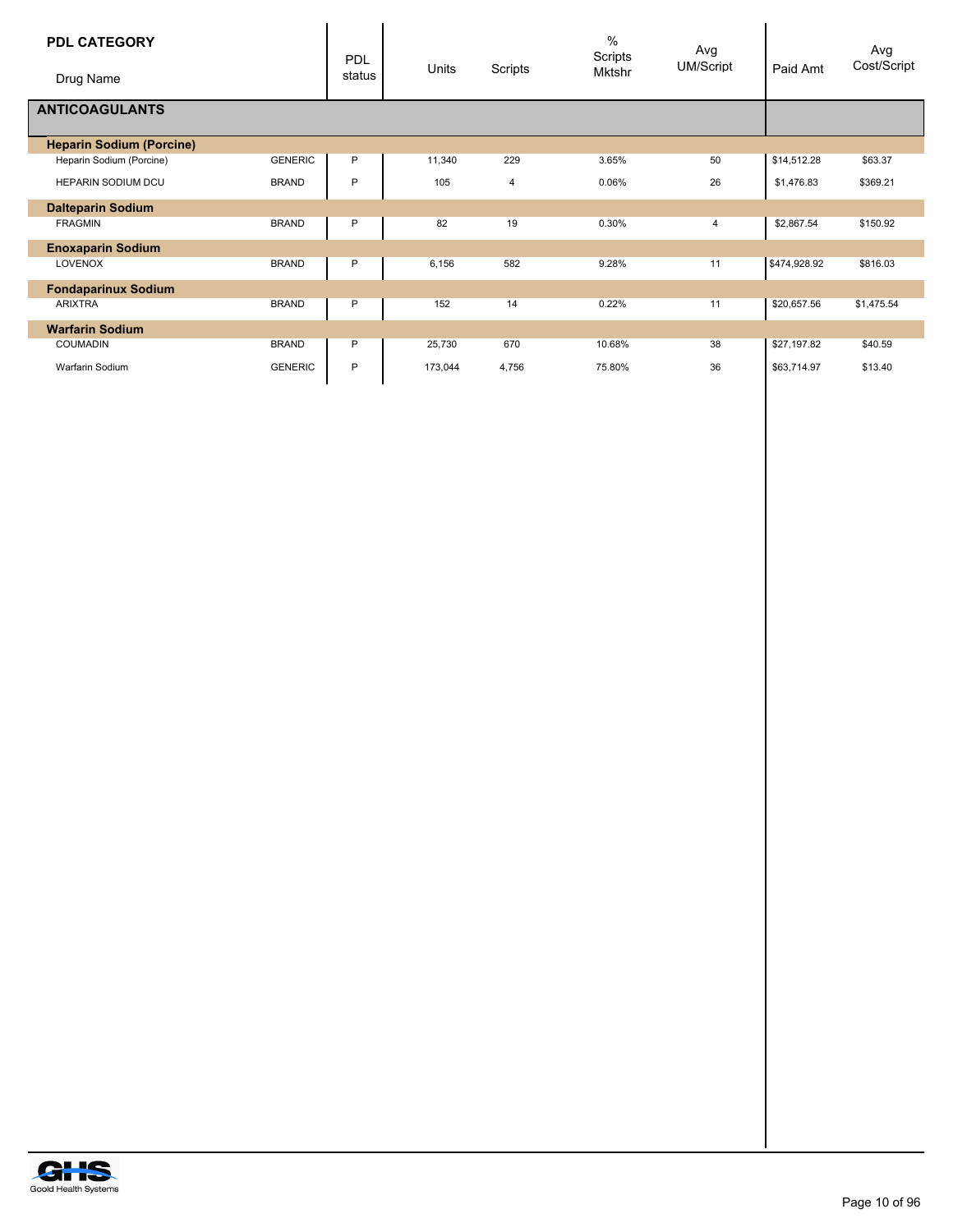| PDL CATEGORY<br>Drug Name | | PDL status | Units | Scripts | % Scripts Mktshr | Avg UM/Script | Paid Amt | Avg Cost/Script |
|---|---|---|---|---|---|---|---|---|
| **ANTICOAGULANTS** | | | | | | | | |
| **Heparin Sodium (Porcine)** | | | | | | | | |
| Heparin Sodium (Porcine) | GENERIC | P | 11,340 | 229 | 3.65% | 50 | $14,512.28 | $63.37 |
| HEPARIN SODIUM DCU | BRAND | P | 105 | 4 | 0.06% | 26 | $1,476.83 | $369.21 |
| **Dalteparin Sodium** | | | | | | | | |
| FRAGMIN | BRAND | P | 82 | 19 | 0.30% | 4 | $2,867.54 | $150.92 |
| **Enoxaparin Sodium** | | | | | | | | |
| LOVENOX | BRAND | P | 6,156 | 582 | 9.28% | 11 | $474,928.92 | $816.03 |
| **Fondaparinux Sodium** | | | | | | | | |
| ARIXTRA | BRAND | P | 152 | 14 | 0.22% | 11 | $20,657.56 | $1,475.54 |
| **Warfarin Sodium** | | | | | | | | |
| COUMADIN | BRAND | P | 25,730 | 670 | 10.68% | 38 | $27,197.82 | $40.59 |
| Warfarin Sodium | GENERIC | P | 173,044 | 4,756 | 75.80% | 36 | $63,714.97 | $13.40 |

Goold Health Systems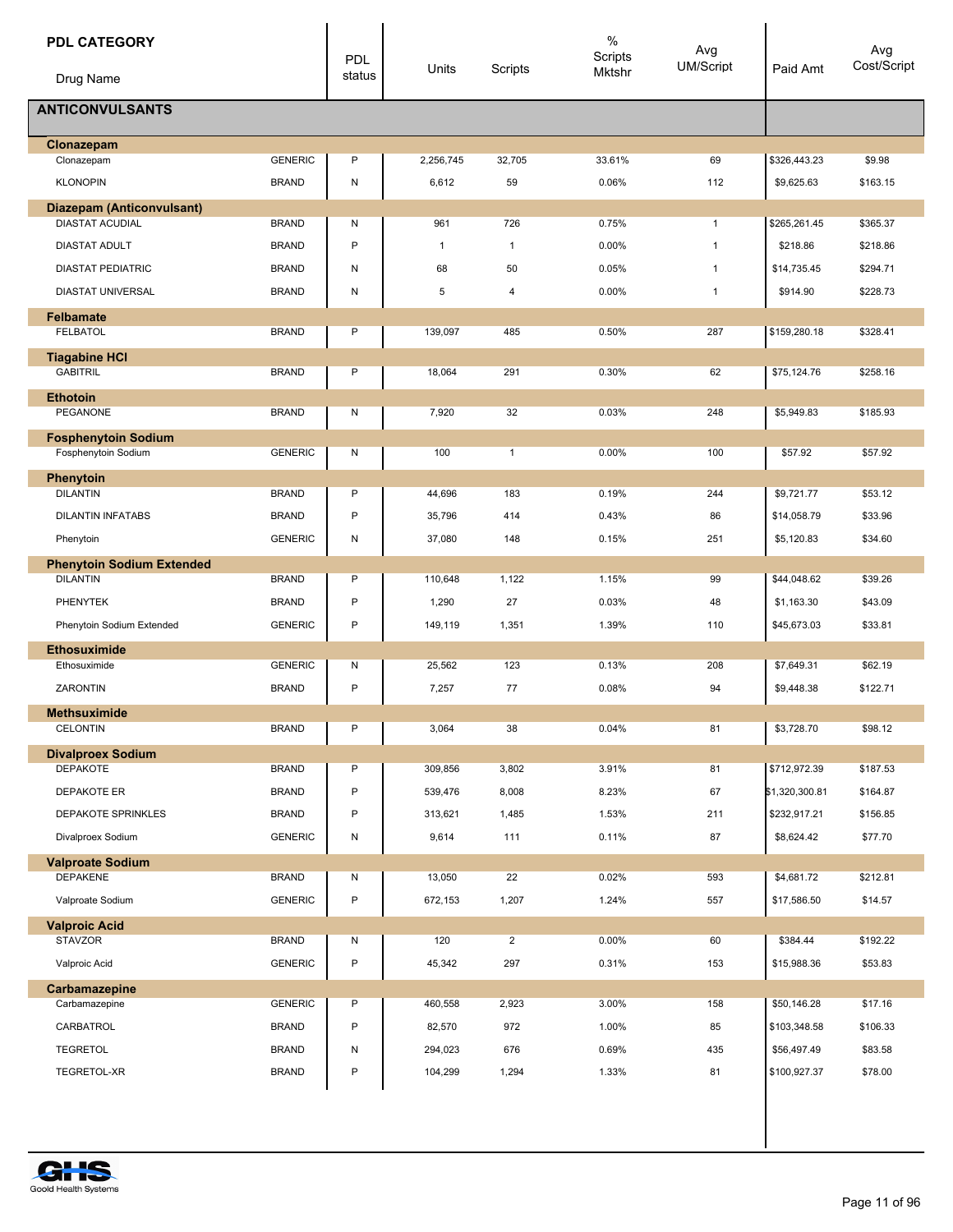| PDL CATEGORY / Drug Name | | PDL status | Units | Scripts | % Scripts Mktshr | Avg UM/Script | Paid Amt | Avg Cost/Script |
|---|---|---|---|---|---|---|---|---|
| **ANTICONVULSANTS** | | | | | | | | |
| **Clonazepam** | | | | | | | | |
| Clonazepam | GENERIC | P | 2,256,745 | 32,705 | 33.61% | 69 | $326,443.23 | $9.98 |
| KLONOPIN | BRAND | N | 6,612 | 59 | 0.06% | 112 | $9,625.63 | $163.15 |
| **Diazepam (Anticonvulsant)** | | | | | | | | |
| DIASTAT ACUDIAL | BRAND | N | 961 | 726 | 0.75% | 1 | $265,261.45 | $365.37 |
| DIASTAT ADULT | BRAND | P | 1 | 1 | 0.00% | 1 | $218.86 | $218.86 |
| DIASTAT PEDIATRIC | BRAND | N | 68 | 50 | 0.05% | 1 | $14,735.45 | $294.71 |
| DIASTAT UNIVERSAL | BRAND | N | 5 | 4 | 0.00% | 1 | $914.90 | $228.73 |
| **Felbamate** | | | | | | | | |
| FELBATOL | BRAND | P | 139,097 | 485 | 0.50% | 287 | $159,280.18 | $328.41 |
| **Tiagabine HCl** | | | | | | | | |
| GABITRIL | BRAND | P | 18,064 | 291 | 0.30% | 62 | $75,124.76 | $258.16 |
| **Ethotoin** | | | | | | | | |
| PEGANONE | BRAND | N | 7,920 | 32 | 0.03% | 248 | $5,949.83 | $185.93 |
| **Fosphenytoin Sodium** | | | | | | | | |
| Fosphenytoin Sodium | GENERIC | N | 100 | 1 | 0.00% | 100 | $57.92 | $57.92 |
| **Phenytoin** | | | | | | | | |
| DILANTIN | BRAND | P | 44,696 | 183 | 0.19% | 244 | $9,721.77 | $53.12 |
| DILANTIN INFATABS | BRAND | P | 35,796 | 414 | 0.43% | 86 | $14,058.79 | $33.96 |
| Phenytoin | GENERIC | N | 37,080 | 148 | 0.15% | 251 | $5,120.83 | $34.60 |
| **Phenytoin Sodium Extended** | | | | | | | | |
| DILANTIN | BRAND | P | 110,648 | 1,122 | 1.15% | 99 | $44,048.62 | $39.26 |
| PHENYTEK | BRAND | P | 1,290 | 27 | 0.03% | 48 | $1,163.30 | $43.09 |
| Phenytoin Sodium Extended | GENERIC | P | 149,119 | 1,351 | 1.39% | 110 | $45,673.03 | $33.81 |
| **Ethosuximide** | | | | | | | | |
| Ethosuximide | GENERIC | N | 25,562 | 123 | 0.13% | 208 | $7,649.31 | $62.19 |
| ZARONTIN | BRAND | P | 7,257 | 77 | 0.08% | 94 | $9,448.38 | $122.71 |
| **Methsuximide** | | | | | | | | |
| CELONTIN | BRAND | P | 3,064 | 38 | 0.04% | 81 | $3,728.70 | $98.12 |
| **Divalproex Sodium** | | | | | | | | |
| DEPAKOTE | BRAND | P | 309,856 | 3,802 | 3.91% | 81 | $712,972.39 | $187.53 |
| DEPAKOTE ER | BRAND | P | 539,476 | 8,008 | 8.23% | 67 | $1,320,300.81 | $164.87 |
| DEPAKOTE SPRINKLES | BRAND | P | 313,621 | 1,485 | 1.53% | 211 | $232,917.21 | $156.85 |
| Divalproex Sodium | GENERIC | N | 9,614 | 111 | 0.11% | 87 | $8,624.42 | $77.70 |
| **Valproate Sodium** | | | | | | | | |
| DEPAKENE | BRAND | N | 13,050 | 22 | 0.02% | 593 | $4,681.72 | $212.81 |
| Valproate Sodium | GENERIC | P | 672,153 | 1,207 | 1.24% | 557 | $17,586.50 | $14.57 |
| **Valproic Acid** | | | | | | | | |
| STAVZOR | BRAND | N | 120 | 2 | 0.00% | 60 | $384.44 | $192.22 |
| Valproic Acid | GENERIC | P | 45,342 | 297 | 0.31% | 153 | $15,988.36 | $53.83 |
| **Carbamazepine** | | | | | | | | |
| Carbamazepine | GENERIC | P | 460,558 | 2,923 | 3.00% | 158 | $50,146.28 | $17.16 |
| CARBATROL | BRAND | P | 82,570 | 972 | 1.00% | 85 | $103,348.58 | $106.33 |
| TEGRETOL | BRAND | N | 294,023 | 676 | 0.69% | 435 | $56,497.49 | $83.58 |
| TEGRETOL-XR | BRAND | P | 104,299 | 1,294 | 1.33% | 81 | $100,927.37 | $78.00 |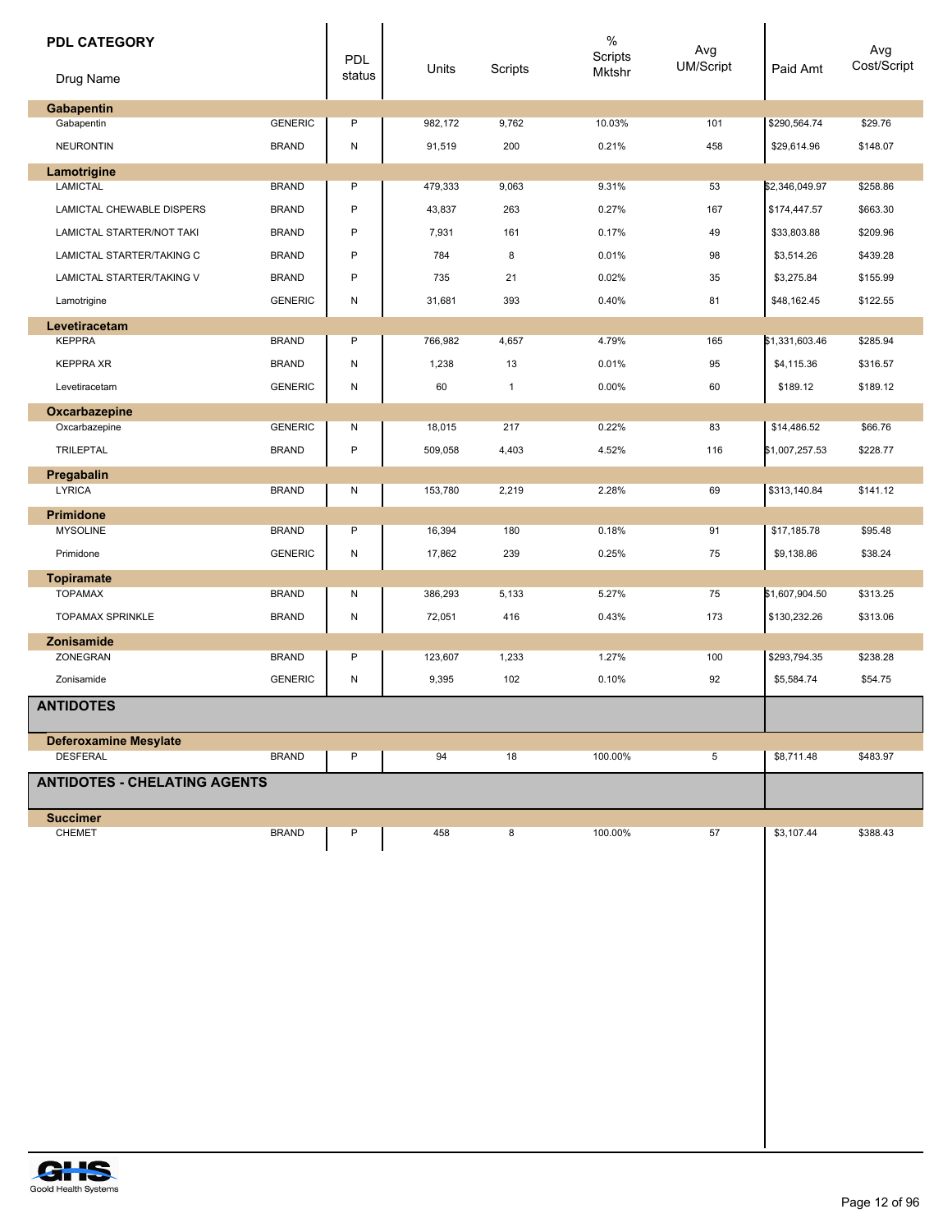| PDL CATEGORY / Drug Name | | PDL status | Units | Scripts | % Scripts Mktshr | Avg UM/Script | Paid Amt | Avg Cost/Script |
|---|---|---|---|---|---|---|---|---|
| **Gabapentin** | | | | | | | | |
| Gabapentin | GENERIC | P | 982,172 | 9,762 | 10.03% | 101 | $290,564.74 | $29.76 |
| NEURONTIN | BRAND | N | 91,519 | 200 | 0.21% | 458 | $29,614.96 | $148.07 |
| **Lamotrigine** | | | | | | | | |
| LAMICTAL | BRAND | P | 479,333 | 9,063 | 9.31% | 53 | $2,346,049.97 | $258.86 |
| LAMICTAL CHEWABLE DISPERS | BRAND | P | 43,837 | 263 | 0.27% | 167 | $174,447.57 | $663.30 |
| LAMICTAL STARTER/NOT TAKI | BRAND | P | 7,931 | 161 | 0.17% | 49 | $33,803.88 | $209.96 |
| LAMICTAL STARTER/TAKING C | BRAND | P | 784 | 8 | 0.01% | 98 | $3,514.26 | $439.28 |
| LAMICTAL STARTER/TAKING V | BRAND | P | 735 | 21 | 0.02% | 35 | $3,275.84 | $155.99 |
| Lamotrigine | GENERIC | N | 31,681 | 393 | 0.40% | 81 | $48,162.45 | $122.55 |
| **Levetiracetam** | | | | | | | | |
| KEPPRA | BRAND | P | 766,982 | 4,657 | 4.79% | 165 | $1,331,603.46 | $285.94 |
| KEPPRA XR | BRAND | N | 1,238 | 13 | 0.01% | 95 | $4,115.36 | $316.57 |
| Levetiracetam | GENERIC | N | 60 | 1 | 0.00% | 60 | $189.12 | $189.12 |
| **Oxcarbazepine** | | | | | | | | |
| Oxcarbazepine | GENERIC | N | 18,015 | 217 | 0.22% | 83 | $14,486.52 | $66.76 |
| TRILEPTAL | BRAND | P | 509,058 | 4,403 | 4.52% | 116 | $1,007,257.53 | $228.77 |
| **Pregabalin** | | | | | | | | |
| LYRICA | BRAND | N | 153,780 | 2,219 | 2.28% | 69 | $313,140.84 | $141.12 |
| **Primidone** | | | | | | | | |
| MYSOLINE | BRAND | P | 16,394 | 180 | 0.18% | 91 | $17,185.78 | $95.48 |
| Primidone | GENERIC | N | 17,862 | 239 | 0.25% | 75 | $9,138.86 | $38.24 |
| **Topiramate** | | | | | | | | |
| TOPAMAX | BRAND | N | 386,293 | 5,133 | 5.27% | 75 | $1,607,904.50 | $313.25 |
| TOPAMAX SPRINKLE | BRAND | N | 72,051 | 416 | 0.43% | 173 | $130,232.26 | $313.06 |
| **Zonisamide** | | | | | | | | |
| ZONEGRAN | BRAND | P | 123,607 | 1,233 | 1.27% | 100 | $293,794.35 | $238.28 |
| Zonisamide | GENERIC | N | 9,395 | 102 | 0.10% | 92 | $5,584.74 | $54.75 |
| **ANTIDOTES** | | | | | | | | |
| **Deferoxamine Mesylate** | | | | | | | | |
| DESFERAL | BRAND | P | 94 | 18 | 100.00% | 5 | $8,711.48 | $483.97 |
| **ANTIDOTES - CHELATING AGENTS** | | | | | | | | |
| **Succimer** | | | | | | | | |
| CHEMET | BRAND | P | 458 | 8 | 100.00% | 57 | $3,107.44 | $388.43 |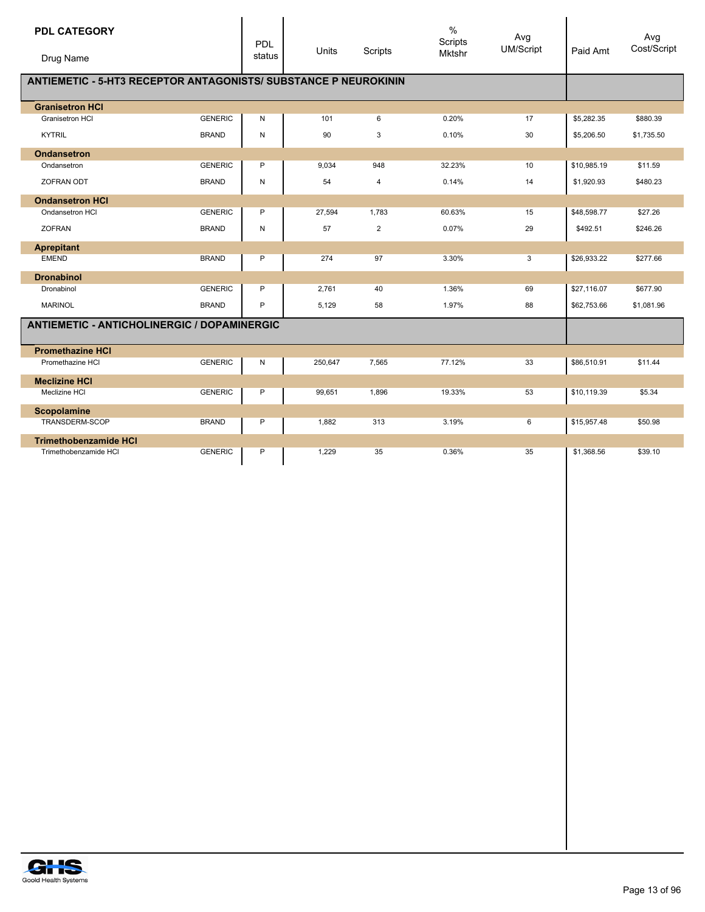| PDL CATEGORY<br>Drug Name | | PDL status | Units | Scripts | % Scripts Mktshr | Avg UM/Script | Paid Amt | Avg Cost/Script |
|---|---|---|---|---|---|---|---|---|
| **ANTIEMETIC - 5-HT3 RECEPTOR ANTAGONISTS/ SUBSTANCE P NEUROKININ** | | | | | | | | |
| **Granisetron HCl** | | | | | | | | |
| Granisetron HCl | GENERIC | N | 101 | 6 | 0.20% | 17 | $5,282.35 | $880.39 |
| KYTRIL | BRAND | N | 90 | 3 | 0.10% | 30 | $5,206.50 | $1,735.50 |
| **Ondansetron** | | | | | | | | |
| Ondansetron | GENERIC | P | 9,034 | 948 | 32.23% | 10 | $10,985.19 | $11.59 |
| ZOFRAN ODT | BRAND | N | 54 | 4 | 0.14% | 14 | $1,920.93 | $480.23 |
| **Ondansetron HCl** | | | | | | | | |
| Ondansetron HCl | GENERIC | P | 27,594 | 1,783 | 60.63% | 15 | $48,598.77 | $27.26 |
| ZOFRAN | BRAND | N | 57 | 2 | 0.07% | 29 | $492.51 | $246.26 |
| **Aprepitant** | | | | | | | | |
| EMEND | BRAND | P | 274 | 97 | 3.30% | 3 | $26,933.22 | $277.66 |
| **Dronabinol** | | | | | | | | |
| Dronabinol | GENERIC | P | 2,761 | 40 | 1.36% | 69 | $27,116.07 | $677.90 |
| MARINOL | BRAND | P | 5,129 | 58 | 1.97% | 88 | $62,753.66 | $1,081.96 |
| **ANTIEMETIC - ANTICHOLINERGIC / DOPAMINERGIC** | | | | | | | | |
| **Promethazine HCl** | | | | | | | | |
| Promethazine HCl | GENERIC | N | 250,647 | 7,565 | 77.12% | 33 | $86,510.91 | $11.44 |
| **Meclizine HCl** | | | | | | | | |
| Meclizine HCl | GENERIC | P | 99,651 | 1,896 | 19.33% | 53 | $10,119.39 | $5.34 |
| **Scopolamine** | | | | | | | | |
| TRANSDERM-SCOP | BRAND | P | 1,882 | 313 | 3.19% | 6 | $15,957.48 | $50.98 |
| **Trimethobenzamide HCl** | | | | | | | | |
| Trimethobenzamide HCl | GENERIC | P | 1,229 | 35 | 0.36% | 35 | $1,368.56 | $39.10 |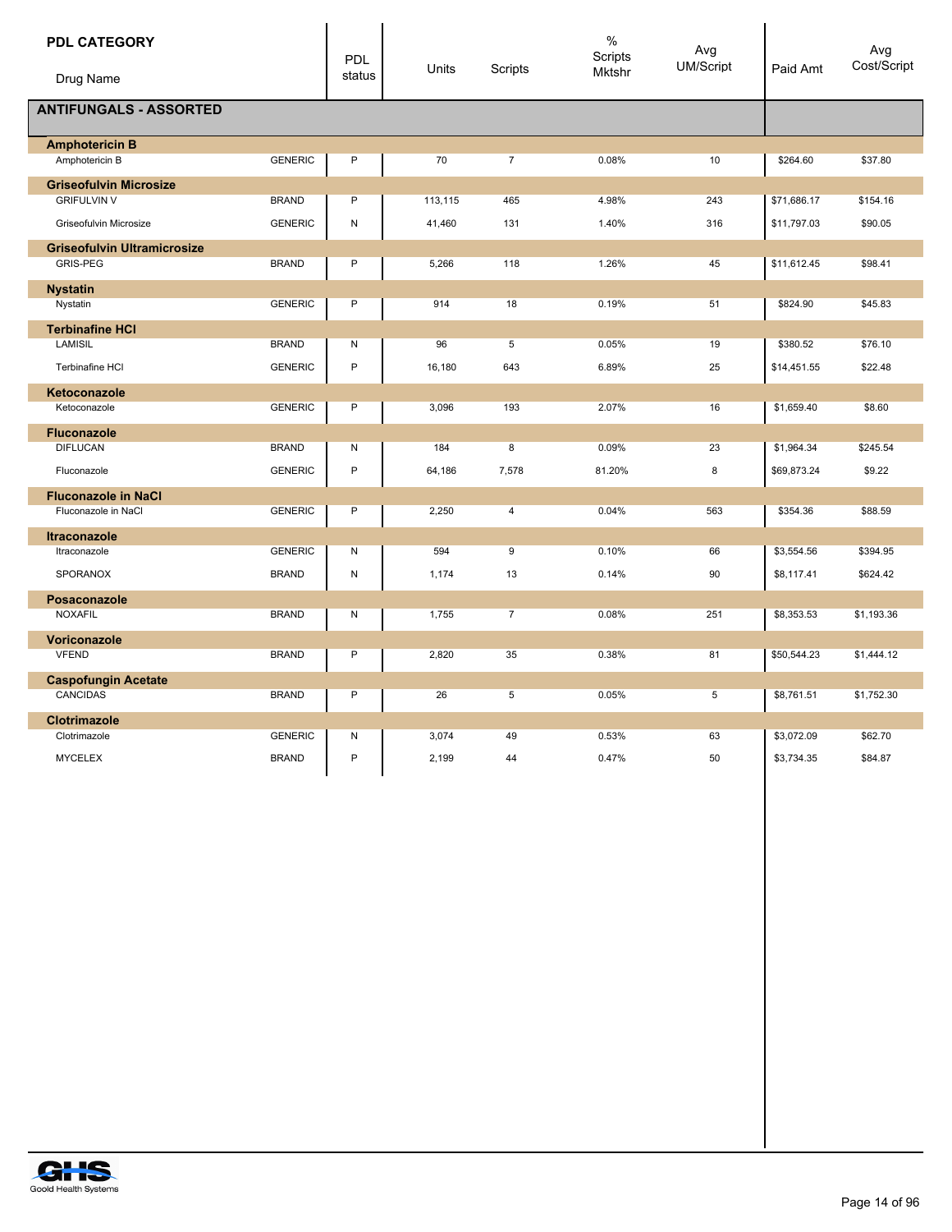| PDL CATEGORY<br>Drug Name | | PDL status | Units | Scripts | % Scripts Mktshr | Avg UM/Script | Paid Amt | Avg Cost/Script |
|---|---|---|---|---|---|---|---|---|
| **ANTIFUNGALS - ASSORTED** | | | | | | | | |
| **Amphotericin B** | | | | | | | | |
| Amphotericin B | GENERIC | P | 70 | 7 | 0.08% | 10 | $264.60 | $37.80 |
| **Griseofulvin Microsize** | | | | | | | | |
| GRIFULVIN V | BRAND | P | 113,115 | 465 | 4.98% | 243 | $71,686.17 | $154.16 |
| Griseofulvin Microsize | GENERIC | N | 41,460 | 131 | 1.40% | 316 | $11,797.03 | $90.05 |
| **Griseofulvin Ultramicrosize** | | | | | | | | |
| GRIS-PEG | BRAND | P | 5,266 | 118 | 1.26% | 45 | $11,612.45 | $98.41 |
| **Nystatin** | | | | | | | | |
| Nystatin | GENERIC | P | 914 | 18 | 0.19% | 51 | $824.90 | $45.83 |
| **Terbinafine HCl** | | | | | | | | |
| LAMISIL | BRAND | N | 96 | 5 | 0.05% | 19 | $380.52 | $76.10 |
| Terbinafine HCl | GENERIC | P | 16,180 | 643 | 6.89% | 25 | $14,451.55 | $22.48 |
| **Ketoconazole** | | | | | | | | |
| Ketoconazole | GENERIC | P | 3,096 | 193 | 2.07% | 16 | $1,659.40 | $8.60 |
| **Fluconazole** | | | | | | | | |
| DIFLUCAN | BRAND | N | 184 | 8 | 0.09% | 23 | $1,964.34 | $245.54 |
| Fluconazole | GENERIC | P | 64,186 | 7,578 | 81.20% | 8 | $69,873.24 | $9.22 |
| **Fluconazole in NaCl** | | | | | | | | |
| Fluconazole in NaCl | GENERIC | P | 2,250 | 4 | 0.04% | 563 | $354.36 | $88.59 |
| **Itraconazole** | | | | | | | | |
| Itraconazole | GENERIC | N | 594 | 9 | 0.10% | 66 | $3,554.56 | $394.95 |
| SPORANOX | BRAND | N | 1,174 | 13 | 0.14% | 90 | $8,117.41 | $624.42 |
| **Posaconazole** | | | | | | | | |
| NOXAFIL | BRAND | N | 1,755 | 7 | 0.08% | 251 | $8,353.53 | $1,193.36 |
| **Voriconazole** | | | | | | | | |
| VFEND | BRAND | P | 2,820 | 35 | 0.38% | 81 | $50,544.23 | $1,444.12 |
| **Caspofungin Acetate** | | | | | | | | |
| CANCIDAS | BRAND | P | 26 | 5 | 0.05% | 5 | $8,761.51 | $1,752.30 |
| **Clotrimazole** | | | | | | | | |
| Clotrimazole | GENERIC | N | 3,074 | 49 | 0.53% | 63 | $3,072.09 | $62.70 |
| MYCELEX | BRAND | P | 2,199 | 44 | 0.47% | 50 | $3,734.35 | $84.87 |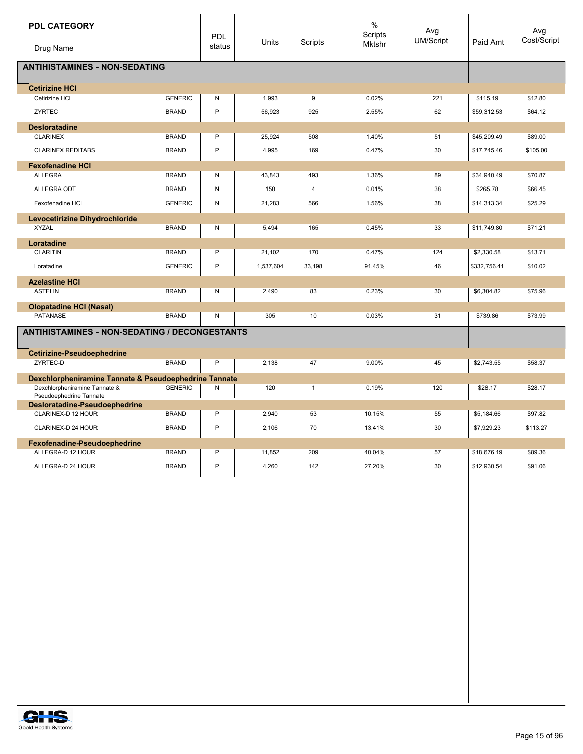| PDL CATEGORY<br>Drug Name | | PDL status | Units | Scripts | % Scripts Mktshr | Avg UM/Script | Paid Amt | Avg Cost/Script |
|---|---|---|---|---|---|---|---|---|
| **ANTIHISTAMINES - NON-SEDATING** | | | | | | | | |
| **Cetirizine HCl** | | | | | | | | |
| Cetirizine HCl | GENERIC | N | 1,993 | 9 | 0.02% | 221 | $115.19 | $12.80 |
| ZYRTEC | BRAND | P | 56,923 | 925 | 2.55% | 62 | $59,312.53 | $64.12 |
| **Desloratadine** | | | | | | | | |
| CLARINEX | BRAND | P | 25,924 | 508 | 1.40% | 51 | $45,209.49 | $89.00 |
| CLARINEX REDITABS | BRAND | P | 4,995 | 169 | 0.47% | 30 | $17,745.46 | $105.00 |
| **Fexofenadine HCl** | | | | | | | | |
| ALLEGRA | BRAND | N | 43,843 | 493 | 1.36% | 89 | $34,940.49 | $70.87 |
| ALLEGRA ODT | BRAND | N | 150 | 4 | 0.01% | 38 | $265.78 | $66.45 |
| Fexofenadine HCl | GENERIC | N | 21,283 | 566 | 1.56% | 38 | $14,313.34 | $25.29 |
| **Levocetirizine Dihydrochloride** | | | | | | | | |
| XYZAL | BRAND | N | 5,494 | 165 | 0.45% | 33 | $11,749.80 | $71.21 |
| **Loratadine** | | | | | | | | |
| CLARITIN | BRAND | P | 21,102 | 170 | 0.47% | 124 | $2,330.58 | $13.71 |
| Loratadine | GENERIC | P | 1,537,604 | 33,198 | 91.45% | 46 | $332,756.41 | $10.02 |
| **Azelastine HCl** | | | | | | | | |
| ASTELIN | BRAND | N | 2,490 | 83 | 0.23% | 30 | $6,304.82 | $75.96 |
| **Olopatadine HCl (Nasal)** | | | | | | | | |
| PATANASE | BRAND | N | 305 | 10 | 0.03% | 31 | $739.86 | $73.99 |
| **ANTIHISTAMINES - NON-SEDATING / DECONGESTANTS** | | | | | | | | |
| **Cetirizine-Pseudoephedrine** | | | | | | | | |
| ZYRTEC-D | BRAND | P | 2,138 | 47 | 9.00% | 45 | $2,743.55 | $58.37 |
| **Dexchlorpheniramine Tannate & Pseudoephedrine Tannate** | | | | | | | | |
| Dexchlorpheniramine Tannate & Pseudoephedrine Tannate | GENERIC | N | 120 | 1 | 0.19% | 120 | $28.17 | $28.17 |
| **Desloratadine-Pseudoephedrine** | | | | | | | | |
| CLARINEX-D 12 HOUR | BRAND | P | 2,940 | 53 | 10.15% | 55 | $5,184.66 | $97.82 |
| CLARINEX-D 24 HOUR | BRAND | P | 2,106 | 70 | 13.41% | 30 | $7,929.23 | $113.27 |
| **Fexofenadine-Pseudoephedrine** | | | | | | | | |
| ALLEGRA-D 12 HOUR | BRAND | P | 11,852 | 209 | 40.04% | 57 | $18,676.19 | $89.36 |
| ALLEGRA-D 24 HOUR | BRAND | P | 4,260 | 142 | 27.20% | 30 | $12,930.54 | $91.06 |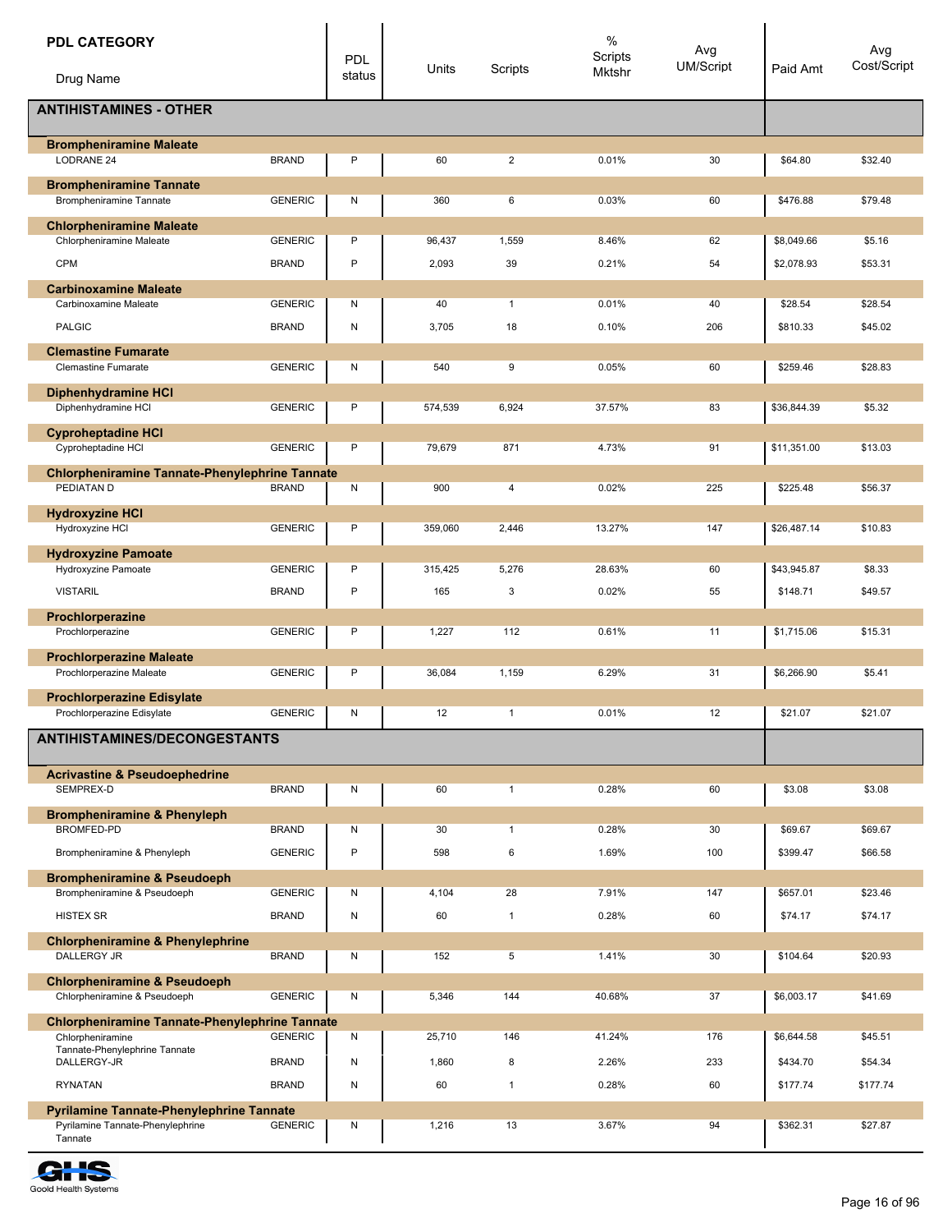| PDL CATEGORY / Drug Name | | PDL status | Units | Scripts | % Scripts Mktshr | Avg UM/Script | Paid Amt | Avg Cost/Script |
|---|---|---|---|---|---|---|---|---|
| **ANTIHISTAMINES - OTHER** | | | | | | | | |
| **Brompheniramine Maleate** | | | | | | | | |
| LODRANE 24 | BRAND | P | 60 | 2 | 0.01% | 30 | $64.80 | $32.40 |
| **Brompheniramine Tannate** | | | | | | | | |
| Brompheniramine Tannate | GENERIC | N | 360 | 6 | 0.03% | 60 | $476.88 | $79.48 |
| **Chlorpheniramine Maleate** | | | | | | | | |
| Chlorpheniramine Maleate | GENERIC | P | 96,437 | 1,559 | 8.46% | 62 | $8,049.66 | $5.16 |
| CPM | BRAND | P | 2,093 | 39 | 0.21% | 54 | $2,078.93 | $53.31 |
| **Carbinoxamine Maleate** | | | | | | | | |
| Carbinoxamine Maleate | GENERIC | N | 40 | 1 | 0.01% | 40 | $28.54 | $28.54 |
| PALGIC | BRAND | N | 3,705 | 18 | 0.10% | 206 | $810.33 | $45.02 |
| **Clemastine Fumarate** | | | | | | | | |
| Clemastine Fumarate | GENERIC | N | 540 | 9 | 0.05% | 60 | $259.46 | $28.83 |
| **Diphenhydramine HCl** | | | | | | | | |
| Diphenhydramine HCl | GENERIC | P | 574,539 | 6,924 | 37.57% | 83 | $36,844.39 | $5.32 |
| **Cyproheptadine HCl** | | | | | | | | |
| Cyproheptadine HCl | GENERIC | P | 79,679 | 871 | 4.73% | 91 | $11,351.00 | $13.03 |
| **Chlorpheniramine Tannate-Phenylephrine Tannate** | | | | | | | | |
| PEDIATAN D | BRAND | N | 900 | 4 | 0.02% | 225 | $225.48 | $56.37 |
| **Hydroxyzine HCl** | | | | | | | | |
| Hydroxyzine HCl | GENERIC | P | 359,060 | 2,446 | 13.27% | 147 | $26,487.14 | $10.83 |
| **Hydroxyzine Pamoate** | | | | | | | | |
| Hydroxyzine Pamoate | GENERIC | P | 315,425 | 5,276 | 28.63% | 60 | $43,945.87 | $8.33 |
| VISTARIL | BRAND | P | 165 | 3 | 0.02% | 55 | $148.71 | $49.57 |
| **Prochlorperazine** | | | | | | | | |
| Prochlorperazine | GENERIC | P | 1,227 | 112 | 0.61% | 11 | $1,715.06 | $15.31 |
| **Prochlorperazine Maleate** | | | | | | | | |
| Prochlorperazine Maleate | GENERIC | P | 36,084 | 1,159 | 6.29% | 31 | $6,266.90 | $5.41 |
| **Prochlorperazine Edisylate** | | | | | | | | |
| Prochlorperazine Edisylate | GENERIC | N | 12 | 1 | 0.01% | 12 | $21.07 | $21.07 |
| **ANTIHISTAMINES/DECONGESTANTS** | | | | | | | | |
| **Acrivastine & Pseudoephedrine** | | | | | | | | |
| SEMPREX-D | BRAND | N | 60 | 1 | 0.28% | 60 | $3.08 | $3.08 |
| **Brompheniramine & Phenyleph** | | | | | | | | |
| BROMFED-PD | BRAND | N | 30 | 1 | 0.28% | 30 | $69.67 | $69.67 |
| Brompheniramine & Phenyleph | GENERIC | P | 598 | 6 | 1.69% | 100 | $399.47 | $66.58 |
| **Brompheniramine & Pseudoeph** | | | | | | | | |
| Brompheniramine & Pseudoeph | GENERIC | N | 4,104 | 28 | 7.91% | 147 | $657.01 | $23.46 |
| HISTEX SR | BRAND | N | 60 | 1 | 0.28% | 60 | $74.17 | $74.17 |
| **Chlorpheniramine & Phenylephrine** | | | | | | | | |
| DALLERGY JR | BRAND | N | 152 | 5 | 1.41% | 30 | $104.64 | $20.93 |
| **Chlorpheniramine & Pseudoeph** | | | | | | | | |
| Chlorpheniramine & Pseudoeph | GENERIC | N | 5,346 | 144 | 40.68% | 37 | $6,003.17 | $41.69 |
| **Chlorpheniramine Tannate-Phenylephrine Tannate** | | | | | | | | |
| Chlorpheniramine Tannate-Phenylephrine Tannate | GENERIC | N | 25,710 | 146 | 41.24% | 176 | $6,644.58 | $45.51 |
| DALLERGY-JR | BRAND | N | 1,860 | 8 | 2.26% | 233 | $434.70 | $54.34 |
| RYNATAN | BRAND | N | 60 | 1 | 0.28% | 60 | $177.74 | $177.74 |
| **Pyrilamine Tannate-Phenylephrine Tannate** | | | | | | | | |
| Pyrilamine Tannate-Phenylephrine Tannate | GENERIC | N | 1,216 | 13 | 3.67% | 94 | $362.31 | $27.87 |

Goold Health Systems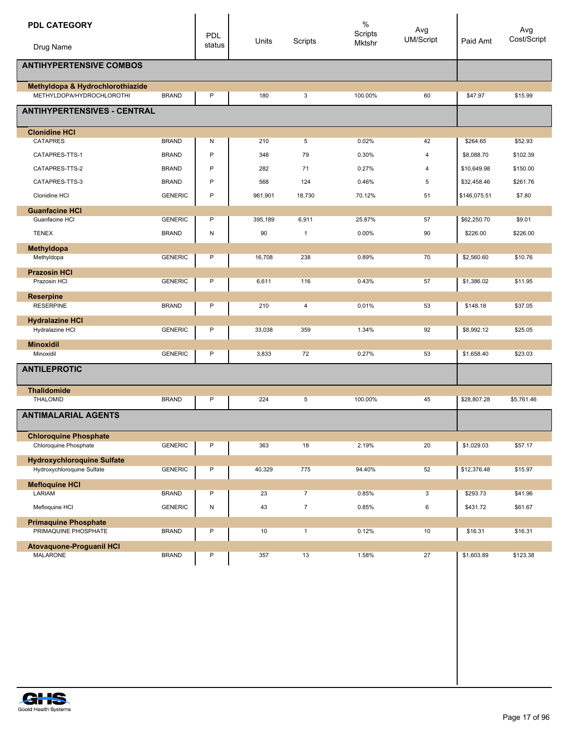| PDL CATEGORY<br>Drug Name | | PDL status | Units | Scripts | % Scripts Mktshr | Avg UM/Script | Paid Amt | Avg Cost/Script |
|---|---|---|---|---|---|---|---|---|
| **ANTIHYPERTENSIVE COMBOS** | | | | | | | | |
| **Methyldopa & Hydrochlorothiazide** | | | | | | | | |
| METHYLDOPA/HYDROCHLOROTHI | BRAND | P | 180 | 3 | 100.00% | 60 | $47.97 | $15.99 |
| **ANTIHYPERTENSIVES - CENTRAL** | | | | | | | | |
| **Clonidine HCl** | | | | | | | | |
| CATAPRES | BRAND | N | 210 | 5 | 0.02% | 42 | $264.65 | $52.93 |
| CATAPRES-TTS-1 | BRAND | P | 348 | 79 | 0.30% | 4 | $8,088.70 | $102.39 |
| CATAPRES-TTS-2 | BRAND | P | 282 | 71 | 0.27% | 4 | $10,649.98 | $150.00 |
| CATAPRES-TTS-3 | BRAND | P | 568 | 124 | 0.46% | 5 | $32,458.46 | $261.76 |
| Clonidine HCl | GENERIC | P | 961,901 | 18,730 | 70.12% | 51 | $146,075.51 | $7.80 |
| **Guanfacine HCl** | | | | | | | | |
| Guanfacine HCl | GENERIC | P | 395,189 | 6,911 | 25.87% | 57 | $62,250.70 | $9.01 |
| TENEX | BRAND | N | 90 | 1 | 0.00% | 90 | $226.00 | $226.00 |
| **Methyldopa** | | | | | | | | |
| Methyldopa | GENERIC | P | 16,708 | 238 | 0.89% | 70 | $2,560.60 | $10.76 |
| **Prazosin HCl** | | | | | | | | |
| Prazosin HCl | GENERIC | P | 6,611 | 116 | 0.43% | 57 | $1,386.02 | $11.95 |
| **Reserpine** | | | | | | | | |
| RESERPINE | BRAND | P | 210 | 4 | 0.01% | 53 | $148.18 | $37.05 |
| **Hydralazine HCl** | | | | | | | | |
| Hydralazine HCl | GENERIC | P | 33,038 | 359 | 1.34% | 92 | $8,992.12 | $25.05 |
| **Minoxidil** | | | | | | | | |
| Minoxidil | GENERIC | P | 3,833 | 72 | 0.27% | 53 | $1,658.40 | $23.03 |
| **ANTILEPROTIC** | | | | | | | | |
| **Thalidomide** | | | | | | | | |
| THALOMID | BRAND | P | 224 | 5 | 100.00% | 45 | $28,807.28 | $5,761.46 |
| **ANTIMALARIAL AGENTS** | | | | | | | | |
| **Chloroquine Phosphate** | | | | | | | | |
| Chloroquine Phosphate | GENERIC | P | 363 | 18 | 2.19% | 20 | $1,029.03 | $57.17 |
| **Hydroxychloroquine Sulfate** | | | | | | | | |
| Hydroxychloroquine Sulfate | GENERIC | P | 40,329 | 775 | 94.40% | 52 | $12,376.48 | $15.97 |
| **Mefloquine HCl** | | | | | | | | |
| LARIAM | BRAND | P | 23 | 7 | 0.85% | 3 | $293.73 | $41.96 |
| Mefloquine HCl | GENERIC | N | 43 | 7 | 0.85% | 6 | $431.72 | $61.67 |
| **Primaquine Phosphate** | | | | | | | | |
| PRIMAQUINE PHOSPHATE | BRAND | P | 10 | 1 | 0.12% | 10 | $16.31 | $16.31 |
| **Atovaquone-Proguanil HCl** | | | | | | | | |
| MALARONE | BRAND | P | 357 | 13 | 1.58% | 27 | $1,603.89 | $123.38 |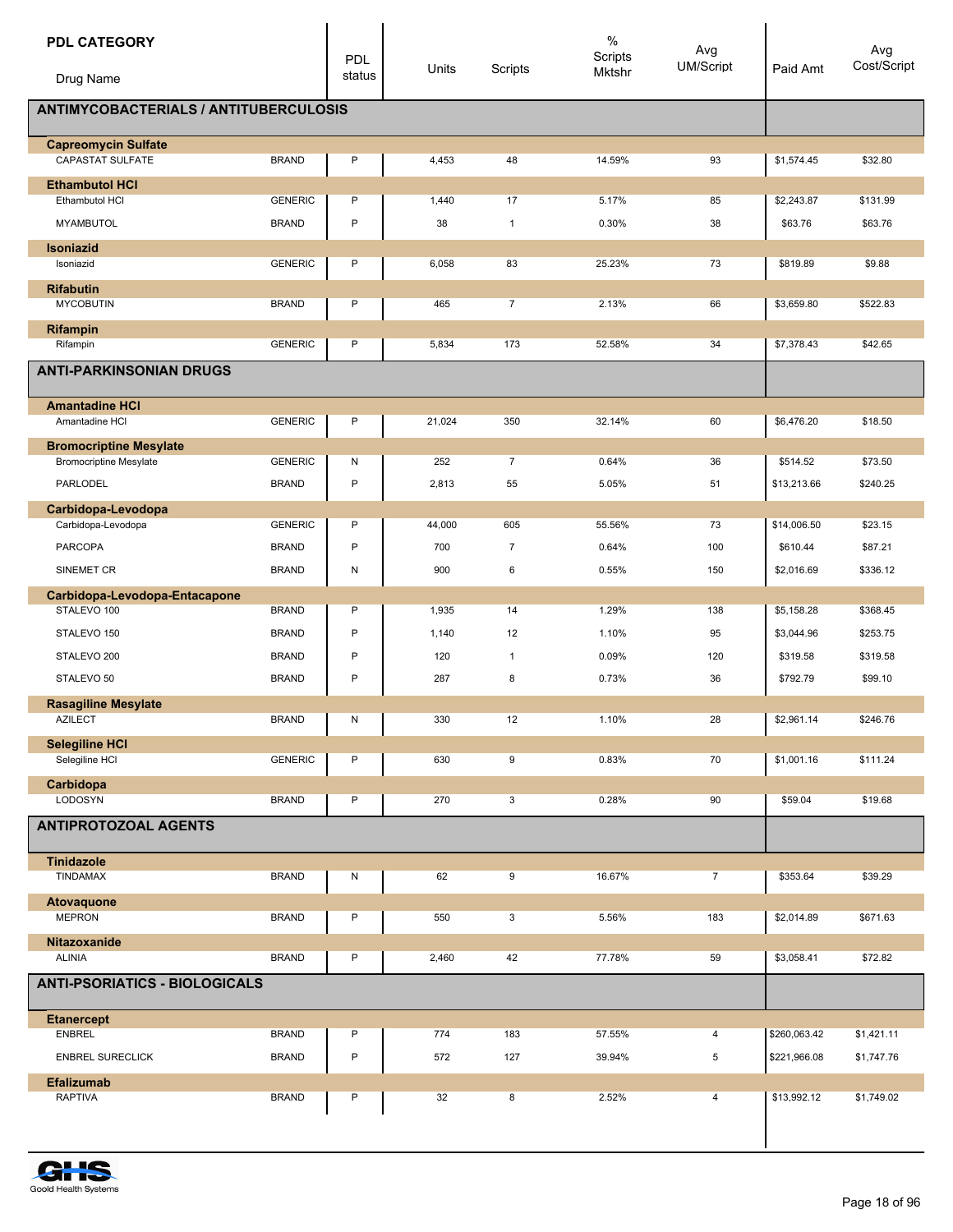| PDL CATEGORY<br>Drug Name | | PDL status | Units | Scripts | % Scripts Mktshr | Avg UM/Script | Paid Amt | Avg Cost/Script |
|---|---|---|---|---|---|---|---|---|
| **ANTIMYCOBACTERIALS / ANTITUBERCULOSIS** | | | | | | | | |
| **Capreomycin Sulfate** | | | | | | | | |
| CAPASTAT SULFATE | BRAND | P | 4,453 | 48 | 14.59% | 93 | $1,574.45 | $32.80 |
| **Ethambutol HCl** | | | | | | | | |
| Ethambutol HCl | GENERIC | P | 1,440 | 17 | 5.17% | 85 | $2,243.87 | $131.99 |
| MYAMBUTOL | BRAND | P | 38 | 1 | 0.30% | 38 | $63.76 | $63.76 |
| **Isoniazid** | | | | | | | | |
| Isoniazid | GENERIC | P | 6,058 | 83 | 25.23% | 73 | $819.89 | $9.88 |
| **Rifabutin** | | | | | | | | |
| MYCOBUTIN | BRAND | P | 465 | 7 | 2.13% | 66 | $3,659.80 | $522.83 |
| **Rifampin** | | | | | | | | |
| Rifampin | GENERIC | P | 5,834 | 173 | 52.58% | 34 | $7,378.43 | $42.65 |
| **ANTI-PARKINSONIAN DRUGS** | | | | | | | | |
| **Amantadine HCl** | | | | | | | | |
| Amantadine HCl | GENERIC | P | 21,024 | 350 | 32.14% | 60 | $6,476.20 | $18.50 |
| **Bromocriptine Mesylate** | | | | | | | | |
| Bromocriptine Mesylate | GENERIC | N | 252 | 7 | 0.64% | 36 | $514.52 | $73.50 |
| PARLODEL | BRAND | P | 2,813 | 55 | 5.05% | 51 | $13,213.66 | $240.25 |
| **Carbidopa-Levodopa** | | | | | | | | |
| Carbidopa-Levodopa | GENERIC | P | 44,000 | 605 | 55.56% | 73 | $14,006.50 | $23.15 |
| PARCOPA | BRAND | P | 700 | 7 | 0.64% | 100 | $610.44 | $87.21 |
| SINEMET CR | BRAND | N | 900 | 6 | 0.55% | 150 | $2,016.69 | $336.12 |
| **Carbidopa-Levodopa-Entacapone** | | | | | | | | |
| STALEVO 100 | BRAND | P | 1,935 | 14 | 1.29% | 138 | $5,158.28 | $368.45 |
| STALEVO 150 | BRAND | P | 1,140 | 12 | 1.10% | 95 | $3,044.96 | $253.75 |
| STALEVO 200 | BRAND | P | 120 | 1 | 0.09% | 120 | $319.58 | $319.58 |
| STALEVO 50 | BRAND | P | 287 | 8 | 0.73% | 36 | $792.79 | $99.10 |
| **Rasagiline Mesylate** | | | | | | | | |
| AZILECT | BRAND | N | 330 | 12 | 1.10% | 28 | $2,961.14 | $246.76 |
| **Selegiline HCl** | | | | | | | | |
| Selegiline HCl | GENERIC | P | 630 | 9 | 0.83% | 70 | $1,001.16 | $111.24 |
| **Carbidopa** | | | | | | | | |
| LODOSYN | BRAND | P | 270 | 3 | 0.28% | 90 | $59.04 | $19.68 |
| **ANTIPROTOZOAL AGENTS** | | | | | | | | |
| **Tinidazole** | | | | | | | | |
| TINDAMAX | BRAND | N | 62 | 9 | 16.67% | 7 | $353.64 | $39.29 |
| **Atovaquone** | | | | | | | | |
| MEPRON | BRAND | P | 550 | 3 | 5.56% | 183 | $2,014.89 | $671.63 |
| **Nitazoxanide** | | | | | | | | |
| ALINIA | BRAND | P | 2,460 | 42 | 77.78% | 59 | $3,058.41 | $72.82 |
| **ANTI-PSORIATICS - BIOLOGICALS** | | | | | | | | |
| **Etanercept** | | | | | | | | |
| ENBREL | BRAND | P | 774 | 183 | 57.55% | 4 | $260,063.42 | $1,421.11 |
| ENBREL SURECLICK | BRAND | P | 572 | 127 | 39.94% | 5 | $221,966.08 | $1,747.76 |
| **Efalizumab** | | | | | | | | |
| RAPTIVA | BRAND | P | 32 | 8 | 2.52% | 4 | $13,992.12 | $1,749.02 |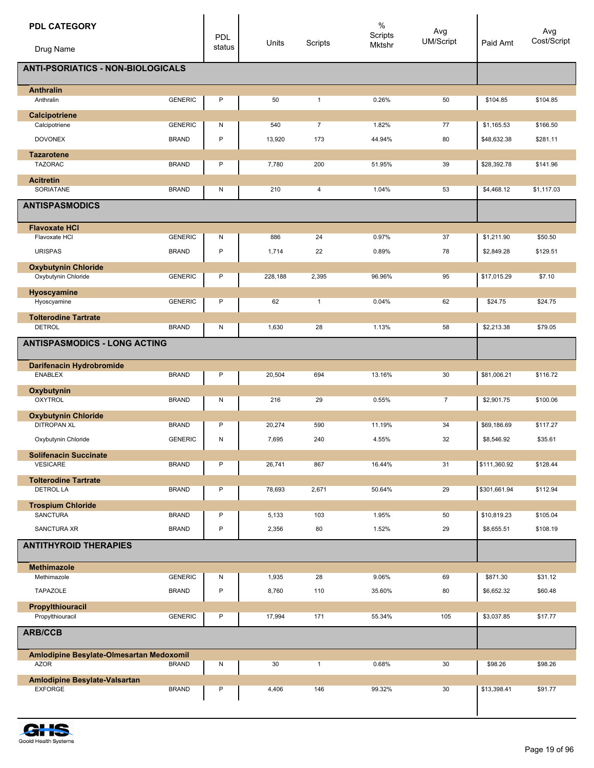| PDL CATEGORY / Drug Name | | PDL status | Units | Scripts | % Scripts Mktshr | Avg UM/Script | Paid Amt | Avg Cost/Script |
|---|---|---|---|---|---|---|---|---|
| **ANTI-PSORIATICS - NON-BIOLOGICALS** | | | | | | | | |
| **Anthralin** | | | | | | | | |
| Anthralin | GENERIC | P | 50 | 1 | 0.26% | 50 | $104.85 | $104.85 |
| **Calcipotriene** | | | | | | | | |
| Calcipotriene | GENERIC | N | 540 | 7 | 1.82% | 77 | $1,165.53 | $166.50 |
| DOVONEX | BRAND | P | 13,920 | 173 | 44.94% | 80 | $48,632.38 | $281.11 |
| **Tazarotene** | | | | | | | | |
| TAZORAC | BRAND | P | 7,780 | 200 | 51.95% | 39 | $28,392.78 | $141.96 |
| **Acitretin** | | | | | | | | |
| SORIATANE | BRAND | N | 210 | 4 | 1.04% | 53 | $4,468.12 | $1,117.03 |
| **ANTISPASMODICS** | | | | | | | | |
| **Flavoxate HCl** | | | | | | | | |
| Flavoxate HCl | GENERIC | N | 886 | 24 | 0.97% | 37 | $1,211.90 | $50.50 |
| URISPAS | BRAND | P | 1,714 | 22 | 0.89% | 78 | $2,849.28 | $129.51 |
| **Oxybutynin Chloride** | | | | | | | | |
| Oxybutynin Chloride | GENERIC | P | 228,188 | 2,395 | 96.96% | 95 | $17,015.29 | $7.10 |
| **Hyoscyamine** | | | | | | | | |
| Hyoscyamine | GENERIC | P | 62 | 1 | 0.04% | 62 | $24.75 | $24.75 |
| **Tolterodine Tartrate** | | | | | | | | |
| DETROL | BRAND | N | 1,630 | 28 | 1.13% | 58 | $2,213.38 | $79.05 |
| **ANTISPASMODICS - LONG ACTING** | | | | | | | | |
| **Darifenacin Hydrobromide** | | | | | | | | |
| ENABLEX | BRAND | P | 20,504 | 694 | 13.16% | 30 | $81,006.21 | $116.72 |
| **Oxybutynin** | | | | | | | | |
| OXYTROL | BRAND | N | 216 | 29 | 0.55% | 7 | $2,901.75 | $100.06 |
| **Oxybutynin Chloride** | | | | | | | | |
| DITROPAN XL | BRAND | P | 20,274 | 590 | 11.19% | 34 | $69,186.69 | $117.27 |
| Oxybutynin Chloride | GENERIC | N | 7,695 | 240 | 4.55% | 32 | $8,546.92 | $35.61 |
| **Solifenacin Succinate** | | | | | | | | |
| VESICARE | BRAND | P | 26,741 | 867 | 16.44% | 31 | $111,360.92 | $128.44 |
| **Tolterodine Tartrate** | | | | | | | | |
| DETROL LA | BRAND | P | 78,693 | 2,671 | 50.64% | 29 | $301,661.94 | $112.94 |
| **Trospium Chloride** | | | | | | | | |
| SANCTURA | BRAND | P | 5,133 | 103 | 1.95% | 50 | $10,819.23 | $105.04 |
| SANCTURA XR | BRAND | P | 2,356 | 80 | 1.52% | 29 | $8,655.51 | $108.19 |
| **ANTITHYROID THERAPIES** | | | | | | | | |
| **Methimazole** | | | | | | | | |
| Methimazole | GENERIC | N | 1,935 | 28 | 9.06% | 69 | $871.30 | $31.12 |
| TAPAZOLE | BRAND | P | 8,760 | 110 | 35.60% | 80 | $6,652.32 | $60.48 |
| **Propylthiouracil** | | | | | | | | |
| Propylthiouracil | GENERIC | P | 17,994 | 171 | 55.34% | 105 | $3,037.85 | $17.77 |
| **ARB/CCB** | | | | | | | | |
| **Amlodipine Besylate-Olmesartan Medoxomil** | | | | | | | | |
| AZOR | BRAND | N | 30 | 1 | 0.68% | 30 | $98.26 | $98.26 |
| **Amlodipine Besylate-Valsartan** | | | | | | | | |
| EXFORGE | BRAND | P | 4,406 | 146 | 99.32% | 30 | $13,398.41 | $91.77 |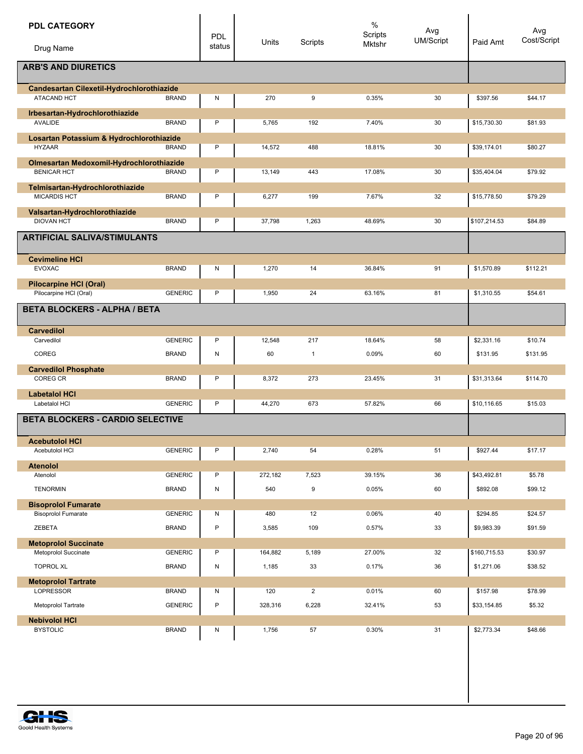| PDL CATEGORY / Drug Name | | PDL status | Units | Scripts | % Scripts Mktshr | Avg UM/Script | Paid Amt | Avg Cost/Script |
|---|---|---|---|---|---|---|---|---|
| **ARB'S AND DIURETICS** | | | | | | | | |
| **Candesartan Cilexetil-Hydrochlorothiazide** | | | | | | | | |
| ATACAND HCT | BRAND | N | 270 | 9 | 0.35% | 30 | $397.56 | $44.17 |
| **Irbesartan-Hydrochlorothiazide** | | | | | | | | |
| AVALIDE | BRAND | P | 5,765 | 192 | 7.40% | 30 | $15,730.30 | $81.93 |
| **Losartan Potassium & Hydrochlorothiazide** | | | | | | | | |
| HYZAAR | BRAND | P | 14,572 | 488 | 18.81% | 30 | $39,174.01 | $80.27 |
| **Olmesartan Medoxomil-Hydrochlorothiazide** | | | | | | | | |
| BENICAR HCT | BRAND | P | 13,149 | 443 | 17.08% | 30 | $35,404.04 | $79.92 |
| **Telmisartan-Hydrochlorothiazide** | | | | | | | | |
| MICARDIS HCT | BRAND | P | 6,277 | 199 | 7.67% | 32 | $15,778.50 | $79.29 |
| **Valsartan-Hydrochlorothiazide** | | | | | | | | |
| DIOVAN HCT | BRAND | P | 37,798 | 1,263 | 48.69% | 30 | $107,214.53 | $84.89 |
| **ARTIFICIAL SALIVA/STIMULANTS** | | | | | | | | |
| **Cevimeline HCl** | | | | | | | | |
| EVOXAC | BRAND | N | 1,270 | 14 | 36.84% | 91 | $1,570.89 | $112.21 |
| **Pilocarpine HCl (Oral)** | | | | | | | | |
| Pilocarpine HCl (Oral) | GENERIC | P | 1,950 | 24 | 63.16% | 81 | $1,310.55 | $54.61 |
| **BETA BLOCKERS - ALPHA / BETA** | | | | | | | | |
| **Carvedilol** | | | | | | | | |
| Carvedilol | GENERIC | P | 12,548 | 217 | 18.64% | 58 | $2,331.16 | $10.74 |
| COREG | BRAND | N | 60 | 1 | 0.09% | 60 | $131.95 | $131.95 |
| **Carvedilol Phosphate** | | | | | | | | |
| COREG CR | BRAND | P | 8,372 | 273 | 23.45% | 31 | $31,313.64 | $114.70 |
| **Labetalol HCl** | | | | | | | | |
| Labetalol HCl | GENERIC | P | 44,270 | 673 | 57.82% | 66 | $10,116.65 | $15.03 |
| **BETA BLOCKERS - CARDIO SELECTIVE** | | | | | | | | |
| **Acebutolol HCl** | | | | | | | | |
| Acebutolol HCl | GENERIC | P | 2,740 | 54 | 0.28% | 51 | $927.44 | $17.17 |
| **Atenolol** | | | | | | | | |
| Atenolol | GENERIC | P | 272,182 | 7,523 | 39.15% | 36 | $43,492.81 | $5.78 |
| TENORMIN | BRAND | N | 540 | 9 | 0.05% | 60 | $892.08 | $99.12 |
| **Bisoprolol Fumarate** | | | | | | | | |
| Bisoprolol Fumarate | GENERIC | N | 480 | 12 | 0.06% | 40 | $294.85 | $24.57 |
| ZEBETA | BRAND | P | 3,585 | 109 | 0.57% | 33 | $9,983.39 | $91.59 |
| **Metoprolol Succinate** | | | | | | | | |
| Metoprolol Succinate | GENERIC | P | 164,882 | 5,189 | 27.00% | 32 | $160,715.53 | $30.97 |
| TOPROL XL | BRAND | N | 1,185 | 33 | 0.17% | 36 | $1,271.06 | $38.52 |
| **Metoprolol Tartrate** | | | | | | | | |
| LOPRESSOR | BRAND | N | 120 | 2 | 0.01% | 60 | $157.98 | $78.99 |
| Metoprolol Tartrate | GENERIC | P | 328,316 | 6,228 | 32.41% | 53 | $33,154.85 | $5.32 |
| **Nebivolol HCl** | | | | | | | | |
| BYSTOLIC | BRAND | N | 1,756 | 57 | 0.30% | 31 | $2,773.34 | $48.66 |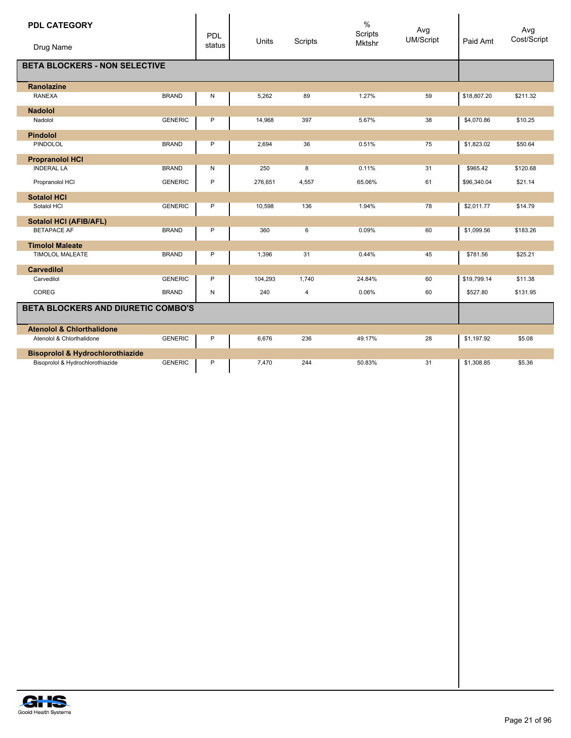| PDL CATEGORY / Drug Name | | PDL status | Units | Scripts | % Scripts Mktshr | Avg UM/Script | Paid Amt | Avg Cost/Script |
|---|---|---|---|---|---|---|---|---|
| **BETA BLOCKERS - NON SELECTIVE** | | | | | | | | |
| **Ranolazine** | | | | | | | | |
| RANEXA | BRAND | N | 5,262 | 89 | 1.27% | 59 | $18,807.20 | $211.32 |
| **Nadolol** | | | | | | | | |
| Nadolol | GENERIC | P | 14,968 | 397 | 5.67% | 38 | $4,070.86 | $10.25 |
| **Pindolol** | | | | | | | | |
| PINDOLOL | BRAND | P | 2,694 | 36 | 0.51% | 75 | $1,823.02 | $50.64 |
| **Propranolol HCl** | | | | | | | | |
| INDERAL LA | BRAND | N | 250 | 8 | 0.11% | 31 | $965.42 | $120.68 |
| Propranolol HCl | GENERIC | P | 276,651 | 4,557 | 65.06% | 61 | $96,340.04 | $21.14 |
| **Sotalol HCl** | | | | | | | | |
| Sotalol HCl | GENERIC | P | 10,598 | 136 | 1.94% | 78 | $2,011.77 | $14.79 |
| **Sotalol HCl (AFIB/AFL)** | | | | | | | | |
| BETAPACE AF | BRAND | P | 360 | 6 | 0.09% | 60 | $1,099.56 | $183.26 |
| **Timolol Maleate** | | | | | | | | |
| TIMOLOL MALEATE | BRAND | P | 1,396 | 31 | 0.44% | 45 | $781.56 | $25.21 |
| **Carvedilol** | | | | | | | | |
| Carvedilol | GENERIC | P | 104,293 | 1,740 | 24.84% | 60 | $19,799.14 | $11.38 |
| COREG | BRAND | N | 240 | 4 | 0.06% | 60 | $527.80 | $131.95 |
| **BETA BLOCKERS AND DIURETIC COMBO'S** | | | | | | | | |
| **Atenolol & Chlorthalidone** | | | | | | | | |
| Atenolol & Chlorthalidone | GENERIC | P | 6,676 | 236 | 49.17% | 28 | $1,197.92 | $5.08 |
| **Bisoprolol & Hydrochlorothiazide** | | | | | | | | |
| Bisoprolol & Hydrochlorothiazide | GENERIC | P | 7,470 | 244 | 50.83% | 31 | $1,308.85 | $5.36 |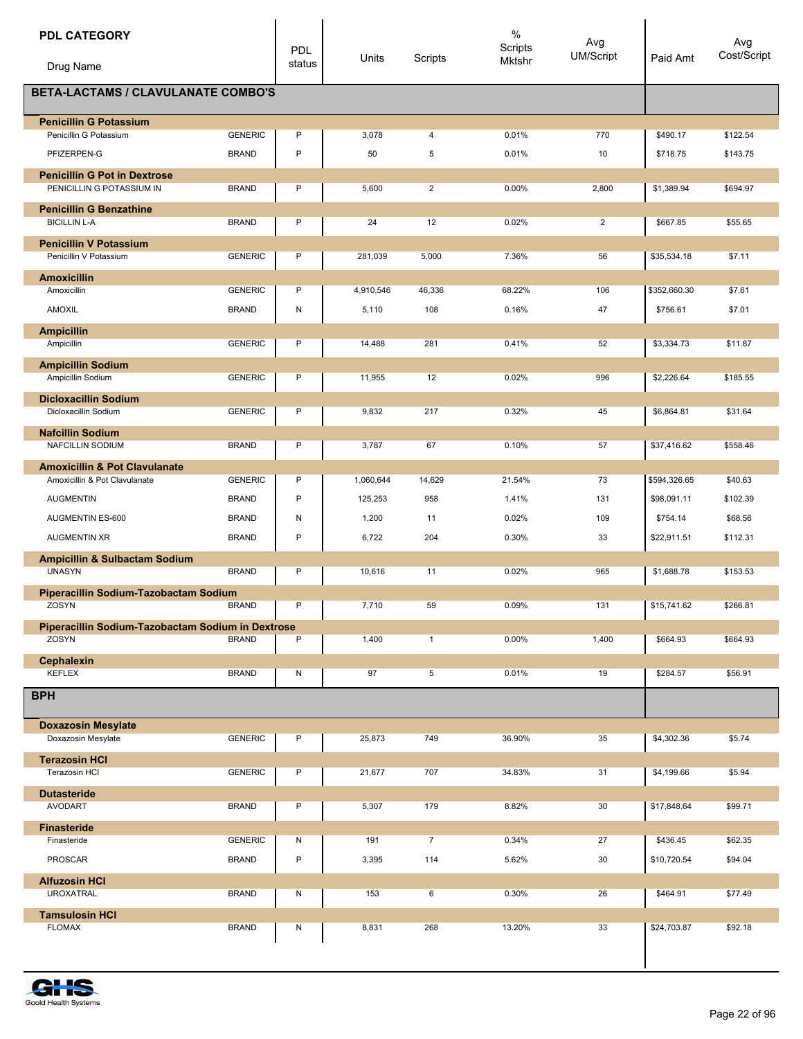| PDL CATEGORY<br>Drug Name | | PDL status | Units | Scripts | % Scripts Mktshr | Avg UM/Script | Paid Amt | Avg Cost/Script |
|---|---|---|---|---|---|---|---|---|
| **BETA-LACTAMS / CLAVULANATE COMBO'S** | | | | | | | | |
| **Penicillin G Potassium** | | | | | | | | |
| Penicillin G Potassium | GENERIC | P | 3,078 | 4 | 0.01% | 770 | $490.17 | $122.54 |
| PFIZERPEN-G | BRAND | P | 50 | 5 | 0.01% | 10 | $718.75 | $143.75 |
| **Penicillin G Pot in Dextrose** | | | | | | | | |
| PENICILLIN G POTASSIUM IN | BRAND | P | 5,600 | 2 | 0.00% | 2,800 | $1,389.94 | $694.97 |
| **Penicillin G Benzathine** | | | | | | | | |
| BICILLIN L-A | BRAND | P | 24 | 12 | 0.02% | 2 | $667.85 | $55.65 |
| **Penicillin V Potassium** | | | | | | | | |
| Penicillin V Potassium | GENERIC | P | 281,039 | 5,000 | 7.36% | 56 | $35,534.18 | $7.11 |
| **Amoxicillin** | | | | | | | | |
| Amoxicillin | GENERIC | P | 4,910,546 | 46,336 | 68.22% | 106 | $352,660.30 | $7.61 |
| AMOXIL | BRAND | N | 5,110 | 108 | 0.16% | 47 | $756.61 | $7.01 |
| **Ampicillin** | | | | | | | | |
| Ampicillin | GENERIC | P | 14,488 | 281 | 0.41% | 52 | $3,334.73 | $11.87 |
| **Ampicillin Sodium** | | | | | | | | |
| Ampicillin Sodium | GENERIC | P | 11,955 | 12 | 0.02% | 996 | $2,226.64 | $185.55 |
| **Dicloxacillin Sodium** | | | | | | | | |
| Dicloxacillin Sodium | GENERIC | P | 9,832 | 217 | 0.32% | 45 | $6,864.81 | $31.64 |
| **Nafcillin Sodium** | | | | | | | | |
| NAFCILLIN SODIUM | BRAND | P | 3,787 | 67 | 0.10% | 57 | $37,416.62 | $558.46 |
| **Amoxicillin & Pot Clavulanate** | | | | | | | | |
| Amoxicillin & Pot Clavulanate | GENERIC | P | 1,060,644 | 14,629 | 21.54% | 73 | $594,326.65 | $40.63 |
| AUGMENTIN | BRAND | P | 125,253 | 958 | 1.41% | 131 | $98,091.11 | $102.39 |
| AUGMENTIN ES-600 | BRAND | N | 1,200 | 11 | 0.02% | 109 | $754.14 | $68.56 |
| AUGMENTIN XR | BRAND | P | 6,722 | 204 | 0.30% | 33 | $22,911.51 | $112.31 |
| **Ampicillin & Sulbactam Sodium** | | | | | | | | |
| UNASYN | BRAND | P | 10,616 | 11 | 0.02% | 965 | $1,688.78 | $153.53 |
| **Piperacillin Sodium-Tazobactam Sodium** | | | | | | | | |
| ZOSYN | BRAND | P | 7,710 | 59 | 0.09% | 131 | $15,741.62 | $266.81 |
| **Piperacillin Sodium-Tazobactam Sodium in Dextrose** | | | | | | | | |
| ZOSYN | BRAND | P | 1,400 | 1 | 0.00% | 1,400 | $664.93 | $664.93 |
| **Cephalexin** | | | | | | | | |
| KEFLEX | BRAND | N | 97 | 5 | 0.01% | 19 | $284.57 | $56.91 |
| **BPH** | | | | | | | | |
| **Doxazosin Mesylate** | | | | | | | | |
| Doxazosin Mesylate | GENERIC | P | 25,873 | 749 | 36.90% | 35 | $4,302.36 | $5.74 |
| **Terazosin HCl** | | | | | | | | |
| Terazosin HCl | GENERIC | P | 21,677 | 707 | 34.83% | 31 | $4,199.66 | $5.94 |
| **Dutasteride** | | | | | | | | |
| AVODART | BRAND | P | 5,307 | 179 | 8.82% | 30 | $17,848.64 | $99.71 |
| **Finasteride** | | | | | | | | |
| Finasteride | GENERIC | N | 191 | 7 | 0.34% | 27 | $436.45 | $62.35 |
| PROSCAR | BRAND | P | 3,395 | 114 | 5.62% | 30 | $10,720.54 | $94.04 |
| **Alfuzosin HCl** | | | | | | | | |
| UROXATRAL | BRAND | N | 153 | 6 | 0.30% | 26 | $464.91 | $77.49 |
| **Tamsulosin HCl** | | | | | | | | |
| FLOMAX | BRAND | N | 8,831 | 268 | 13.20% | 33 | $24,703.87 | $92.18 |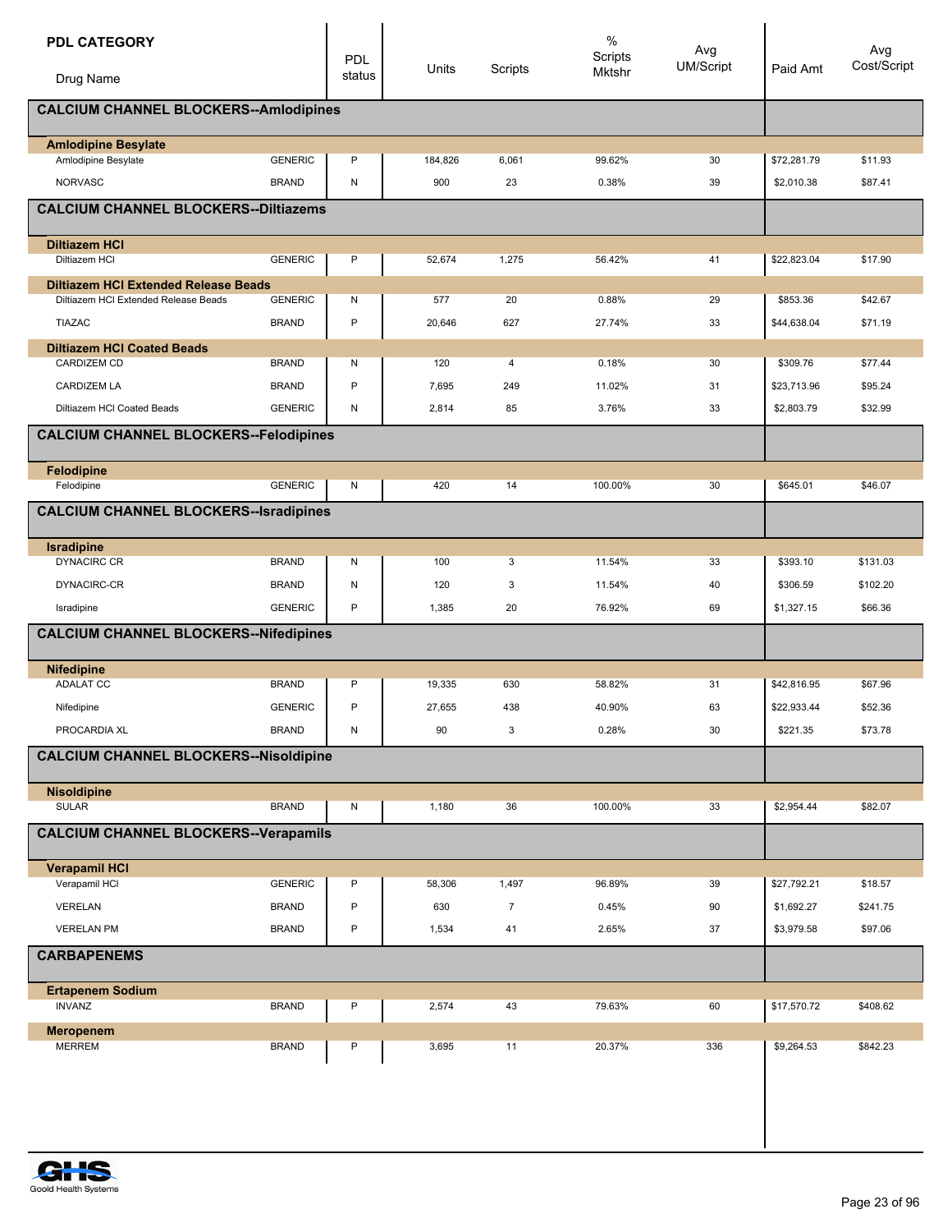| PDL CATEGORY / Drug Name | | PDL status | Units | Scripts | % Scripts Mktshr | Avg UM/Script | Paid Amt | Avg Cost/Script |
|---|---|---|---|---|---|---|---|---|
| **CALCIUM CHANNEL BLOCKERS--Amlodipines** | | | | | | | | |
| **Amlodipine Besylate** | | | | | | | | |
| Amlodipine Besylate | GENERIC | P | 184,826 | 6,061 | 99.62% | 30 | $72,281.79 | $11.93 |
| NORVASC | BRAND | N | 900 | 23 | 0.38% | 39 | $2,010.38 | $87.41 |
| **CALCIUM CHANNEL BLOCKERS--Diltiazems** | | | | | | | | |
| **Diltiazem HCl** | | | | | | | | |
| Diltiazem HCl | GENERIC | P | 52,674 | 1,275 | 56.42% | 41 | $22,823.04 | $17.90 |
| **Diltiazem HCl Extended Release Beads** | | | | | | | | |
| Diltiazem HCl Extended Release Beads | GENERIC | N | 577 | 20 | 0.88% | 29 | $853.36 | $42.67 |
| TIAZAC | BRAND | P | 20,646 | 627 | 27.74% | 33 | $44,638.04 | $71.19 |
| **Diltiazem HCl Coated Beads** | | | | | | | | |
| CARDIZEM CD | BRAND | N | 120 | 4 | 0.18% | 30 | $309.76 | $77.44 |
| CARDIZEM LA | BRAND | P | 7,695 | 249 | 11.02% | 31 | $23,713.96 | $95.24 |
| Diltiazem HCl Coated Beads | GENERIC | N | 2,814 | 85 | 3.76% | 33 | $2,803.79 | $32.99 |
| **CALCIUM CHANNEL BLOCKERS--Felodipines** | | | | | | | | |
| **Felodipine** | | | | | | | | |
| Felodipine | GENERIC | N | 420 | 14 | 100.00% | 30 | $645.01 | $46.07 |
| **CALCIUM CHANNEL BLOCKERS--Isradipines** | | | | | | | | |
| **Isradipine** | | | | | | | | |
| DYNACIRC CR | BRAND | N | 100 | 3 | 11.54% | 33 | $393.10 | $131.03 |
| DYNACIRC-CR | BRAND | N | 120 | 3 | 11.54% | 40 | $306.59 | $102.20 |
| Isradipine | GENERIC | P | 1,385 | 20 | 76.92% | 69 | $1,327.15 | $66.36 |
| **CALCIUM CHANNEL BLOCKERS--Nifedipines** | | | | | | | | |
| **Nifedipine** | | | | | | | | |
| ADALAT CC | BRAND | P | 19,335 | 630 | 58.82% | 31 | $42,816.95 | $67.96 |
| Nifedipine | GENERIC | P | 27,655 | 438 | 40.90% | 63 | $22,933.44 | $52.36 |
| PROCARDIA XL | BRAND | N | 90 | 3 | 0.28% | 30 | $221.35 | $73.78 |
| **CALCIUM CHANNEL BLOCKERS--Nisoldipine** | | | | | | | | |
| **Nisoldipine** | | | | | | | | |
| SULAR | BRAND | N | 1,180 | 36 | 100.00% | 33 | $2,954.44 | $82.07 |
| **CALCIUM CHANNEL BLOCKERS--Verapamils** | | | | | | | | |
| **Verapamil HCl** | | | | | | | | |
| Verapamil HCl | GENERIC | P | 58,306 | 1,497 | 96.89% | 39 | $27,792.21 | $18.57 |
| VERELAN | BRAND | P | 630 | 7 | 0.45% | 90 | $1,692.27 | $241.75 |
| VERELAN PM | BRAND | P | 1,534 | 41 | 2.65% | 37 | $3,979.58 | $97.06 |
| **CARBAPENEMS** | | | | | | | | |
| **Ertapenem Sodium** | | | | | | | | |
| INVANZ | BRAND | P | 2,574 | 43 | 79.63% | 60 | $17,570.72 | $408.62 |
| **Meropenem** | | | | | | | | |
| MERREM | BRAND | P | 3,695 | 11 | 20.37% | 336 | $9,264.53 | $842.23 |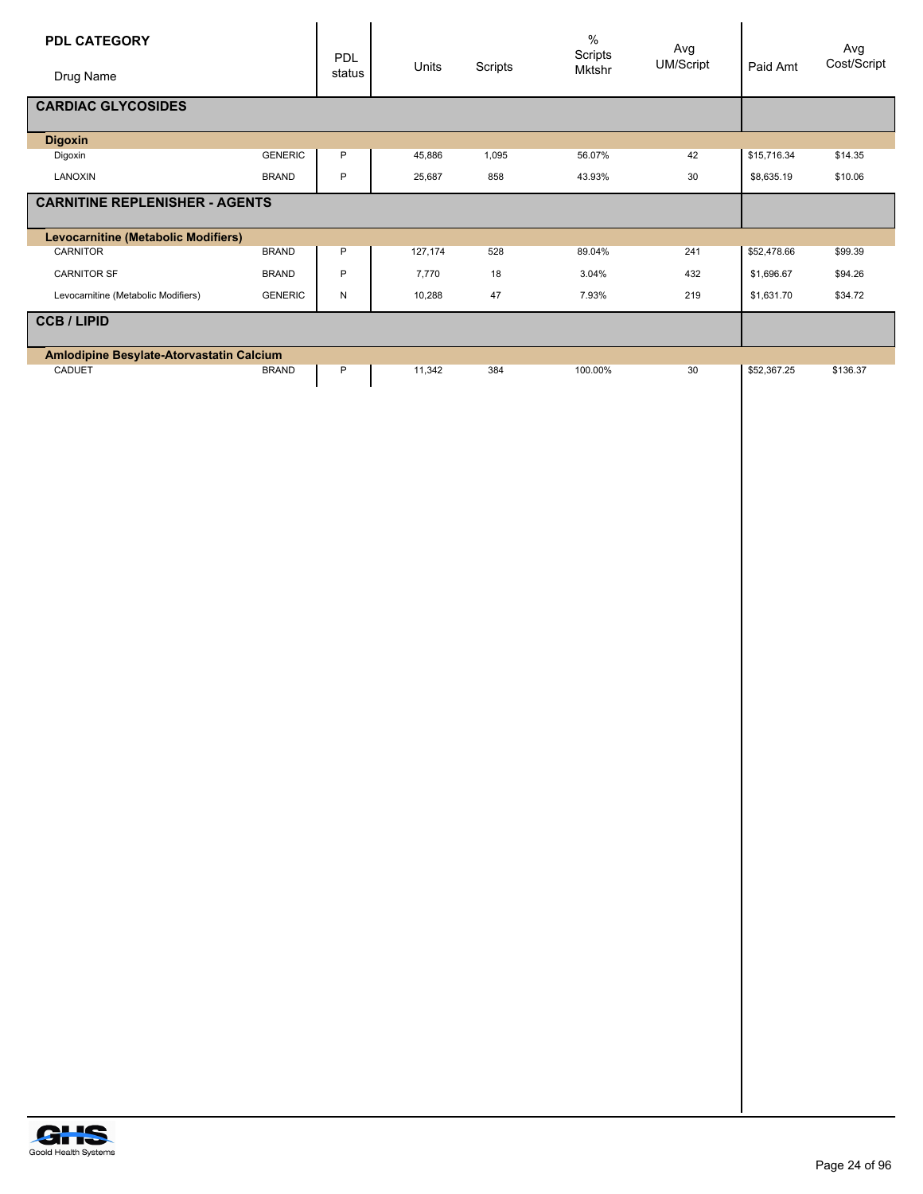| PDL CATEGORY / Drug Name | | PDL status | Units | Scripts | % Scripts Mktshr | Avg UM/Script | Paid Amt | Avg Cost/Script |
|---|---|---|---|---|---|---|---|---|
| **CARDIAC GLYCOSIDES** | | | | | | | | |
| **Digoxin** | | | | | | | | |
| Digoxin | GENERIC | P | 45,886 | 1,095 | 56.07% | 42 | $15,716.34 | $14.35 |
| LANOXIN | BRAND | P | 25,687 | 858 | 43.93% | 30 | $8,635.19 | $10.06 |
| **CARNITINE REPLENISHER - AGENTS** | | | | | | | | |
| **Levocarnitine (Metabolic Modifiers)** | | | | | | | | |
| CARNITOR | BRAND | P | 127,174 | 528 | 89.04% | 241 | $52,478.66 | $99.39 |
| CARNITOR SF | BRAND | P | 7,770 | 18 | 3.04% | 432 | $1,696.67 | $94.26 |
| Levocarnitine (Metabolic Modifiers) | GENERIC | N | 10,288 | 47 | 7.93% | 219 | $1,631.70 | $34.72 |
| **CCB / LIPID** | | | | | | | | |
| **Amlodipine Besylate-Atorvastatin Calcium** | | | | | | | | |
| CADUET | BRAND | P | 11,342 | 384 | 100.00% | 30 | $52,367.25 | $136.37 |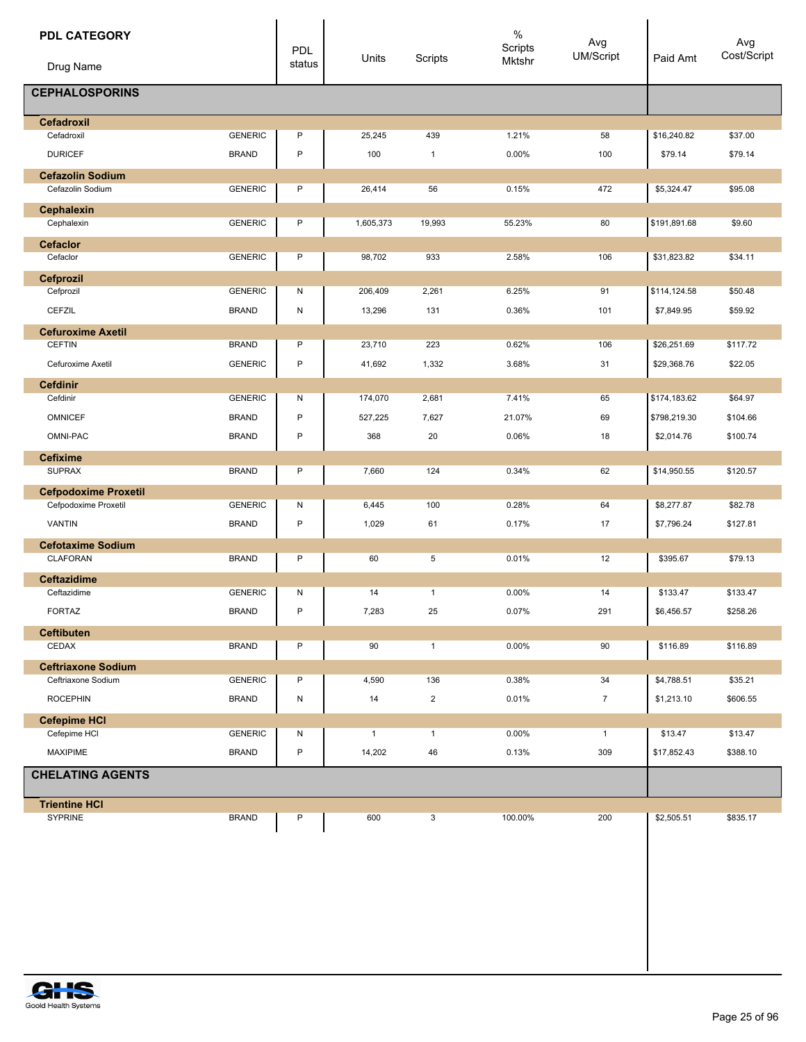| PDL CATEGORY<br>Drug Name | | PDL status | Units | Scripts | % Scripts Mktshr | Avg UM/Script | Paid Amt | Avg Cost/Script |
|---|---|---|---|---|---|---|---|---|
| **CEPHALOSPORINS** | | | | | | | | |
| **Cefadroxil** | | | | | | | | |
| Cefadroxil | GENERIC | P | 25,245 | 439 | 1.21% | 58 | $16,240.82 | $37.00 |
| DURICEF | BRAND | P | 100 | 1 | 0.00% | 100 | $79.14 | $79.14 |
| **Cefazolin Sodium** | | | | | | | | |
| Cefazolin Sodium | GENERIC | P | 26,414 | 56 | 0.15% | 472 | $5,324.47 | $95.08 |
| **Cephalexin** | | | | | | | | |
| Cephalexin | GENERIC | P | 1,605,373 | 19,993 | 55.23% | 80 | $191,891.68 | $9.60 |
| **Cefaclor** | | | | | | | | |
| Cefaclor | GENERIC | P | 98,702 | 933 | 2.58% | 106 | $31,823.82 | $34.11 |
| **Cefprozil** | | | | | | | | |
| Cefprozil | GENERIC | N | 206,409 | 2,261 | 6.25% | 91 | $114,124.58 | $50.48 |
| CEFZIL | BRAND | N | 13,296 | 131 | 0.36% | 101 | $7,849.95 | $59.92 |
| **Cefuroxime Axetil** | | | | | | | | |
| CEFTIN | BRAND | P | 23,710 | 223 | 0.62% | 106 | $26,251.69 | $117.72 |
| Cefuroxime Axetil | GENERIC | P | 41,692 | 1,332 | 3.68% | 31 | $29,368.76 | $22.05 |
| **Cefdinir** | | | | | | | | |
| Cefdinir | GENERIC | N | 174,070 | 2,681 | 7.41% | 65 | $174,183.62 | $64.97 |
| OMNICEF | BRAND | P | 527,225 | 7,627 | 21.07% | 69 | $798,219.30 | $104.66 |
| OMNI-PAC | BRAND | P | 368 | 20 | 0.06% | 18 | $2,014.76 | $100.74 |
| **Cefixime** | | | | | | | | |
| SUPRAX | BRAND | P | 7,660 | 124 | 0.34% | 62 | $14,950.55 | $120.57 |
| **Cefpodoxime Proxetil** | | | | | | | | |
| Cefpodoxime Proxetil | GENERIC | N | 6,445 | 100 | 0.28% | 64 | $8,277.87 | $82.78 |
| VANTIN | BRAND | P | 1,029 | 61 | 0.17% | 17 | $7,796.24 | $127.81 |
| **Cefotaxime Sodium** | | | | | | | | |
| CLAFORAN | BRAND | P | 60 | 5 | 0.01% | 12 | $395.67 | $79.13 |
| **Ceftazidime** | | | | | | | | |
| Ceftazidime | GENERIC | N | 14 | 1 | 0.00% | 14 | $133.47 | $133.47 |
| FORTAZ | BRAND | P | 7,283 | 25 | 0.07% | 291 | $6,456.57 | $258.26 |
| **Ceftibuten** | | | | | | | | |
| CEDAX | BRAND | P | 90 | 1 | 0.00% | 90 | $116.89 | $116.89 |
| **Ceftriaxone Sodium** | | | | | | | | |
| Ceftriaxone Sodium | GENERIC | P | 4,590 | 136 | 0.38% | 34 | $4,788.51 | $35.21 |
| ROCEPHIN | BRAND | N | 14 | 2 | 0.01% | 7 | $1,213.10 | $606.55 |
| **Cefepime HCl** | | | | | | | | |
| Cefepime HCl | GENERIC | N | 1 | 1 | 0.00% | 1 | $13.47 | $13.47 |
| MAXIPIME | BRAND | P | 14,202 | 46 | 0.13% | 309 | $17,852.43 | $388.10 |
| **CHELATING AGENTS** | | | | | | | | |
| **Trientine HCl** | | | | | | | | |
| SYPRINE | BRAND | P | 600 | 3 | 100.00% | 200 | $2,505.51 | $835.17 |

Goold Health Systems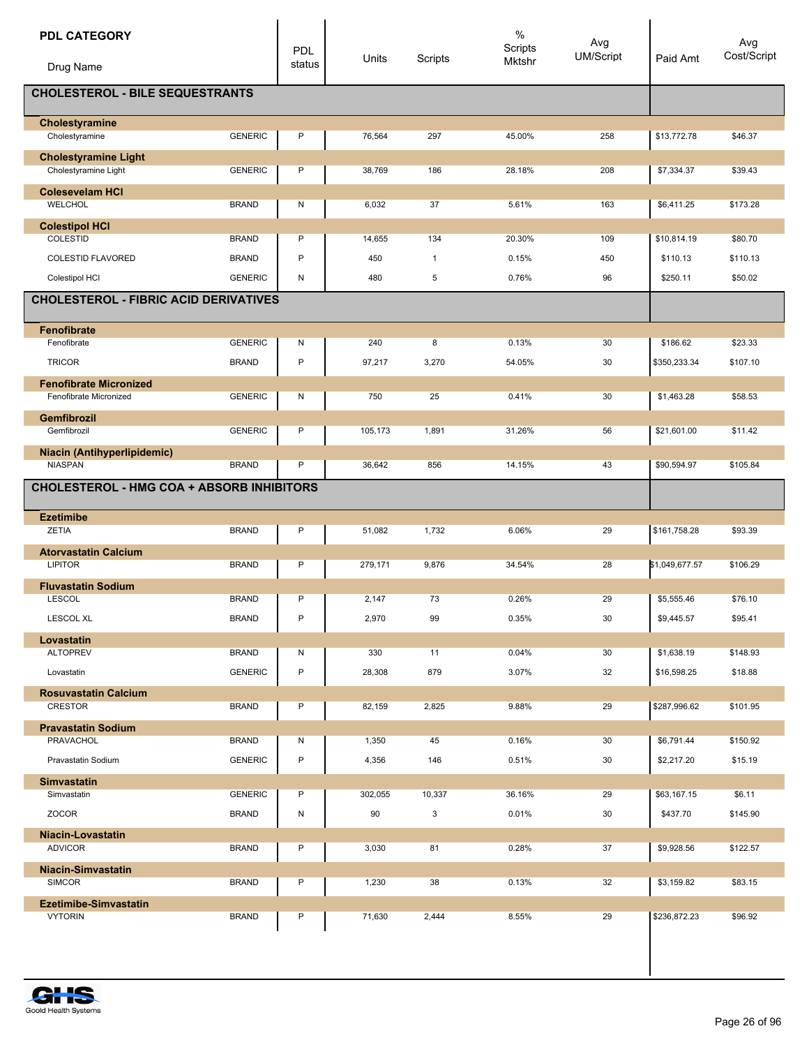| PDL CATEGORY / Drug Name | | PDL status | Units | Scripts | % Scripts Mktshr | Avg UM/Script | Paid Amt | Avg Cost/Script |
|---|---|---|---|---|---|---|---|---|
| **CHOLESTEROL - BILE SEQUESTRANTS** | | | | | | | | |
| **Cholestyramine** | | | | | | | | |
| Cholestyramine | GENERIC | P | 76,564 | 297 | 45.00% | 258 | $13,772.78 | $46.37 |
| **Cholestyramine Light** | | | | | | | | |
| Cholestyramine Light | GENERIC | P | 38,769 | 186 | 28.18% | 208 | $7,334.37 | $39.43 |
| **Colesevelam HCl** | | | | | | | | |
| WELCHOL | BRAND | N | 6,032 | 37 | 5.61% | 163 | $6,411.25 | $173.28 |
| **Colestipol HCl** | | | | | | | | |
| COLESTID | BRAND | P | 14,655 | 134 | 20.30% | 109 | $10,814.19 | $80.70 |
| COLESTID FLAVORED | BRAND | P | 450 | 1 | 0.15% | 450 | $110.13 | $110.13 |
| Colestipol HCl | GENERIC | N | 480 | 5 | 0.76% | 96 | $250.11 | $50.02 |
| **CHOLESTEROL - FIBRIC ACID DERIVATIVES** | | | | | | | | |
| **Fenofibrate** | | | | | | | | |
| Fenofibrate | GENERIC | N | 240 | 8 | 0.13% | 30 | $186.62 | $23.33 |
| TRICOR | BRAND | P | 97,217 | 3,270 | 54.05% | 30 | $350,233.34 | $107.10 |
| **Fenofibrate Micronized** | | | | | | | | |
| Fenofibrate Micronized | GENERIC | N | 750 | 25 | 0.41% | 30 | $1,463.28 | $58.53 |
| **Gemfibrozil** | | | | | | | | |
| Gemfibrozil | GENERIC | P | 105,173 | 1,891 | 31.26% | 56 | $21,601.00 | $11.42 |
| **Niacin (Antihyperlipidemic)** | | | | | | | | |
| NIASPAN | BRAND | P | 36,642 | 856 | 14.15% | 43 | $90,594.97 | $105.84 |
| **CHOLESTEROL - HMG COA + ABSORB INHIBITORS** | | | | | | | | |
| **Ezetimibe** | | | | | | | | |
| ZETIA | BRAND | P | 51,082 | 1,732 | 6.06% | 29 | $161,758.28 | $93.39 |
| **Atorvastatin Calcium** | | | | | | | | |
| LIPITOR | BRAND | P | 279,171 | 9,876 | 34.54% | 28 | $1,049,677.57 | $106.29 |
| **Fluvastatin Sodium** | | | | | | | | |
| LESCOL | BRAND | P | 2,147 | 73 | 0.26% | 29 | $5,555.46 | $76.10 |
| LESCOL XL | BRAND | P | 2,970 | 99 | 0.35% | 30 | $9,445.57 | $95.41 |
| **Lovastatin** | | | | | | | | |
| ALTOPREV | BRAND | N | 330 | 11 | 0.04% | 30 | $1,638.19 | $148.93 |
| Lovastatin | GENERIC | P | 28,308 | 879 | 3.07% | 32 | $16,598.25 | $18.88 |
| **Rosuvastatin Calcium** | | | | | | | | |
| CRESTOR | BRAND | P | 82,159 | 2,825 | 9.88% | 29 | $287,996.62 | $101.95 |
| **Pravastatin Sodium** | | | | | | | | |
| PRAVACHOL | BRAND | N | 1,350 | 45 | 0.16% | 30 | $6,791.44 | $150.92 |
| Pravastatin Sodium | GENERIC | P | 4,356 | 146 | 0.51% | 30 | $2,217.20 | $15.19 |
| **Simvastatin** | | | | | | | | |
| Simvastatin | GENERIC | P | 302,055 | 10,337 | 36.16% | 29 | $63,167.15 | $6.11 |
| ZOCOR | BRAND | N | 90 | 3 | 0.01% | 30 | $437.70 | $145.90 |
| **Niacin-Lovastatin** | | | | | | | | |
| ADVICOR | BRAND | P | 3,030 | 81 | 0.28% | 37 | $9,928.56 | $122.57 |
| **Niacin-Simvastatin** | | | | | | | | |
| SIMCOR | BRAND | P | 1,230 | 38 | 0.13% | 32 | $3,159.82 | $83.15 |
| **Ezetimibe-Simvastatin** | | | | | | | | |
| VYTORIN | BRAND | P | 71,630 | 2,444 | 8.55% | 29 | $236,872.23 | $96.92 |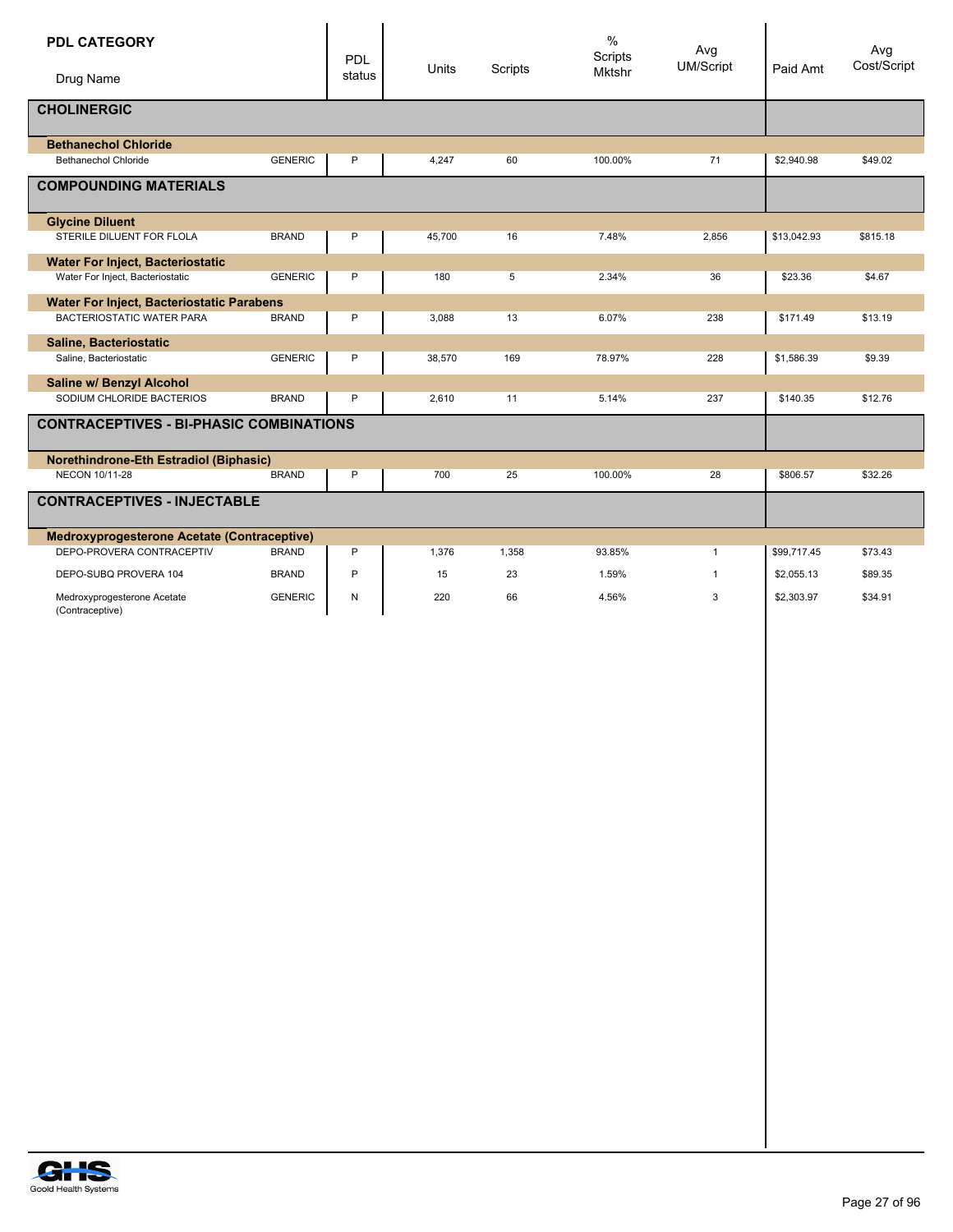| PDL CATEGORY / Drug Name | | PDL status | Units | Scripts | % Scripts Mktshr | Avg UM/Script | Paid Amt | Avg Cost/Script |
|---|---|---|---|---|---|---|---|---|
| **CHOLINERGIC** | | | | | | | | |
| **Bethanechol Chloride** | | | | | | | | |
| Bethanechol Chloride | GENERIC | P | 4,247 | 60 | 100.00% | 71 | $2,940.98 | $49.02 |
| **COMPOUNDING MATERIALS** | | | | | | | | |
| **Glycine Diluent** | | | | | | | | |
| STERILE DILUENT FOR FLOLA | BRAND | P | 45,700 | 16 | 7.48% | 2,856 | $13,042.93 | $815.18 |
| **Water For Inject, Bacteriostatic** | | | | | | | | |
| Water For Inject, Bacteriostatic | GENERIC | P | 180 | 5 | 2.34% | 36 | $23.36 | $4.67 |
| **Water For Inject, Bacteriostatic Parabens** | | | | | | | | |
| BACTERIOSTATIC WATER PARA | BRAND | P | 3,088 | 13 | 6.07% | 238 | $171.49 | $13.19 |
| **Saline, Bacteriostatic** | | | | | | | | |
| Saline, Bacteriostatic | GENERIC | P | 38,570 | 169 | 78.97% | 228 | $1,586.39 | $9.39 |
| **Saline w/ Benzyl Alcohol** | | | | | | | | |
| SODIUM CHLORIDE BACTERIOS | BRAND | P | 2,610 | 11 | 5.14% | 237 | $140.35 | $12.76 |
| **CONTRACEPTIVES - BI-PHASIC COMBINATIONS** | | | | | | | | |
| **Norethindrone-Eth Estradiol (Biphasic)** | | | | | | | | |
| NECON 10/11-28 | BRAND | P | 700 | 25 | 100.00% | 28 | $806.57 | $32.26 |
| **CONTRACEPTIVES - INJECTABLE** | | | | | | | | |
| **Medroxyprogesterone Acetate (Contraceptive)** | | | | | | | | |
| DEPO-PROVERA CONTRACEPTIV | BRAND | P | 1,376 | 1,358 | 93.85% | 1 | $99,717.45 | $73.43 |
| DEPO-SUBQ PROVERA 104 | BRAND | P | 15 | 23 | 1.59% | 1 | $2,055.13 | $89.35 |
| Medroxyprogesterone Acetate (Contraceptive) | GENERIC | N | 220 | 66 | 4.56% | 3 | $2,303.97 | $34.91 |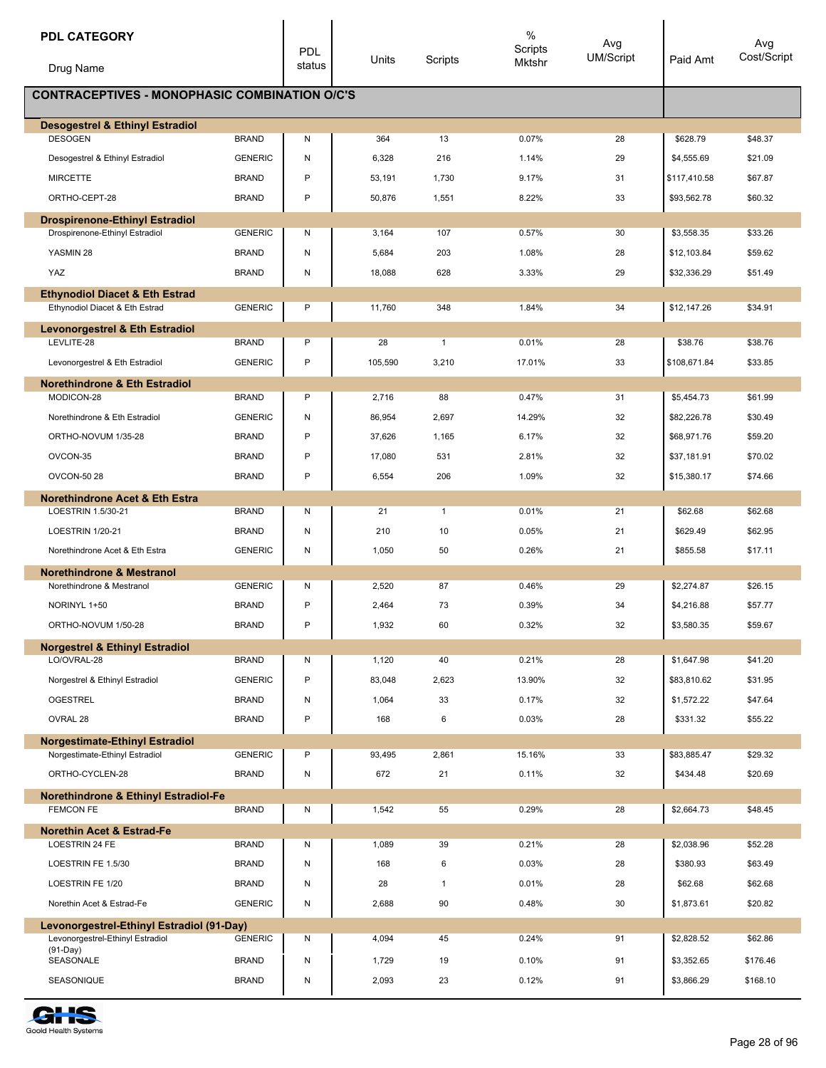| PDL CATEGORY Drug Name | | PDL status | Units | Scripts | % Scripts Mktshr | Avg UM/Script | Paid Amt | Avg Cost/Script |
|---|---|---|---|---|---|---|---|---|
| **CONTRACEPTIVES - MONOPHASIC COMBINATION O/C'S** | | | | | | | | |
| **Desogestrel & Ethinyl Estradiol** | | | | | | | | |
| DESOGEN | BRAND | N | 364 | 13 | 0.07% | 28 | $628.79 | $48.37 |
| Desogestrel & Ethinyl Estradiol | GENERIC | N | 6,328 | 216 | 1.14% | 29 | $4,555.69 | $21.09 |
| MIRCETTE | BRAND | P | 53,191 | 1,730 | 9.17% | 31 | $117,410.58 | $67.87 |
| ORTHO-CEPT-28 | BRAND | P | 50,876 | 1,551 | 8.22% | 33 | $93,562.78 | $60.32 |
| **Drospirenone-Ethinyl Estradiol** | | | | | | | | |
| Drospirenone-Ethinyl Estradiol | GENERIC | N | 3,164 | 107 | 0.57% | 30 | $3,558.35 | $33.26 |
| YASMIN 28 | BRAND | N | 5,684 | 203 | 1.08% | 28 | $12,103.84 | $59.62 |
| YAZ | BRAND | N | 18,088 | 628 | 3.33% | 29 | $32,336.29 | $51.49 |
| **Ethynodiol Diacet & Eth Estrad** | | | | | | | | |
| Ethynodiol Diacet & Eth Estrad | GENERIC | P | 11,760 | 348 | 1.84% | 34 | $12,147.26 | $34.91 |
| **Levonorgestrel & Eth Estradiol** | | | | | | | | |
| LEVLITE-28 | BRAND | P | 28 | 1 | 0.01% | 28 | $38.76 | $38.76 |
| Levonorgestrel & Eth Estradiol | GENERIC | P | 105,590 | 3,210 | 17.01% | 33 | $108,671.84 | $33.85 |
| **Norethindrone & Eth Estradiol** | | | | | | | | |
| MODICON-28 | BRAND | P | 2,716 | 88 | 0.47% | 31 | $5,454.73 | $61.99 |
| Norethindrone & Eth Estradiol | GENERIC | N | 86,954 | 2,697 | 14.29% | 32 | $82,226.78 | $30.49 |
| ORTHO-NOVUM 1/35-28 | BRAND | P | 37,626 | 1,165 | 6.17% | 32 | $68,971.76 | $59.20 |
| OVCON-35 | BRAND | P | 17,080 | 531 | 2.81% | 32 | $37,181.91 | $70.02 |
| OVCON-50 28 | BRAND | P | 6,554 | 206 | 1.09% | 32 | $15,380.17 | $74.66 |
| **Norethindrone Acet & Eth Estra** | | | | | | | | |
| LOESTRIN 1.5/30-21 | BRAND | N | 21 | 1 | 0.01% | 21 | $62.68 | $62.68 |
| LOESTRIN 1/20-21 | BRAND | N | 210 | 10 | 0.05% | 21 | $629.49 | $62.95 |
| Norethindrone Acet & Eth Estra | GENERIC | N | 1,050 | 50 | 0.26% | 21 | $855.58 | $17.11 |
| **Norethindrone & Mestranol** | | | | | | | | |
| Norethindrone & Mestranol | GENERIC | N | 2,520 | 87 | 0.46% | 29 | $2,274.87 | $26.15 |
| NORINYL 1+50 | BRAND | P | 2,464 | 73 | 0.39% | 34 | $4,216.88 | $57.77 |
| ORTHO-NOVUM 1/50-28 | BRAND | P | 1,932 | 60 | 0.32% | 32 | $3,580.35 | $59.67 |
| **Norgestrel & Ethinyl Estradiol** | | | | | | | | |
| LO/OVRAL-28 | BRAND | N | 1,120 | 40 | 0.21% | 28 | $1,647.98 | $41.20 |
| Norgestrel & Ethinyl Estradiol | GENERIC | P | 83,048 | 2,623 | 13.90% | 32 | $83,810.62 | $31.95 |
| OGESTREL | BRAND | N | 1,064 | 33 | 0.17% | 32 | $1,572.22 | $47.64 |
| OVRAL 28 | BRAND | P | 168 | 6 | 0.03% | 28 | $331.32 | $55.22 |
| **Norgestimate-Ethinyl Estradiol** | | | | | | | | |
| Norgestimate-Ethinyl Estradiol | GENERIC | P | 93,495 | 2,861 | 15.16% | 33 | $83,885.47 | $29.32 |
| ORTHO-CYCLEN-28 | BRAND | N | 672 | 21 | 0.11% | 32 | $434.48 | $20.69 |
| **Norethindrone & Ethinyl Estradiol-Fe** | | | | | | | | |
| FEMCON FE | BRAND | N | 1,542 | 55 | 0.29% | 28 | $2,664.73 | $48.45 |
| **Norethin Acet & Estrad-Fe** | | | | | | | | |
| LOESTRIN 24 FE | BRAND | N | 1,089 | 39 | 0.21% | 28 | $2,038.96 | $52.28 |
| LOESTRIN FE 1.5/30 | BRAND | N | 168 | 6 | 0.03% | 28 | $380.93 | $63.49 |
| LOESTRIN FE 1/20 | BRAND | N | 28 | 1 | 0.01% | 28 | $62.68 | $62.68 |
| Norethin Acet & Estrad-Fe | GENERIC | N | 2,688 | 90 | 0.48% | 30 | $1,873.61 | $20.82 |
| **Levonorgestrel-Ethinyl Estradiol (91-Day)** | | | | | | | | |
| Levonorgestrel-Ethinyl Estradiol (91-Day) | GENERIC | N | 4,094 | 45 | 0.24% | 91 | $2,828.52 | $62.86 |
| SEASONALE | BRAND | N | 1,729 | 19 | 0.10% | 91 | $3,352.65 | $176.46 |
| SEASONIQUE | BRAND | N | 2,093 | 23 | 0.12% | 91 | $3,866.29 | $168.10 |

Goold Health Systems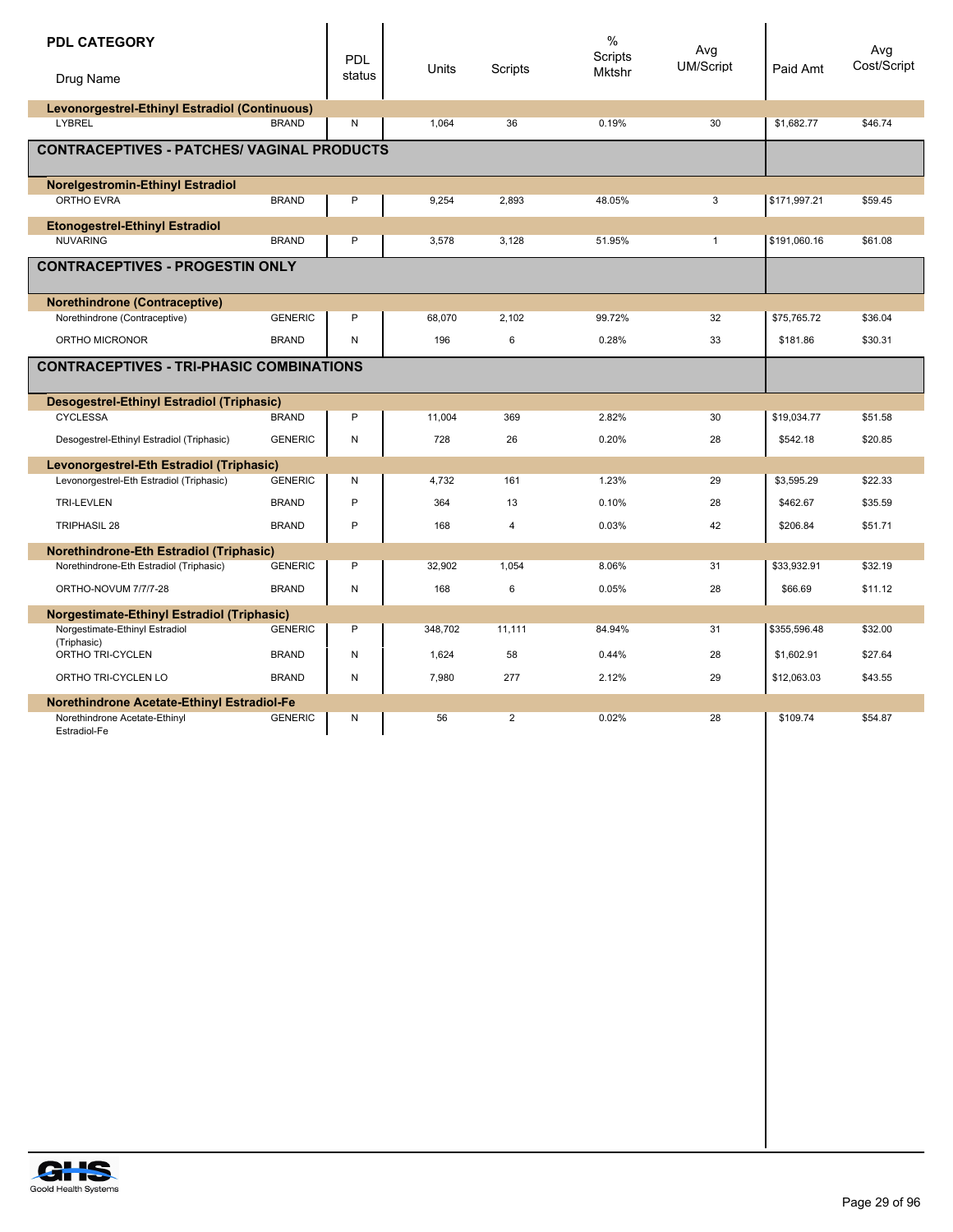| PDL CATEGORY<br>Drug Name | | PDL status | Units | Scripts | % Scripts Mktshr | Avg UM/Script | Paid Amt | Avg Cost/Script |
|---|---|---|---|---|---|---|---|---|
| **Levonorgestrel-Ethinyl Estradiol (Continuous)** | | | | | | | | |
| LYBREL | BRAND | N | 1,064 | 36 | 0.19% | 30 | $1,682.77 | $46.74 |
| **CONTRACEPTIVES - PATCHES/ VAGINAL PRODUCTS** | | | | | | | | |
| **Norelgestromin-Ethinyl Estradiol** | | | | | | | | |
| ORTHO EVRA | BRAND | P | 9,254 | 2,893 | 48.05% | 3 | $171,997.21 | $59.45 |
| **Etonogestrel-Ethinyl Estradiol** | | | | | | | | |
| NUVARING | BRAND | P | 3,578 | 3,128 | 51.95% | 1 | $191,060.16 | $61.08 |
| **CONTRACEPTIVES - PROGESTIN ONLY** | | | | | | | | |
| **Norethindrone (Contraceptive)** | | | | | | | | |
| Norethindrone (Contraceptive) | GENERIC | P | 68,070 | 2,102 | 99.72% | 32 | $75,765.72 | $36.04 |
| ORTHO MICRONOR | BRAND | N | 196 | 6 | 0.28% | 33 | $181.86 | $30.31 |
| **CONTRACEPTIVES - TRI-PHASIC COMBINATIONS** | | | | | | | | |
| **Desogestrel-Ethinyl Estradiol (Triphasic)** | | | | | | | | |
| CYCLESSA | BRAND | P | 11,004 | 369 | 2.82% | 30 | $19,034.77 | $51.58 |
| Desogestrel-Ethinyl Estradiol (Triphasic) | GENERIC | N | 728 | 26 | 0.20% | 28 | $542.18 | $20.85 |
| **Levonorgestrel-Eth Estradiol (Triphasic)** | | | | | | | | |
| Levonorgestrel-Eth Estradiol (Triphasic) | GENERIC | N | 4,732 | 161 | 1.23% | 29 | $3,595.29 | $22.33 |
| TRI-LEVLEN | BRAND | P | 364 | 13 | 0.10% | 28 | $462.67 | $35.59 |
| TRIPHASIL 28 | BRAND | P | 168 | 4 | 0.03% | 42 | $206.84 | $51.71 |
| **Norethindrone-Eth Estradiol (Triphasic)** | | | | | | | | |
| Norethindrone-Eth Estradiol (Triphasic) | GENERIC | P | 32,902 | 1,054 | 8.06% | 31 | $33,932.91 | $32.19 |
| ORTHO-NOVUM 7/7/7-28 | BRAND | N | 168 | 6 | 0.05% | 28 | $66.69 | $11.12 |
| **Norgestimate-Ethinyl Estradiol (Triphasic)** | | | | | | | | |
| Norgestimate-Ethinyl Estradiol (Triphasic) | GENERIC | P | 348,702 | 11,111 | 84.94% | 31 | $355,596.48 | $32.00 |
| ORTHO TRI-CYCLEN | BRAND | N | 1,624 | 58 | 0.44% | 28 | $1,602.91 | $27.64 |
| ORTHO TRI-CYCLEN LO | BRAND | N | 7,980 | 277 | 2.12% | 29 | $12,063.03 | $43.55 |
| **Norethindrone Acetate-Ethinyl Estradiol-Fe** | | | | | | | | |
| Norethindrone Acetate-Ethinyl Estradiol-Fe | GENERIC | N | 56 | 2 | 0.02% | 28 | $109.74 | $54.87 |

Goold Health Systems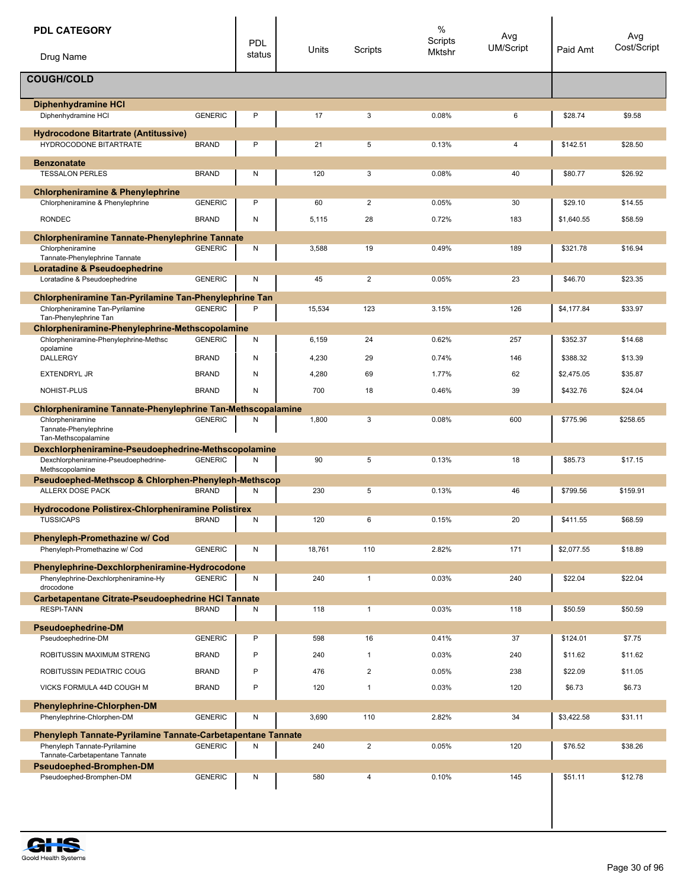| PDL CATEGORY / Drug Name | | PDL status | Units | Scripts | % Scripts Mktshr | Avg UM/Script | Paid Amt | Avg Cost/Script |
|---|---|---|---|---|---|---|---|---|
| **COUGH/COLD** | | | | | | | | |
| **Diphenhydramine HCl** | | | | | | | | |
| Diphenhydramine HCl | GENERIC | P | 17 | 3 | 0.08% | 6 | $28.74 | $9.58 |
| **Hydrocodone Bitartrate (Antitussive)** | | | | | | | | |
| HYDROCODONE BITARTRATE | BRAND | P | 21 | 5 | 0.13% | 4 | $142.51 | $28.50 |
| **Benzonatate** | | | | | | | | |
| TESSALON PERLES | BRAND | N | 120 | 3 | 0.08% | 40 | $80.77 | $26.92 |
| **Chlorpheniramine & Phenylephrine** | | | | | | | | |
| Chlorpheniramine & Phenylephrine | GENERIC | P | 60 | 2 | 0.05% | 30 | $29.10 | $14.55 |
| RONDEC | BRAND | N | 5,115 | 28 | 0.72% | 183 | $1,640.55 | $58.59 |
| **Chlorpheniramine Tannate-Phenylephrine Tannate** | | | | | | | | |
| Chlorpheniramine Tannate-Phenylephrine Tannate | GENERIC | N | 3,588 | 19 | 0.49% | 189 | $321.78 | $16.94 |
| **Loratadine & Pseudoephedrine** | | | | | | | | |
| Loratadine & Pseudoephedrine | GENERIC | N | 45 | 2 | 0.05% | 23 | $46.70 | $23.35 |
| **Chlorpheniramine Tan-Pyrilamine Tan-Phenylephrine Tan** | | | | | | | | |
| Chlorpheniramine Tan-Pyrilamine Tan-Phenylephrine Tan | GENERIC | P | 15,534 | 123 | 3.15% | 126 | $4,177.84 | $33.97 |
| **Chlorpheniramine-Phenylephrine-Methscopolamine** | | | | | | | | |
| Chlorpheniramine-Phenylephrine-Methscopolamine | GENERIC | N | 6,159 | 24 | 0.62% | 257 | $352.37 | $14.68 |
| DALLERGY | BRAND | N | 4,230 | 29 | 0.74% | 146 | $388.32 | $13.39 |
| EXTENDRYL JR | BRAND | N | 4,280 | 69 | 1.77% | 62 | $2,475.05 | $35.87 |
| NOHIST-PLUS | BRAND | N | 700 | 18 | 0.46% | 39 | $432.76 | $24.04 |
| **Chlorpheniramine Tannate-Phenylephrine Tan-Methscopalamine** | | | | | | | | |
| Chlorpheniramine Tannate-Phenylephrine Tan-Methscopalamine | GENERIC | N | 1,800 | 3 | 0.08% | 600 | $775.96 | $258.65 |
| **Dexchlorpheniramine-Pseudoephedrine-Methscopolamine** | | | | | | | | |
| Dexchlorpheniramine-Pseudoephedrine-Methscopolamine | GENERIC | N | 90 | 5 | 0.13% | 18 | $85.73 | $17.15 |
| **Pseudoephed-Methscop & Chlorphen-Phenyleph-Methscop** | | | | | | | | |
| ALLERX DOSE PACK | BRAND | N | 230 | 5 | 0.13% | 46 | $799.56 | $159.91 |
| **Hydrocodone Polistirex-Chlorpheniramine Polistirex** | | | | | | | | |
| TUSSICAPS | BRAND | N | 120 | 6 | 0.15% | 20 | $411.55 | $68.59 |
| **Phenyleph-Promethazine w/ Cod** | | | | | | | | |
| Phenyleph-Promethazine w/ Cod | GENERIC | N | 18,761 | 110 | 2.82% | 171 | $2,077.55 | $18.89 |
| **Phenylephrine-Dexchlorpheniramine-Hydrocodone** | | | | | | | | |
| Phenylephrine-Dexchlorpheniramine-Hydrocodone | GENERIC | N | 240 | 1 | 0.03% | 240 | $22.04 | $22.04 |
| **Carbetapentane Citrate-Pseudoephedrine HCl Tannate** | | | | | | | | |
| RESPI-TANN | BRAND | N | 118 | 1 | 0.03% | 118 | $50.59 | $50.59 |
| **Pseudoephedrine-DM** | | | | | | | | |
| Pseudoephedrine-DM | GENERIC | P | 598 | 16 | 0.41% | 37 | $124.01 | $7.75 |
| ROBITUSSIN MAXIMUM STRENG | BRAND | P | 240 | 1 | 0.03% | 240 | $11.62 | $11.62 |
| ROBITUSSIN PEDIATRIC COUG | BRAND | P | 476 | 2 | 0.05% | 238 | $22.09 | $11.05 |
| VICKS FORMULA 44D COUGH M | BRAND | P | 120 | 1 | 0.03% | 120 | $6.73 | $6.73 |
| **Phenylephrine-Chlorphen-DM** | | | | | | | | |
| Phenylephrine-Chlorphen-DM | GENERIC | N | 3,690 | 110 | 2.82% | 34 | $3,422.58 | $31.11 |
| **Phenyleph Tannate-Pyrilamine Tannate-Carbetapentane Tannate** | | | | | | | | |
| Phenyleph Tannate-Pyrilamine Tannate-Carbetapentane Tannate | GENERIC | N | 240 | 2 | 0.05% | 120 | $76.52 | $38.26 |
| **Pseudoephed-Bromphen-DM** | | | | | | | | |
| Pseudoephed-Bromphen-DM | GENERIC | N | 580 | 4 | 0.10% | 145 | $51.11 | $12.78 |

Goold Health Systems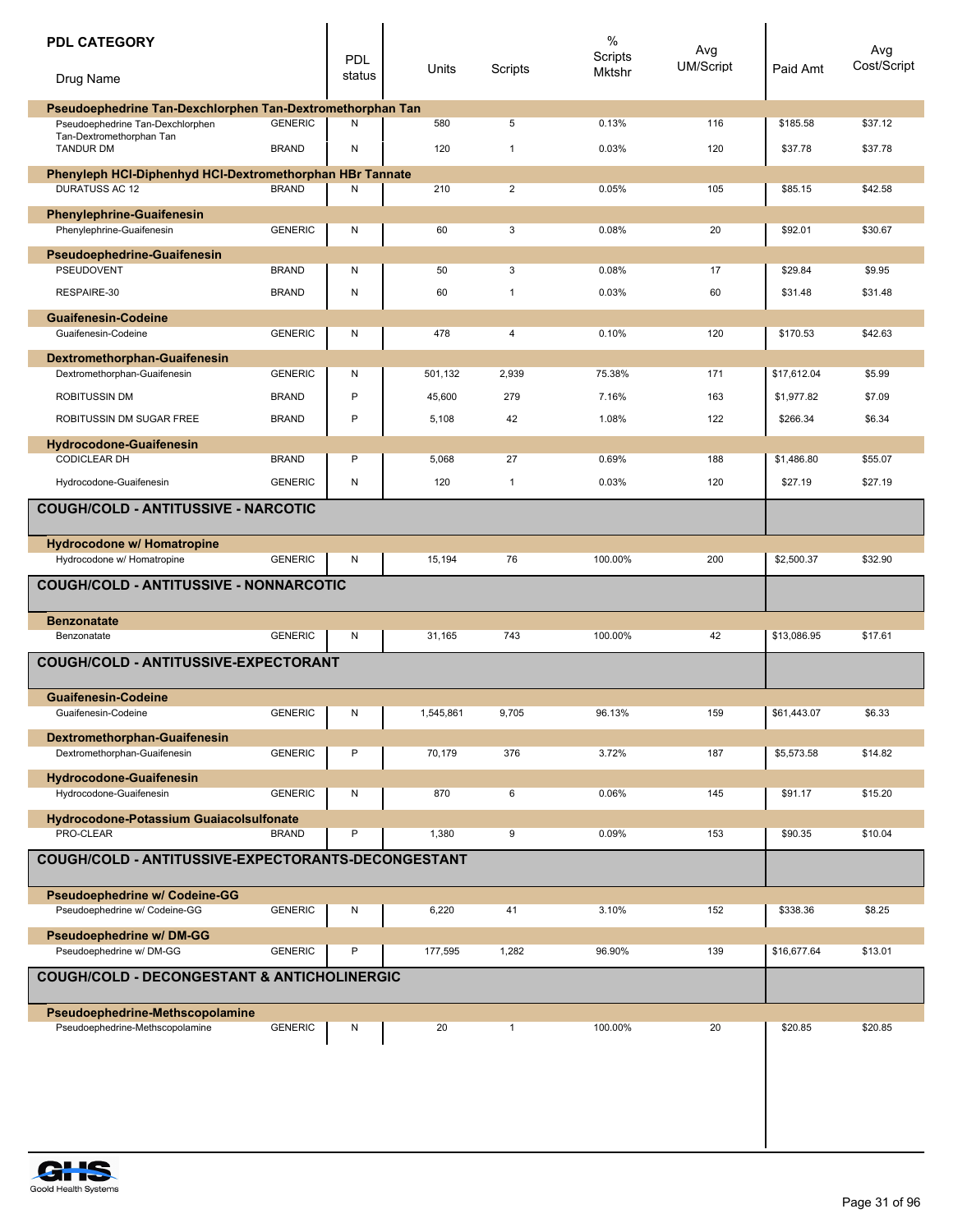| PDL CATEGORY / Drug Name | | PDL status | Units | Scripts | % Scripts Mktshr | Avg UM/Script | Paid Amt | Avg Cost/Script |
|---|---|---|---|---|---|---|---|---|
| **Pseudoephedrine Tan-Dexchlorphen Tan-Dextromethorphan Tan** | | | | | | | | |
| Pseudoephedrine Tan-Dexchlorphen Tan-Dextromethorphan Tan | GENERIC | N | 580 | 5 | 0.13% | 116 | $185.58 | $37.12 |
| TANDUR DM | BRAND | N | 120 | 1 | 0.03% | 120 | $37.78 | $37.78 |
| **Phenyleph HCl-Diphenhyd HCl-Dextromethorphan HBr Tannate** | | | | | | | | |
| DURATUSS AC 12 | BRAND | N | 210 | 2 | 0.05% | 105 | $85.15 | $42.58 |
| **Phenylephrine-Guaifenesin** | | | | | | | | |
| Phenylephrine-Guaifenesin | GENERIC | N | 60 | 3 | 0.08% | 20 | $92.01 | $30.67 |
| **Pseudoephedrine-Guaifenesin** | | | | | | | | |
| PSEUDOVENT | BRAND | N | 50 | 3 | 0.08% | 17 | $29.84 | $9.95 |
| RESPAIRE-30 | BRAND | N | 60 | 1 | 0.03% | 60 | $31.48 | $31.48 |
| **Guaifenesin-Codeine** | | | | | | | | |
| Guaifenesin-Codeine | GENERIC | N | 478 | 4 | 0.10% | 120 | $170.53 | $42.63 |
| **Dextromethorphan-Guaifenesin** | | | | | | | | |
| Dextromethorphan-Guaifenesin | GENERIC | N | 501,132 | 2,939 | 75.38% | 171 | $17,612.04 | $5.99 |
| ROBITUSSIN DM | BRAND | P | 45,600 | 279 | 7.16% | 163 | $1,977.82 | $7.09 |
| ROBITUSSIN DM SUGAR FREE | BRAND | P | 5,108 | 42 | 1.08% | 122 | $266.34 | $6.34 |
| **Hydrocodone-Guaifenesin** | | | | | | | | |
| CODICLEAR DH | BRAND | P | 5,068 | 27 | 0.69% | 188 | $1,486.80 | $55.07 |
| Hydrocodone-Guaifenesin | GENERIC | N | 120 | 1 | 0.03% | 120 | $27.19 | $27.19 |
| **COUGH/COLD - ANTITUSSIVE - NARCOTIC** | | | | | | | | |
| **Hydrocodone w/ Homatropine** | | | | | | | | |
| Hydrocodone w/ Homatropine | GENERIC | N | 15,194 | 76 | 100.00% | 200 | $2,500.37 | $32.90 |
| **COUGH/COLD - ANTITUSSIVE - NONNARCOTIC** | | | | | | | | |
| **Benzonatate** | | | | | | | | |
| Benzonatate | GENERIC | N | 31,165 | 743 | 100.00% | 42 | $13,086.95 | $17.61 |
| **COUGH/COLD - ANTITUSSIVE-EXPECTORANT** | | | | | | | | |
| **Guaifenesin-Codeine** | | | | | | | | |
| Guaifenesin-Codeine | GENERIC | N | 1,545,861 | 9,705 | 96.13% | 159 | $61,443.07 | $6.33 |
| **Dextromethorphan-Guaifenesin** | | | | | | | | |
| Dextromethorphan-Guaifenesin | GENERIC | P | 70,179 | 376 | 3.72% | 187 | $5,573.58 | $14.82 |
| **Hydrocodone-Guaifenesin** | | | | | | | | |
| Hydrocodone-Guaifenesin | GENERIC | N | 870 | 6 | 0.06% | 145 | $91.17 | $15.20 |
| **Hydrocodone-Potassium Guaiacolsulfonate** | | | | | | | | |
| PRO-CLEAR | BRAND | P | 1,380 | 9 | 0.09% | 153 | $90.35 | $10.04 |
| **COUGH/COLD - ANTITUSSIVE-EXPECTORANTS-DECONGESTANT** | | | | | | | | |
| **Pseudoephedrine w/ Codeine-GG** | | | | | | | | |
| Pseudoephedrine w/ Codeine-GG | GENERIC | N | 6,220 | 41 | 3.10% | 152 | $338.36 | $8.25 |
| **Pseudoephedrine w/ DM-GG** | | | | | | | | |
| Pseudoephedrine w/ DM-GG | GENERIC | P | 177,595 | 1,282 | 96.90% | 139 | $16,677.64 | $13.01 |
| **COUGH/COLD - DECONGESTANT & ANTICHOLINERGIC** | | | | | | | | |
| **Pseudoephedrine-Methscopolamine** | | | | | | | | |
| Pseudoephedrine-Methscopolamine | GENERIC | N | 20 | 1 | 100.00% | 20 | $20.85 | $20.85 |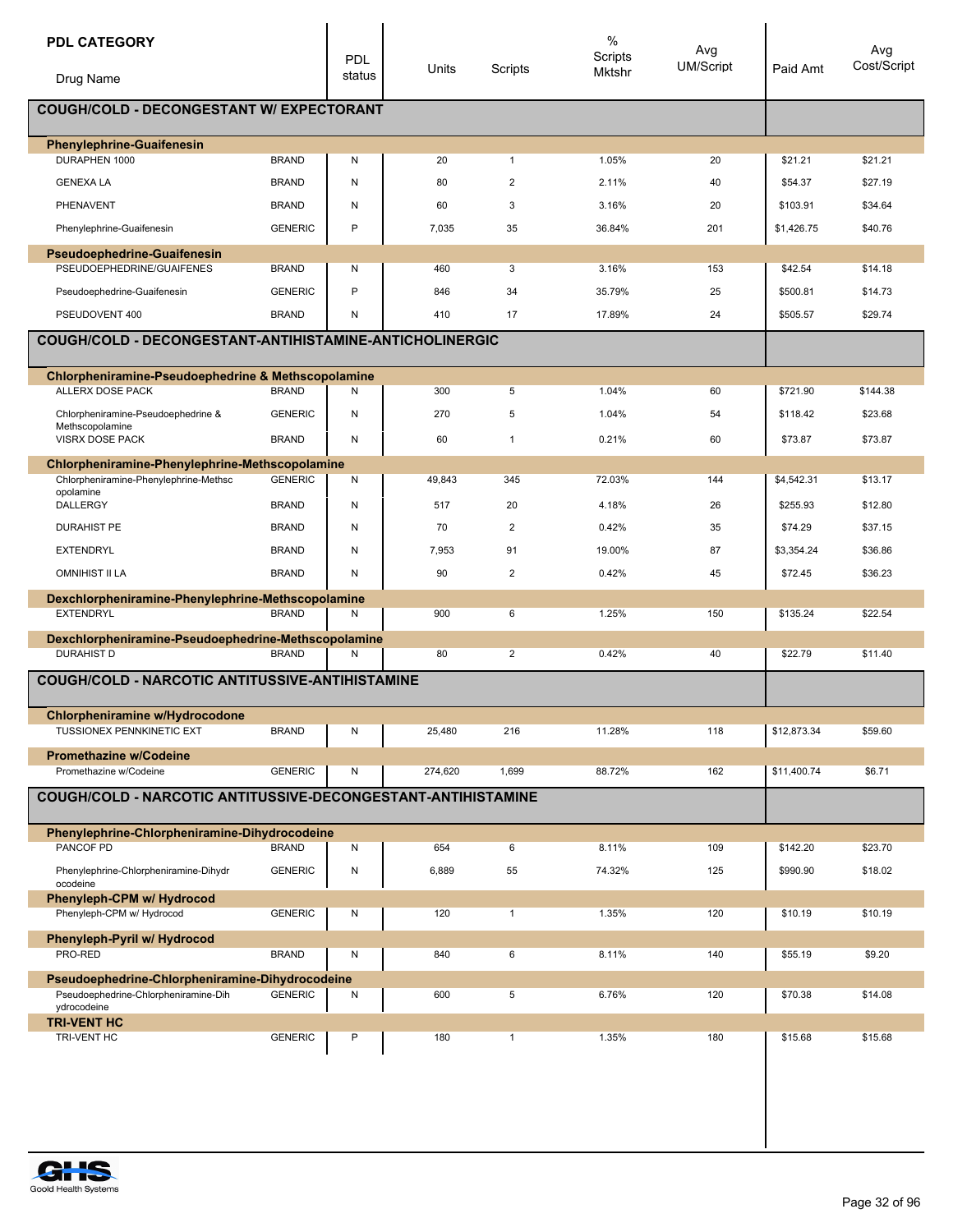| PDL CATEGORY / Drug Name | | PDL status | Units | Scripts | % Scripts Mktshr | Avg UM/Script | Paid Amt | Avg Cost/Script |
|---|---|---|---|---|---|---|---|---|
| **COUGH/COLD - DECONGESTANT W/ EXPECTORANT** | | | | | | | | |
| **Phenylephrine-Guaifenesin** | | | | | | | | |
| DURAPHEN 1000 | BRAND | N | 20 | 1 | 1.05% | 20 | $21.21 | $21.21 |
| GENEXA LA | BRAND | N | 80 | 2 | 2.11% | 40 | $54.37 | $27.19 |
| PHENAVENT | BRAND | N | 60 | 3 | 3.16% | 20 | $103.91 | $34.64 |
| Phenylephrine-Guaifenesin | GENERIC | P | 7,035 | 35 | 36.84% | 201 | $1,426.75 | $40.76 |
| **Pseudoephedrine-Guaifenesin** | | | | | | | | |
| PSEUDOEPHEDRINE/GUAIFENES | BRAND | N | 460 | 3 | 3.16% | 153 | $42.54 | $14.18 |
| Pseudoephedrine-Guaifenesin | GENERIC | P | 846 | 34 | 35.79% | 25 | $500.81 | $14.73 |
| PSEUDOVENT 400 | BRAND | N | 410 | 17 | 17.89% | 24 | $505.57 | $29.74 |
| **COUGH/COLD - DECONGESTANT-ANTIHISTAMINE-ANTICHOLINERGIC** | | | | | | | | |
| **Chlorpheniramine-Pseudoephedrine & Methscopolamine** | | | | | | | | |
| ALLERX DOSE PACK | BRAND | N | 300 | 5 | 1.04% | 60 | $721.90 | $144.38 |
| Chlorpheniramine-Pseudoephedrine & Methscopolamine | GENERIC | N | 270 | 5 | 1.04% | 54 | $118.42 | $23.68 |
| VISRX DOSE PACK | BRAND | N | 60 | 1 | 0.21% | 60 | $73.87 | $73.87 |
| **Chlorpheniramine-Phenylephrine-Methscopolamine** | | | | | | | | |
| Chlorpheniramine-Phenylephrine-Methscopolamine | GENERIC | N | 49,843 | 345 | 72.03% | 144 | $4,542.31 | $13.17 |
| DALLERGY | BRAND | N | 517 | 20 | 4.18% | 26 | $255.93 | $12.80 |
| DURAHIST PE | BRAND | N | 70 | 2 | 0.42% | 35 | $74.29 | $37.15 |
| EXTENDRYL | BRAND | N | 7,953 | 91 | 19.00% | 87 | $3,354.24 | $36.86 |
| OMNIHIST II LA | BRAND | N | 90 | 2 | 0.42% | 45 | $72.45 | $36.23 |
| **Dexchlorpheniramine-Phenylephrine-Methscopolamine** | | | | | | | | |
| EXTENDRYL | BRAND | N | 900 | 6 | 1.25% | 150 | $135.24 | $22.54 |
| **Dexchlorpheniramine-Pseudoephedrine-Methscopolamine** | | | | | | | | |
| DURAHIST D | BRAND | N | 80 | 2 | 0.42% | 40 | $22.79 | $11.40 |
| **COUGH/COLD - NARCOTIC ANTITUSSIVE-ANTIHISTAMINE** | | | | | | | | |
| **Chlorpheniramine w/Hydrocodone** | | | | | | | | |
| TUSSIONEX PENNKINETIC EXT | BRAND | N | 25,480 | 216 | 11.28% | 118 | $12,873.34 | $59.60 |
| **Promethazine w/Codeine** | | | | | | | | |
| Promethazine w/Codeine | GENERIC | N | 274,620 | 1,699 | 88.72% | 162 | $11,400.74 | $6.71 |
| **COUGH/COLD - NARCOTIC ANTITUSSIVE-DECONGESTANT-ANTIHISTAMINE** | | | | | | | | |
| **Phenylephrine-Chlorpheniramine-Dihydrocodeine** | | | | | | | | |
| PANCOF PD | BRAND | N | 654 | 6 | 8.11% | 109 | $142.20 | $23.70 |
| Phenylephrine-Chlorpheniramine-Dihydrocodeine | GENERIC | N | 6,889 | 55 | 74.32% | 125 | $990.90 | $18.02 |
| **Phenyleph-CPM w/ Hydrocod** | | | | | | | | |
| Phenyleph-CPM w/ Hydrocod | GENERIC | N | 120 | 1 | 1.35% | 120 | $10.19 | $10.19 |
| **Phenyleph-Pyril w/ Hydrocod** | | | | | | | | |
| PRO-RED | BRAND | N | 840 | 6 | 8.11% | 140 | $55.19 | $9.20 |
| **Pseudoephedrine-Chlorpheniramine-Dihydrocodeine** | | | | | | | | |
| Pseudoephedrine-Chlorpheniramine-Dihydrocodeine | GENERIC | N | 600 | 5 | 6.76% | 120 | $70.38 | $14.08 |
| **TRI-VENT HC** | | | | | | | | |
| TRI-VENT HC | GENERIC | P | 180 | 1 | 1.35% | 180 | $15.68 | $15.68 |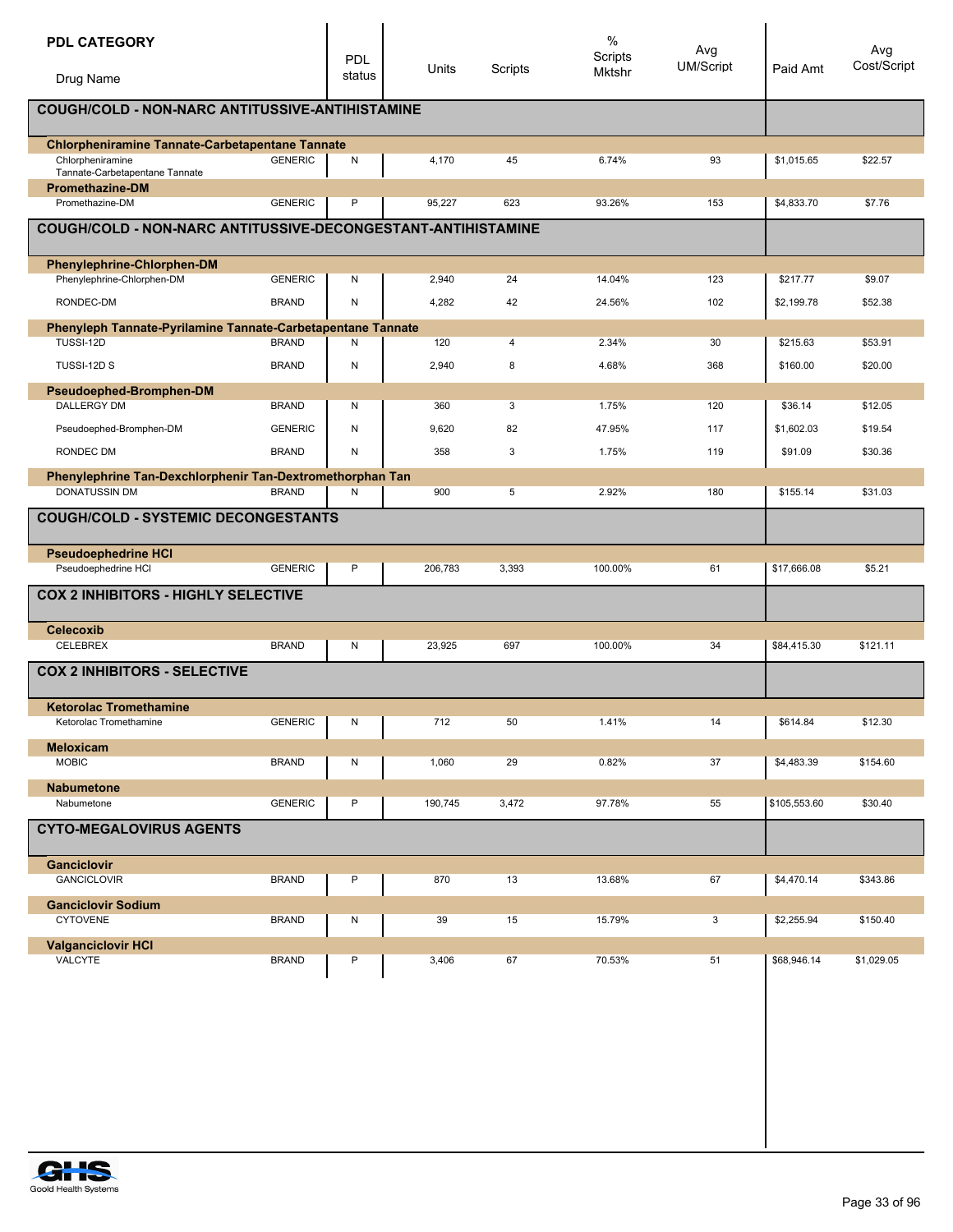| PDL CATEGORY / Drug Name | | PDL status | Units | Scripts | % Scripts Mktshr | Avg UM/Script | Paid Amt | Avg Cost/Script |
|---|---|---|---|---|---|---|---|---|
| **COUGH/COLD - NON-NARC ANTITUSSIVE-ANTIHISTAMINE** | | | | | | | | |
| **Chlorpheniramine Tannate-Carbetapentane Tannate** | | | | | | | | |
| Chlorpheniramine Tannate-Carbetapentane Tannate | GENERIC | N | 4,170 | 45 | 6.74% | 93 | $1,015.65 | $22.57 |
| **Promethazine-DM** | | | | | | | | |
| Promethazine-DM | GENERIC | P | 95,227 | 623 | 93.26% | 153 | $4,833.70 | $7.76 |
| **COUGH/COLD - NON-NARC ANTITUSSIVE-DECONGESTANT-ANTIHISTAMINE** | | | | | | | | |
| **Phenylephrine-Chlorphen-DM** | | | | | | | | |
| Phenylephrine-Chlorphen-DM | GENERIC | N | 2,940 | 24 | 14.04% | 123 | $217.77 | $9.07 |
| RONDEC-DM | BRAND | N | 4,282 | 42 | 24.56% | 102 | $2,199.78 | $52.38 |
| **Phenyleph Tannate-Pyrilamine Tannate-Carbetapentane Tannate** | | | | | | | | |
| TUSSI-12D | BRAND | N | 120 | 4 | 2.34% | 30 | $215.63 | $53.91 |
| TUSSI-12D S | BRAND | N | 2,940 | 8 | 4.68% | 368 | $160.00 | $20.00 |
| **Pseudoephed-Bromphen-DM** | | | | | | | | |
| DALLERGY DM | BRAND | N | 360 | 3 | 1.75% | 120 | $36.14 | $12.05 |
| Pseudoephed-Bromphen-DM | GENERIC | N | 9,620 | 82 | 47.95% | 117 | $1,602.03 | $19.54 |
| RONDEC DM | BRAND | N | 358 | 3 | 1.75% | 119 | $91.09 | $30.36 |
| **Phenylephrine Tan-Dexchlorphenir Tan-Dextromethorphan Tan** | | | | | | | | |
| DONATUSSIN DM | BRAND | N | 900 | 5 | 2.92% | 180 | $155.14 | $31.03 |
| **COUGH/COLD - SYSTEMIC DECONGESTANTS** | | | | | | | | |
| **Pseudoephedrine HCl** | | | | | | | | |
| Pseudoephedrine HCl | GENERIC | P | 206,783 | 3,393 | 100.00% | 61 | $17,666.08 | $5.21 |
| **COX 2 INHIBITORS - HIGHLY SELECTIVE** | | | | | | | | |
| **Celecoxib** | | | | | | | | |
| CELEBREX | BRAND | N | 23,925 | 697 | 100.00% | 34 | $84,415.30 | $121.11 |
| **COX 2 INHIBITORS - SELECTIVE** | | | | | | | | |
| **Ketorolac Tromethamine** | | | | | | | | |
| Ketorolac Tromethamine | GENERIC | N | 712 | 50 | 1.41% | 14 | $614.84 | $12.30 |
| **Meloxicam** | | | | | | | | |
| MOBIC | BRAND | N | 1,060 | 29 | 0.82% | 37 | $4,483.39 | $154.60 |
| **Nabumetone** | | | | | | | | |
| Nabumetone | GENERIC | P | 190,745 | 3,472 | 97.78% | 55 | $105,553.60 | $30.40 |
| **CYTO-MEGALOVIRUS AGENTS** | | | | | | | | |
| **Ganciclovir** | | | | | | | | |
| GANCICLOVIR | BRAND | P | 870 | 13 | 13.68% | 67 | $4,470.14 | $343.86 |
| **Ganciclovir Sodium** | | | | | | | | |
| CYTOVENE | BRAND | N | 39 | 15 | 15.79% | 3 | $2,255.94 | $150.40 |
| **Valganciclovir HCl** | | | | | | | | |
| VALCYTE | BRAND | P | 3,406 | 67 | 70.53% | 51 | $68,946.14 | $1,029.05 |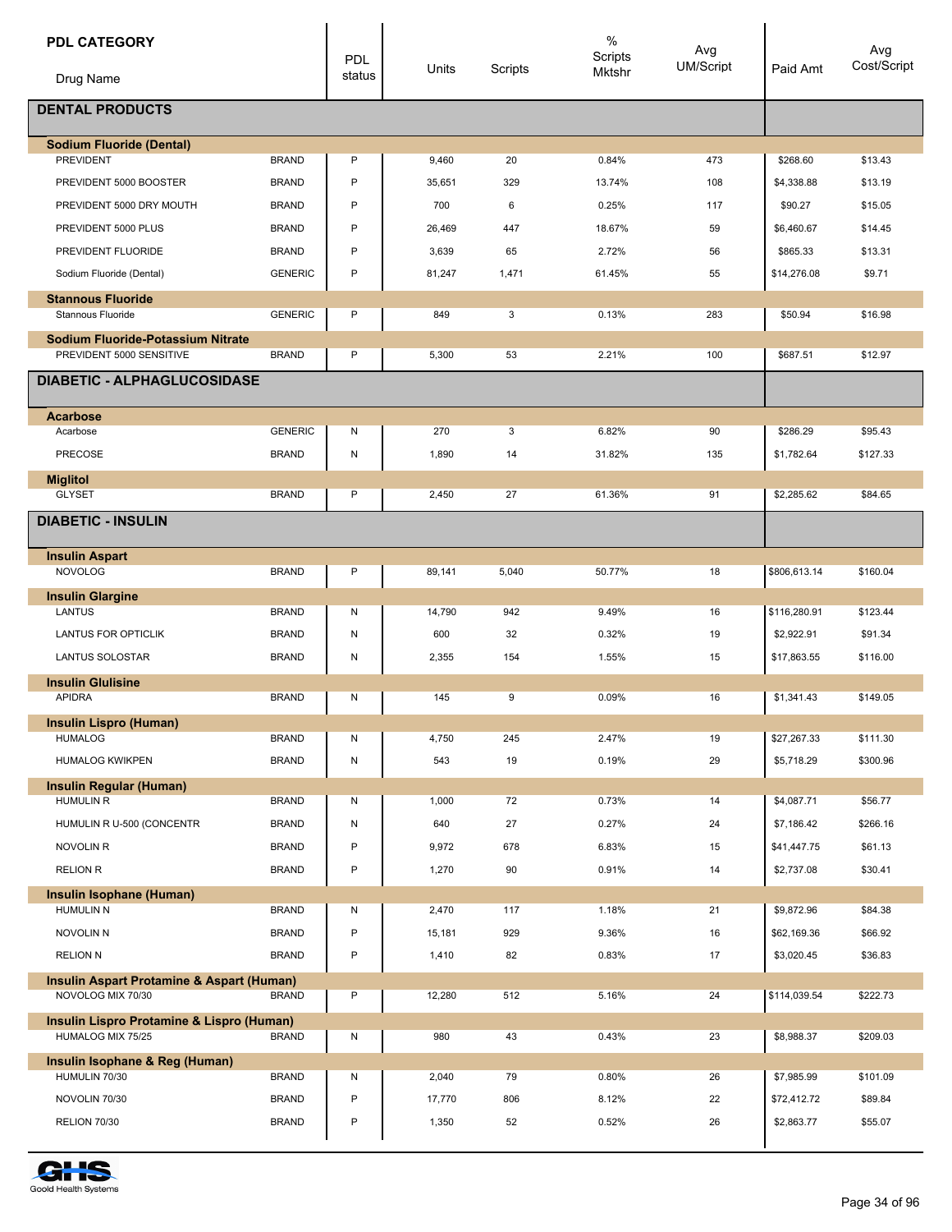| PDL CATEGORY / Drug Name | | PDL status | Units | Scripts | % Scripts Mktshr | Avg UM/Script | Paid Amt | Avg Cost/Script |
|---|---|---|---|---|---|---|---|---|
| **DENTAL PRODUCTS** | | | | | | | | |
| **Sodium Fluoride (Dental)** | | | | | | | | |
| PREVIDENT | BRAND | P | 9,460 | 20 | 0.84% | 473 | $268.60 | $13.43 |
| PREVIDENT 5000 BOOSTER | BRAND | P | 35,651 | 329 | 13.74% | 108 | $4,338.88 | $13.19 |
| PREVIDENT 5000 DRY MOUTH | BRAND | P | 700 | 6 | 0.25% | 117 | $90.27 | $15.05 |
| PREVIDENT 5000 PLUS | BRAND | P | 26,469 | 447 | 18.67% | 59 | $6,460.67 | $14.45 |
| PREVIDENT FLUORIDE | BRAND | P | 3,639 | 65 | 2.72% | 56 | $865.33 | $13.31 |
| Sodium Fluoride (Dental) | GENERIC | P | 81,247 | 1,471 | 61.45% | 55 | $14,276.08 | $9.71 |
| **Stannous Fluoride** | | | | | | | | |
| Stannous Fluoride | GENERIC | P | 849 | 3 | 0.13% | 283 | $50.94 | $16.98 |
| **Sodium Fluoride-Potassium Nitrate** | | | | | | | | |
| PREVIDENT 5000 SENSITIVE | BRAND | P | 5,300 | 53 | 2.21% | 100 | $687.51 | $12.97 |
| **DIABETIC - ALPHAGLUCOSIDASE** | | | | | | | | |
| **Acarbose** | | | | | | | | |
| Acarbose | GENERIC | N | 270 | 3 | 6.82% | 90 | $286.29 | $95.43 |
| PRECOSE | BRAND | N | 1,890 | 14 | 31.82% | 135 | $1,782.64 | $127.33 |
| **Miglitol** | | | | | | | | |
| GLYSET | BRAND | P | 2,450 | 27 | 61.36% | 91 | $2,285.62 | $84.65 |
| **DIABETIC - INSULIN** | | | | | | | | |
| **Insulin Aspart** | | | | | | | | |
| NOVOLOG | BRAND | P | 89,141 | 5,040 | 50.77% | 18 | $806,613.14 | $160.04 |
| **Insulin Glargine** | | | | | | | | |
| LANTUS | BRAND | N | 14,790 | 942 | 9.49% | 16 | $116,280.91 | $123.44 |
| LANTUS FOR OPTICLIK | BRAND | N | 600 | 32 | 0.32% | 19 | $2,922.91 | $91.34 |
| LANTUS SOLOSTAR | BRAND | N | 2,355 | 154 | 1.55% | 15 | $17,863.55 | $116.00 |
| **Insulin Glulisine** | | | | | | | | |
| APIDRA | BRAND | N | 145 | 9 | 0.09% | 16 | $1,341.43 | $149.05 |
| **Insulin Lispro (Human)** | | | | | | | | |
| HUMALOG | BRAND | N | 4,750 | 245 | 2.47% | 19 | $27,267.33 | $111.30 |
| HUMALOG KWIKPEN | BRAND | N | 543 | 19 | 0.19% | 29 | $5,718.29 | $300.96 |
| **Insulin Regular (Human)** | | | | | | | | |
| HUMULIN R | BRAND | N | 1,000 | 72 | 0.73% | 14 | $4,087.71 | $56.77 |
| HUMULIN R U-500 (CONCENTR | BRAND | N | 640 | 27 | 0.27% | 24 | $7,186.42 | $266.16 |
| NOVOLIN R | BRAND | P | 9,972 | 678 | 6.83% | 15 | $41,447.75 | $61.13 |
| RELION R | BRAND | P | 1,270 | 90 | 0.91% | 14 | $2,737.08 | $30.41 |
| **Insulin Isophane (Human)** | | | | | | | | |
| HUMULIN N | BRAND | N | 2,470 | 117 | 1.18% | 21 | $9,872.96 | $84.38 |
| NOVOLIN N | BRAND | P | 15,181 | 929 | 9.36% | 16 | $62,169.36 | $66.92 |
| RELION N | BRAND | P | 1,410 | 82 | 0.83% | 17 | $3,020.45 | $36.83 |
| **Insulin Aspart Protamine & Aspart (Human)** | | | | | | | | |
| NOVOLOG MIX 70/30 | BRAND | P | 12,280 | 512 | 5.16% | 24 | $114,039.54 | $222.73 |
| **Insulin Lispro Protamine & Lispro (Human)** | | | | | | | | |
| HUMALOG MIX 75/25 | BRAND | N | 980 | 43 | 0.43% | 23 | $8,988.37 | $209.03 |
| **Insulin Isophane & Reg (Human)** | | | | | | | | |
| HUMULIN 70/30 | BRAND | N | 2,040 | 79 | 0.80% | 26 | $7,985.99 | $101.09 |
| NOVOLIN 70/30 | BRAND | P | 17,770 | 806 | 8.12% | 22 | $72,412.72 | $89.84 |
| RELION 70/30 | BRAND | P | 1,350 | 52 | 0.52% | 26 | $2,863.77 | $55.07 |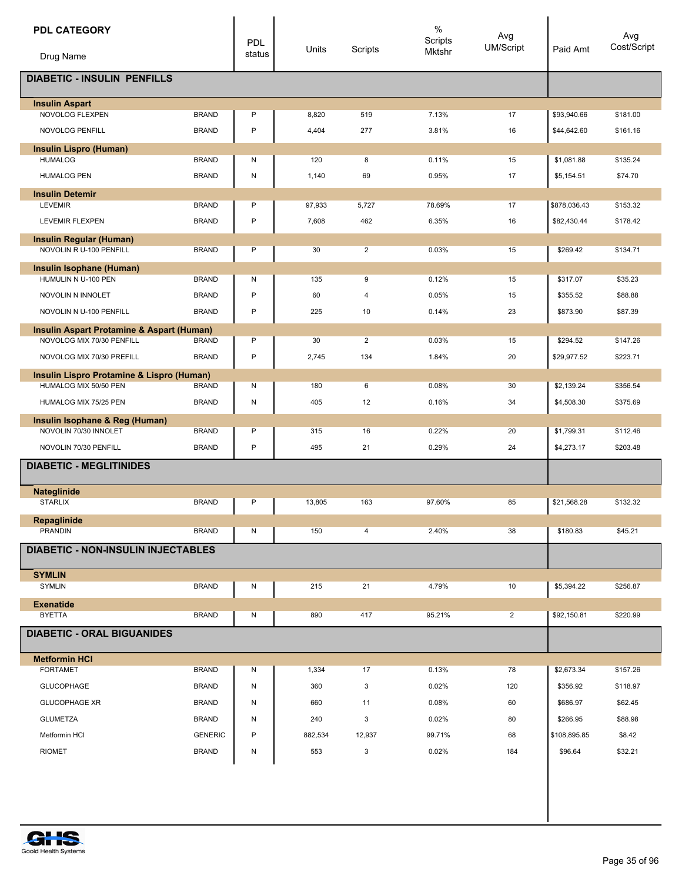| PDL CATEGORY / Drug Name | | PDL status | Units | Scripts | % Scripts Mktshr | Avg UM/Script | Paid Amt | Avg Cost/Script |
|---|---|---|---|---|---|---|---|---|
| **DIABETIC - INSULIN PENFILLS** | | | | | | | | |
| **Insulin Aspart** | | | | | | | | |
| NOVOLOG FLEXPEN | BRAND | P | 8,820 | 519 | 7.13% | 17 | $93,940.66 | $181.00 |
| NOVOLOG PENFILL | BRAND | P | 4,404 | 277 | 3.81% | 16 | $44,642.60 | $161.16 |
| **Insulin Lispro (Human)** | | | | | | | | |
| HUMALOG | BRAND | N | 120 | 8 | 0.11% | 15 | $1,081.88 | $135.24 |
| HUMALOG PEN | BRAND | N | 1,140 | 69 | 0.95% | 17 | $5,154.51 | $74.70 |
| **Insulin Detemir** | | | | | | | | |
| LEVEMIR | BRAND | P | 97,933 | 5,727 | 78.69% | 17 | $878,036.43 | $153.32 |
| LEVEMIR FLEXPEN | BRAND | P | 7,608 | 462 | 6.35% | 16 | $82,430.44 | $178.42 |
| **Insulin Regular (Human)** | | | | | | | | |
| NOVOLIN R U-100 PENFILL | BRAND | P | 30 | 2 | 0.03% | 15 | $269.42 | $134.71 |
| **Insulin Isophane (Human)** | | | | | | | | |
| HUMULIN N U-100 PEN | BRAND | N | 135 | 9 | 0.12% | 15 | $317.07 | $35.23 |
| NOVOLIN N INNOLET | BRAND | P | 60 | 4 | 0.05% | 15 | $355.52 | $88.88 |
| NOVOLIN N U-100 PENFILL | BRAND | P | 225 | 10 | 0.14% | 23 | $873.90 | $87.39 |
| **Insulin Aspart Protamine & Aspart (Human)** | | | | | | | | |
| NOVOLOG MIX 70/30 PENFILL | BRAND | P | 30 | 2 | 0.03% | 15 | $294.52 | $147.26 |
| NOVOLOG MIX 70/30 PREFILL | BRAND | P | 2,745 | 134 | 1.84% | 20 | $29,977.52 | $223.71 |
| **Insulin Lispro Protamine & Lispro (Human)** | | | | | | | | |
| HUMALOG MIX 50/50 PEN | BRAND | N | 180 | 6 | 0.08% | 30 | $2,139.24 | $356.54 |
| HUMALOG MIX 75/25 PEN | BRAND | N | 405 | 12 | 0.16% | 34 | $4,508.30 | $375.69 |
| **Insulin Isophane & Reg (Human)** | | | | | | | | |
| NOVOLIN 70/30 INNOLET | BRAND | P | 315 | 16 | 0.22% | 20 | $1,799.31 | $112.46 |
| NOVOLIN 70/30 PENFILL | BRAND | P | 495 | 21 | 0.29% | 24 | $4,273.17 | $203.48 |
| **DIABETIC - MEGLITINIDES** | | | | | | | | |
| **Nateglinide** | | | | | | | | |
| STARLIX | BRAND | P | 13,805 | 163 | 97.60% | 85 | $21,568.28 | $132.32 |
| **Repaglinide** | | | | | | | | |
| PRANDIN | BRAND | N | 150 | 4 | 2.40% | 38 | $180.83 | $45.21 |
| **DIABETIC - NON-INSULIN INJECTABLES** | | | | | | | | |
| **SYMLIN** | | | | | | | | |
| SYMLIN | BRAND | N | 215 | 21 | 4.79% | 10 | $5,394.22 | $256.87 |
| **Exenatide** | | | | | | | | |
| BYETTA | BRAND | N | 890 | 417 | 95.21% | 2 | $92,150.81 | $220.99 |
| **DIABETIC - ORAL BIGUANIDES** | | | | | | | | |
| **Metformin HCl** | | | | | | | | |
| FORTAMET | BRAND | N | 1,334 | 17 | 0.13% | 78 | $2,673.34 | $157.26 |
| GLUCOPHAGE | BRAND | N | 360 | 3 | 0.02% | 120 | $356.92 | $118.97 |
| GLUCOPHAGE XR | BRAND | N | 660 | 11 | 0.08% | 60 | $686.97 | $62.45 |
| GLUMETZA | BRAND | N | 240 | 3 | 0.02% | 80 | $266.95 | $88.98 |
| Metformin HCl | GENERIC | P | 882,534 | 12,937 | 99.71% | 68 | $108,895.85 | $8.42 |
| RIOMET | BRAND | N | 553 | 3 | 0.02% | 184 | $96.64 | $32.21 |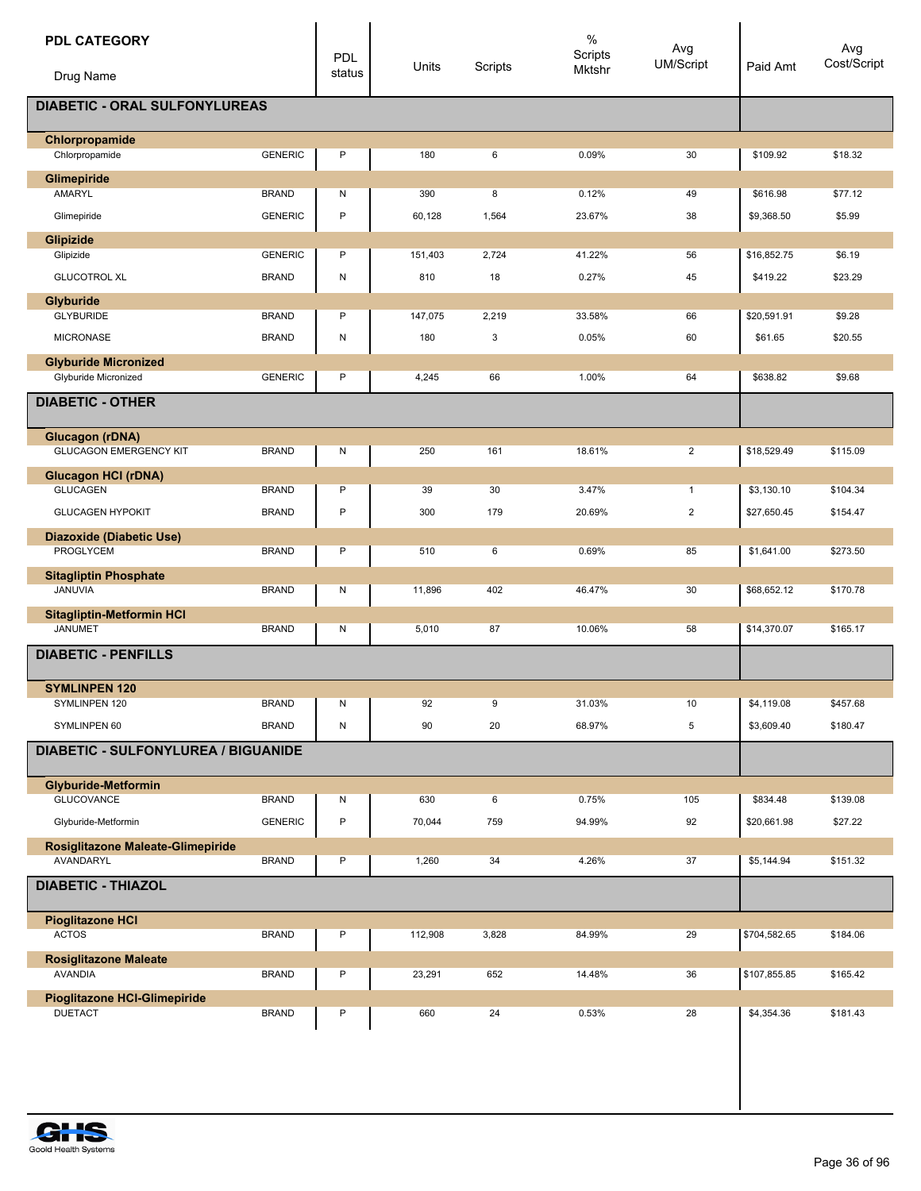| PDL CATEGORY / Drug Name | | PDL status | Units | Scripts | % Scripts Mktshr | Avg UM/Script | Paid Amt | Avg Cost/Script |
|---|---|---|---|---|---|---|---|---|
| **DIABETIC - ORAL SULFONYLUREAS** | | | | | | | | |
| **Chlorpropamide** | | | | | | | | |
| Chlorpropamide | GENERIC | P | 180 | 6 | 0.09% | 30 | $109.92 | $18.32 |
| **Glimepiride** | | | | | | | | |
| AMARYL | BRAND | N | 390 | 8 | 0.12% | 49 | $616.98 | $77.12 |
| Glimepiride | GENERIC | P | 60,128 | 1,564 | 23.67% | 38 | $9,368.50 | $5.99 |
| **Glipizide** | | | | | | | | |
| Glipizide | GENERIC | P | 151,403 | 2,724 | 41.22% | 56 | $16,852.75 | $6.19 |
| GLUCOTROL XL | BRAND | N | 810 | 18 | 0.27% | 45 | $419.22 | $23.29 |
| **Glyburide** | | | | | | | | |
| GLYBURIDE | BRAND | P | 147,075 | 2,219 | 33.58% | 66 | $20,591.91 | $9.28 |
| MICRONASE | BRAND | N | 180 | 3 | 0.05% | 60 | $61.65 | $20.55 |
| **Glyburide Micronized** | | | | | | | | |
| Glyburide Micronized | GENERIC | P | 4,245 | 66 | 1.00% | 64 | $638.82 | $9.68 |
| **DIABETIC - OTHER** | | | | | | | | |
| **Glucagon (rDNA)** | | | | | | | | |
| GLUCAGON EMERGENCY KIT | BRAND | N | 250 | 161 | 18.61% | 2 | $18,529.49 | $115.09 |
| **Glucagon HCl (rDNA)** | | | | | | | | |
| GLUCAGEN | BRAND | P | 39 | 30 | 3.47% | 1 | $3,130.10 | $104.34 |
| GLUCAGEN HYPOKIT | BRAND | P | 300 | 179 | 20.69% | 2 | $27,650.45 | $154.47 |
| **Diazoxide (Diabetic Use)** | | | | | | | | |
| PROGLYCEM | BRAND | P | 510 | 6 | 0.69% | 85 | $1,641.00 | $273.50 |
| **Sitagliptin Phosphate** | | | | | | | | |
| JANUVIA | BRAND | N | 11,896 | 402 | 46.47% | 30 | $68,652.12 | $170.78 |
| **Sitagliptin-Metformin HCl** | | | | | | | | |
| JANUMET | BRAND | N | 5,010 | 87 | 10.06% | 58 | $14,370.07 | $165.17 |
| **DIABETIC - PENFILLS** | | | | | | | | |
| **SYMLINPEN 120** | | | | | | | | |
| SYMLINPEN 120 | BRAND | N | 92 | 9 | 31.03% | 10 | $4,119.08 | $457.68 |
| SYMLINPEN 60 | BRAND | N | 90 | 20 | 68.97% | 5 | $3,609.40 | $180.47 |
| **DIABETIC - SULFONYLUREA / BIGUANIDE** | | | | | | | | |
| **Glyburide-Metformin** | | | | | | | | |
| GLUCOVANCE | BRAND | N | 630 | 6 | 0.75% | 105 | $834.48 | $139.08 |
| Glyburide-Metformin | GENERIC | P | 70,044 | 759 | 94.99% | 92 | $20,661.98 | $27.22 |
| **Rosiglitazone Maleate-Glimepiride** | | | | | | | | |
| AVANDARYL | BRAND | P | 1,260 | 34 | 4.26% | 37 | $5,144.94 | $151.32 |
| **DIABETIC - THIAZOL** | | | | | | | | |
| **Pioglitazone HCl** | | | | | | | | |
| ACTOS | BRAND | P | 112,908 | 3,828 | 84.99% | 29 | $704,582.65 | $184.06 |
| **Rosiglitazone Maleate** | | | | | | | | |
| AVANDIA | BRAND | P | 23,291 | 652 | 14.48% | 36 | $107,855.85 | $165.42 |
| **Pioglitazone HCl-Glimepiride** | | | | | | | | |
| DUETACT | BRAND | P | 660 | 24 | 0.53% | 28 | $4,354.36 | $181.43 |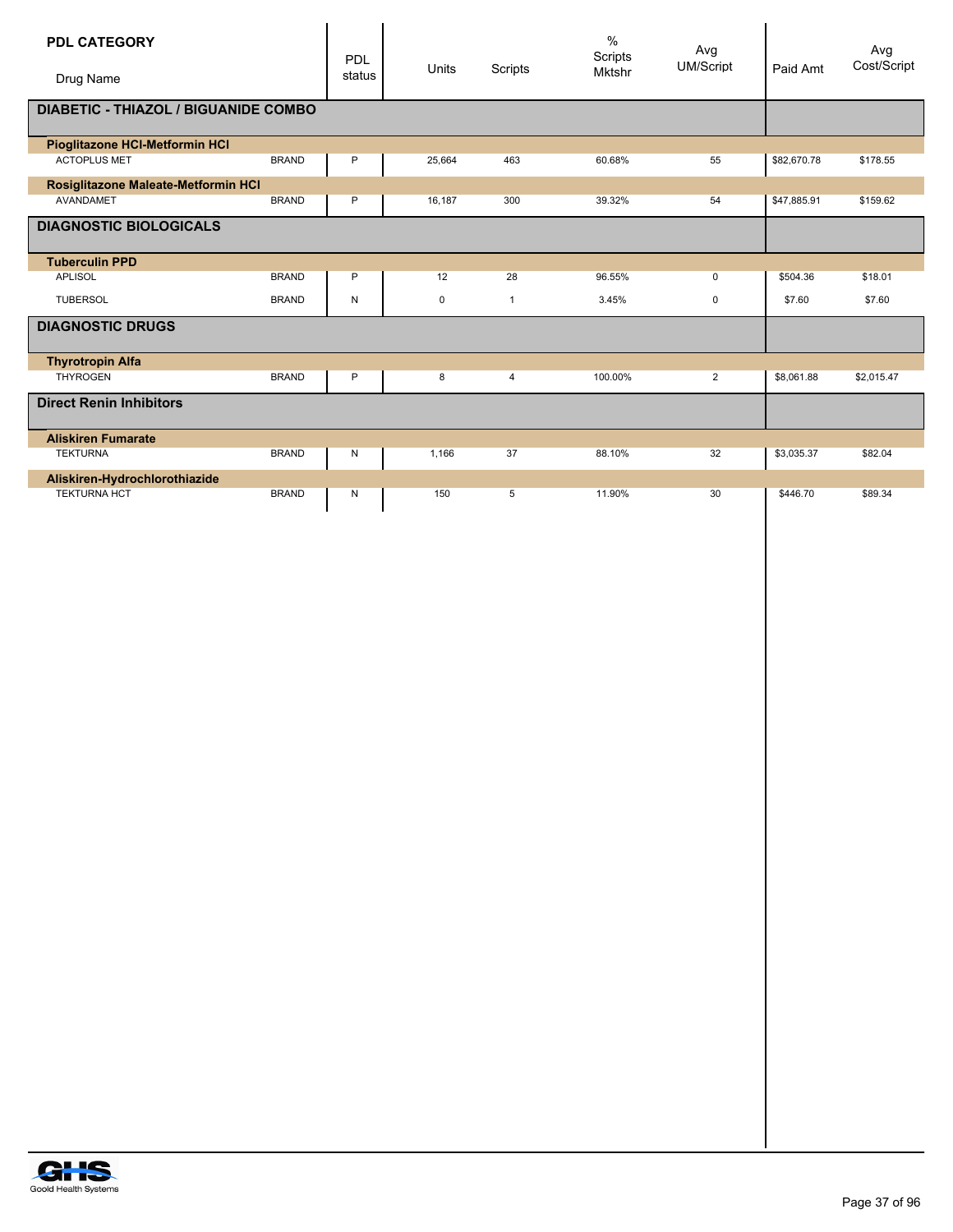| PDL CATEGORY<br>Drug Name | | PDL status | Units | Scripts | % Scripts Mktshr | Avg UM/Script | Paid Amt | Avg Cost/Script |
|---|---|---|---|---|---|---|---|---|
| **DIABETIC - THIAZOL / BIGUANIDE COMBO** | | | | | | | | |
| **Pioglitazone HCl-Metformin HCl** | | | | | | | | |
| ACTOPLUS MET | BRAND | P | 25,664 | 463 | 60.68% | 55 | $82,670.78 | $178.55 |
| **Rosiglitazone Maleate-Metformin HCl** | | | | | | | | |
| AVANDAMET | BRAND | P | 16,187 | 300 | 39.32% | 54 | $47,885.91 | $159.62 |
| **DIAGNOSTIC BIOLOGICALS** | | | | | | | | |
| **Tuberculin PPD** | | | | | | | | |
| APLISOL | BRAND | P | 12 | 28 | 96.55% | 0 | $504.36 | $18.01 |
| TUBERSOL | BRAND | N | 0 | 1 | 3.45% | 0 | $7.60 | $7.60 |
| **DIAGNOSTIC DRUGS** | | | | | | | | |
| **Thyrotropin Alfa** | | | | | | | | |
| THYROGEN | BRAND | P | 8 | 4 | 100.00% | 2 | $8,061.88 | $2,015.47 |
| **Direct Renin Inhibitors** | | | | | | | | |
| **Aliskiren Fumarate** | | | | | | | | |
| TEKTURNA | BRAND | N | 1,166 | 37 | 88.10% | 32 | $3,035.37 | $82.04 |
| **Aliskiren-Hydrochlorothiazide** | | | | | | | | |
| TEKTURNA HCT | BRAND | N | 150 | 5 | 11.90% | 30 | $446.70 | $89.34 |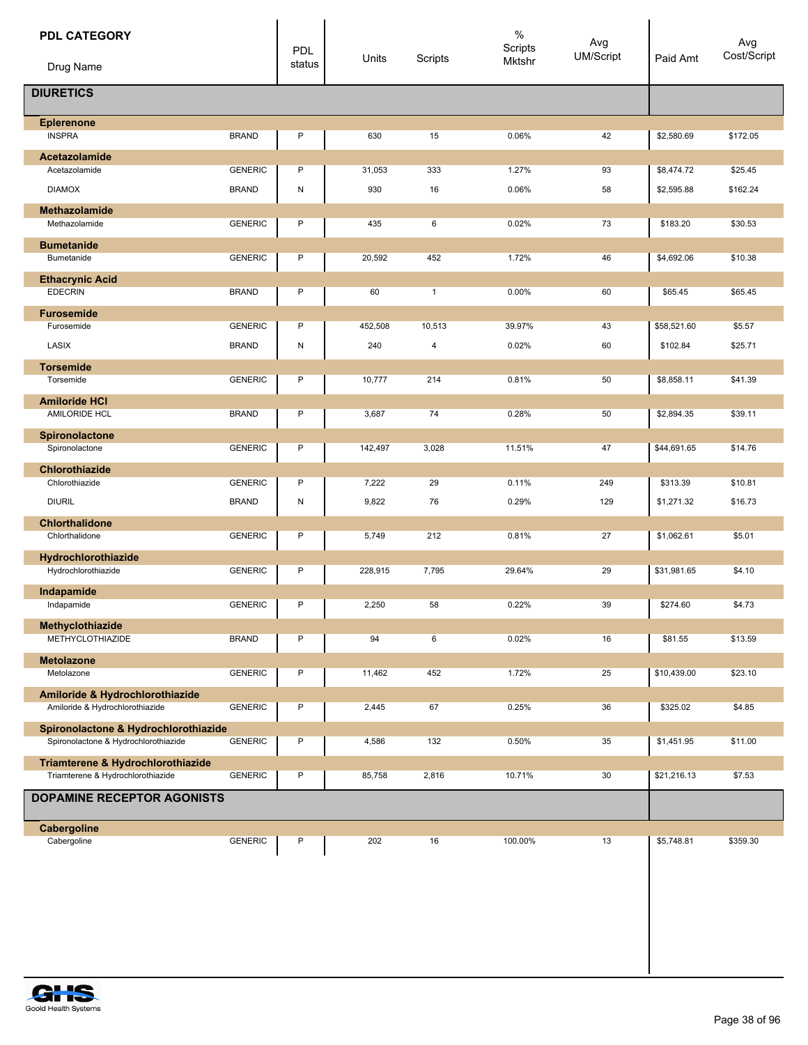| PDL CATEGORY / Drug Name | | PDL status | Units | Scripts | % Scripts Mktshr | Avg UM/Script | Paid Amt | Avg Cost/Script |
|---|---|---|---|---|---|---|---|---|
| **DIURETICS** | | | | | | | | |
| **Eplerenone** | | | | | | | | |
| INSPRA | BRAND | P | 630 | 15 | 0.06% | 42 | $2,580.69 | $172.05 |
| **Acetazolamide** | | | | | | | | |
| Acetazolamide | GENERIC | P | 31,053 | 333 | 1.27% | 93 | $8,474.72 | $25.45 |
| DIAMOX | BRAND | N | 930 | 16 | 0.06% | 58 | $2,595.88 | $162.24 |
| **Methazolamide** | | | | | | | | |
| Methazolamide | GENERIC | P | 435 | 6 | 0.02% | 73 | $183.20 | $30.53 |
| **Bumetanide** | | | | | | | | |
| Bumetanide | GENERIC | P | 20,592 | 452 | 1.72% | 46 | $4,692.06 | $10.38 |
| **Ethacrynic Acid** | | | | | | | | |
| EDECRIN | BRAND | P | 60 | 1 | 0.00% | 60 | $65.45 | $65.45 |
| **Furosemide** | | | | | | | | |
| Furosemide | GENERIC | P | 452,508 | 10,513 | 39.97% | 43 | $58,521.60 | $5.57 |
| LASIX | BRAND | N | 240 | 4 | 0.02% | 60 | $102.84 | $25.71 |
| **Torsemide** | | | | | | | | |
| Torsemide | GENERIC | P | 10,777 | 214 | 0.81% | 50 | $8,858.11 | $41.39 |
| **Amiloride HCl** | | | | | | | | |
| AMILORIDE HCL | BRAND | P | 3,687 | 74 | 0.28% | 50 | $2,894.35 | $39.11 |
| **Spironolactone** | | | | | | | | |
| Spironolactone | GENERIC | P | 142,497 | 3,028 | 11.51% | 47 | $44,691.65 | $14.76 |
| **Chlorothiazide** | | | | | | | | |
| Chlorothiazide | GENERIC | P | 7,222 | 29 | 0.11% | 249 | $313.39 | $10.81 |
| DIURIL | BRAND | N | 9,822 | 76 | 0.29% | 129 | $1,271.32 | $16.73 |
| **Chlorthalidone** | | | | | | | | |
| Chlorthalidone | GENERIC | P | 5,749 | 212 | 0.81% | 27 | $1,062.61 | $5.01 |
| **Hydrochlorothiazide** | | | | | | | | |
| Hydrochlorothiazide | GENERIC | P | 228,915 | 7,795 | 29.64% | 29 | $31,981.65 | $4.10 |
| **Indapamide** | | | | | | | | |
| Indapamide | GENERIC | P | 2,250 | 58 | 0.22% | 39 | $274.60 | $4.73 |
| **Methyclothiazide** | | | | | | | | |
| METHYCLOTHIAZIDE | BRAND | P | 94 | 6 | 0.02% | 16 | $81.55 | $13.59 |
| **Metolazone** | | | | | | | | |
| Metolazone | GENERIC | P | 11,462 | 452 | 1.72% | 25 | $10,439.00 | $23.10 |
| **Amiloride & Hydrochlorothiazide** | | | | | | | | |
| Amiloride & Hydrochlorothiazide | GENERIC | P | 2,445 | 67 | 0.25% | 36 | $325.02 | $4.85 |
| **Spironolactone & Hydrochlorothiazide** | | | | | | | | |
| Spironolactone & Hydrochlorothiazide | GENERIC | P | 4,586 | 132 | 0.50% | 35 | $1,451.95 | $11.00 |
| **Triamterene & Hydrochlorothiazide** | | | | | | | | |
| Triamterene & Hydrochlorothiazide | GENERIC | P | 85,758 | 2,816 | 10.71% | 30 | $21,216.13 | $7.53 |
| **DOPAMINE RECEPTOR AGONISTS** | | | | | | | | |
| **Cabergoline** | | | | | | | | |
| Cabergoline | GENERIC | P | 202 | 16 | 100.00% | 13 | $5,748.81 | $359.30 |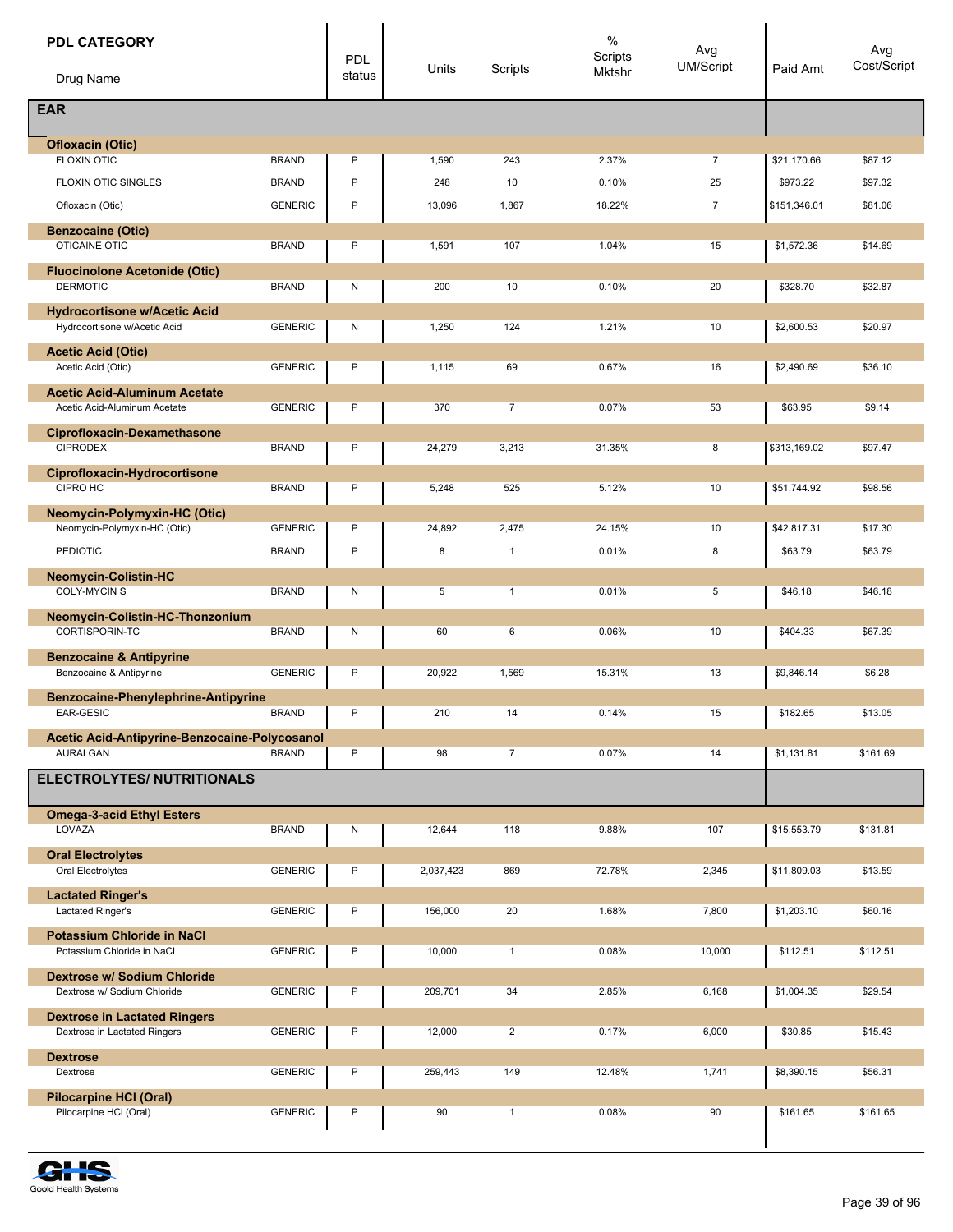| PDL CATEGORY / Drug Name | | PDL status | Units | Scripts | % Scripts Mktshr | Avg UM/Script | Paid Amt | Avg Cost/Script |
|---|---|---|---|---|---|---|---|---|
| **EAR** | | | | | | | | |
| **Ofloxacin (Otic)** | | | | | | | | |
| FLOXIN OTIC | BRAND | P | 1,590 | 243 | 2.37% | 7 | $21,170.66 | $87.12 |
| FLOXIN OTIC SINGLES | BRAND | P | 248 | 10 | 0.10% | 25 | $973.22 | $97.32 |
| Ofloxacin (Otic) | GENERIC | P | 13,096 | 1,867 | 18.22% | 7 | $151,346.01 | $81.06 |
| **Benzocaine (Otic)** | | | | | | | | |
| OTICAINE OTIC | BRAND | P | 1,591 | 107 | 1.04% | 15 | $1,572.36 | $14.69 |
| **Fluocinolone Acetonide (Otic)** | | | | | | | | |
| DERMOTIC | BRAND | N | 200 | 10 | 0.10% | 20 | $328.70 | $32.87 |
| **Hydrocortisone w/Acetic Acid** | | | | | | | | |
| Hydrocortisone w/Acetic Acid | GENERIC | N | 1,250 | 124 | 1.21% | 10 | $2,600.53 | $20.97 |
| **Acetic Acid (Otic)** | | | | | | | | |
| Acetic Acid (Otic) | GENERIC | P | 1,115 | 69 | 0.67% | 16 | $2,490.69 | $36.10 |
| **Acetic Acid-Aluminum Acetate** | | | | | | | | |
| Acetic Acid-Aluminum Acetate | GENERIC | P | 370 | 7 | 0.07% | 53 | $63.95 | $9.14 |
| **Ciprofloxacin-Dexamethasone** | | | | | | | | |
| CIPRODEX | BRAND | P | 24,279 | 3,213 | 31.35% | 8 | $313,169.02 | $97.47 |
| **Ciprofloxacin-Hydrocortisone** | | | | | | | | |
| CIPRO HC | BRAND | P | 5,248 | 525 | 5.12% | 10 | $51,744.92 | $98.56 |
| **Neomycin-Polymyxin-HC (Otic)** | | | | | | | | |
| Neomycin-Polymyxin-HC (Otic) | GENERIC | P | 24,892 | 2,475 | 24.15% | 10 | $42,817.31 | $17.30 |
| PEDIOTIC | BRAND | P | 8 | 1 | 0.01% | 8 | $63.79 | $63.79 |
| **Neomycin-Colistin-HC** | | | | | | | | |
| COLY-MYCIN S | BRAND | N | 5 | 1 | 0.01% | 5 | $46.18 | $46.18 |
| **Neomycin-Colistin-HC-Thonzonium** | | | | | | | | |
| CORTISPORIN-TC | BRAND | N | 60 | 6 | 0.06% | 10 | $404.33 | $67.39 |
| **Benzocaine & Antipyrine** | | | | | | | | |
| Benzocaine & Antipyrine | GENERIC | P | 20,922 | 1,569 | 15.31% | 13 | $9,846.14 | $6.28 |
| **Benzocaine-Phenylephrine-Antipyrine** | | | | | | | | |
| EAR-GESIC | BRAND | P | 210 | 14 | 0.14% | 15 | $182.65 | $13.05 |
| **Acetic Acid-Antipyrine-Benzocaine-Polycosanol** | | | | | | | | |
| AURALGAN | BRAND | P | 98 | 7 | 0.07% | 14 | $1,131.81 | $161.69 |
| **ELECTROLYTES/ NUTRITIONALS** | | | | | | | | |
| **Omega-3-acid Ethyl Esters** | | | | | | | | |
| LOVAZA | BRAND | N | 12,644 | 118 | 9.88% | 107 | $15,553.79 | $131.81 |
| **Oral Electrolytes** | | | | | | | | |
| Oral Electrolytes | GENERIC | P | 2,037,423 | 869 | 72.78% | 2,345 | $11,809.03 | $13.59 |
| **Lactated Ringer's** | | | | | | | | |
| Lactated Ringer's | GENERIC | P | 156,000 | 20 | 1.68% | 7,800 | $1,203.10 | $60.16 |
| **Potassium Chloride in NaCl** | | | | | | | | |
| Potassium Chloride in NaCl | GENERIC | P | 10,000 | 1 | 0.08% | 10,000 | $112.51 | $112.51 |
| **Dextrose w/ Sodium Chloride** | | | | | | | | |
| Dextrose w/ Sodium Chloride | GENERIC | P | 209,701 | 34 | 2.85% | 6,168 | $1,004.35 | $29.54 |
| **Dextrose in Lactated Ringers** | | | | | | | | |
| Dextrose in Lactated Ringers | GENERIC | P | 12,000 | 2 | 0.17% | 6,000 | $30.85 | $15.43 |
| **Dextrose** | | | | | | | | |
| Dextrose | GENERIC | P | 259,443 | 149 | 12.48% | 1,741 | $8,390.15 | $56.31 |
| **Pilocarpine HCl (Oral)** | | | | | | | | |
| Pilocarpine HCl (Oral) | GENERIC | P | 90 | 1 | 0.08% | 90 | $161.65 | $161.65 |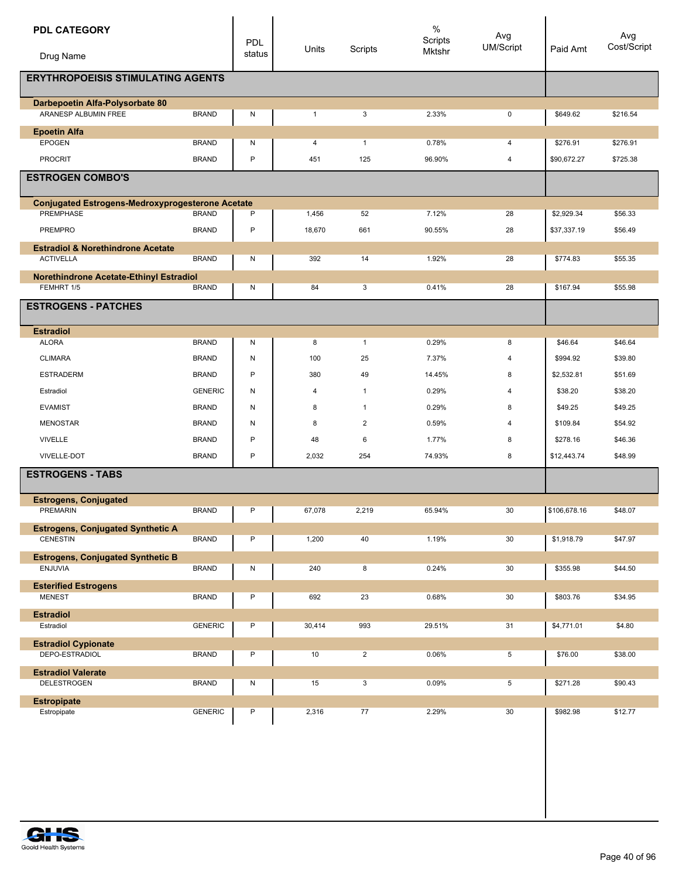| PDL CATEGORY / Drug Name | | PDL status | Units | Scripts | % Scripts Mktshr | Avg UM/Script | Paid Amt | Avg Cost/Script |
|---|---|---|---|---|---|---|---|---|
| **ERYTHROPOEISIS STIMULATING AGENTS** | | | | | | | | |
| **Darbepoetin Alfa-Polysorbate 80** | | | | | | | | |
| ARANESP ALBUMIN FREE | BRAND | N | 1 | 3 | 2.33% | 0 | $649.62 | $216.54 |
| **Epoetin Alfa** | | | | | | | | |
| EPOGEN | BRAND | N | 4 | 1 | 0.78% | 4 | $276.91 | $276.91 |
| PROCRIT | BRAND | P | 451 | 125 | 96.90% | 4 | $90,672.27 | $725.38 |
| **ESTROGEN COMBO'S** | | | | | | | | |
| **Conjugated Estrogens-Medroxyprogesterone Acetate** | | | | | | | | |
| PREMPHASE | BRAND | P | 1,456 | 52 | 7.12% | 28 | $2,929.34 | $56.33 |
| PREMPRO | BRAND | P | 18,670 | 661 | 90.55% | 28 | $37,337.19 | $56.49 |
| **Estradiol & Norethindrone Acetate** | | | | | | | | |
| ACTIVELLA | BRAND | N | 392 | 14 | 1.92% | 28 | $774.83 | $55.35 |
| **Norethindrone Acetate-Ethinyl Estradiol** | | | | | | | | |
| FEMHRT 1/5 | BRAND | N | 84 | 3 | 0.41% | 28 | $167.94 | $55.98 |
| **ESTROGENS - PATCHES** | | | | | | | | |
| **Estradiol** | | | | | | | | |
| ALORA | BRAND | N | 8 | 1 | 0.29% | 8 | $46.64 | $46.64 |
| CLIMARA | BRAND | N | 100 | 25 | 7.37% | 4 | $994.92 | $39.80 |
| ESTRADERM | BRAND | P | 380 | 49 | 14.45% | 8 | $2,532.81 | $51.69 |
| Estradiol | GENERIC | N | 4 | 1 | 0.29% | 4 | $38.20 | $38.20 |
| EVAMIST | BRAND | N | 8 | 1 | 0.29% | 8 | $49.25 | $49.25 |
| MENOSTAR | BRAND | N | 8 | 2 | 0.59% | 4 | $109.84 | $54.92 |
| VIVELLE | BRAND | P | 48 | 6 | 1.77% | 8 | $278.16 | $46.36 |
| VIVELLE-DOT | BRAND | P | 2,032 | 254 | 74.93% | 8 | $12,443.74 | $48.99 |
| **ESTROGENS - TABS** | | | | | | | | |
| **Estrogens, Conjugated** | | | | | | | | |
| PREMARIN | BRAND | P | 67,078 | 2,219 | 65.94% | 30 | $106,678.16 | $48.07 |
| **Estrogens, Conjugated Synthetic A** | | | | | | | | |
| CENESTIN | BRAND | P | 1,200 | 40 | 1.19% | 30 | $1,918.79 | $47.97 |
| **Estrogens, Conjugated Synthetic B** | | | | | | | | |
| ENJUVIA | BRAND | N | 240 | 8 | 0.24% | 30 | $355.98 | $44.50 |
| **Esterified Estrogens** | | | | | | | | |
| MENEST | BRAND | P | 692 | 23 | 0.68% | 30 | $803.76 | $34.95 |
| **Estradiol** | | | | | | | | |
| Estradiol | GENERIC | P | 30,414 | 993 | 29.51% | 31 | $4,771.01 | $4.80 |
| **Estradiol Cypionate** | | | | | | | | |
| DEPO-ESTRADIOL | BRAND | P | 10 | 2 | 0.06% | 5 | $76.00 | $38.00 |
| **Estradiol Valerate** | | | | | | | | |
| DELESTROGEN | BRAND | N | 15 | 3 | 0.09% | 5 | $271.28 | $90.43 |
| **Estropipate** | | | | | | | | |
| Estropipate | GENERIC | P | 2,316 | 77 | 2.29% | 30 | $982.98 | $12.77 |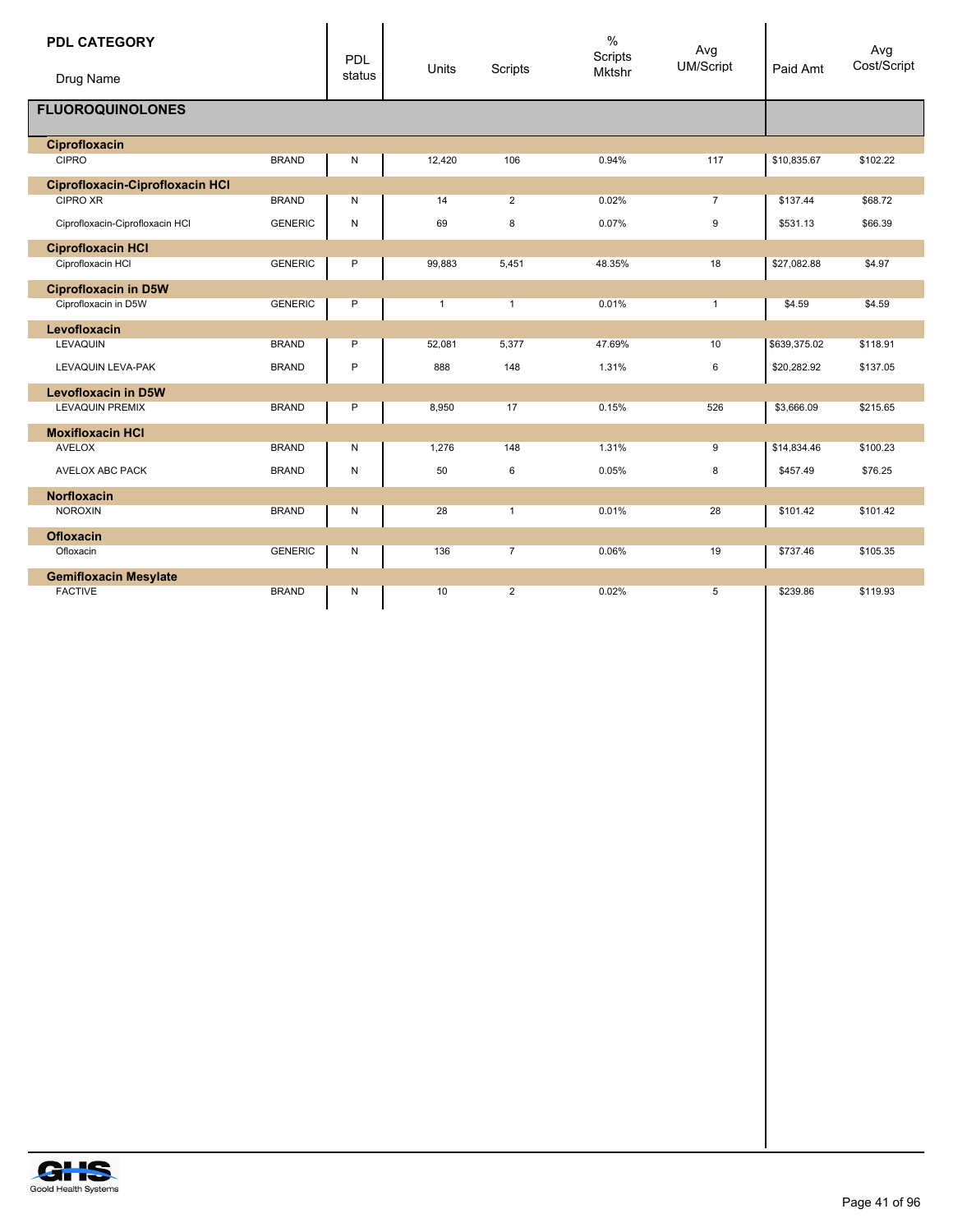| PDL CATEGORY<br>Drug Name | | PDL status | Units | Scripts | % Scripts Mktshr | Avg UM/Script | Paid Amt | Avg Cost/Script |
|---|---|---|---|---|---|---|---|---|
| **FLUOROQUINOLONES** | | | | | | | | |
| **Ciprofloxacin** | | | | | | | | |
| CIPRO | BRAND | N | 12,420 | 106 | 0.94% | 117 | $10,835.67 | $102.22 |
| **Ciprofloxacin-Ciprofloxacin HCl** | | | | | | | | |
| CIPRO XR | BRAND | N | 14 | 2 | 0.02% | 7 | $137.44 | $68.72 |
| Ciprofloxacin-Ciprofloxacin HCl | GENERIC | N | 69 | 8 | 0.07% | 9 | $531.13 | $66.39 |
| **Ciprofloxacin HCl** | | | | | | | | |
| Ciprofloxacin HCl | GENERIC | P | 99,883 | 5,451 | 48.35% | 18 | $27,082.88 | $4.97 |
| **Ciprofloxacin in D5W** | | | | | | | | |
| Ciprofloxacin in D5W | GENERIC | P | 1 | 1 | 0.01% | 1 | $4.59 | $4.59 |
| **Levofloxacin** | | | | | | | | |
| LEVAQUIN | BRAND | P | 52,081 | 5,377 | 47.69% | 10 | $639,375.02 | $118.91 |
| LEVAQUIN LEVA-PAK | BRAND | P | 888 | 148 | 1.31% | 6 | $20,282.92 | $137.05 |
| **Levofloxacin in D5W** | | | | | | | | |
| LEVAQUIN PREMIX | BRAND | P | 8,950 | 17 | 0.15% | 526 | $3,666.09 | $215.65 |
| **Moxifloxacin HCl** | | | | | | | | |
| AVELOX | BRAND | N | 1,276 | 148 | 1.31% | 9 | $14,834.46 | $100.23 |
| AVELOX ABC PACK | BRAND | N | 50 | 6 | 0.05% | 8 | $457.49 | $76.25 |
| **Norfloxacin** | | | | | | | | |
| NOROXIN | BRAND | N | 28 | 1 | 0.01% | 28 | $101.42 | $101.42 |
| **Ofloxacin** | | | | | | | | |
| Ofloxacin | GENERIC | N | 136 | 7 | 0.06% | 19 | $737.46 | $105.35 |
| **Gemifloxacin Mesylate** | | | | | | | | |
| FACTIVE | BRAND | N | 10 | 2 | 0.02% | 5 | $239.86 | $119.93 |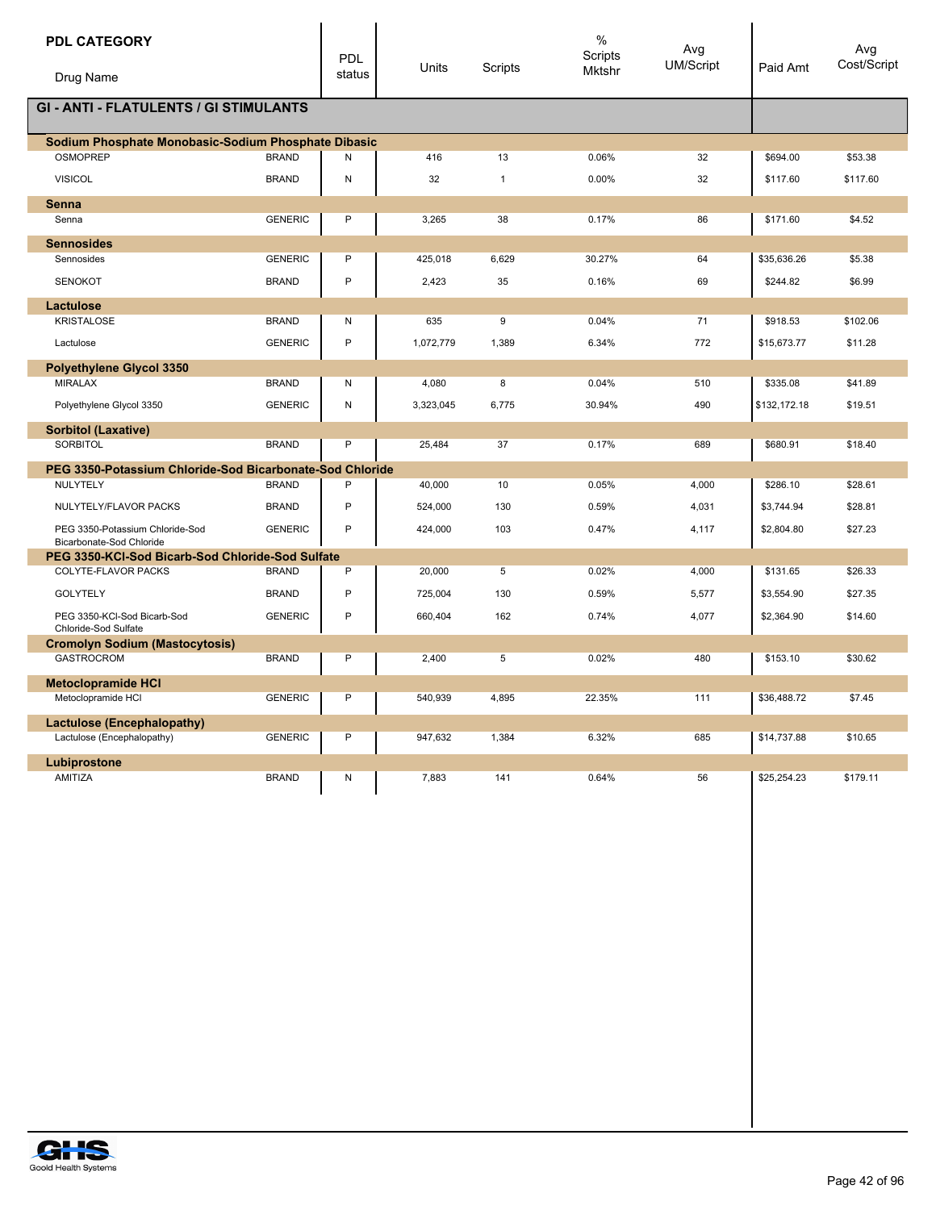| PDL CATEGORY<br>Drug Name | | PDL status | Units | Scripts | % Scripts Mktshr | Avg UM/Script | Paid Amt | Avg Cost/Script |
|---|---|---|---|---|---|---|---|---|
| **GI - ANTI - FLATULENTS / GI STIMULANTS** | | | | | | | | |
| **Sodium Phosphate Monobasic-Sodium Phosphate Dibasic** | | | | | | | | |
| OSMOPREP | BRAND | N | 416 | 13 | 0.06% | 32 | $694.00 | $53.38 |
| VISICOL | BRAND | N | 32 | 1 | 0.00% | 32 | $117.60 | $117.60 |
| **Senna** | | | | | | | | |
| Senna | GENERIC | P | 3,265 | 38 | 0.17% | 86 | $171.60 | $4.52 |
| **Sennosides** | | | | | | | | |
| Sennosides | GENERIC | P | 425,018 | 6,629 | 30.27% | 64 | $35,636.26 | $5.38 |
| SENOKOT | BRAND | P | 2,423 | 35 | 0.16% | 69 | $244.82 | $6.99 |
| **Lactulose** | | | | | | | | |
| KRISTALOSE | BRAND | N | 635 | 9 | 0.04% | 71 | $918.53 | $102.06 |
| Lactulose | GENERIC | P | 1,072,779 | 1,389 | 6.34% | 772 | $15,673.77 | $11.28 |
| **Polyethylene Glycol 3350** | | | | | | | | |
| MIRALAX | BRAND | N | 4,080 | 8 | 0.04% | 510 | $335.08 | $41.89 |
| Polyethylene Glycol 3350 | GENERIC | N | 3,323,045 | 6,775 | 30.94% | 490 | $132,172.18 | $19.51 |
| **Sorbitol (Laxative)** | | | | | | | | |
| SORBITOL | BRAND | P | 25,484 | 37 | 0.17% | 689 | $680.91 | $18.40 |
| **PEG 3350-Potassium Chloride-Sod Bicarbonate-Sod Chloride** | | | | | | | | |
| NULYTELY | BRAND | P | 40,000 | 10 | 0.05% | 4,000 | $286.10 | $28.61 |
| NULYTELY/FLAVOR PACKS | BRAND | P | 524,000 | 130 | 0.59% | 4,031 | $3,744.94 | $28.81 |
| PEG 3350-Potassium Chloride-Sod Bicarbonate-Sod Chloride | GENERIC | P | 424,000 | 103 | 0.47% | 4,117 | $2,804.80 | $27.23 |
| **PEG 3350-KCl-Sod Bicarb-Sod Chloride-Sod Sulfate** | | | | | | | | |
| COLYTE-FLAVOR PACKS | BRAND | P | 20,000 | 5 | 0.02% | 4,000 | $131.65 | $26.33 |
| GOLYTELY | BRAND | P | 725,004 | 130 | 0.59% | 5,577 | $3,554.90 | $27.35 |
| PEG 3350-KCl-Sod Bicarb-Sod Chloride-Sod Sulfate | GENERIC | P | 660,404 | 162 | 0.74% | 4,077 | $2,364.90 | $14.60 |
| **Cromolyn Sodium (Mastocytosis)** | | | | | | | | |
| GASTROCROM | BRAND | P | 2,400 | 5 | 0.02% | 480 | $153.10 | $30.62 |
| **Metoclopramide HCl** | | | | | | | | |
| Metoclopramide HCl | GENERIC | P | 540,939 | 4,895 | 22.35% | 111 | $36,488.72 | $7.45 |
| **Lactulose (Encephalopathy)** | | | | | | | | |
| Lactulose (Encephalopathy) | GENERIC | P | 947,632 | 1,384 | 6.32% | 685 | $14,737.88 | $10.65 |
| **Lubiprostone** | | | | | | | | |
| AMITIZA | BRAND | N | 7,883 | 141 | 0.64% | 56 | $25,254.23 | $179.11 |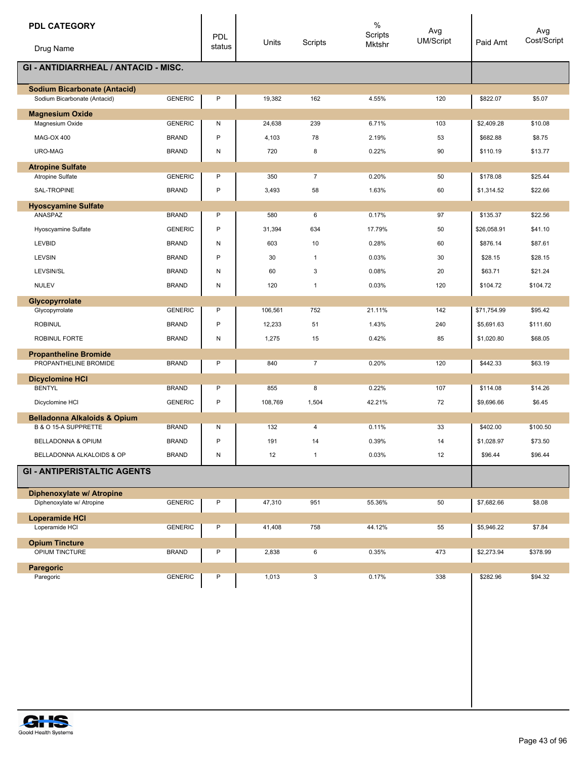| PDL CATEGORY / Drug Name | | PDL status | Units | Scripts | % Scripts Mktshr | Avg UM/Script | Paid Amt | Avg Cost/Script |
|---|---|---|---|---|---|---|---|---|
| **GI - ANTIDIARRHEAL / ANTACID - MISC.** | | | | | | | | |
| **Sodium Bicarbonate (Antacid)** | | | | | | | | |
| Sodium Bicarbonate (Antacid) | GENERIC | P | 19,382 | 162 | 4.55% | 120 | $822.07 | $5.07 |
| **Magnesium Oxide** | | | | | | | | |
| Magnesium Oxide | GENERIC | N | 24,638 | 239 | 6.71% | 103 | $2,409.28 | $10.08 |
| MAG-OX 400 | BRAND | P | 4,103 | 78 | 2.19% | 53 | $682.88 | $8.75 |
| URO-MAG | BRAND | N | 720 | 8 | 0.22% | 90 | $110.19 | $13.77 |
| **Atropine Sulfate** | | | | | | | | |
| Atropine Sulfate | GENERIC | P | 350 | 7 | 0.20% | 50 | $178.08 | $25.44 |
| SAL-TROPINE | BRAND | P | 3,493 | 58 | 1.63% | 60 | $1,314.52 | $22.66 |
| **Hyoscyamine Sulfate** | | | | | | | | |
| ANASPAZ | BRAND | P | 580 | 6 | 0.17% | 97 | $135.37 | $22.56 |
| Hyoscyamine Sulfate | GENERIC | P | 31,394 | 634 | 17.79% | 50 | $26,058.91 | $41.10 |
| LEVBID | BRAND | N | 603 | 10 | 0.28% | 60 | $876.14 | $87.61 |
| LEVSIN | BRAND | P | 30 | 1 | 0.03% | 30 | $28.15 | $28.15 |
| LEVSIN/SL | BRAND | N | 60 | 3 | 0.08% | 20 | $63.71 | $21.24 |
| NULEV | BRAND | N | 120 | 1 | 0.03% | 120 | $104.72 | $104.72 |
| **Glycopyrrolate** | | | | | | | | |
| Glycopyrrolate | GENERIC | P | 106,561 | 752 | 21.11% | 142 | $71,754.99 | $95.42 |
| ROBINUL | BRAND | P | 12,233 | 51 | 1.43% | 240 | $5,691.63 | $111.60 |
| ROBINUL FORTE | BRAND | N | 1,275 | 15 | 0.42% | 85 | $1,020.80 | $68.05 |
| **Propantheline Bromide** | | | | | | | | |
| PROPANTHELINE BROMIDE | BRAND | P | 840 | 7 | 0.20% | 120 | $442.33 | $63.19 |
| **Dicyclomine HCl** | | | | | | | | |
| BENTYL | BRAND | P | 855 | 8 | 0.22% | 107 | $114.08 | $14.26 |
| Dicyclomine HCl | GENERIC | P | 108,769 | 1,504 | 42.21% | 72 | $9,696.66 | $6.45 |
| **Belladonna Alkaloids & Opium** | | | | | | | | |
| B & O 15-A SUPPRETTE | BRAND | N | 132 | 4 | 0.11% | 33 | $402.00 | $100.50 |
| BELLADONNA & OPIUM | BRAND | P | 191 | 14 | 0.39% | 14 | $1,028.97 | $73.50 |
| BELLADONNA ALKALOIDS & OP | BRAND | N | 12 | 1 | 0.03% | 12 | $96.44 | $96.44 |
| **GI - ANTIPERISTALTIC AGENTS** | | | | | | | | |
| **Diphenoxylate w/ Atropine** | | | | | | | | |
| Diphenoxylate w/ Atropine | GENERIC | P | 47,310 | 951 | 55.36% | 50 | $7,682.66 | $8.08 |
| **Loperamide HCl** | | | | | | | | |
| Loperamide HCl | GENERIC | P | 41,408 | 758 | 44.12% | 55 | $5,946.22 | $7.84 |
| **Opium Tincture** | | | | | | | | |
| OPIUM TINCTURE | BRAND | P | 2,838 | 6 | 0.35% | 473 | $2,273.94 | $378.99 |
| **Paregoric** | | | | | | | | |
| Paregoric | GENERIC | P | 1,013 | 3 | 0.17% | 338 | $282.96 | $94.32 |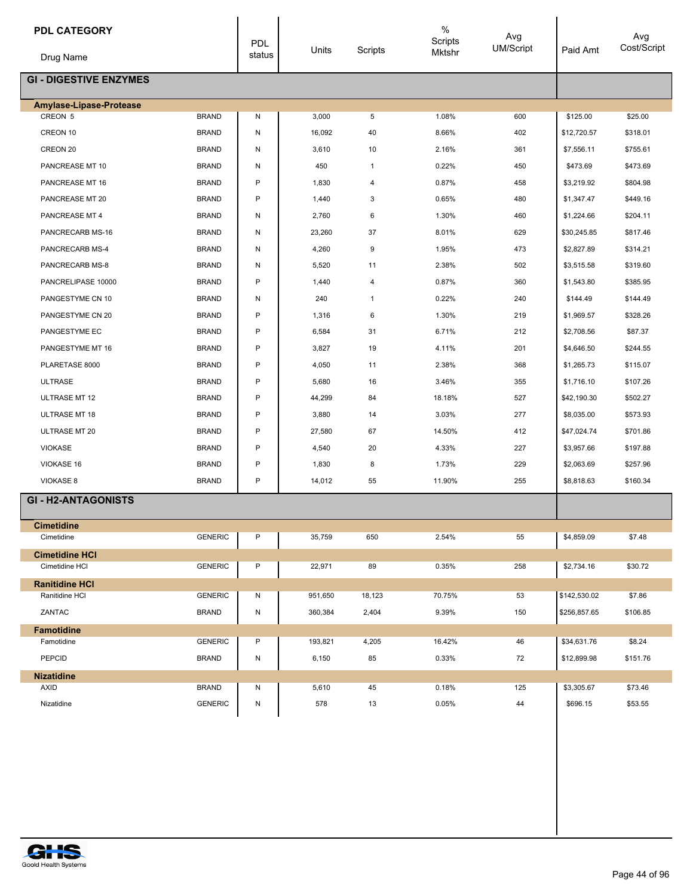| PDL CATEGORY / Drug Name | | PDL status | Units | Scripts | % Scripts Mktshr | Avg UM/Script | Paid Amt | Avg Cost/Script |
|---|---|---|---|---|---|---|---|---|
| **GI - DIGESTIVE ENZYMES** | | | | | | | | |
| **Amylase-Lipase-Protease** | | | | | | | | |
| CREON 5 | BRAND | N | 3,000 | 5 | 1.08% | 600 | $125.00 | $25.00 |
| CREON 10 | BRAND | N | 16,092 | 40 | 8.66% | 402 | $12,720.57 | $318.01 |
| CREON 20 | BRAND | N | 3,610 | 10 | 2.16% | 361 | $7,556.11 | $755.61 |
| PANCREASE MT 10 | BRAND | N | 450 | 1 | 0.22% | 450 | $473.69 | $473.69 |
| PANCREASE MT 16 | BRAND | P | 1,830 | 4 | 0.87% | 458 | $3,219.92 | $804.98 |
| PANCREASE MT 20 | BRAND | P | 1,440 | 3 | 0.65% | 480 | $1,347.47 | $449.16 |
| PANCREASE MT 4 | BRAND | N | 2,760 | 6 | 1.30% | 460 | $1,224.66 | $204.11 |
| PANCRECARB MS-16 | BRAND | N | 23,260 | 37 | 8.01% | 629 | $30,245.85 | $817.46 |
| PANCRECARB MS-4 | BRAND | N | 4,260 | 9 | 1.95% | 473 | $2,827.89 | $314.21 |
| PANCRECARB MS-8 | BRAND | N | 5,520 | 11 | 2.38% | 502 | $3,515.58 | $319.60 |
| PANCRELIPASE 10000 | BRAND | P | 1,440 | 4 | 0.87% | 360 | $1,543.80 | $385.95 |
| PANGESTYME CN 10 | BRAND | N | 240 | 1 | 0.22% | 240 | $144.49 | $144.49 |
| PANGESTYME CN 20 | BRAND | P | 1,316 | 6 | 1.30% | 219 | $1,969.57 | $328.26 |
| PANGESTYME EC | BRAND | P | 6,584 | 31 | 6.71% | 212 | $2,708.56 | $87.37 |
| PANGESTYME MT 16 | BRAND | P | 3,827 | 19 | 4.11% | 201 | $4,646.50 | $244.55 |
| PLARETASE 8000 | BRAND | P | 4,050 | 11 | 2.38% | 368 | $1,265.73 | $115.07 |
| ULTRASE | BRAND | P | 5,680 | 16 | 3.46% | 355 | $1,716.10 | $107.26 |
| ULTRASE MT 12 | BRAND | P | 44,299 | 84 | 18.18% | 527 | $42,190.30 | $502.27 |
| ULTRASE MT 18 | BRAND | P | 3,880 | 14 | 3.03% | 277 | $8,035.00 | $573.93 |
| ULTRASE MT 20 | BRAND | P | 27,580 | 67 | 14.50% | 412 | $47,024.74 | $701.86 |
| VIOKASE | BRAND | P | 4,540 | 20 | 4.33% | 227 | $3,957.66 | $197.88 |
| VIOKASE 16 | BRAND | P | 1,830 | 8 | 1.73% | 229 | $2,063.69 | $257.96 |
| VIOKASE 8 | BRAND | P | 14,012 | 55 | 11.90% | 255 | $8,818.63 | $160.34 |
| **GI - H2-ANTAGONISTS** | | | | | | | | |
| **Cimetidine** | | | | | | | | |
| Cimetidine | GENERIC | P | 35,759 | 650 | 2.54% | 55 | $4,859.09 | $7.48 |
| **Cimetidine HCl** | | | | | | | | |
| Cimetidine HCl | GENERIC | P | 22,971 | 89 | 0.35% | 258 | $2,734.16 | $30.72 |
| **Ranitidine HCl** | | | | | | | | |
| Ranitidine HCl | GENERIC | N | 951,650 | 18,123 | 70.75% | 53 | $142,530.02 | $7.86 |
| ZANTAC | BRAND | N | 360,384 | 2,404 | 9.39% | 150 | $256,857.65 | $106.85 |
| **Famotidine** | | | | | | | | |
| Famotidine | GENERIC | P | 193,821 | 4,205 | 16.42% | 46 | $34,631.76 | $8.24 |
| PEPCID | BRAND | N | 6,150 | 85 | 0.33% | 72 | $12,899.98 | $151.76 |
| **Nizatidine** | | | | | | | | |
| AXID | BRAND | N | 5,610 | 45 | 0.18% | 125 | $3,305.67 | $73.46 |
| Nizatidine | GENERIC | N | 578 | 13 | 0.05% | 44 | $696.15 | $53.55 |

Goold Health Systems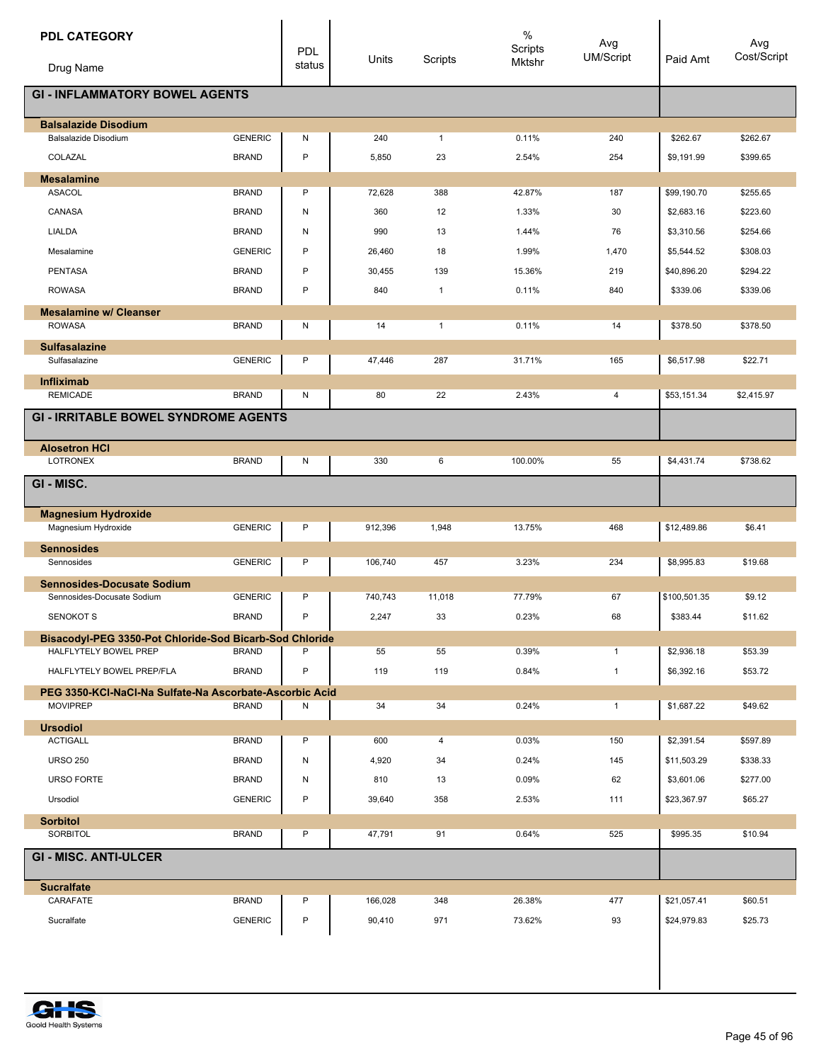| PDL CATEGORY<br>Drug Name | | PDL status | Units | Scripts | % Scripts Mktshr | Avg UM/Script | Paid Amt | Avg Cost/Script |
|---|---|---|---|---|---|---|---|---|
| **GI - INFLAMMATORY BOWEL AGENTS** | | | | | | | | |
| **Balsalazide Disodium** | | | | | | | | |
| Balsalazide Disodium | GENERIC | N | 240 | 1 | 0.11% | 240 | $262.67 | $262.67 |
| COLAZAL | BRAND | P | 5,850 | 23 | 2.54% | 254 | $9,191.99 | $399.65 |
| **Mesalamine** | | | | | | | | |
| ASACOL | BRAND | P | 72,628 | 388 | 42.87% | 187 | $99,190.70 | $255.65 |
| CANASA | BRAND | N | 360 | 12 | 1.33% | 30 | $2,683.16 | $223.60 |
| LIALDA | BRAND | N | 990 | 13 | 1.44% | 76 | $3,310.56 | $254.66 |
| Mesalamine | GENERIC | P | 26,460 | 18 | 1.99% | 1,470 | $5,544.52 | $308.03 |
| PENTASA | BRAND | P | 30,455 | 139 | 15.36% | 219 | $40,896.20 | $294.22 |
| ROWASA | BRAND | P | 840 | 1 | 0.11% | 840 | $339.06 | $339.06 |
| **Mesalamine w/ Cleanser** | | | | | | | | |
| ROWASA | BRAND | N | 14 | 1 | 0.11% | 14 | $378.50 | $378.50 |
| **Sulfasalazine** | | | | | | | | |
| Sulfasalazine | GENERIC | P | 47,446 | 287 | 31.71% | 165 | $6,517.98 | $22.71 |
| **Infliximab** | | | | | | | | |
| REMICADE | BRAND | N | 80 | 22 | 2.43% | 4 | $53,151.34 | $2,415.97 |
| **GI - IRRITABLE BOWEL SYNDROME AGENTS** | | | | | | | | |
| **Alosetron HCl** | | | | | | | | |
| LOTRONEX | BRAND | N | 330 | 6 | 100.00% | 55 | $4,431.74 | $738.62 |
| **GI - MISC.** | | | | | | | | |
| **Magnesium Hydroxide** | | | | | | | | |
| Magnesium Hydroxide | GENERIC | P | 912,396 | 1,948 | 13.75% | 468 | $12,489.86 | $6.41 |
| **Sennosides** | | | | | | | | |
| Sennosides | GENERIC | P | 106,740 | 457 | 3.23% | 234 | $8,995.83 | $19.68 |
| **Sennosides-Docusate Sodium** | | | | | | | | |
| Sennosides-Docusate Sodium | GENERIC | P | 740,743 | 11,018 | 77.79% | 67 | $100,501.35 | $9.12 |
| SENOKOT S | BRAND | P | 2,247 | 33 | 0.23% | 68 | $383.44 | $11.62 |
| **Bisacodyl-PEG 3350-Pot Chloride-Sod Bicarb-Sod Chloride** | | | | | | | | |
| HALFLYTELY BOWEL PREP | BRAND | P | 55 | 55 | 0.39% | 1 | $2,936.18 | $53.39 |
| HALFLYTELY BOWEL PREP/FLA | BRAND | P | 119 | 119 | 0.84% | 1 | $6,392.16 | $53.72 |
| **PEG 3350-KCl-NaCl-Na Sulfate-Na Ascorbate-Ascorbic Acid** | | | | | | | | |
| MOVIPREP | BRAND | N | 34 | 34 | 0.24% | 1 | $1,687.22 | $49.62 |
| **Ursodiol** | | | | | | | | |
| ACTIGALL | BRAND | P | 600 | 4 | 0.03% | 150 | $2,391.54 | $597.89 |
| URSO 250 | BRAND | N | 4,920 | 34 | 0.24% | 145 | $11,503.29 | $338.33 |
| URSO FORTE | BRAND | N | 810 | 13 | 0.09% | 62 | $3,601.06 | $277.00 |
| Ursodiol | GENERIC | P | 39,640 | 358 | 2.53% | 111 | $23,367.97 | $65.27 |
| **Sorbitol** | | | | | | | | |
| SORBITOL | BRAND | P | 47,791 | 91 | 0.64% | 525 | $995.35 | $10.94 |
| **GI - MISC. ANTI-ULCER** | | | | | | | | |
| **Sucralfate** | | | | | | | | |
| CARAFATE | BRAND | P | 166,028 | 348 | 26.38% | 477 | $21,057.41 | $60.51 |
| Sucralfate | GENERIC | P | 90,410 | 971 | 73.62% | 93 | $24,979.83 | $25.73 |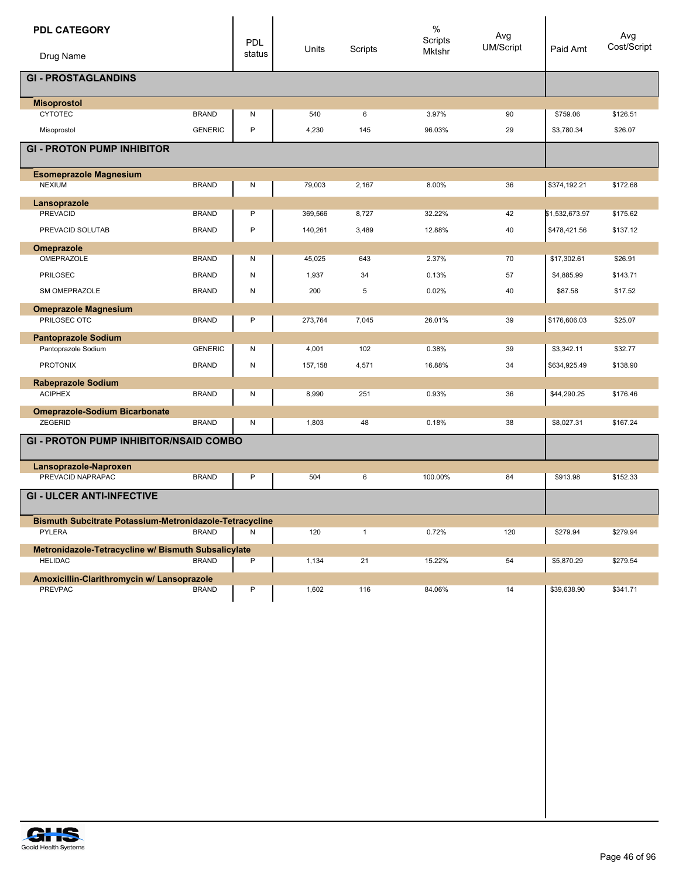| PDL CATEGORY / Drug Name | | PDL status | Units | Scripts | % Scripts Mktshr | Avg UM/Script | Paid Amt | Avg Cost/Script |
|---|---|---|---|---|---|---|---|---|
| **GI - PROSTAGLANDINS** | | | | | | | | |
| **Misoprostol** | | | | | | | | |
| CYTOTEC | BRAND | N | 540 | 6 | 3.97% | 90 | $759.06 | $126.51 |
| Misoprostol | GENERIC | P | 4,230 | 145 | 96.03% | 29 | $3,780.34 | $26.07 |
| **GI - PROTON PUMP INHIBITOR** | | | | | | | | |
| **Esomeprazole Magnesium** | | | | | | | | |
| NEXIUM | BRAND | N | 79,003 | 2,167 | 8.00% | 36 | $374,192.21 | $172.68 |
| **Lansoprazole** | | | | | | | | |
| PREVACID | BRAND | P | 369,566 | 8,727 | 32.22% | 42 | $1,532,673.97 | $175.62 |
| PREVACID SOLUTAB | BRAND | P | 140,261 | 3,489 | 12.88% | 40 | $478,421.56 | $137.12 |
| **Omeprazole** | | | | | | | | |
| OMEPRAZOLE | BRAND | N | 45,025 | 643 | 2.37% | 70 | $17,302.61 | $26.91 |
| PRILOSEC | BRAND | N | 1,937 | 34 | 0.13% | 57 | $4,885.99 | $143.71 |
| SM OMEPRAZOLE | BRAND | N | 200 | 5 | 0.02% | 40 | $87.58 | $17.52 |
| **Omeprazole Magnesium** | | | | | | | | |
| PRILOSEC OTC | BRAND | P | 273,764 | 7,045 | 26.01% | 39 | $176,606.03 | $25.07 |
| **Pantoprazole Sodium** | | | | | | | | |
| Pantoprazole Sodium | GENERIC | N | 4,001 | 102 | 0.38% | 39 | $3,342.11 | $32.77 |
| PROTONIX | BRAND | N | 157,158 | 4,571 | 16.88% | 34 | $634,925.49 | $138.90 |
| **Rabeprazole Sodium** | | | | | | | | |
| ACIPHEX | BRAND | N | 8,990 | 251 | 0.93% | 36 | $44,290.25 | $176.46 |
| **Omeprazole-Sodium Bicarbonate** | | | | | | | | |
| ZEGERID | BRAND | N | 1,803 | 48 | 0.18% | 38 | $8,027.31 | $167.24 |
| **GI - PROTON PUMP INHIBITOR/NSAID COMBO** | | | | | | | | |
| **Lansoprazole-Naproxen** | | | | | | | | |
| PREVACID NAPRAPAC | BRAND | P | 504 | 6 | 100.00% | 84 | $913.98 | $152.33 |
| **GI - ULCER ANTI-INFECTIVE** | | | | | | | | |
| **Bismuth Subcitrate Potassium-Metronidazole-Tetracycline** | | | | | | | | |
| PYLERA | BRAND | N | 120 | 1 | 0.72% | 120 | $279.94 | $279.94 |
| **Metronidazole-Tetracycline w/ Bismuth Subsalicylate** | | | | | | | | |
| HELIDAC | BRAND | P | 1,134 | 21 | 15.22% | 54 | $5,870.29 | $279.54 |
| **Amoxicillin-Clarithromycin w/ Lansoprazole** | | | | | | | | |
| PREVPAC | BRAND | P | 1,602 | 116 | 84.06% | 14 | $39,638.90 | $341.71 |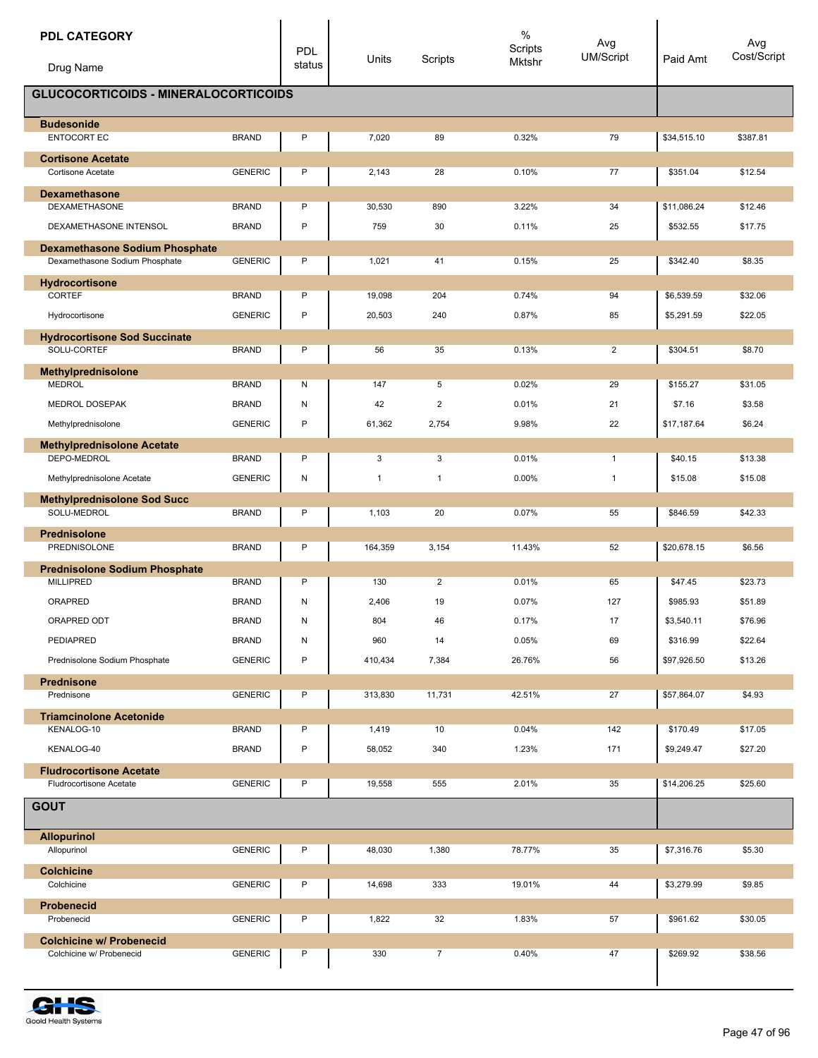| PDL CATEGORY<br>Drug Name | | PDL status | Units | Scripts | % Scripts Mktshr | Avg UM/Script | Paid Amt | Avg Cost/Script |
|---|---|---|---|---|---|---|---|---|
| **GLUCOCORTICOIDS - MINERALOCORTICOIDS** | | | | | | | | |
| **Budesonide** | | | | | | | | |
| ENTOCORT EC | BRAND | P | 7,020 | 89 | 0.32% | 79 | $34,515.10 | $387.81 |
| **Cortisone Acetate** | | | | | | | | |
| Cortisone Acetate | GENERIC | P | 2,143 | 28 | 0.10% | 77 | $351.04 | $12.54 |
| **Dexamethasone** | | | | | | | | |
| DEXAMETHASONE | BRAND | P | 30,530 | 890 | 3.22% | 34 | $11,086.24 | $12.46 |
| DEXAMETHASONE INTENSOL | BRAND | P | 759 | 30 | 0.11% | 25 | $532.55 | $17.75 |
| **Dexamethasone Sodium Phosphate** | | | | | | | | |
| Dexamethasone Sodium Phosphate | GENERIC | P | 1,021 | 41 | 0.15% | 25 | $342.40 | $8.35 |
| **Hydrocortisone** | | | | | | | | |
| CORTEF | BRAND | P | 19,098 | 204 | 0.74% | 94 | $6,539.59 | $32.06 |
| Hydrocortisone | GENERIC | P | 20,503 | 240 | 0.87% | 85 | $5,291.59 | $22.05 |
| **Hydrocortisone Sod Succinate** | | | | | | | | |
| SOLU-CORTEF | BRAND | P | 56 | 35 | 0.13% | 2 | $304.51 | $8.70 |
| **Methylprednisolone** | | | | | | | | |
| MEDROL | BRAND | N | 147 | 5 | 0.02% | 29 | $155.27 | $31.05 |
| MEDROL DOSEPAK | BRAND | N | 42 | 2 | 0.01% | 21 | $7.16 | $3.58 |
| Methylprednisolone | GENERIC | P | 61,362 | 2,754 | 9.98% | 22 | $17,187.64 | $6.24 |
| **Methylprednisolone Acetate** | | | | | | | | |
| DEPO-MEDROL | BRAND | P | 3 | 3 | 0.01% | 1 | $40.15 | $13.38 |
| Methylprednisolone Acetate | GENERIC | N | 1 | 1 | 0.00% | 1 | $15.08 | $15.08 |
| **Methylprednisolone Sod Succ** | | | | | | | | |
| SOLU-MEDROL | BRAND | P | 1,103 | 20 | 0.07% | 55 | $846.59 | $42.33 |
| **Prednisolone** | | | | | | | | |
| PREDNISOLONE | BRAND | P | 164,359 | 3,154 | 11.43% | 52 | $20,678.15 | $6.56 |
| **Prednisolone Sodium Phosphate** | | | | | | | | |
| MILLIPRED | BRAND | P | 130 | 2 | 0.01% | 65 | $47.45 | $23.73 |
| ORAPRED | BRAND | N | 2,406 | 19 | 0.07% | 127 | $985.93 | $51.89 |
| ORAPRED ODT | BRAND | N | 804 | 46 | 0.17% | 17 | $3,540.11 | $76.96 |
| PEDIAPRED | BRAND | N | 960 | 14 | 0.05% | 69 | $316.99 | $22.64 |
| Prednisolone Sodium Phosphate | GENERIC | P | 410,434 | 7,384 | 26.76% | 56 | $97,926.50 | $13.26 |
| **Prednisone** | | | | | | | | |
| Prednisone | GENERIC | P | 313,830 | 11,731 | 42.51% | 27 | $57,864.07 | $4.93 |
| **Triamcinolone Acetonide** | | | | | | | | |
| KENALOG-10 | BRAND | P | 1,419 | 10 | 0.04% | 142 | $170.49 | $17.05 |
| KENALOG-40 | BRAND | P | 58,052 | 340 | 1.23% | 171 | $9,249.47 | $27.20 |
| **Fludrocortisone Acetate** | | | | | | | | |
| Fludrocortisone Acetate | GENERIC | P | 19,558 | 555 | 2.01% | 35 | $14,206.25 | $25.60 |
| **GOUT** | | | | | | | | |
| **Allopurinol** | | | | | | | | |
| Allopurinol | GENERIC | P | 48,030 | 1,380 | 78.77% | 35 | $7,316.76 | $5.30 |
| **Colchicine** | | | | | | | | |
| Colchicine | GENERIC | P | 14,698 | 333 | 19.01% | 44 | $3,279.99 | $9.85 |
| **Probenecid** | | | | | | | | |
| Probenecid | GENERIC | P | 1,822 | 32 | 1.83% | 57 | $961.62 | $30.05 |
| **Colchicine w/ Probenecid** | | | | | | | | |
| Colchicine w/ Probenecid | GENERIC | P | 330 | 7 | 0.40% | 47 | $269.92 | $38.56 |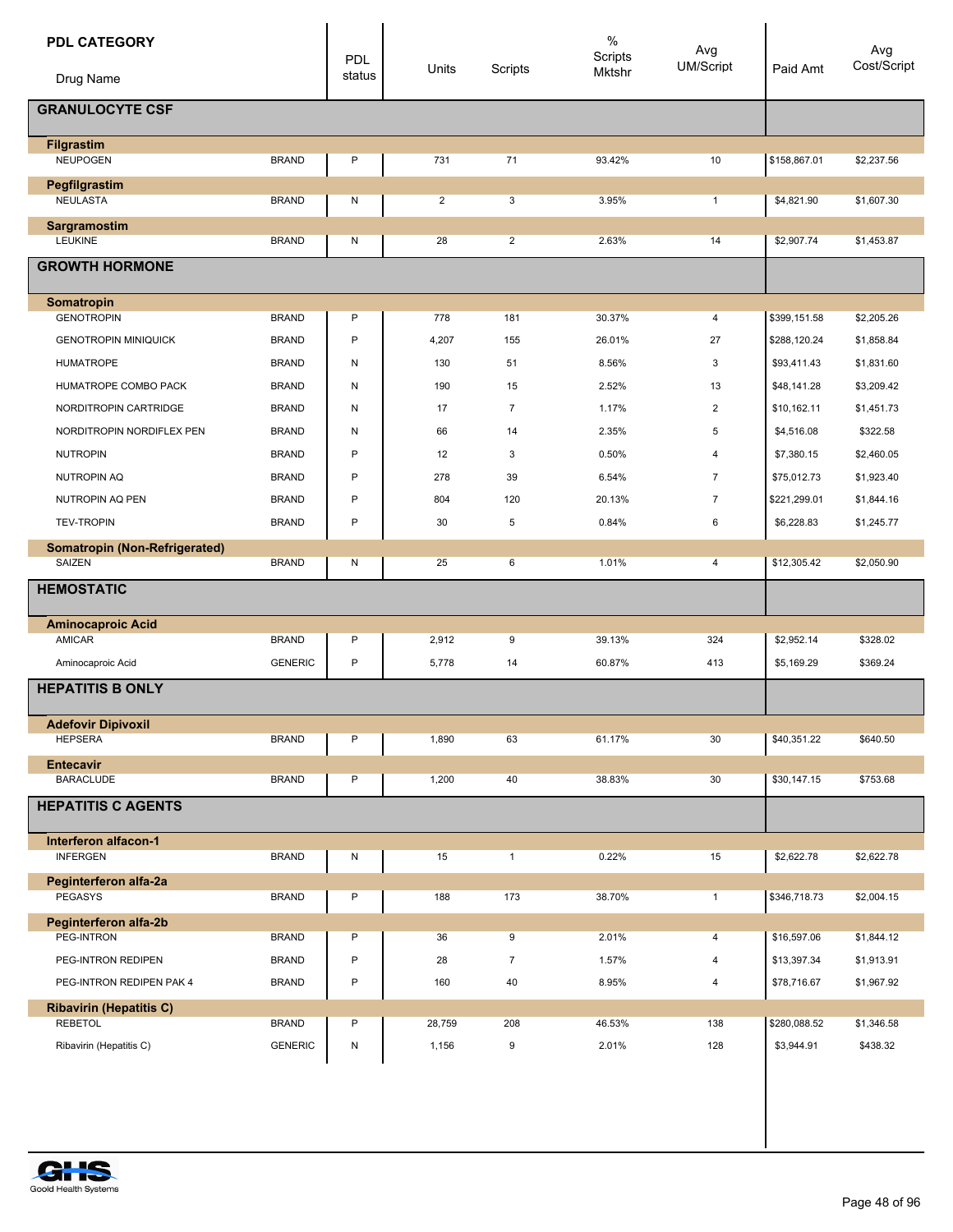| PDL CATEGORY / Drug Name | | PDL status | Units | Scripts | % Scripts Mktshr | Avg UM/Script | Paid Amt | Avg Cost/Script |
|---|---|---|---|---|---|---|---|---|
| **GRANULOCYTE CSF** | | | | | | | | |
| **Filgrastim** | | | | | | | | |
| NEUPOGEN | BRAND | P | 731 | 71 | 93.42% | 10 | $158,867.01 | $2,237.56 |
| **Pegfilgrastim** | | | | | | | | |
| NEULASTA | BRAND | N | 2 | 3 | 3.95% | 1 | $4,821.90 | $1,607.30 |
| **Sargramostim** | | | | | | | | |
| LEUKINE | BRAND | N | 28 | 2 | 2.63% | 14 | $2,907.74 | $1,453.87 |
| **GROWTH HORMONE** | | | | | | | | |
| **Somatropin** | | | | | | | | |
| GENOTROPIN | BRAND | P | 778 | 181 | 30.37% | 4 | $399,151.58 | $2,205.26 |
| GENOTROPIN MINIQUICK | BRAND | P | 4,207 | 155 | 26.01% | 27 | $288,120.24 | $1,858.84 |
| HUMATROPE | BRAND | N | 130 | 51 | 8.56% | 3 | $93,411.43 | $1,831.60 |
| HUMATROPE COMBO PACK | BRAND | N | 190 | 15 | 2.52% | 13 | $48,141.28 | $3,209.42 |
| NORDITROPIN CARTRIDGE | BRAND | N | 17 | 7 | 1.17% | 2 | $10,162.11 | $1,451.73 |
| NORDITROPIN NORDIFLEX PEN | BRAND | N | 66 | 14 | 2.35% | 5 | $4,516.08 | $322.58 |
| NUTROPIN | BRAND | P | 12 | 3 | 0.50% | 4 | $7,380.15 | $2,460.05 |
| NUTROPIN AQ | BRAND | P | 278 | 39 | 6.54% | 7 | $75,012.73 | $1,923.40 |
| NUTROPIN AQ PEN | BRAND | P | 804 | 120 | 20.13% | 7 | $221,299.01 | $1,844.16 |
| TEV-TROPIN | BRAND | P | 30 | 5 | 0.84% | 6 | $6,228.83 | $1,245.77 |
| **Somatropin (Non-Refrigerated)** | | | | | | | | |
| SAIZEN | BRAND | N | 25 | 6 | 1.01% | 4 | $12,305.42 | $2,050.90 |
| **HEMOSTATIC** | | | | | | | | |
| **Aminocaproic Acid** | | | | | | | | |
| AMICAR | BRAND | P | 2,912 | 9 | 39.13% | 324 | $2,952.14 | $328.02 |
| Aminocaproic Acid | GENERIC | P | 5,778 | 14 | 60.87% | 413 | $5,169.29 | $369.24 |
| **HEPATITIS B ONLY** | | | | | | | | |
| **Adefovir Dipivoxil** | | | | | | | | |
| HEPSERA | BRAND | P | 1,890 | 63 | 61.17% | 30 | $40,351.22 | $640.50 |
| **Entecavir** | | | | | | | | |
| BARACLUDE | BRAND | P | 1,200 | 40 | 38.83% | 30 | $30,147.15 | $753.68 |
| **HEPATITIS C AGENTS** | | | | | | | | |
| **Interferon alfacon-1** | | | | | | | | |
| INFERGEN | BRAND | N | 15 | 1 | 0.22% | 15 | $2,622.78 | $2,622.78 |
| **Peginterferon alfa-2a** | | | | | | | | |
| PEGASYS | BRAND | P | 188 | 173 | 38.70% | 1 | $346,718.73 | $2,004.15 |
| **Peginterferon alfa-2b** | | | | | | | | |
| PEG-INTRON | BRAND | P | 36 | 9 | 2.01% | 4 | $16,597.06 | $1,844.12 |
| PEG-INTRON REDIPEN | BRAND | P | 28 | 7 | 1.57% | 4 | $13,397.34 | $1,913.91 |
| PEG-INTRON REDIPEN PAK 4 | BRAND | P | 160 | 40 | 8.95% | 4 | $78,716.67 | $1,967.92 |
| **Ribavirin (Hepatitis C)** | | | | | | | | |
| REBETOL | BRAND | P | 28,759 | 208 | 46.53% | 138 | $280,088.52 | $1,346.58 |
| Ribavirin (Hepatitis C) | GENERIC | N | 1,156 | 9 | 2.01% | 128 | $3,944.91 | $438.32 |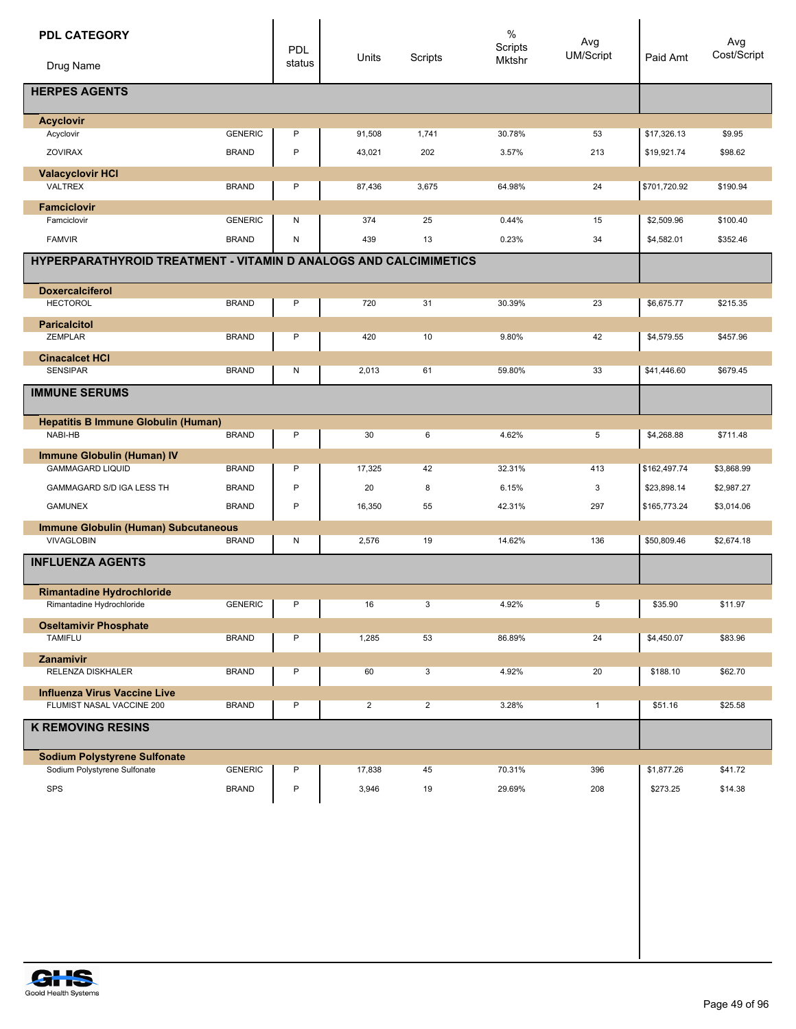| PDL CATEGORY / Drug Name | | PDL status | Units | Scripts | % Scripts Mktshr | Avg UM/Script | Paid Amt | Avg Cost/Script |
|---|---|---|---|---|---|---|---|---|
| **HERPES AGENTS** | | | | | | | | |
| **Acyclovir** | | | | | | | | |
| Acyclovir | GENERIC | P | 91,508 | 1,741 | 30.78% | 53 | $17,326.13 | $9.95 |
| ZOVIRAX | BRAND | P | 43,021 | 202 | 3.57% | 213 | $19,921.74 | $98.62 |
| **Valacyclovir HCl** | | | | | | | | |
| VALTREX | BRAND | P | 87,436 | 3,675 | 64.98% | 24 | $701,720.92 | $190.94 |
| **Famciclovir** | | | | | | | | |
| Famciclovir | GENERIC | N | 374 | 25 | 0.44% | 15 | $2,509.96 | $100.40 |
| FAMVIR | BRAND | N | 439 | 13 | 0.23% | 34 | $4,582.01 | $352.46 |
| **HYPERPARATHYROID TREATMENT - VITAMIN D ANALOGS AND CALCIMIMETICS** | | | | | | | | |
| **Doxercalciferol** | | | | | | | | |
| HECTOROL | BRAND | P | 720 | 31 | 30.39% | 23 | $6,675.77 | $215.35 |
| **Paricalcitol** | | | | | | | | |
| ZEMPLAR | BRAND | P | 420 | 10 | 9.80% | 42 | $4,579.55 | $457.96 |
| **Cinacalcet HCl** | | | | | | | | |
| SENSIPAR | BRAND | N | 2,013 | 61 | 59.80% | 33 | $41,446.60 | $679.45 |
| **IMMUNE SERUMS** | | | | | | | | |
| **Hepatitis B Immune Globulin (Human)** | | | | | | | | |
| NABI-HB | BRAND | P | 30 | 6 | 4.62% | 5 | $4,268.88 | $711.48 |
| **Immune Globulin (Human) IV** | | | | | | | | |
| GAMMAGARD LIQUID | BRAND | P | 17,325 | 42 | 32.31% | 413 | $162,497.74 | $3,868.99 |
| GAMMAGARD S/D IGA LESS TH | BRAND | P | 20 | 8 | 6.15% | 3 | $23,898.14 | $2,987.27 |
| GAMUNEX | BRAND | P | 16,350 | 55 | 42.31% | 297 | $165,773.24 | $3,014.06 |
| **Immune Globulin (Human) Subcutaneous** | | | | | | | | |
| VIVAGLOBIN | BRAND | N | 2,576 | 19 | 14.62% | 136 | $50,809.46 | $2,674.18 |
| **INFLUENZA AGENTS** | | | | | | | | |
| **Rimantadine Hydrochloride** | | | | | | | | |
| Rimantadine Hydrochloride | GENERIC | P | 16 | 3 | 4.92% | 5 | $35.90 | $11.97 |
| **Oseltamivir Phosphate** | | | | | | | | |
| TAMIFLU | BRAND | P | 1,285 | 53 | 86.89% | 24 | $4,450.07 | $83.96 |
| **Zanamivir** | | | | | | | | |
| RELENZA DISKHALER | BRAND | P | 60 | 3 | 4.92% | 20 | $188.10 | $62.70 |
| **Influenza Virus Vaccine Live** | | | | | | | | |
| FLUMIST NASAL VACCINE 200 | BRAND | P | 2 | 2 | 3.28% | 1 | $51.16 | $25.58 |
| **K REMOVING RESINS** | | | | | | | | |
| **Sodium Polystyrene Sulfonate** | | | | | | | | |
| Sodium Polystyrene Sulfonate | GENERIC | P | 17,838 | 45 | 70.31% | 396 | $1,877.26 | $41.72 |
| SPS | BRAND | P | 3,946 | 19 | 29.69% | 208 | $273.25 | $14.38 |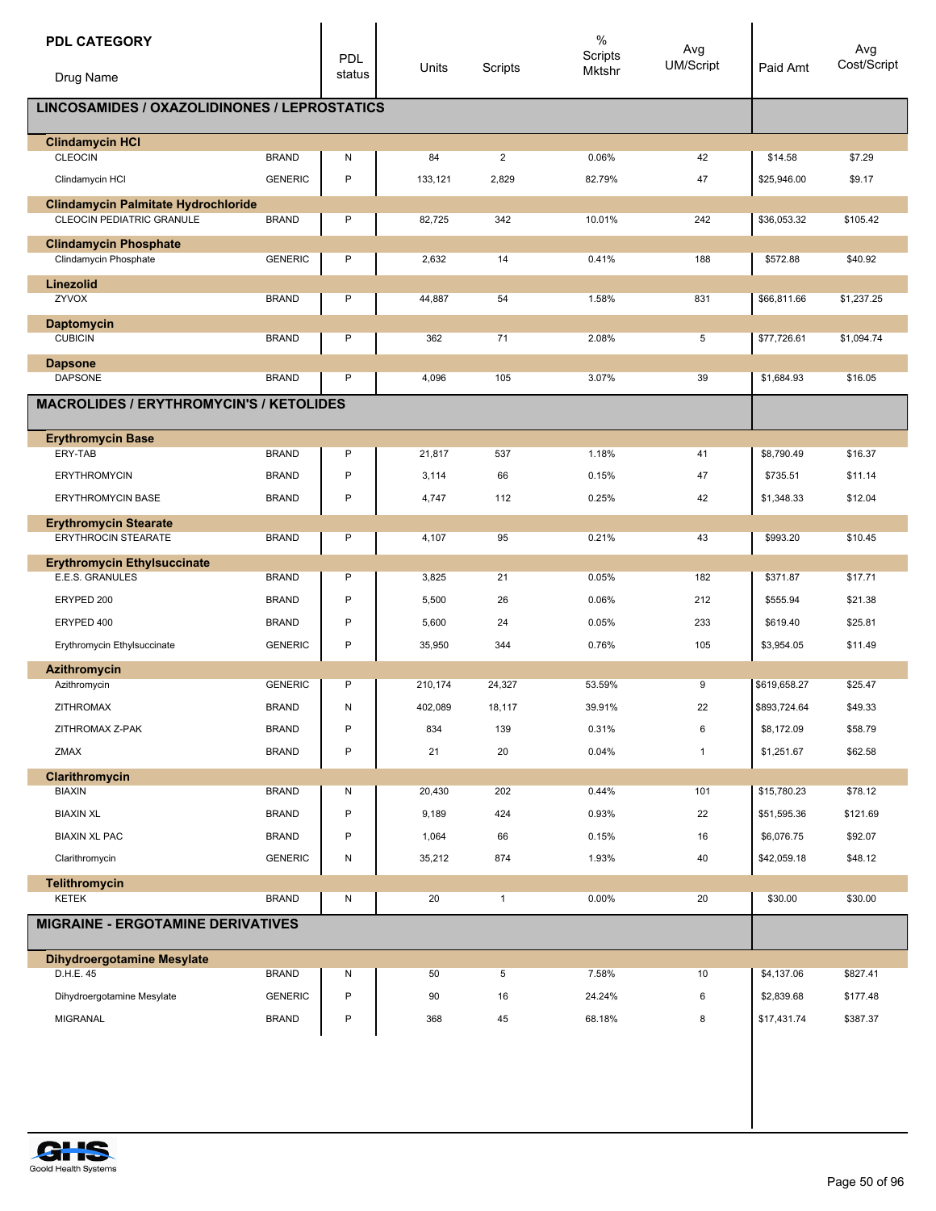| PDL CATEGORY / Drug Name | | PDL status | Units | Scripts | % Scripts Mktshr | Avg UM/Script | Paid Amt | Avg Cost/Script |
|---|---|---|---|---|---|---|---|---|
| **LINCOSAMIDES / OXAZOLIDINONES / LEPROSTATICS** | | | | | | | | |
| **Clindamycin HCl** | | | | | | | | |
| CLEOCIN | BRAND | N | 84 | 2 | 0.06% | 42 | $14.58 | $7.29 |
| Clindamycin HCl | GENERIC | P | 133,121 | 2,829 | 82.79% | 47 | $25,946.00 | $9.17 |
| **Clindamycin Palmitate Hydrochloride** | | | | | | | | |
| CLEOCIN PEDIATRIC GRANULE | BRAND | P | 82,725 | 342 | 10.01% | 242 | $36,053.32 | $105.42 |
| **Clindamycin Phosphate** | | | | | | | | |
| Clindamycin Phosphate | GENERIC | P | 2,632 | 14 | 0.41% | 188 | $572.88 | $40.92 |
| **Linezolid** | | | | | | | | |
| ZYVOX | BRAND | P | 44,887 | 54 | 1.58% | 831 | $66,811.66 | $1,237.25 |
| **Daptomycin** | | | | | | | | |
| CUBICIN | BRAND | P | 362 | 71 | 2.08% | 5 | $77,726.61 | $1,094.74 |
| **Dapsone** | | | | | | | | |
| DAPSONE | BRAND | P | 4,096 | 105 | 3.07% | 39 | $1,684.93 | $16.05 |
| **MACROLIDES / ERYTHROMYCIN'S / KETOLIDES** | | | | | | | | |
| **Erythromycin Base** | | | | | | | | |
| ERY-TAB | BRAND | P | 21,817 | 537 | 1.18% | 41 | $8,790.49 | $16.37 |
| ERYTHROMYCIN | BRAND | P | 3,114 | 66 | 0.15% | 47 | $735.51 | $11.14 |
| ERYTHROMYCIN BASE | BRAND | P | 4,747 | 112 | 0.25% | 42 | $1,348.33 | $12.04 |
| **Erythromycin Stearate** | | | | | | | | |
| ERYTHROCIN STEARATE | BRAND | P | 4,107 | 95 | 0.21% | 43 | $993.20 | $10.45 |
| **Erythromycin Ethylsuccinate** | | | | | | | | |
| E.E.S. GRANULES | BRAND | P | 3,825 | 21 | 0.05% | 182 | $371.87 | $17.71 |
| ERYPED 200 | BRAND | P | 5,500 | 26 | 0.06% | 212 | $555.94 | $21.38 |
| ERYPED 400 | BRAND | P | 5,600 | 24 | 0.05% | 233 | $619.40 | $25.81 |
| Erythromycin Ethylsuccinate | GENERIC | P | 35,950 | 344 | 0.76% | 105 | $3,954.05 | $11.49 |
| **Azithromycin** | | | | | | | | |
| Azithromycin | GENERIC | P | 210,174 | 24,327 | 53.59% | 9 | $619,658.27 | $25.47 |
| ZITHROMAX | BRAND | N | 402,089 | 18,117 | 39.91% | 22 | $893,724.64 | $49.33 |
| ZITHROMAX Z-PAK | BRAND | P | 834 | 139 | 0.31% | 6 | $8,172.09 | $58.79 |
| ZMAX | BRAND | P | 21 | 20 | 0.04% | 1 | $1,251.67 | $62.58 |
| **Clarithromycin** | | | | | | | | |
| BIAXIN | BRAND | N | 20,430 | 202 | 0.44% | 101 | $15,780.23 | $78.12 |
| BIAXIN XL | BRAND | P | 9,189 | 424 | 0.93% | 22 | $51,595.36 | $121.69 |
| BIAXIN XL PAC | BRAND | P | 1,064 | 66 | 0.15% | 16 | $6,076.75 | $92.07 |
| Clarithromycin | GENERIC | N | 35,212 | 874 | 1.93% | 40 | $42,059.18 | $48.12 |
| **Telithromycin** | | | | | | | | |
| KETEK | BRAND | N | 20 | 1 | 0.00% | 20 | $30.00 | $30.00 |
| **MIGRAINE - ERGOTAMINE DERIVATIVES** | | | | | | | | |
| **Dihydroergotamine Mesylate** | | | | | | | | |
| D.H.E. 45 | BRAND | N | 50 | 5 | 7.58% | 10 | $4,137.06 | $827.41 |
| Dihydroergotamine Mesylate | GENERIC | P | 90 | 16 | 24.24% | 6 | $2,839.68 | $177.48 |
| MIGRANAL | BRAND | P | 368 | 45 | 68.18% | 8 | $17,431.74 | $387.37 |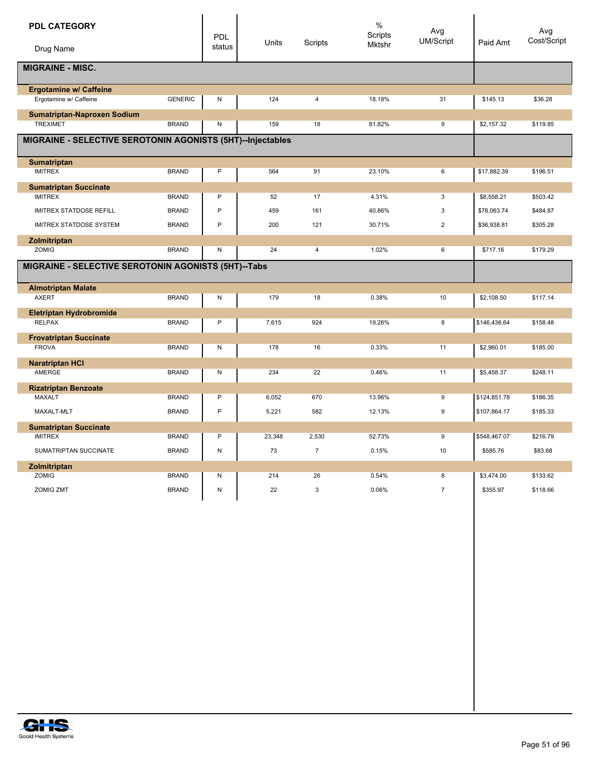| PDL CATEGORY / Drug Name | | PDL status | Units | Scripts | % Scripts Mktshr | Avg UM/Script | Paid Amt | Avg Cost/Script |
|---|---|---|---|---|---|---|---|---|
| **MIGRAINE - MISC.** | | | | | | | | |
| **Ergotamine w/ Caffeine** | | | | | | | | |
| Ergotamine w/ Caffeine | GENERIC | N | 124 | 4 | 18.18% | 31 | $145.13 | $36.28 |
| **Sumatriptan-Naproxen Sodium** | | | | | | | | |
| TREXIMET | BRAND | N | 159 | 18 | 81.82% | 9 | $2,157.32 | $119.85 |
| **MIGRAINE - SELECTIVE SEROTONIN AGONISTS (5HT)--Injectables** | | | | | | | | |
| **Sumatriptan** | | | | | | | | |
| IMITREX | BRAND | P | 564 | 91 | 23.10% | 6 | $17,882.39 | $196.51 |
| **Sumatriptan Succinate** | | | | | | | | |
| IMITREX | BRAND | P | 52 | 17 | 4.31% | 3 | $8,558.21 | $503.42 |
| IMITREX STATDOSE REFILL | BRAND | P | 459 | 161 | 40.86% | 3 | $78,063.74 | $484.87 |
| IMITREX STATDOSE SYSTEM | BRAND | P | 200 | 121 | 30.71% | 2 | $36,938.81 | $305.28 |
| **Zolmitriptan** | | | | | | | | |
| ZOMIG | BRAND | N | 24 | 4 | 1.02% | 6 | $717.16 | $179.29 |
| **MIGRAINE - SELECTIVE SEROTONIN AGONISTS (5HT)--Tabs** | | | | | | | | |
| **Almotriptan Malate** | | | | | | | | |
| AXERT | BRAND | N | 179 | 18 | 0.38% | 10 | $2,108.50 | $117.14 |
| **Eletriptan Hydrobromide** | | | | | | | | |
| RELPAX | BRAND | P | 7,615 | 924 | 19.26% | 8 | $146,436.64 | $158.48 |
| **Frovatriptan Succinate** | | | | | | | | |
| FROVA | BRAND | N | 178 | 16 | 0.33% | 11 | $2,960.01 | $185.00 |
| **Naratriptan HCl** | | | | | | | | |
| AMERGE | BRAND | N | 234 | 22 | 0.46% | 11 | $5,458.37 | $248.11 |
| **Rizatriptan Benzoate** | | | | | | | | |
| MAXALT | BRAND | P | 6,052 | 670 | 13.96% | 9 | $124,851.78 | $186.35 |
| MAXALT-MLT | BRAND | P | 5,221 | 582 | 12.13% | 9 | $107,864.17 | $185.33 |
| **Sumatriptan Succinate** | | | | | | | | |
| IMITREX | BRAND | P | 23,348 | 2,530 | 52.73% | 9 | $548,467.07 | $216.79 |
| SUMATRIPTAN SUCCINATE | BRAND | N | 73 | 7 | 0.15% | 10 | $585.76 | $83.68 |
| **Zolmitriptan** | | | | | | | | |
| ZOMIG | BRAND | N | 214 | 26 | 0.54% | 8 | $3,474.00 | $133.62 |
| ZOMIG ZMT | BRAND | N | 22 | 3 | 0.06% | 7 | $355.97 | $118.66 |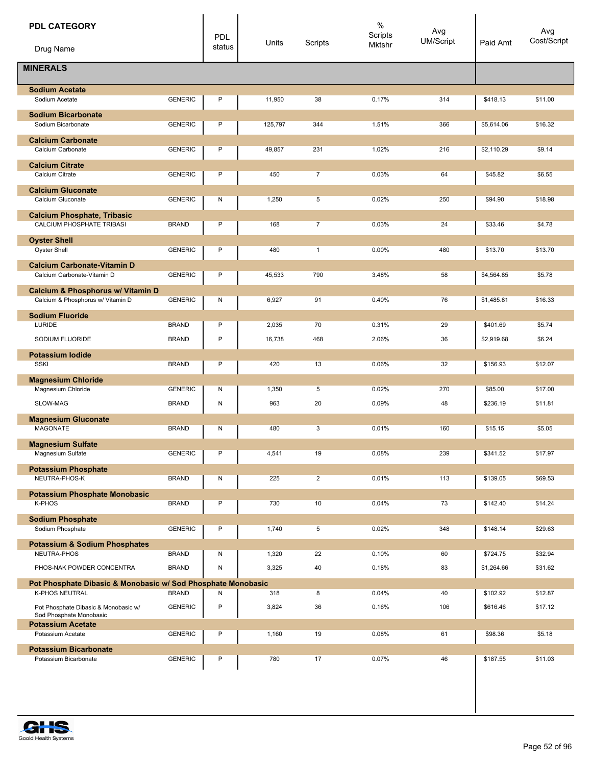| PDL CATEGORY<br>Drug Name | | PDL status | Units | Scripts | % Scripts Mktshr | Avg UM/Script | Paid Amt | Avg Cost/Script |
|---|---|---|---|---|---|---|---|---|
| **MINERALS** | | | | | | | | |
| **Sodium Acetate** | | | | | | | | |
| Sodium Acetate | GENERIC | P | 11,950 | 38 | 0.17% | 314 | $418.13 | $11.00 |
| **Sodium Bicarbonate** | | | | | | | | |
| Sodium Bicarbonate | GENERIC | P | 125,797 | 344 | 1.51% | 366 | $5,614.06 | $16.32 |
| **Calcium Carbonate** | | | | | | | | |
| Calcium Carbonate | GENERIC | P | 49,857 | 231 | 1.02% | 216 | $2,110.29 | $9.14 |
| **Calcium Citrate** | | | | | | | | |
| Calcium Citrate | GENERIC | P | 450 | 7 | 0.03% | 64 | $45.82 | $6.55 |
| **Calcium Gluconate** | | | | | | | | |
| Calcium Gluconate | GENERIC | N | 1,250 | 5 | 0.02% | 250 | $94.90 | $18.98 |
| **Calcium Phosphate, Tribasic** | | | | | | | | |
| CALCIUM PHOSPHATE TRIBASI | BRAND | P | 168 | 7 | 0.03% | 24 | $33.46 | $4.78 |
| **Oyster Shell** | | | | | | | | |
| Oyster Shell | GENERIC | P | 480 | 1 | 0.00% | 480 | $13.70 | $13.70 |
| **Calcium Carbonate-Vitamin D** | | | | | | | | |
| Calcium Carbonate-Vitamin D | GENERIC | P | 45,533 | 790 | 3.48% | 58 | $4,564.85 | $5.78 |
| **Calcium & Phosphorus w/ Vitamin D** | | | | | | | | |
| Calcium & Phosphorus w/ Vitamin D | GENERIC | N | 6,927 | 91 | 0.40% | 76 | $1,485.81 | $16.33 |
| **Sodium Fluoride** | | | | | | | | |
| LURIDE | BRAND | P | 2,035 | 70 | 0.31% | 29 | $401.69 | $5.74 |
| SODIUM FLUORIDE | BRAND | P | 16,738 | 468 | 2.06% | 36 | $2,919.68 | $6.24 |
| **Potassium Iodide** | | | | | | | | |
| SSKI | BRAND | P | 420 | 13 | 0.06% | 32 | $156.93 | $12.07 |
| **Magnesium Chloride** | | | | | | | | |
| Magnesium Chloride | GENERIC | N | 1,350 | 5 | 0.02% | 270 | $85.00 | $17.00 |
| SLOW-MAG | BRAND | N | 963 | 20 | 0.09% | 48 | $236.19 | $11.81 |
| **Magnesium Gluconate** | | | | | | | | |
| MAGONATE | BRAND | N | 480 | 3 | 0.01% | 160 | $15.15 | $5.05 |
| **Magnesium Sulfate** | | | | | | | | |
| Magnesium Sulfate | GENERIC | P | 4,541 | 19 | 0.08% | 239 | $341.52 | $17.97 |
| **Potassium Phosphate** | | | | | | | | |
| NEUTRA-PHOS-K | BRAND | N | 225 | 2 | 0.01% | 113 | $139.05 | $69.53 |
| **Potassium Phosphate Monobasic** | | | | | | | | |
| K-PHOS | BRAND | P | 730 | 10 | 0.04% | 73 | $142.40 | $14.24 |
| **Sodium Phosphate** | | | | | | | | |
| Sodium Phosphate | GENERIC | P | 1,740 | 5 | 0.02% | 348 | $148.14 | $29.63 |
| **Potassium & Sodium Phosphates** | | | | | | | | |
| NEUTRA-PHOS | BRAND | N | 1,320 | 22 | 0.10% | 60 | $724.75 | $32.94 |
| PHOS-NAK POWDER CONCENTRA | BRAND | N | 3,325 | 40 | 0.18% | 83 | $1,264.66 | $31.62 |
| **Pot Phosphate Dibasic & Monobasic w/ Sod Phosphate Monobasic** | | | | | | | | |
| K-PHOS NEUTRAL | BRAND | N | 318 | 8 | 0.04% | 40 | $102.92 | $12.87 |
| Pot Phosphate Dibasic & Monobasic w/ Sod Phosphate Monobasic | GENERIC | P | 3,824 | 36 | 0.16% | 106 | $616.46 | $17.12 |
| **Potassium Acetate** | | | | | | | | |
| Potassium Acetate | GENERIC | P | 1,160 | 19 | 0.08% | 61 | $98.36 | $5.18 |
| **Potassium Bicarbonate** | | | | | | | | |
| Potassium Bicarbonate | GENERIC | P | 780 | 17 | 0.07% | 46 | $187.55 | $11.03 |

Goold Health Systems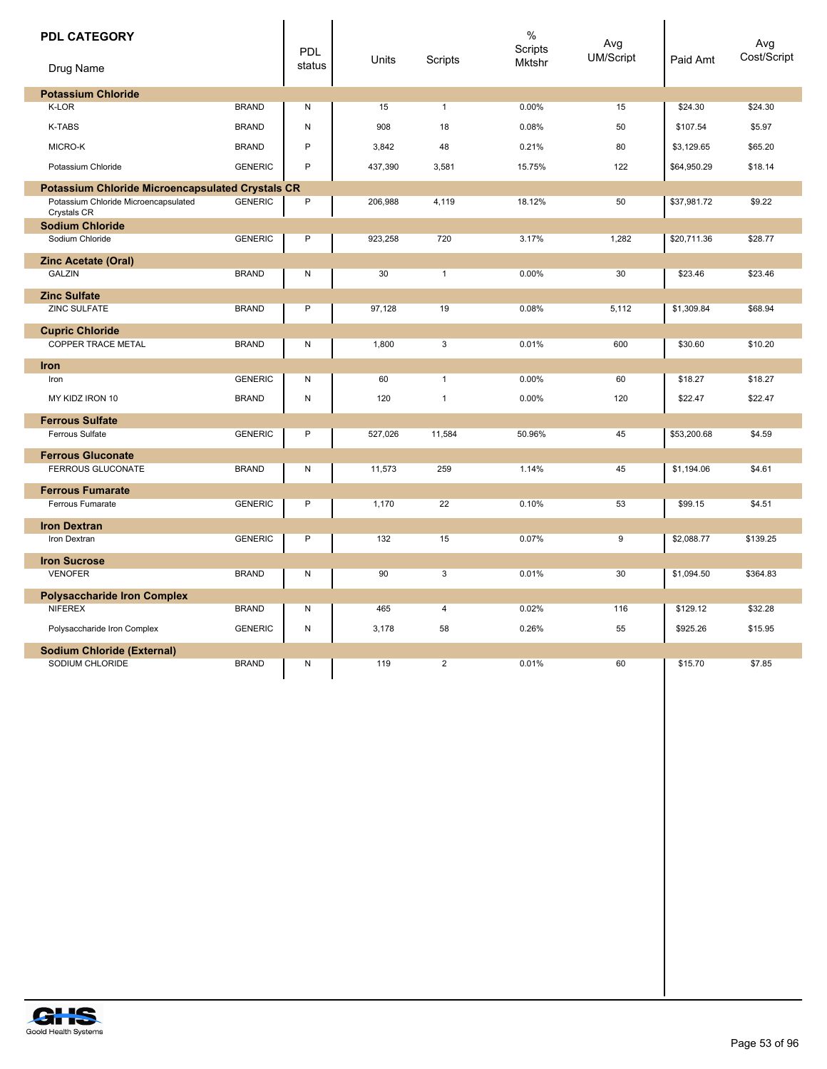| PDL CATEGORY Drug Name | | PDL status | Units | Scripts | % Scripts Mktshr | Avg UM/Script | Paid Amt | Avg Cost/Script |
|---|---|---|---|---|---|---|---|---|
| **Potassium Chloride** | | | | | | | | |
| K-LOR | BRAND | N | 15 | 1 | 0.00% | 15 | $24.30 | $24.30 |
| K-TABS | BRAND | N | 908 | 18 | 0.08% | 50 | $107.54 | $5.97 |
| MICRO-K | BRAND | P | 3,842 | 48 | 0.21% | 80 | $3,129.65 | $65.20 |
| Potassium Chloride | GENERIC | P | 437,390 | 3,581 | 15.75% | 122 | $64,950.29 | $18.14 |
| **Potassium Chloride Microencapsulated Crystals CR** | | | | | | | | |
| Potassium Chloride Microencapsulated Crystals CR | GENERIC | P | 206,988 | 4,119 | 18.12% | 50 | $37,981.72 | $9.22 |
| **Sodium Chloride** | | | | | | | | |
| Sodium Chloride | GENERIC | P | 923,258 | 720 | 3.17% | 1,282 | $20,711.36 | $28.77 |
| **Zinc Acetate (Oral)** | | | | | | | | |
| GALZIN | BRAND | N | 30 | 1 | 0.00% | 30 | $23.46 | $23.46 |
| **Zinc Sulfate** | | | | | | | | |
| ZINC SULFATE | BRAND | P | 97,128 | 19 | 0.08% | 5,112 | $1,309.84 | $68.94 |
| **Cupric Chloride** | | | | | | | | |
| COPPER TRACE METAL | BRAND | N | 1,800 | 3 | 0.01% | 600 | $30.60 | $10.20 |
| **Iron** | | | | | | | | |
| Iron | GENERIC | N | 60 | 1 | 0.00% | 60 | $18.27 | $18.27 |
| MY KIDZ IRON 10 | BRAND | N | 120 | 1 | 0.00% | 120 | $22.47 | $22.47 |
| **Ferrous Sulfate** | | | | | | | | |
| Ferrous Sulfate | GENERIC | P | 527,026 | 11,584 | 50.96% | 45 | $53,200.68 | $4.59 |
| **Ferrous Gluconate** | | | | | | | | |
| FERROUS GLUCONATE | BRAND | N | 11,573 | 259 | 1.14% | 45 | $1,194.06 | $4.61 |
| **Ferrous Fumarate** | | | | | | | | |
| Ferrous Fumarate | GENERIC | P | 1,170 | 22 | 0.10% | 53 | $99.15 | $4.51 |
| **Iron Dextran** | | | | | | | | |
| Iron Dextran | GENERIC | P | 132 | 15 | 0.07% | 9 | $2,088.77 | $139.25 |
| **Iron Sucrose** | | | | | | | | |
| VENOFER | BRAND | N | 90 | 3 | 0.01% | 30 | $1,094.50 | $364.83 |
| **Polysaccharide Iron Complex** | | | | | | | | |
| NIFEREX | BRAND | N | 465 | 4 | 0.02% | 116 | $129.12 | $32.28 |
| Polysaccharide Iron Complex | GENERIC | N | 3,178 | 58 | 0.26% | 55 | $925.26 | $15.95 |
| **Sodium Chloride (External)** | | | | | | | | |
| SODIUM CHLORIDE | BRAND | N | 119 | 2 | 0.01% | 60 | $15.70 | $7.85 |

Goold Health Systems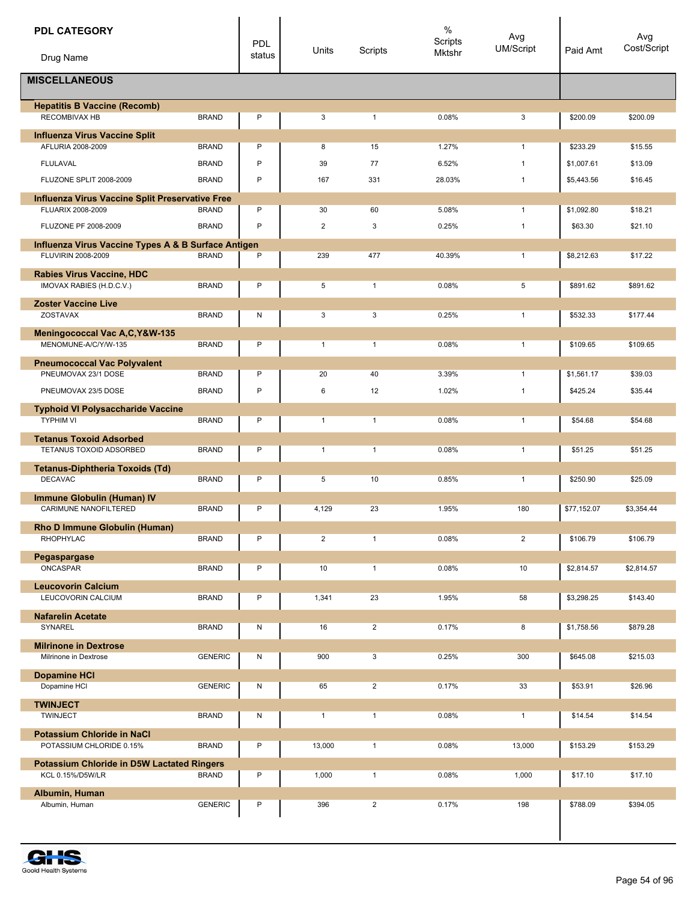| PDL CATEGORY<br>Drug Name | | PDL status | Units | Scripts | % Scripts Mktshr | Avg UM/Script | Paid Amt | Avg Cost/Script |
|---|---|---|---|---|---|---|---|---|
| **MISCELLANEOUS** | | | | | | | | |
| **Hepatitis B Vaccine (Recomb)** | | | | | | | | |
| RECOMBIVAX HB | BRAND | P | 3 | 1 | 0.08% | 3 | $200.09 | $200.09 |
| **Influenza Virus Vaccine Split** | | | | | | | | |
| AFLURIA 2008-2009 | BRAND | P | 8 | 15 | 1.27% | 1 | $233.29 | $15.55 |
| FLULAVAL | BRAND | P | 39 | 77 | 6.52% | 1 | $1,007.61 | $13.09 |
| FLUZONE SPLIT 2008-2009 | BRAND | P | 167 | 331 | 28.03% | 1 | $5,443.56 | $16.45 |
| **Influenza Virus Vaccine Split Preservative Free** | | | | | | | | |
| FLUARIX 2008-2009 | BRAND | P | 30 | 60 | 5.08% | 1 | $1,092.80 | $18.21 |
| FLUZONE PF 2008-2009 | BRAND | P | 2 | 3 | 0.25% | 1 | $63.30 | $21.10 |
| **Influenza Virus Vaccine Types A & B Surface Antigen** | | | | | | | | |
| FLUVIRIN 2008-2009 | BRAND | P | 239 | 477 | 40.39% | 1 | $8,212.63 | $17.22 |
| **Rabies Virus Vaccine, HDC** | | | | | | | | |
| IMOVAX RABIES (H.D.C.V.) | BRAND | P | 5 | 1 | 0.08% | 5 | $891.62 | $891.62 |
| **Zoster Vaccine Live** | | | | | | | | |
| ZOSTAVAX | BRAND | N | 3 | 3 | 0.25% | 1 | $532.33 | $177.44 |
| **Meningococcal Vac A,C,Y&W-135** | | | | | | | | |
| MENOMUNE-A/C/Y/W-135 | BRAND | P | 1 | 1 | 0.08% | 1 | $109.65 | $109.65 |
| **Pneumococcal Vac Polyvalent** | | | | | | | | |
| PNEUMOVAX 23/1 DOSE | BRAND | P | 20 | 40 | 3.39% | 1 | $1,561.17 | $39.03 |
| PNEUMOVAX 23/5 DOSE | BRAND | P | 6 | 12 | 1.02% | 1 | $425.24 | $35.44 |
| **Typhoid VI Polysaccharide Vaccine** | | | | | | | | |
| TYPHIM VI | BRAND | P | 1 | 1 | 0.08% | 1 | $54.68 | $54.68 |
| **Tetanus Toxoid Adsorbed** | | | | | | | | |
| TETANUS TOXOID ADSORBED | BRAND | P | 1 | 1 | 0.08% | 1 | $51.25 | $51.25 |
| **Tetanus-Diphtheria Toxoids (Td)** | | | | | | | | |
| DECAVAC | BRAND | P | 5 | 10 | 0.85% | 1 | $250.90 | $25.09 |
| **Immune Globulin (Human) IV** | | | | | | | | |
| CARIMUNE NANOFILTERED | BRAND | P | 4,129 | 23 | 1.95% | 180 | $77,152.07 | $3,354.44 |
| **Rho D Immune Globulin (Human)** | | | | | | | | |
| RHOPHYLAC | BRAND | P | 2 | 1 | 0.08% | 2 | $106.79 | $106.79 |
| **Pegaspargase** | | | | | | | | |
| ONCASPAR | BRAND | P | 10 | 1 | 0.08% | 10 | $2,814.57 | $2,814.57 |
| **Leucovorin Calcium** | | | | | | | | |
| LEUCOVORIN CALCIUM | BRAND | P | 1,341 | 23 | 1.95% | 58 | $3,298.25 | $143.40 |
| **Nafarelin Acetate** | | | | | | | | |
| SYNAREL | BRAND | N | 16 | 2 | 0.17% | 8 | $1,758.56 | $879.28 |
| **Milrinone in Dextrose** | | | | | | | | |
| Milrinone in Dextrose | GENERIC | N | 900 | 3 | 0.25% | 300 | $645.08 | $215.03 |
| **Dopamine HCl** | | | | | | | | |
| Dopamine HCl | GENERIC | N | 65 | 2 | 0.17% | 33 | $53.91 | $26.96 |
| **TWINJECT** | | | | | | | | |
| TWINJECT | BRAND | N | 1 | 1 | 0.08% | 1 | $14.54 | $14.54 |
| **Potassium Chloride in NaCl** | | | | | | | | |
| POTASSIUM CHLORIDE 0.15% | BRAND | P | 13,000 | 1 | 0.08% | 13,000 | $153.29 | $153.29 |
| **Potassium Chloride in D5W Lactated Ringers** | | | | | | | | |
| KCL 0.15%/D5W/LR | BRAND | P | 1,000 | 1 | 0.08% | 1,000 | $17.10 | $17.10 |
| **Albumin, Human** | | | | | | | | |
| Albumin, Human | GENERIC | P | 396 | 2 | 0.17% | 198 | $788.09 | $394.05 |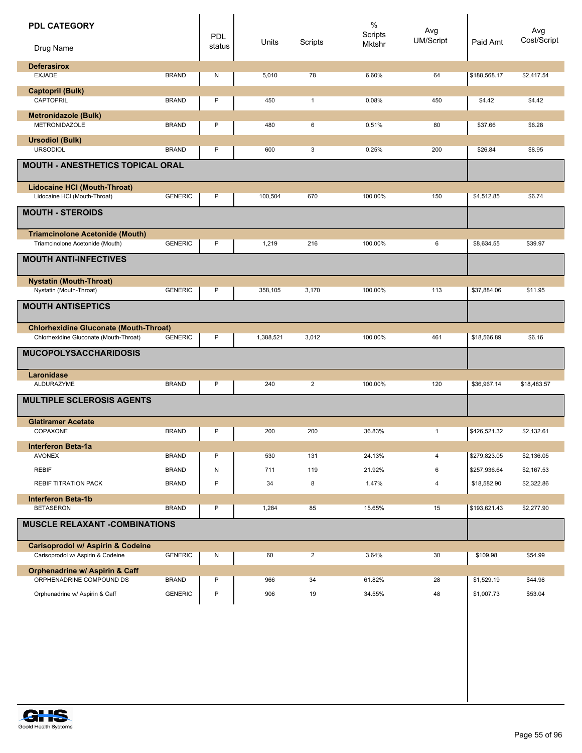| PDL CATEGORY / Drug Name | | PDL status | Units | Scripts | % Scripts Mktshr | Avg UM/Script | Paid Amt | Avg Cost/Script |
|---|---|---|---|---|---|---|---|---|
| **Deferasirox** | | | | | | | | |
| EXJADE | BRAND | N | 5,010 | 78 | 6.60% | 64 | $188,568.17 | $2,417.54 |
| **Captopril (Bulk)** | | | | | | | | |
| CAPTOPRIL | BRAND | P | 450 | 1 | 0.08% | 450 | $4.42 | $4.42 |
| **Metronidazole (Bulk)** | | | | | | | | |
| METRONIDAZOLE | BRAND | P | 480 | 6 | 0.51% | 80 | $37.66 | $6.28 |
| **Ursodiol (Bulk)** | | | | | | | | |
| URSODIOL | BRAND | P | 600 | 3 | 0.25% | 200 | $26.84 | $8.95 |
| **MOUTH - ANESTHETICS TOPICAL ORAL** | | | | | | | | |
| **Lidocaine HCl (Mouth-Throat)** | | | | | | | | |
| Lidocaine HCl (Mouth-Throat) | GENERIC | P | 100,504 | 670 | 100.00% | 150 | $4,512.85 | $6.74 |
| **MOUTH - STEROIDS** | | | | | | | | |
| **Triamcinolone Acetonide (Mouth)** | | | | | | | | |
| Triamcinolone Acetonide (Mouth) | GENERIC | P | 1,219 | 216 | 100.00% | 6 | $8,634.55 | $39.97 |
| **MOUTH ANTI-INFECTIVES** | | | | | | | | |
| **Nystatin (Mouth-Throat)** | | | | | | | | |
| Nystatin (Mouth-Throat) | GENERIC | P | 358,105 | 3,170 | 100.00% | 113 | $37,884.06 | $11.95 |
| **MOUTH ANTISEPTICS** | | | | | | | | |
| **Chlorhexidine Gluconate (Mouth-Throat)** | | | | | | | | |
| Chlorhexidine Gluconate (Mouth-Throat) | GENERIC | P | 1,388,521 | 3,012 | 100.00% | 461 | $18,566.89 | $6.16 |
| **MUCOPOLYSACCHARIDOSIS** | | | | | | | | |
| **Laronidase** | | | | | | | | |
| ALDURAZYME | BRAND | P | 240 | 2 | 100.00% | 120 | $36,967.14 | $18,483.57 |
| **MULTIPLE SCLEROSIS AGENTS** | | | | | | | | |
| **Glatiramer Acetate** | | | | | | | | |
| COPAXONE | BRAND | P | 200 | 200 | 36.83% | 1 | $426,521.32 | $2,132.61 |
| **Interferon Beta-1a** | | | | | | | | |
| AVONEX | BRAND | P | 530 | 131 | 24.13% | 4 | $279,823.05 | $2,136.05 |
| REBIF | BRAND | N | 711 | 119 | 21.92% | 6 | $257,936.64 | $2,167.53 |
| REBIF TITRATION PACK | BRAND | P | 34 | 8 | 1.47% | 4 | $18,582.90 | $2,322.86 |
| **Interferon Beta-1b** | | | | | | | | |
| BETASERON | BRAND | P | 1,284 | 85 | 15.65% | 15 | $193,621.43 | $2,277.90 |
| **MUSCLE RELAXANT -COMBINATIONS** | | | | | | | | |
| **Carisoprodol w/ Aspirin & Codeine** | | | | | | | | |
| Carisoprodol w/ Aspirin & Codeine | GENERIC | N | 60 | 2 | 3.64% | 30 | $109.98 | $54.99 |
| **Orphenadrine w/ Aspirin & Caff** | | | | | | | | |
| ORPHENADRINE COMPOUND DS | BRAND | P | 966 | 34 | 61.82% | 28 | $1,529.19 | $44.98 |
| Orphenadrine w/ Aspirin & Caff | GENERIC | P | 906 | 19 | 34.55% | 48 | $1,007.73 | $53.04 |

Goold Health Systems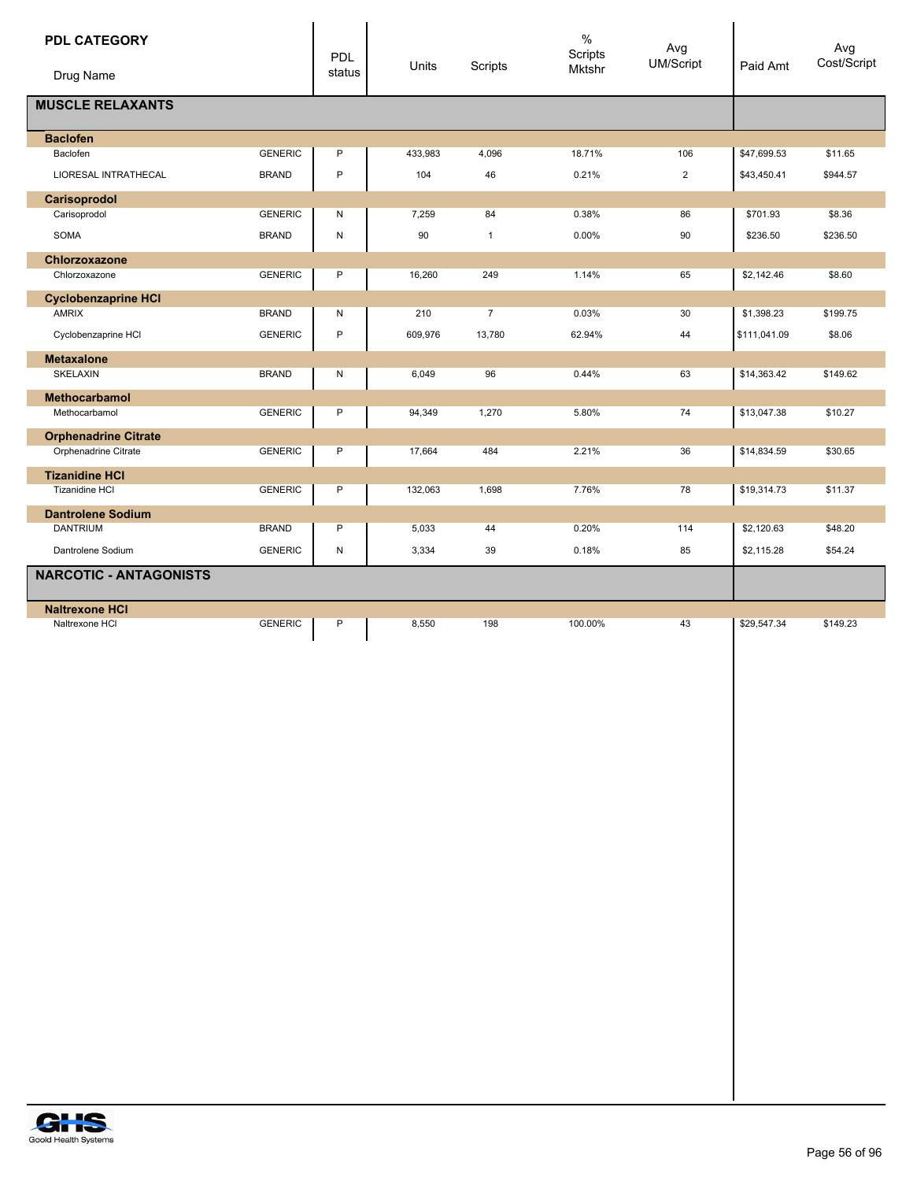| PDL CATEGORY<br>Drug Name | | PDL status | Units | Scripts | % Scripts Mktshr | Avg UM/Script | Paid Amt | Avg Cost/Script |
|---|---|---|---|---|---|---|---|---|
| **MUSCLE RELAXANTS** | | | | | | | | |
| **Baclofen** | | | | | | | | |
| Baclofen | GENERIC | P | 433,983 | 4,096 | 18.71% | 106 | $47,699.53 | $11.65 |
| LIORESAL INTRATHECAL | BRAND | P | 104 | 46 | 0.21% | 2 | $43,450.41 | $944.57 |
| **Carisoprodol** | | | | | | | | |
| Carisoprodol | GENERIC | N | 7,259 | 84 | 0.38% | 86 | $701.93 | $8.36 |
| SOMA | BRAND | N | 90 | 1 | 0.00% | 90 | $236.50 | $236.50 |
| **Chlorzoxazone** | | | | | | | | |
| Chlorzoxazone | GENERIC | P | 16,260 | 249 | 1.14% | 65 | $2,142.46 | $8.60 |
| **Cyclobenzaprine HCl** | | | | | | | | |
| AMRIX | BRAND | N | 210 | 7 | 0.03% | 30 | $1,398.23 | $199.75 |
| Cyclobenzaprine HCl | GENERIC | P | 609,976 | 13,780 | 62.94% | 44 | $111,041.09 | $8.06 |
| **Metaxalone** | | | | | | | | |
| SKELAXIN | BRAND | N | 6,049 | 96 | 0.44% | 63 | $14,363.42 | $149.62 |
| **Methocarbamol** | | | | | | | | |
| Methocarbamol | GENERIC | P | 94,349 | 1,270 | 5.80% | 74 | $13,047.38 | $10.27 |
| **Orphenadrine Citrate** | | | | | | | | |
| Orphenadrine Citrate | GENERIC | P | 17,664 | 484 | 2.21% | 36 | $14,834.59 | $30.65 |
| **Tizanidine HCl** | | | | | | | | |
| Tizanidine HCl | GENERIC | P | 132,063 | 1,698 | 7.76% | 78 | $19,314.73 | $11.37 |
| **Dantrolene Sodium** | | | | | | | | |
| DANTRIUM | BRAND | P | 5,033 | 44 | 0.20% | 114 | $2,120.63 | $48.20 |
| Dantrolene Sodium | GENERIC | N | 3,334 | 39 | 0.18% | 85 | $2,115.28 | $54.24 |
| **NARCOTIC - ANTAGONISTS** | | | | | | | | |
| **Naltrexone HCl** | | | | | | | | |
| Naltrexone HCl | GENERIC | P | 8,550 | 198 | 100.00% | 43 | $29,547.34 | $149.23 |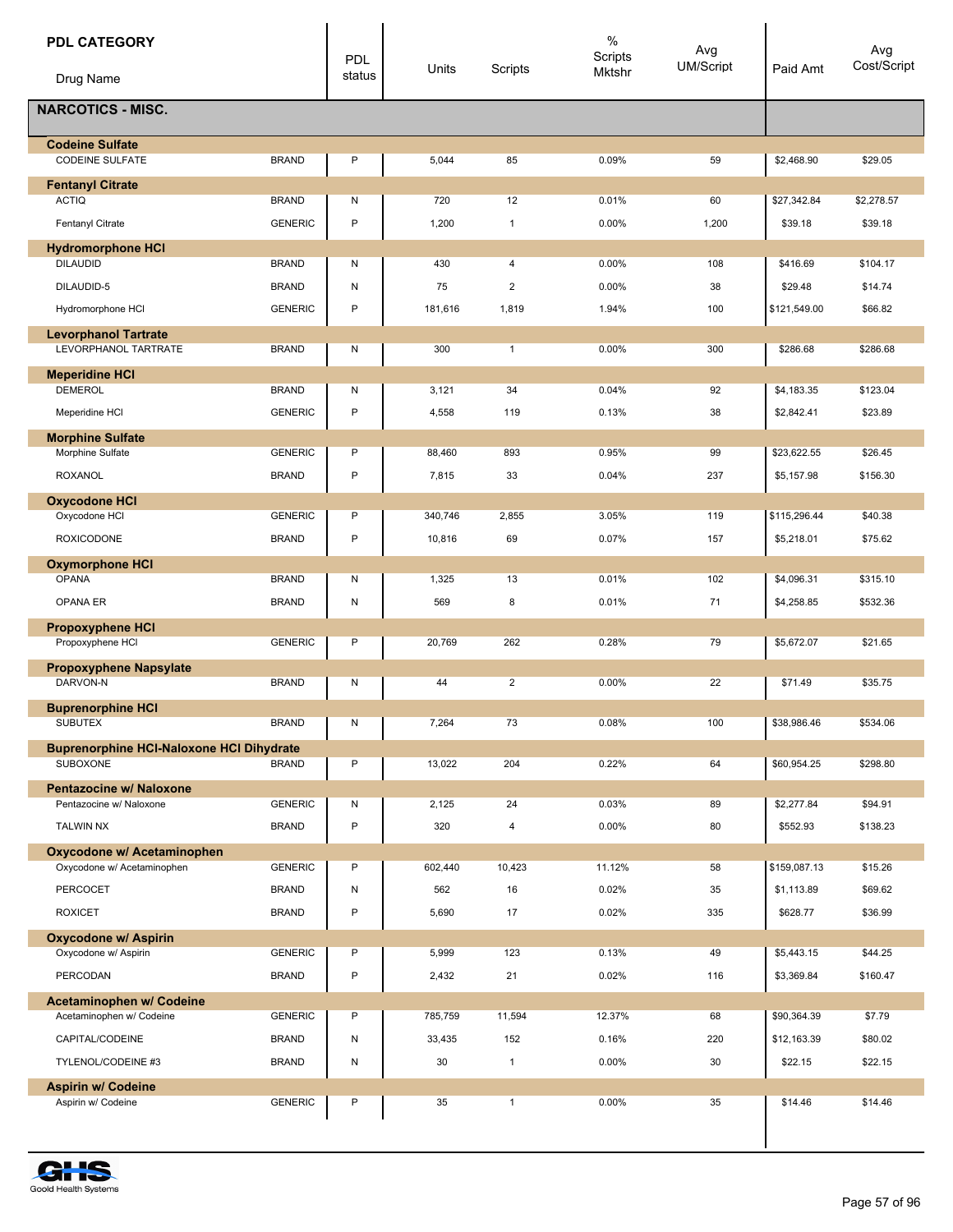| PDL CATEGORY / Drug Name | | PDL status | Units | Scripts | % Scripts Mktshr | Avg UM/Script | Paid Amt | Avg Cost/Script |
|---|---|---|---|---|---|---|---|---|
| **NARCOTICS - MISC.** | | | | | | | | |
| **Codeine Sulfate** | | | | | | | | |
| CODEINE SULFATE | BRAND | P | 5,044 | 85 | 0.09% | 59 | $2,468.90 | $29.05 |
| **Fentanyl Citrate** | | | | | | | | |
| ACTIQ | BRAND | N | 720 | 12 | 0.01% | 60 | $27,342.84 | $2,278.57 |
| Fentanyl Citrate | GENERIC | P | 1,200 | 1 | 0.00% | 1,200 | $39.18 | $39.18 |
| **Hydromorphone HCl** | | | | | | | | |
| DILAUDID | BRAND | N | 430 | 4 | 0.00% | 108 | $416.69 | $104.17 |
| DILAUDID-5 | BRAND | N | 75 | 2 | 0.00% | 38 | $29.48 | $14.74 |
| Hydromorphone HCl | GENERIC | P | 181,616 | 1,819 | 1.94% | 100 | $121,549.00 | $66.82 |
| **Levorphanol Tartrate** | | | | | | | | |
| LEVORPHANOL TARTRATE | BRAND | N | 300 | 1 | 0.00% | 300 | $286.68 | $286.68 |
| **Meperidine HCl** | | | | | | | | |
| DEMEROL | BRAND | N | 3,121 | 34 | 0.04% | 92 | $4,183.35 | $123.04 |
| Meperidine HCl | GENERIC | P | 4,558 | 119 | 0.13% | 38 | $2,842.41 | $23.89 |
| **Morphine Sulfate** | | | | | | | | |
| Morphine Sulfate | GENERIC | P | 88,460 | 893 | 0.95% | 99 | $23,622.55 | $26.45 |
| ROXANOL | BRAND | P | 7,815 | 33 | 0.04% | 237 | $5,157.98 | $156.30 |
| **Oxycodone HCl** | | | | | | | | |
| Oxycodone HCl | GENERIC | P | 340,746 | 2,855 | 3.05% | 119 | $115,296.44 | $40.38 |
| ROXICODONE | BRAND | P | 10,816 | 69 | 0.07% | 157 | $5,218.01 | $75.62 |
| **Oxymorphone HCl** | | | | | | | | |
| OPANA | BRAND | N | 1,325 | 13 | 0.01% | 102 | $4,096.31 | $315.10 |
| OPANA ER | BRAND | N | 569 | 8 | 0.01% | 71 | $4,258.85 | $532.36 |
| **Propoxyphene HCl** | | | | | | | | |
| Propoxyphene HCl | GENERIC | P | 20,769 | 262 | 0.28% | 79 | $5,672.07 | $21.65 |
| **Propoxyphene Napsylate** | | | | | | | | |
| DARVON-N | BRAND | N | 44 | 2 | 0.00% | 22 | $71.49 | $35.75 |
| **Buprenorphine HCl** | | | | | | | | |
| SUBUTEX | BRAND | N | 7,264 | 73 | 0.08% | 100 | $38,986.46 | $534.06 |
| **Buprenorphine HCl-Naloxone HCl Dihydrate** | | | | | | | | |
| SUBOXONE | BRAND | P | 13,022 | 204 | 0.22% | 64 | $60,954.25 | $298.80 |
| **Pentazocine w/ Naloxone** | | | | | | | | |
| Pentazocine w/ Naloxone | GENERIC | N | 2,125 | 24 | 0.03% | 89 | $2,277.84 | $94.91 |
| TALWIN NX | BRAND | P | 320 | 4 | 0.00% | 80 | $552.93 | $138.23 |
| **Oxycodone w/ Acetaminophen** | | | | | | | | |
| Oxycodone w/ Acetaminophen | GENERIC | P | 602,440 | 10,423 | 11.12% | 58 | $159,087.13 | $15.26 |
| PERCOCET | BRAND | N | 562 | 16 | 0.02% | 35 | $1,113.89 | $69.62 |
| ROXICET | BRAND | P | 5,690 | 17 | 0.02% | 335 | $628.77 | $36.99 |
| **Oxycodone w/ Aspirin** | | | | | | | | |
| Oxycodone w/ Aspirin | GENERIC | P | 5,999 | 123 | 0.13% | 49 | $5,443.15 | $44.25 |
| PERCODAN | BRAND | P | 2,432 | 21 | 0.02% | 116 | $3,369.84 | $160.47 |
| **Acetaminophen w/ Codeine** | | | | | | | | |
| Acetaminophen w/ Codeine | GENERIC | P | 785,759 | 11,594 | 12.37% | 68 | $90,364.39 | $7.79 |
| CAPITAL/CODEINE | BRAND | N | 33,435 | 152 | 0.16% | 220 | $12,163.39 | $80.02 |
| TYLENOL/CODEINE #3 | BRAND | N | 30 | 1 | 0.00% | 30 | $22.15 | $22.15 |
| **Aspirin w/ Codeine** | | | | | | | | |
| Aspirin w/ Codeine | GENERIC | P | 35 | 1 | 0.00% | 35 | $14.46 | $14.46 |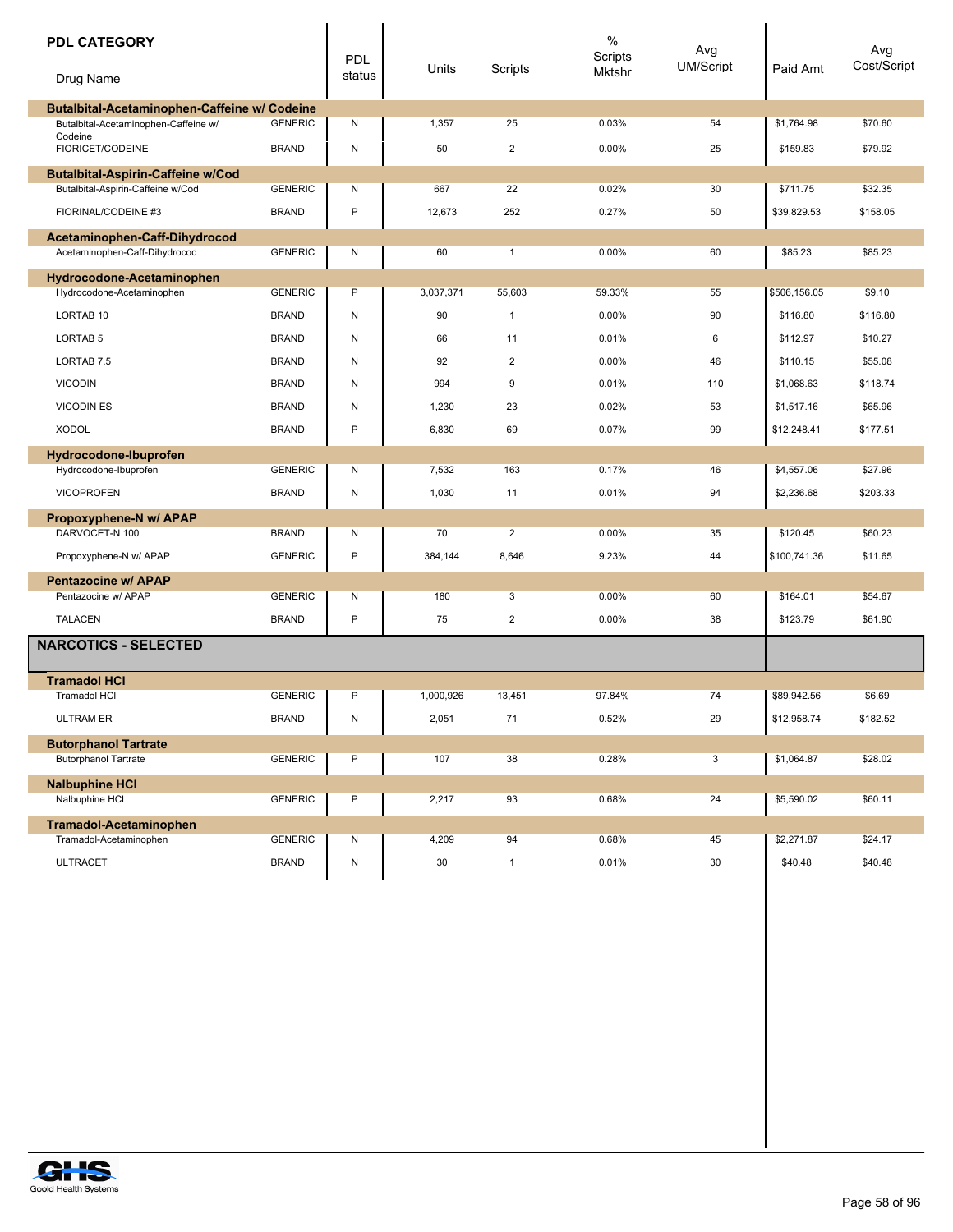| PDL CATEGORY / Drug Name | | PDL status | Units | Scripts | % Scripts Mktshr | Avg UM/Script | Paid Amt | Avg Cost/Script |
|---|---|---|---|---|---|---|---|---|
| **Butalbital-Acetaminophen-Caffeine w/ Codeine** | | | | | | | | |
| Butalbital-Acetaminophen-Caffeine w/ Codeine | GENERIC | N | 1,357 | 25 | 0.03% | 54 | $1,764.98 | $70.60 |
| FIORICET/CODEINE | BRAND | N | 50 | 2 | 0.00% | 25 | $159.83 | $79.92 |
| **Butalbital-Aspirin-Caffeine w/Cod** | | | | | | | | |
| Butalbital-Aspirin-Caffeine w/Cod | GENERIC | N | 667 | 22 | 0.02% | 30 | $711.75 | $32.35 |
| FIORINAL/CODEINE #3 | BRAND | P | 12,673 | 252 | 0.27% | 50 | $39,829.53 | $158.05 |
| **Acetaminophen-Caff-Dihydrocod** | | | | | | | | |
| Acetaminophen-Caff-Dihydrocod | GENERIC | N | 60 | 1 | 0.00% | 60 | $85.23 | $85.23 |
| **Hydrocodone-Acetaminophen** | | | | | | | | |
| Hydrocodone-Acetaminophen | GENERIC | P | 3,037,371 | 55,603 | 59.33% | 55 | $506,156.05 | $9.10 |
| LORTAB 10 | BRAND | N | 90 | 1 | 0.00% | 90 | $116.80 | $116.80 |
| LORTAB 5 | BRAND | N | 66 | 11 | 0.01% | 6 | $112.97 | $10.27 |
| LORTAB 7.5 | BRAND | N | 92 | 2 | 0.00% | 46 | $110.15 | $55.08 |
| VICODIN | BRAND | N | 994 | 9 | 0.01% | 110 | $1,068.63 | $118.74 |
| VICODIN ES | BRAND | N | 1,230 | 23 | 0.02% | 53 | $1,517.16 | $65.96 |
| XODOL | BRAND | P | 6,830 | 69 | 0.07% | 99 | $12,248.41 | $177.51 |
| **Hydrocodone-Ibuprofen** | | | | | | | | |
| Hydrocodone-Ibuprofen | GENERIC | N | 7,532 | 163 | 0.17% | 46 | $4,557.06 | $27.96 |
| VICOPROFEN | BRAND | N | 1,030 | 11 | 0.01% | 94 | $2,236.68 | $203.33 |
| **Propoxyphene-N w/ APAP** | | | | | | | | |
| DARVOCET-N 100 | BRAND | N | 70 | 2 | 0.00% | 35 | $120.45 | $60.23 |
| Propoxyphene-N w/ APAP | GENERIC | P | 384,144 | 8,646 | 9.23% | 44 | $100,741.36 | $11.65 |
| **Pentazocine w/ APAP** | | | | | | | | |
| Pentazocine w/ APAP | GENERIC | N | 180 | 3 | 0.00% | 60 | $164.01 | $54.67 |
| TALACEN | BRAND | P | 75 | 2 | 0.00% | 38 | $123.79 | $61.90 |
| **NARCOTICS - SELECTED** | | | | | | | | |
| **Tramadol HCl** | | | | | | | | |
| Tramadol HCl | GENERIC | P | 1,000,926 | 13,451 | 97.84% | 74 | $89,942.56 | $6.69 |
| ULTRAM ER | BRAND | N | 2,051 | 71 | 0.52% | 29 | $12,958.74 | $182.52 |
| **Butorphanol Tartrate** | | | | | | | | |
| Butorphanol Tartrate | GENERIC | P | 107 | 38 | 0.28% | 3 | $1,064.87 | $28.02 |
| **Nalbuphine HCl** | | | | | | | | |
| Nalbuphine HCl | GENERIC | P | 2,217 | 93 | 0.68% | 24 | $5,590.02 | $60.11 |
| **Tramadol-Acetaminophen** | | | | | | | | |
| Tramadol-Acetaminophen | GENERIC | N | 4,209 | 94 | 0.68% | 45 | $2,271.87 | $24.17 |
| ULTRACET | BRAND | N | 30 | 1 | 0.01% | 30 | $40.48 | $40.48 |

Goold Health Systems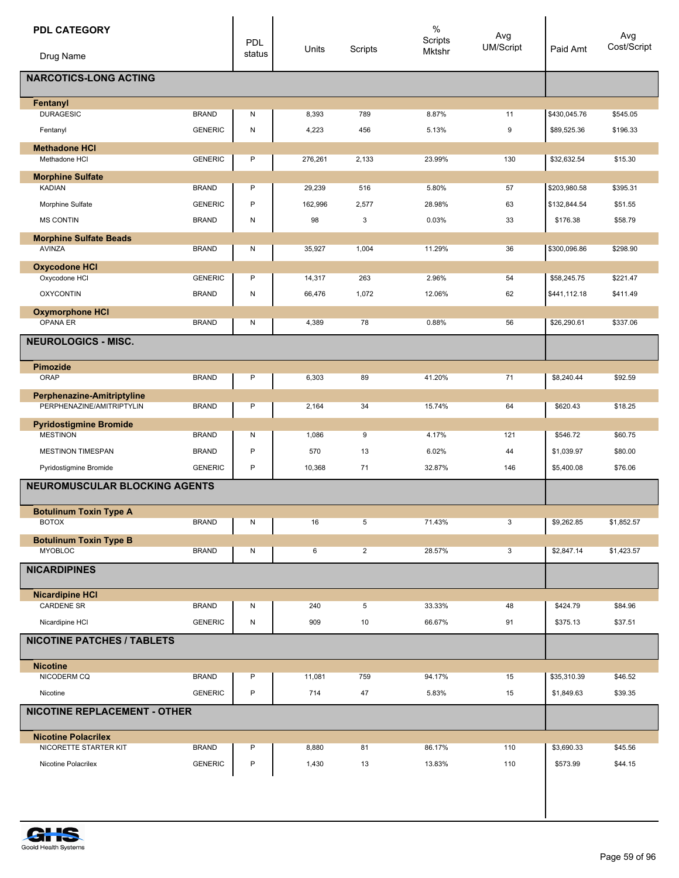| PDL CATEGORY / Drug Name | | PDL status | Units | Scripts | % Scripts Mktshr | Avg UM/Script | Paid Amt | Avg Cost/Script |
|---|---|---|---|---|---|---|---|---|
| **NARCOTICS-LONG ACTING** | | | | | | | | |
| **Fentanyl** | | | | | | | | |
| DURAGESIC | BRAND | N | 8,393 | 789 | 8.87% | 11 | $430,045.76 | $545.05 |
| Fentanyl | GENERIC | N | 4,223 | 456 | 5.13% | 9 | $89,525.36 | $196.33 |
| **Methadone HCl** | | | | | | | | |
| Methadone HCl | GENERIC | P | 276,261 | 2,133 | 23.99% | 130 | $32,632.54 | $15.30 |
| **Morphine Sulfate** | | | | | | | | |
| KADIAN | BRAND | P | 29,239 | 516 | 5.80% | 57 | $203,980.58 | $395.31 |
| Morphine Sulfate | GENERIC | P | 162,996 | 2,577 | 28.98% | 63 | $132,844.54 | $51.55 |
| MS CONTIN | BRAND | N | 98 | 3 | 0.03% | 33 | $176.38 | $58.79 |
| **Morphine Sulfate Beads** | | | | | | | | |
| AVINZA | BRAND | N | 35,927 | 1,004 | 11.29% | 36 | $300,096.86 | $298.90 |
| **Oxycodone HCl** | | | | | | | | |
| Oxycodone HCl | GENERIC | P | 14,317 | 263 | 2.96% | 54 | $58,245.75 | $221.47 |
| OXYCONTIN | BRAND | N | 66,476 | 1,072 | 12.06% | 62 | $441,112.18 | $411.49 |
| **Oxymorphone HCl** | | | | | | | | |
| OPANA ER | BRAND | N | 4,389 | 78 | 0.88% | 56 | $26,290.61 | $337.06 |
| **NEUROLOGICS - MISC.** | | | | | | | | |
| **Pimozide** | | | | | | | | |
| ORAP | BRAND | P | 6,303 | 89 | 41.20% | 71 | $8,240.44 | $92.59 |
| **Perphenazine-Amitriptyline** | | | | | | | | |
| PERPHENAZINE/AMITRIPTYLIN | BRAND | P | 2,164 | 34 | 15.74% | 64 | $620.43 | $18.25 |
| **Pyridostigmine Bromide** | | | | | | | | |
| MESTINON | BRAND | N | 1,086 | 9 | 4.17% | 121 | $546.72 | $60.75 |
| MESTINON TIMESPAN | BRAND | P | 570 | 13 | 6.02% | 44 | $1,039.97 | $80.00 |
| Pyridostigmine Bromide | GENERIC | P | 10,368 | 71 | 32.87% | 146 | $5,400.08 | $76.06 |
| **NEUROMUSCULAR BLOCKING AGENTS** | | | | | | | | |
| **Botulinum Toxin Type A** | | | | | | | | |
| BOTOX | BRAND | N | 16 | 5 | 71.43% | 3 | $9,262.85 | $1,852.57 |
| **Botulinum Toxin Type B** | | | | | | | | |
| MYOBLOC | BRAND | N | 6 | 2 | 28.57% | 3 | $2,847.14 | $1,423.57 |
| **NICARDIPINES** | | | | | | | | |
| **Nicardipine HCl** | | | | | | | | |
| CARDENE SR | BRAND | N | 240 | 5 | 33.33% | 48 | $424.79 | $84.96 |
| Nicardipine HCl | GENERIC | N | 909 | 10 | 66.67% | 91 | $375.13 | $37.51 |
| **NICOTINE PATCHES / TABLETS** | | | | | | | | |
| **Nicotine** | | | | | | | | |
| NICODERM CQ | BRAND | P | 11,081 | 759 | 94.17% | 15 | $35,310.39 | $46.52 |
| Nicotine | GENERIC | P | 714 | 47 | 5.83% | 15 | $1,849.63 | $39.35 |
| **NICOTINE REPLACEMENT - OTHER** | | | | | | | | |
| **Nicotine Polacrilex** | | | | | | | | |
| NICORETTE STARTER KIT | BRAND | P | 8,880 | 81 | 86.17% | 110 | $3,690.33 | $45.56 |
| Nicotine Polacrilex | GENERIC | P | 1,430 | 13 | 13.83% | 110 | $573.99 | $44.15 |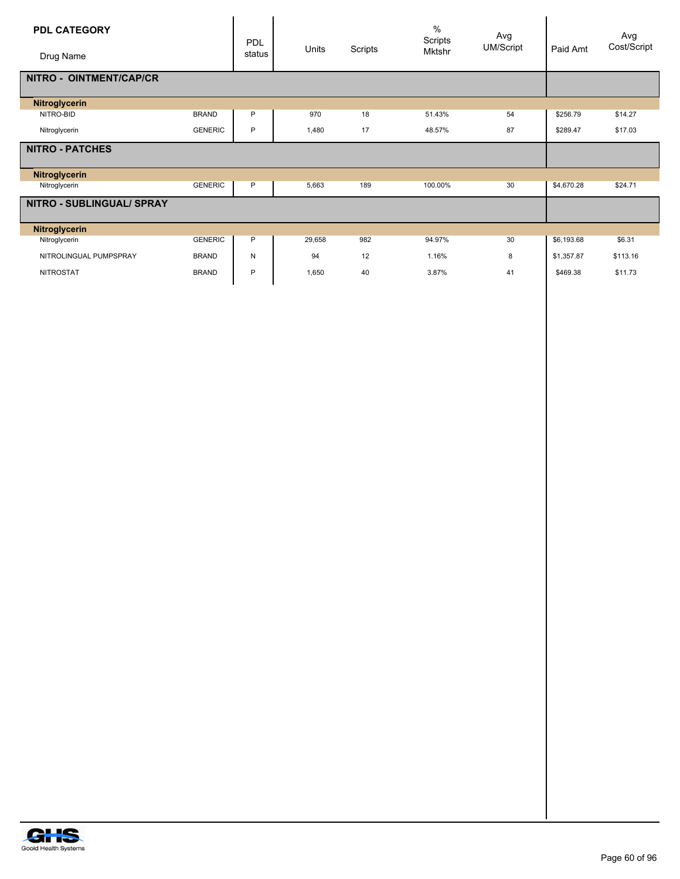| PDL CATEGORY / Drug Name | | PDL status | Units | Scripts | % Scripts Mktshr | Avg UM/Script | Paid Amt | Avg Cost/Script |
|---|---|---|---|---|---|---|---|---|
| **NITRO - OINTMENT/CAP/CR** | | | | | | | | |
| **Nitroglycerin** | | | | | | | | |
| NITRO-BID | BRAND | P | 970 | 18 | 51.43% | 54 | $256.79 | $14.27 |
| Nitroglycerin | GENERIC | P | 1,480 | 17 | 48.57% | 87 | $289.47 | $17.03 |
| **NITRO - PATCHES** | | | | | | | | |
| **Nitroglycerin** | | | | | | | | |
| Nitroglycerin | GENERIC | P | 5,663 | 189 | 100.00% | 30 | $4,670.28 | $24.71 |
| **NITRO - SUBLINGUAL/ SPRAY** | | | | | | | | |
| **Nitroglycerin** | | | | | | | | |
| Nitroglycerin | GENERIC | P | 29,658 | 982 | 94.97% | 30 | $6,193.68 | $6.31 |
| NITROLINGUAL PUMPSPRAY | BRAND | N | 94 | 12 | 1.16% | 8 | $1,357.87 | $113.16 |
| NITROSTAT | BRAND | P | 1,650 | 40 | 3.87% | 41 | $469.38 | $11.73 |

Goold Health Systems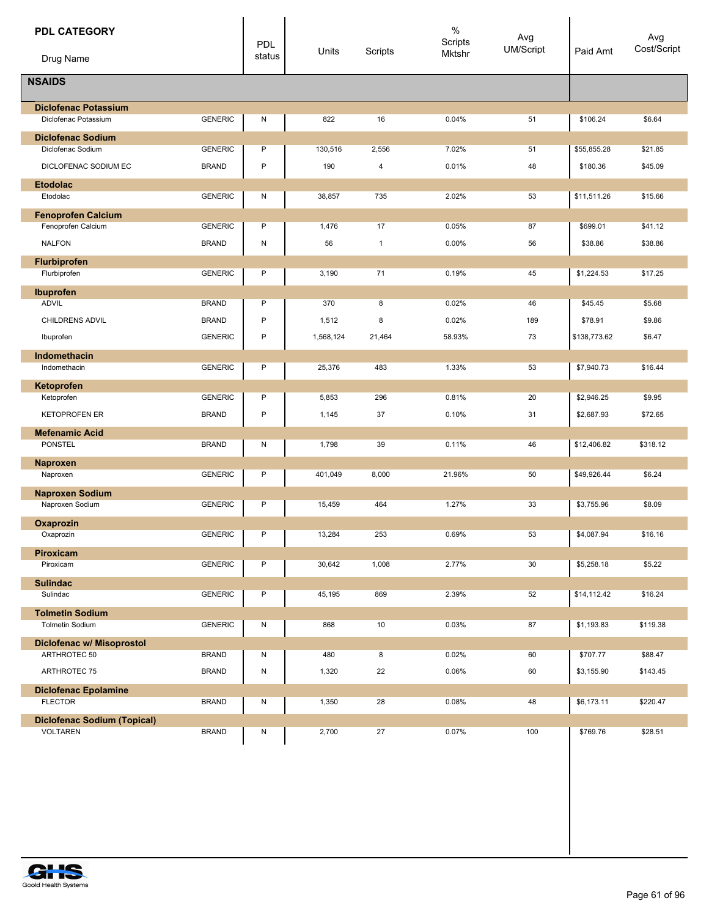| PDL CATEGORY / Drug Name | | PDL status | Units | Scripts | % Scripts Mktshr | Avg UM/Script | Paid Amt | Avg Cost/Script |
|---|---|---|---|---|---|---|---|---|
| **NSAIDS** | | | | | | | | |
| **Diclofenac Potassium** | | | | | | | | |
| Diclofenac Potassium | GENERIC | N | 822 | 16 | 0.04% | 51 | $106.24 | $6.64 |
| **Diclofenac Sodium** | | | | | | | | |
| Diclofenac Sodium | GENERIC | P | 130,516 | 2,556 | 7.02% | 51 | $55,855.28 | $21.85 |
| DICLOFENAC SODIUM EC | BRAND | P | 190 | 4 | 0.01% | 48 | $180.36 | $45.09 |
| **Etodolac** | | | | | | | | |
| Etodolac | GENERIC | N | 38,857 | 735 | 2.02% | 53 | $11,511.26 | $15.66 |
| **Fenoprofen Calcium** | | | | | | | | |
| Fenoprofen Calcium | GENERIC | P | 1,476 | 17 | 0.05% | 87 | $699.01 | $41.12 |
| NALFON | BRAND | N | 56 | 1 | 0.00% | 56 | $38.86 | $38.86 |
| **Flurbiprofen** | | | | | | | | |
| Flurbiprofen | GENERIC | P | 3,190 | 71 | 0.19% | 45 | $1,224.53 | $17.25 |
| **Ibuprofen** | | | | | | | | |
| ADVIL | BRAND | P | 370 | 8 | 0.02% | 46 | $45.45 | $5.68 |
| CHILDRENS ADVIL | BRAND | P | 1,512 | 8 | 0.02% | 189 | $78.91 | $9.86 |
| Ibuprofen | GENERIC | P | 1,568,124 | 21,464 | 58.93% | 73 | $138,773.62 | $6.47 |
| **Indomethacin** | | | | | | | | |
| Indomethacin | GENERIC | P | 25,376 | 483 | 1.33% | 53 | $7,940.73 | $16.44 |
| **Ketoprofen** | | | | | | | | |
| Ketoprofen | GENERIC | P | 5,853 | 296 | 0.81% | 20 | $2,946.25 | $9.95 |
| KETOPROFEN ER | BRAND | P | 1,145 | 37 | 0.10% | 31 | $2,687.93 | $72.65 |
| **Mefenamic Acid** | | | | | | | | |
| PONSTEL | BRAND | N | 1,798 | 39 | 0.11% | 46 | $12,406.82 | $318.12 |
| **Naproxen** | | | | | | | | |
| Naproxen | GENERIC | P | 401,049 | 8,000 | 21.96% | 50 | $49,926.44 | $6.24 |
| **Naproxen Sodium** | | | | | | | | |
| Naproxen Sodium | GENERIC | P | 15,459 | 464 | 1.27% | 33 | $3,755.96 | $8.09 |
| **Oxaprozin** | | | | | | | | |
| Oxaprozin | GENERIC | P | 13,284 | 253 | 0.69% | 53 | $4,087.94 | $16.16 |
| **Piroxicam** | | | | | | | | |
| Piroxicam | GENERIC | P | 30,642 | 1,008 | 2.77% | 30 | $5,258.18 | $5.22 |
| **Sulindac** | | | | | | | | |
| Sulindac | GENERIC | P | 45,195 | 869 | 2.39% | 52 | $14,112.42 | $16.24 |
| **Tolmetin Sodium** | | | | | | | | |
| Tolmetin Sodium | GENERIC | N | 868 | 10 | 0.03% | 87 | $1,193.83 | $119.38 |
| **Diclofenac w/ Misoprostol** | | | | | | | | |
| ARTHROTEC 50 | BRAND | N | 480 | 8 | 0.02% | 60 | $707.77 | $88.47 |
| ARTHROTEC 75 | BRAND | N | 1,320 | 22 | 0.06% | 60 | $3,155.90 | $143.45 |
| **Diclofenac Epolamine** | | | | | | | | |
| FLECTOR | BRAND | N | 1,350 | 28 | 0.08% | 48 | $6,173.11 | $220.47 |
| **Diclofenac Sodium (Topical)** | | | | | | | | |
| VOLTAREN | BRAND | N | 2,700 | 27 | 0.07% | 100 | $769.76 | $28.51 |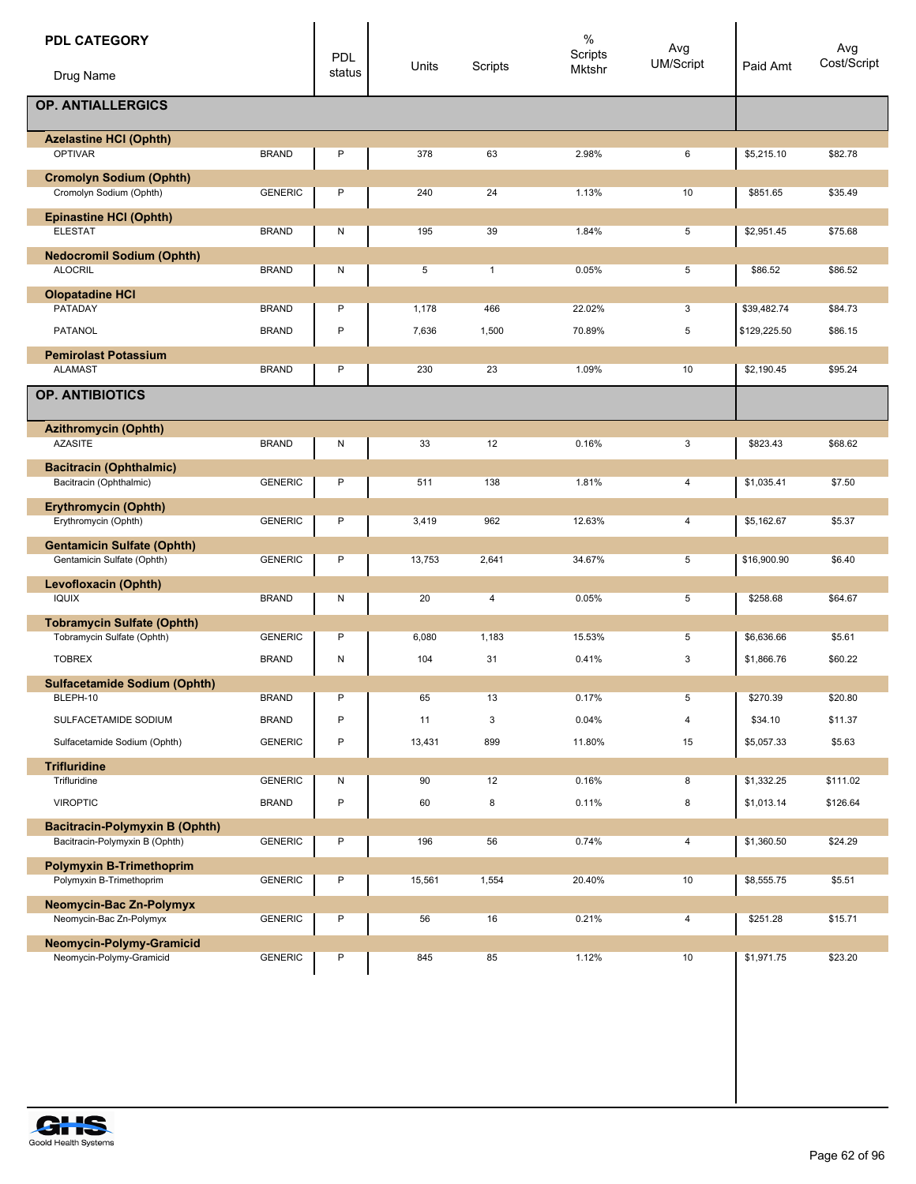| PDL CATEGORY / Drug Name | | PDL status | Units | Scripts | % Scripts Mktshr | Avg UM/Script | Paid Amt | Avg Cost/Script |
|---|---|---|---|---|---|---|---|---|
| **OP. ANTIALLERGICS** | | | | | | | | |
| **Azelastine HCl (Ophth)** | | | | | | | | |
| OPTIVAR | BRAND | P | 378 | 63 | 2.98% | 6 | $5,215.10 | $82.78 |
| **Cromolyn Sodium (Ophth)** | | | | | | | | |
| Cromolyn Sodium (Ophth) | GENERIC | P | 240 | 24 | 1.13% | 10 | $851.65 | $35.49 |
| **Epinastine HCl (Ophth)** | | | | | | | | |
| ELESTAT | BRAND | N | 195 | 39 | 1.84% | 5 | $2,951.45 | $75.68 |
| **Nedocromil Sodium (Ophth)** | | | | | | | | |
| ALOCRIL | BRAND | N | 5 | 1 | 0.05% | 5 | $86.52 | $86.52 |
| **Olopatadine HCl** | | | | | | | | |
| PATADAY | BRAND | P | 1,178 | 466 | 22.02% | 3 | $39,482.74 | $84.73 |
| PATANOL | BRAND | P | 7,636 | 1,500 | 70.89% | 5 | $129,225.50 | $86.15 |
| **Pemirolast Potassium** | | | | | | | | |
| ALAMAST | BRAND | P | 230 | 23 | 1.09% | 10 | $2,190.45 | $95.24 |
| **OP. ANTIBIOTICS** | | | | | | | | |
| **Azithromycin (Ophth)** | | | | | | | | |
| AZASITE | BRAND | N | 33 | 12 | 0.16% | 3 | $823.43 | $68.62 |
| **Bacitracin (Ophthalmic)** | | | | | | | | |
| Bacitracin (Ophthalmic) | GENERIC | P | 511 | 138 | 1.81% | 4 | $1,035.41 | $7.50 |
| **Erythromycin (Ophth)** | | | | | | | | |
| Erythromycin (Ophth) | GENERIC | P | 3,419 | 962 | 12.63% | 4 | $5,162.67 | $5.37 |
| **Gentamicin Sulfate (Ophth)** | | | | | | | | |
| Gentamicin Sulfate (Ophth) | GENERIC | P | 13,753 | 2,641 | 34.67% | 5 | $16,900.90 | $6.40 |
| **Levofloxacin (Ophth)** | | | | | | | | |
| IQUIX | BRAND | N | 20 | 4 | 0.05% | 5 | $258.68 | $64.67 |
| **Tobramycin Sulfate (Ophth)** | | | | | | | | |
| Tobramycin Sulfate (Ophth) | GENERIC | P | 6,080 | 1,183 | 15.53% | 5 | $6,636.66 | $5.61 |
| TOBREX | BRAND | N | 104 | 31 | 0.41% | 3 | $1,866.76 | $60.22 |
| **Sulfacetamide Sodium (Ophth)** | | | | | | | | |
| BLEPH-10 | BRAND | P | 65 | 13 | 0.17% | 5 | $270.39 | $20.80 |
| SULFACETAMIDE SODIUM | BRAND | P | 11 | 3 | 0.04% | 4 | $34.10 | $11.37 |
| Sulfacetamide Sodium (Ophth) | GENERIC | P | 13,431 | 899 | 11.80% | 15 | $5,057.33 | $5.63 |
| **Trifluridine** | | | | | | | | |
| Trifluridine | GENERIC | N | 90 | 12 | 0.16% | 8 | $1,332.25 | $111.02 |
| VIROPTIC | BRAND | P | 60 | 8 | 0.11% | 8 | $1,013.14 | $126.64 |
| **Bacitracin-Polymyxin B (Ophth)** | | | | | | | | |
| Bacitracin-Polymyxin B (Ophth) | GENERIC | P | 196 | 56 | 0.74% | 4 | $1,360.50 | $24.29 |
| **Polymyxin B-Trimethoprim** | | | | | | | | |
| Polymyxin B-Trimethoprim | GENERIC | P | 15,561 | 1,554 | 20.40% | 10 | $8,555.75 | $5.51 |
| **Neomycin-Bac Zn-Polymyx** | | | | | | | | |
| Neomycin-Bac Zn-Polymyx | GENERIC | P | 56 | 16 | 0.21% | 4 | $251.28 | $15.71 |
| **Neomycin-Polymy-Gramicid** | | | | | | | | |
| Neomycin-Polymy-Gramicid | GENERIC | P | 845 | 85 | 1.12% | 10 | $1,971.75 | $23.20 |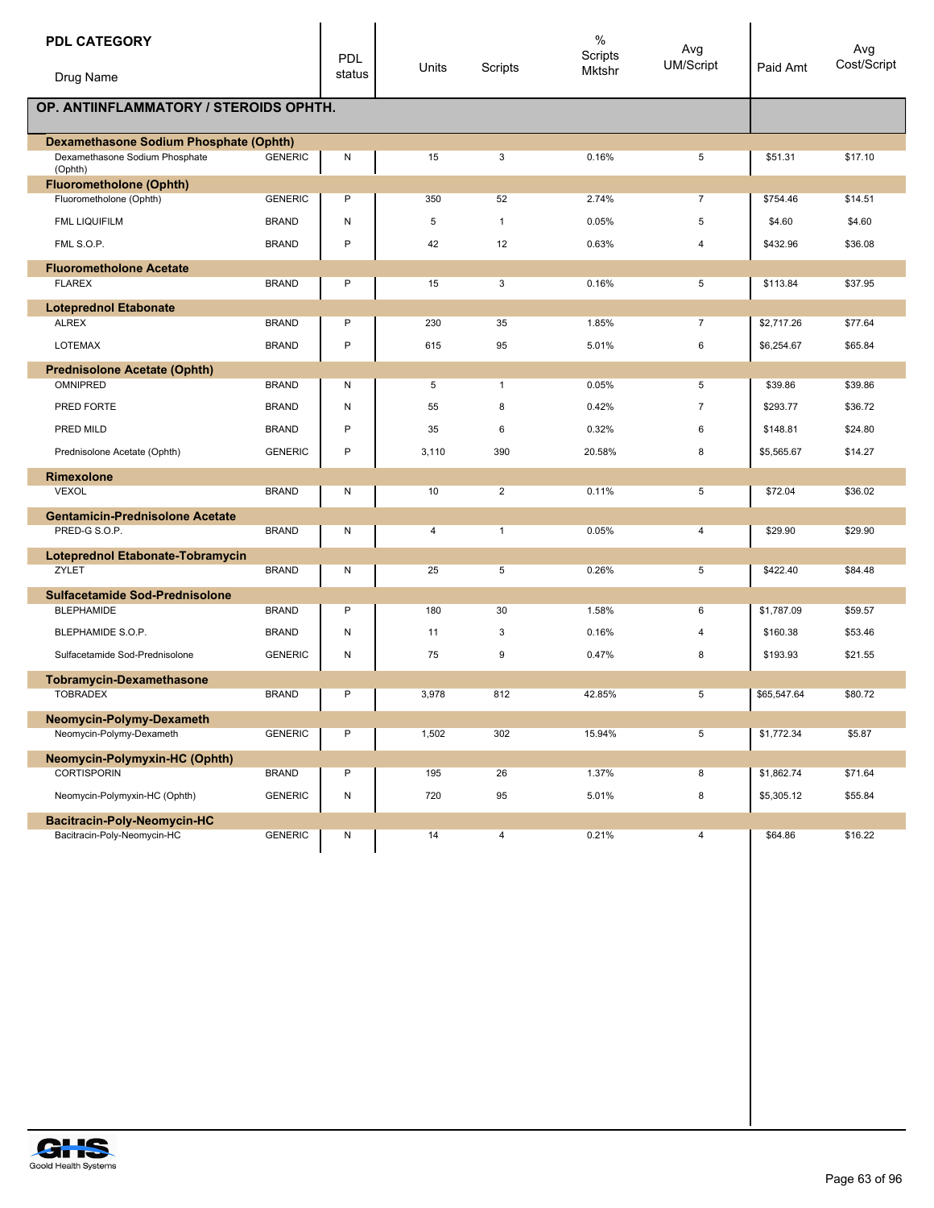| PDL CATEGORY / Drug Name | | PDL status | Units | Scripts | % Scripts Mktshr | Avg UM/Script | Paid Amt | Avg Cost/Script |
|---|---|---|---|---|---|---|---|---|
| **OP. ANTIINFLAMMATORY / STEROIDS OPHTH.** | | | | | | | | |
| **Dexamethasone Sodium Phosphate (Ophth)** | | | | | | | | |
| Dexamethasone Sodium Phosphate (Ophth) | GENERIC | N | 15 | 3 | 0.16% | 5 | $51.31 | $17.10 |
| **Fluorometholone (Ophth)** | | | | | | | | |
| Fluorometholone (Ophth) | GENERIC | P | 350 | 52 | 2.74% | 7 | $754.46 | $14.51 |
| FML LIQUIFILM | BRAND | N | 5 | 1 | 0.05% | 5 | $4.60 | $4.60 |
| FML S.O.P. | BRAND | P | 42 | 12 | 0.63% | 4 | $432.96 | $36.08 |
| **Fluorometholone Acetate** | | | | | | | | |
| FLAREX | BRAND | P | 15 | 3 | 0.16% | 5 | $113.84 | $37.95 |
| **Loteprednol Etabonate** | | | | | | | | |
| ALREX | BRAND | P | 230 | 35 | 1.85% | 7 | $2,717.26 | $77.64 |
| LOTEMAX | BRAND | P | 615 | 95 | 5.01% | 6 | $6,254.67 | $65.84 |
| **Prednisolone Acetate (Ophth)** | | | | | | | | |
| OMNIPRED | BRAND | N | 5 | 1 | 0.05% | 5 | $39.86 | $39.86 |
| PRED FORTE | BRAND | N | 55 | 8 | 0.42% | 7 | $293.77 | $36.72 |
| PRED MILD | BRAND | P | 35 | 6 | 0.32% | 6 | $148.81 | $24.80 |
| Prednisolone Acetate (Ophth) | GENERIC | P | 3,110 | 390 | 20.58% | 8 | $5,565.67 | $14.27 |
| **Rimexolone** | | | | | | | | |
| VEXOL | BRAND | N | 10 | 2 | 0.11% | 5 | $72.04 | $36.02 |
| **Gentamicin-Prednisolone Acetate** | | | | | | | | |
| PRED-G S.O.P. | BRAND | N | 4 | 1 | 0.05% | 4 | $29.90 | $29.90 |
| **Loteprednol Etabonate-Tobramycin** | | | | | | | | |
| ZYLET | BRAND | N | 25 | 5 | 0.26% | 5 | $422.40 | $84.48 |
| **Sulfacetamide Sod-Prednisolone** | | | | | | | | |
| BLEPHAMIDE | BRAND | P | 180 | 30 | 1.58% | 6 | $1,787.09 | $59.57 |
| BLEPHAMIDE S.O.P. | BRAND | N | 11 | 3 | 0.16% | 4 | $160.38 | $53.46 |
| Sulfacetamide Sod-Prednisolone | GENERIC | N | 75 | 9 | 0.47% | 8 | $193.93 | $21.55 |
| **Tobramycin-Dexamethasone** | | | | | | | | |
| TOBRADEX | BRAND | P | 3,978 | 812 | 42.85% | 5 | $65,547.64 | $80.72 |
| **Neomycin-Polymy-Dexameth** | | | | | | | | |
| Neomycin-Polymy-Dexameth | GENERIC | P | 1,502 | 302 | 15.94% | 5 | $1,772.34 | $5.87 |
| **Neomycin-Polymyxin-HC (Ophth)** | | | | | | | | |
| CORTISPORIN | BRAND | P | 195 | 26 | 1.37% | 8 | $1,862.74 | $71.64 |
| Neomycin-Polymyxin-HC (Ophth) | GENERIC | N | 720 | 95 | 5.01% | 8 | $5,305.12 | $55.84 |
| **Bacitracin-Poly-Neomycin-HC** | | | | | | | | |
| Bacitracin-Poly-Neomycin-HC | GENERIC | N | 14 | 4 | 0.21% | 4 | $64.86 | $16.22 |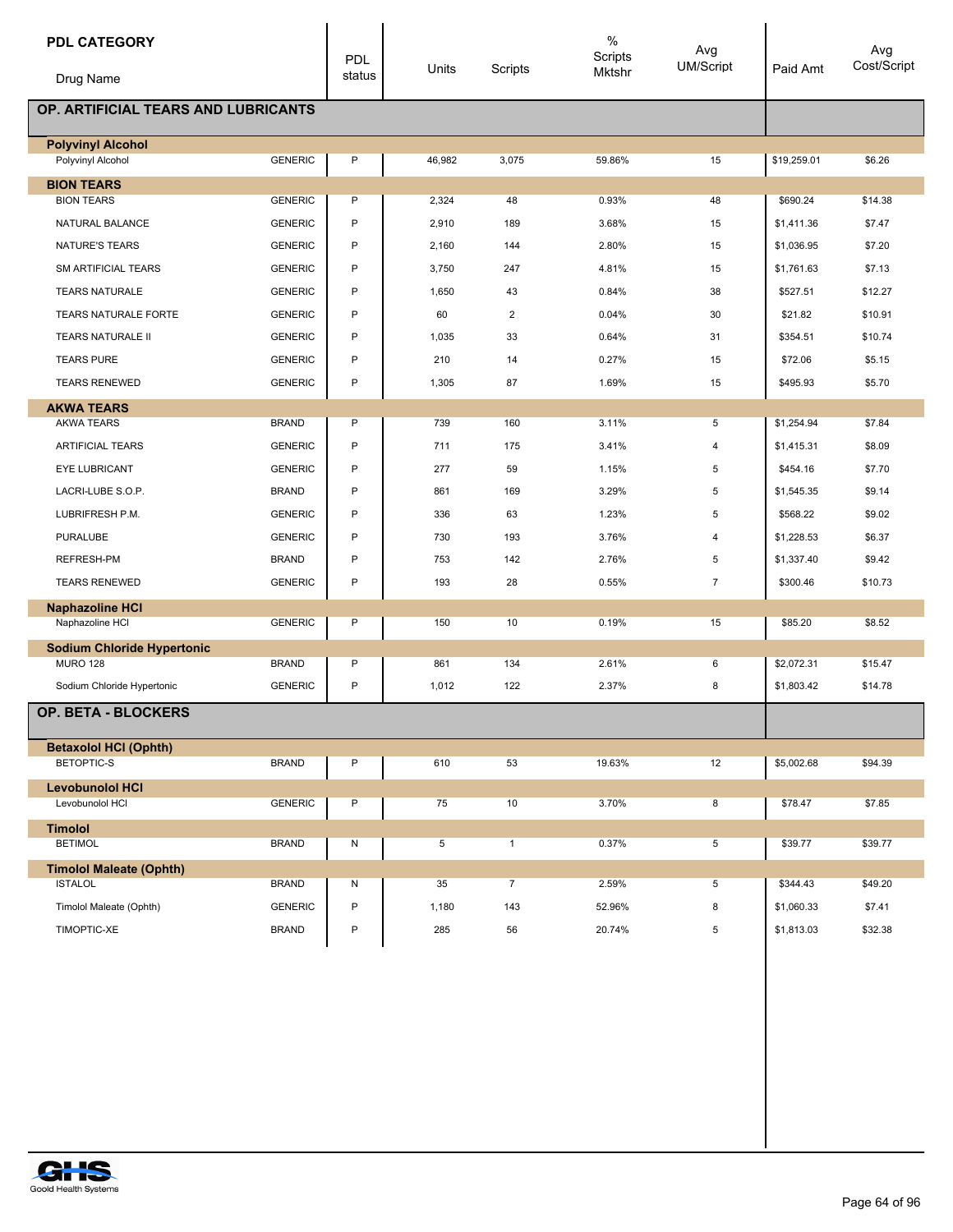| PDL CATEGORY / Drug Name | | PDL status | Units | Scripts | % Scripts Mktshr | Avg UM/Script | Paid Amt | Avg Cost/Script |
|---|---|---|---|---|---|---|---|---|
| **OP. ARTIFICIAL TEARS AND LUBRICANTS** | | | | | | | | |
| **Polyvinyl Alcohol** | | | | | | | | |
| Polyvinyl Alcohol | GENERIC | P | 46,982 | 3,075 | 59.86% | 15 | $19,259.01 | $6.26 |
| **BION TEARS** | | | | | | | | |
| BION TEARS | GENERIC | P | 2,324 | 48 | 0.93% | 48 | $690.24 | $14.38 |
| NATURAL BALANCE | GENERIC | P | 2,910 | 189 | 3.68% | 15 | $1,411.36 | $7.47 |
| NATURE'S TEARS | GENERIC | P | 2,160 | 144 | 2.80% | 15 | $1,036.95 | $7.20 |
| SM ARTIFICIAL TEARS | GENERIC | P | 3,750 | 247 | 4.81% | 15 | $1,761.63 | $7.13 |
| TEARS NATURALE | GENERIC | P | 1,650 | 43 | 0.84% | 38 | $527.51 | $12.27 |
| TEARS NATURALE FORTE | GENERIC | P | 60 | 2 | 0.04% | 30 | $21.82 | $10.91 |
| TEARS NATURALE II | GENERIC | P | 1,035 | 33 | 0.64% | 31 | $354.51 | $10.74 |
| TEARS PURE | GENERIC | P | 210 | 14 | 0.27% | 15 | $72.06 | $5.15 |
| TEARS RENEWED | GENERIC | P | 1,305 | 87 | 1.69% | 15 | $495.93 | $5.70 |
| **AKWA TEARS** | | | | | | | | |
| AKWA TEARS | BRAND | P | 739 | 160 | 3.11% | 5 | $1,254.94 | $7.84 |
| ARTIFICIAL TEARS | GENERIC | P | 711 | 175 | 3.41% | 4 | $1,415.31 | $8.09 |
| EYE LUBRICANT | GENERIC | P | 277 | 59 | 1.15% | 5 | $454.16 | $7.70 |
| LACRI-LUBE S.O.P. | BRAND | P | 861 | 169 | 3.29% | 5 | $1,545.35 | $9.14 |
| LUBRIFRESH P.M. | GENERIC | P | 336 | 63 | 1.23% | 5 | $568.22 | $9.02 |
| PURALUBE | GENERIC | P | 730 | 193 | 3.76% | 4 | $1,228.53 | $6.37 |
| REFRESH-PM | BRAND | P | 753 | 142 | 2.76% | 5 | $1,337.40 | $9.42 |
| TEARS RENEWED | GENERIC | P | 193 | 28 | 0.55% | 7 | $300.46 | $10.73 |
| **Naphazoline HCl** | | | | | | | | |
| Naphazoline HCl | GENERIC | P | 150 | 10 | 0.19% | 15 | $85.20 | $8.52 |
| **Sodium Chloride Hypertonic** | | | | | | | | |
| MURO 128 | BRAND | P | 861 | 134 | 2.61% | 6 | $2,072.31 | $15.47 |
| Sodium Chloride Hypertonic | GENERIC | P | 1,012 | 122 | 2.37% | 8 | $1,803.42 | $14.78 |
| **OP. BETA - BLOCKERS** | | | | | | | | |
| **Betaxolol HCl (Ophth)** | | | | | | | | |
| BETOPTIC-S | BRAND | P | 610 | 53 | 19.63% | 12 | $5,002.68 | $94.39 |
| **Levobunolol HCl** | | | | | | | | |
| Levobunolol HCl | GENERIC | P | 75 | 10 | 3.70% | 8 | $78.47 | $7.85 |
| **Timolol** | | | | | | | | |
| BETIMOL | BRAND | N | 5 | 1 | 0.37% | 5 | $39.77 | $39.77 |
| **Timolol Maleate (Ophth)** | | | | | | | | |
| ISTALOL | BRAND | N | 35 | 7 | 2.59% | 5 | $344.43 | $49.20 |
| Timolol Maleate (Ophth) | GENERIC | P | 1,180 | 143 | 52.96% | 8 | $1,060.33 | $7.41 |
| TIMOPTIC-XE | BRAND | P | 285 | 56 | 20.74% | 5 | $1,813.03 | $32.38 |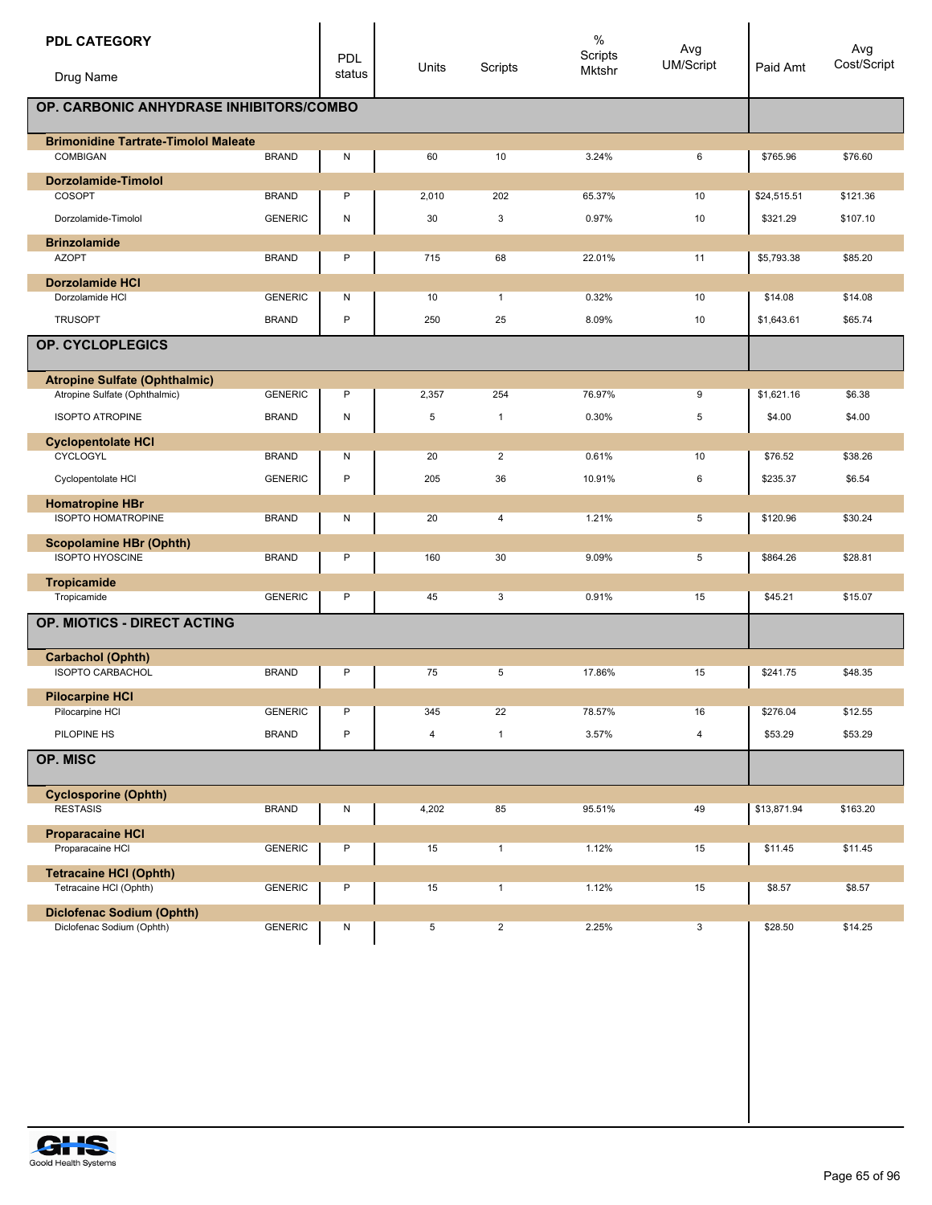| PDL CATEGORY / Drug Name | | PDL status | Units | Scripts | % Scripts Mktshr | Avg UM/Script | Paid Amt | Avg Cost/Script |
|---|---|---|---|---|---|---|---|---|
| **OP. CARBONIC ANHYDRASE INHIBITORS/COMBO** | | | | | | | | |
| **Brimonidine Tartrate-Timolol Maleate** | | | | | | | | |
| COMBIGAN | BRAND | N | 60 | 10 | 3.24% | 6 | $765.96 | $76.60 |
| **Dorzolamide-Timolol** | | | | | | | | |
| COSOPT | BRAND | P | 2,010 | 202 | 65.37% | 10 | $24,515.51 | $121.36 |
| Dorzolamide-Timolol | GENERIC | N | 30 | 3 | 0.97% | 10 | $321.29 | $107.10 |
| **Brinzolamide** | | | | | | | | |
| AZOPT | BRAND | P | 715 | 68 | 22.01% | 11 | $5,793.38 | $85.20 |
| **Dorzolamide HCl** | | | | | | | | |
| Dorzolamide HCl | GENERIC | N | 10 | 1 | 0.32% | 10 | $14.08 | $14.08 |
| TRUSOPT | BRAND | P | 250 | 25 | 8.09% | 10 | $1,643.61 | $65.74 |
| **OP. CYCLOPLEGICS** | | | | | | | | |
| **Atropine Sulfate (Ophthalmic)** | | | | | | | | |
| Atropine Sulfate (Ophthalmic) | GENERIC | P | 2,357 | 254 | 76.97% | 9 | $1,621.16 | $6.38 |
| ISOPTO ATROPINE | BRAND | N | 5 | 1 | 0.30% | 5 | $4.00 | $4.00 |
| **Cyclopentolate HCl** | | | | | | | | |
| CYCLOGYL | BRAND | N | 20 | 2 | 0.61% | 10 | $76.52 | $38.26 |
| Cyclopentolate HCl | GENERIC | P | 205 | 36 | 10.91% | 6 | $235.37 | $6.54 |
| **Homatropine HBr** | | | | | | | | |
| ISOPTO HOMATROPINE | BRAND | N | 20 | 4 | 1.21% | 5 | $120.96 | $30.24 |
| **Scopolamine HBr (Ophth)** | | | | | | | | |
| ISOPTO HYOSCINE | BRAND | P | 160 | 30 | 9.09% | 5 | $864.26 | $28.81 |
| **Tropicamide** | | | | | | | | |
| Tropicamide | GENERIC | P | 45 | 3 | 0.91% | 15 | $45.21 | $15.07 |
| **OP. MIOTICS - DIRECT ACTING** | | | | | | | | |
| **Carbachol (Ophth)** | | | | | | | | |
| ISOPTO CARBACHOL | BRAND | P | 75 | 5 | 17.86% | 15 | $241.75 | $48.35 |
| **Pilocarpine HCl** | | | | | | | | |
| Pilocarpine HCl | GENERIC | P | 345 | 22 | 78.57% | 16 | $276.04 | $12.55 |
| PILOPINE HS | BRAND | P | 4 | 1 | 3.57% | 4 | $53.29 | $53.29 |
| **OP. MISC** | | | | | | | | |
| **Cyclosporine (Ophth)** | | | | | | | | |
| RESTASIS | BRAND | N | 4,202 | 85 | 95.51% | 49 | $13,871.94 | $163.20 |
| **Proparacaine HCl** | | | | | | | | |
| Proparacaine HCl | GENERIC | P | 15 | 1 | 1.12% | 15 | $11.45 | $11.45 |
| **Tetracaine HCl (Ophth)** | | | | | | | | |
| Tetracaine HCl (Ophth) | GENERIC | P | 15 | 1 | 1.12% | 15 | $8.57 | $8.57 |
| **Diclofenac Sodium (Ophth)** | | | | | | | | |
| Diclofenac Sodium (Ophth) | GENERIC | N | 5 | 2 | 2.25% | 3 | $28.50 | $14.25 |

Goold Health Systems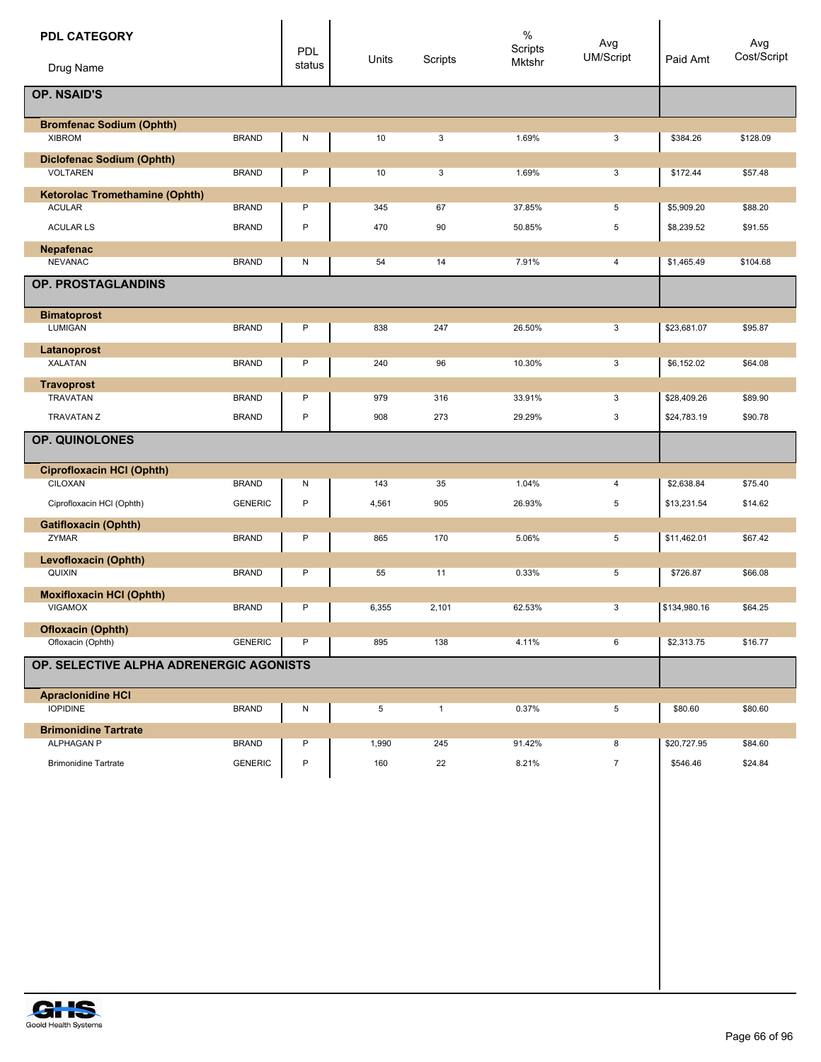| PDL CATEGORY / Drug Name | | PDL status | Units | Scripts | % Scripts Mktshr | Avg UM/Script | Paid Amt | Avg Cost/Script |
|---|---|---|---|---|---|---|---|---|
| **OP. NSAID'S** | | | | | | | | |
| **Bromfenac Sodium (Ophth)** | | | | | | | | |
| XIBROM | BRAND | N | 10 | 3 | 1.69% | 3 | $384.26 | $128.09 |
| **Diclofenac Sodium (Ophth)** | | | | | | | | |
| VOLTAREN | BRAND | P | 10 | 3 | 1.69% | 3 | $172.44 | $57.48 |
| **Ketorolac Tromethamine (Ophth)** | | | | | | | | |
| ACULAR | BRAND | P | 345 | 67 | 37.85% | 5 | $5,909.20 | $88.20 |
| ACULAR LS | BRAND | P | 470 | 90 | 50.85% | 5 | $8,239.52 | $91.55 |
| **Nepafenac** | | | | | | | | |
| NEVANAC | BRAND | N | 54 | 14 | 7.91% | 4 | $1,465.49 | $104.68 |
| **OP. PROSTAGLANDINS** | | | | | | | | |
| **Bimatoprost** | | | | | | | | |
| LUMIGAN | BRAND | P | 838 | 247 | 26.50% | 3 | $23,681.07 | $95.87 |
| **Latanoprost** | | | | | | | | |
| XALATAN | BRAND | P | 240 | 96 | 10.30% | 3 | $6,152.02 | $64.08 |
| **Travoprost** | | | | | | | | |
| TRAVATAN | BRAND | P | 979 | 316 | 33.91% | 3 | $28,409.26 | $89.90 |
| TRAVATAN Z | BRAND | P | 908 | 273 | 29.29% | 3 | $24,783.19 | $90.78 |
| **OP. QUINOLONES** | | | | | | | | |
| **Ciprofloxacin HCl (Ophth)** | | | | | | | | |
| CILOXAN | BRAND | N | 143 | 35 | 1.04% | 4 | $2,638.84 | $75.40 |
| Ciprofloxacin HCl (Ophth) | GENERIC | P | 4,561 | 905 | 26.93% | 5 | $13,231.54 | $14.62 |
| **Gatifloxacin (Ophth)** | | | | | | | | |
| ZYMAR | BRAND | P | 865 | 170 | 5.06% | 5 | $11,462.01 | $67.42 |
| **Levofloxacin (Ophth)** | | | | | | | | |
| QUIXIN | BRAND | P | 55 | 11 | 0.33% | 5 | $726.87 | $66.08 |
| **Moxifloxacin HCl (Ophth)** | | | | | | | | |
| VIGAMOX | BRAND | P | 6,355 | 2,101 | 62.53% | 3 | $134,980.16 | $64.25 |
| **Ofloxacin (Ophth)** | | | | | | | | |
| Ofloxacin (Ophth) | GENERIC | P | 895 | 138 | 4.11% | 6 | $2,313.75 | $16.77 |
| **OP. SELECTIVE ALPHA ADRENERGIC AGONISTS** | | | | | | | | |
| **Apraclonidine HCl** | | | | | | | | |
| IOPIDINE | BRAND | N | 5 | 1 | 0.37% | 5 | $80.60 | $80.60 |
| **Brimonidine Tartrate** | | | | | | | | |
| ALPHAGAN P | BRAND | P | 1,990 | 245 | 91.42% | 8 | $20,727.95 | $84.60 |
| Brimonidine Tartrate | GENERIC | P | 160 | 22 | 8.21% | 7 | $546.46 | $24.84 |

Goold Health Systems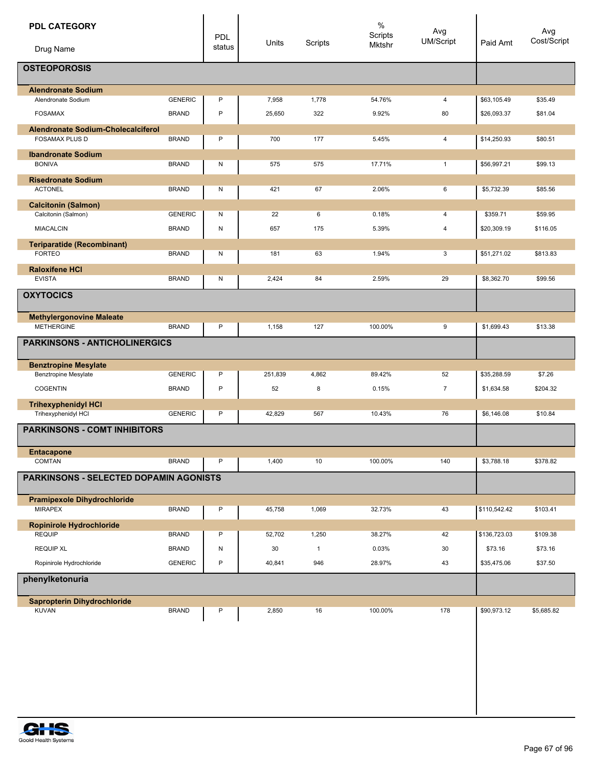| PDL CATEGORY / Drug Name | | PDL status | Units | Scripts | % Scripts Mktshr | Avg UM/Script | Paid Amt | Avg Cost/Script |
|---|---|---|---|---|---|---|---|---|
| **OSTEOPOROSIS** | | | | | | | | |
| **Alendronate Sodium** | | | | | | | | |
| Alendronate Sodium | GENERIC | P | 7,958 | 1,778 | 54.76% | 4 | $63,105.49 | $35.49 |
| FOSAMAX | BRAND | P | 25,650 | 322 | 9.92% | 80 | $26,093.37 | $81.04 |
| **Alendronate Sodium-Cholecalciferol** | | | | | | | | |
| FOSAMAX PLUS D | BRAND | P | 700 | 177 | 5.45% | 4 | $14,250.93 | $80.51 |
| **Ibandronate Sodium** | | | | | | | | |
| BONIVA | BRAND | N | 575 | 575 | 17.71% | 1 | $56,997.21 | $99.13 |
| **Risedronate Sodium** | | | | | | | | |
| ACTONEL | BRAND | N | 421 | 67 | 2.06% | 6 | $5,732.39 | $85.56 |
| **Calcitonin (Salmon)** | | | | | | | | |
| Calcitonin (Salmon) | GENERIC | N | 22 | 6 | 0.18% | 4 | $359.71 | $59.95 |
| MIACALCIN | BRAND | N | 657 | 175 | 5.39% | 4 | $20,309.19 | $116.05 |
| **Teriparatide (Recombinant)** | | | | | | | | |
| FORTEO | BRAND | N | 181 | 63 | 1.94% | 3 | $51,271.02 | $813.83 |
| **Raloxifene HCl** | | | | | | | | |
| EVISTA | BRAND | N | 2,424 | 84 | 2.59% | 29 | $8,362.70 | $99.56 |
| **OXYTOCICS** | | | | | | | | |
| **Methylergonovine Maleate** | | | | | | | | |
| METHERGINE | BRAND | P | 1,158 | 127 | 100.00% | 9 | $1,699.43 | $13.38 |
| **PARKINSONS - ANTICHOLINERGICS** | | | | | | | | |
| **Benztropine Mesylate** | | | | | | | | |
| Benztropine Mesylate | GENERIC | P | 251,839 | 4,862 | 89.42% | 52 | $35,288.59 | $7.26 |
| COGENTIN | BRAND | P | 52 | 8 | 0.15% | 7 | $1,634.58 | $204.32 |
| **Trihexyphenidyl HCl** | | | | | | | | |
| Trihexyphenidyl HCl | GENERIC | P | 42,829 | 567 | 10.43% | 76 | $6,146.08 | $10.84 |
| **PARKINSONS - COMT INHIBITORS** | | | | | | | | |
| **Entacapone** | | | | | | | | |
| COMTAN | BRAND | P | 1,400 | 10 | 100.00% | 140 | $3,788.18 | $378.82 |
| **PARKINSONS - SELECTED DOPAMIN AGONISTS** | | | | | | | | |
| **Pramipexole Dihydrochloride** | | | | | | | | |
| MIRAPEX | BRAND | P | 45,758 | 1,069 | 32.73% | 43 | $110,542.42 | $103.41 |
| **Ropinirole Hydrochloride** | | | | | | | | |
| REQUIP | BRAND | P | 52,702 | 1,250 | 38.27% | 42 | $136,723.03 | $109.38 |
| REQUIP XL | BRAND | N | 30 | 1 | 0.03% | 30 | $73.16 | $73.16 |
| Ropinirole Hydrochloride | GENERIC | P | 40,841 | 946 | 28.97% | 43 | $35,475.06 | $37.50 |
| **phenylketonuria** | | | | | | | | |
| **Sapropterin Dihydrochloride** | | | | | | | | |
| KUVAN | BRAND | P | 2,850 | 16 | 100.00% | 178 | $90,973.12 | $5,685.82 |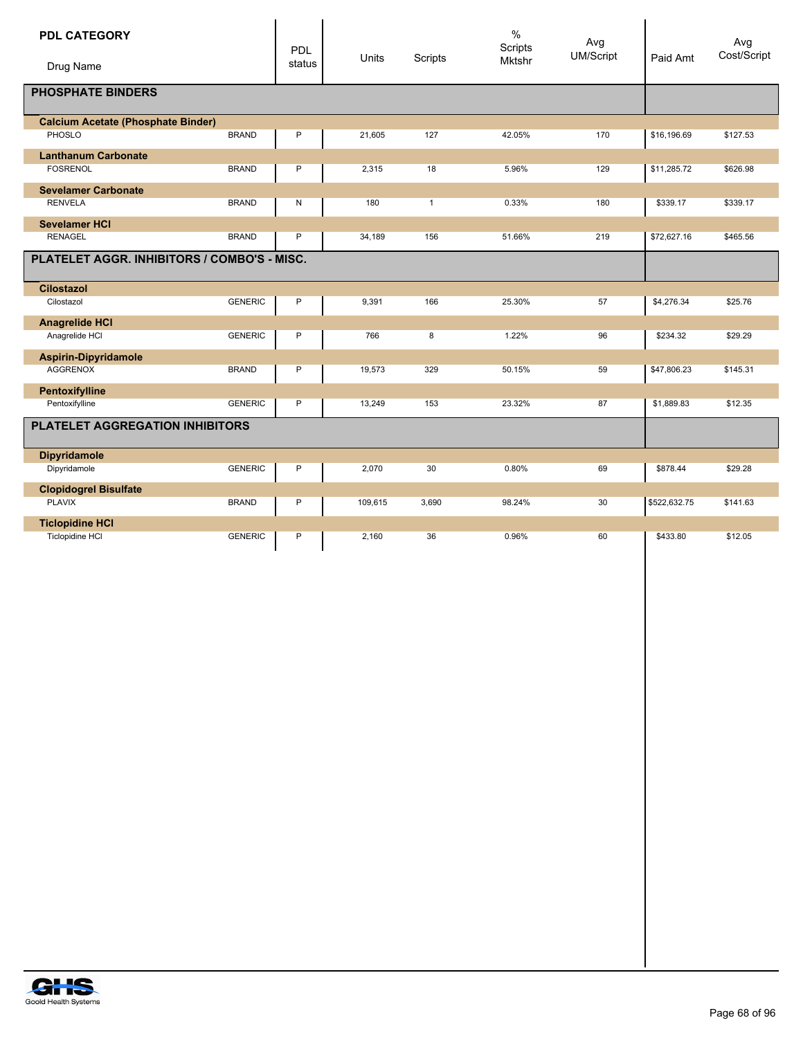| PDL CATEGORY<br>Drug Name | | PDL status | Units | Scripts | % Scripts Mktshr | Avg UM/Script | Paid Amt | Avg Cost/Script |
|---|---|---|---|---|---|---|---|---|
| **PHOSPHATE BINDERS** | | | | | | | | |
| **Calcium Acetate (Phosphate Binder)** | | | | | | | | |
| PHOSLO | BRAND | P | 21,605 | 127 | 42.05% | 170 | $16,196.69 | $127.53 |
| **Lanthanum Carbonate** | | | | | | | | |
| FOSRENOL | BRAND | P | 2,315 | 18 | 5.96% | 129 | $11,285.72 | $626.98 |
| **Sevelamer Carbonate** | | | | | | | | |
| RENVELA | BRAND | N | 180 | 1 | 0.33% | 180 | $339.17 | $339.17 |
| **Sevelamer HCl** | | | | | | | | |
| RENAGEL | BRAND | P | 34,189 | 156 | 51.66% | 219 | $72,627.16 | $465.56 |
| **PLATELET AGGR. INHIBITORS / COMBO'S - MISC.** | | | | | | | | |
| **Cilostazol** | | | | | | | | |
| Cilostazol | GENERIC | P | 9,391 | 166 | 25.30% | 57 | $4,276.34 | $25.76 |
| **Anagrelide HCl** | | | | | | | | |
| Anagrelide HCl | GENERIC | P | 766 | 8 | 1.22% | 96 | $234.32 | $29.29 |
| **Aspirin-Dipyridamole** | | | | | | | | |
| AGGRENOX | BRAND | P | 19,573 | 329 | 50.15% | 59 | $47,806.23 | $145.31 |
| **Pentoxifylline** | | | | | | | | |
| Pentoxifylline | GENERIC | P | 13,249 | 153 | 23.32% | 87 | $1,889.83 | $12.35 |
| **PLATELET AGGREGATION INHIBITORS** | | | | | | | | |
| **Dipyridamole** | | | | | | | | |
| Dipyridamole | GENERIC | P | 2,070 | 30 | 0.80% | 69 | $878.44 | $29.28 |
| **Clopidogrel Bisulfate** | | | | | | | | |
| PLAVIX | BRAND | P | 109,615 | 3,690 | 98.24% | 30 | $522,632.75 | $141.63 |
| **Ticlopidine HCl** | | | | | | | | |
| Ticlopidine HCl | GENERIC | P | 2,160 | 36 | 0.96% | 60 | $433.80 | $12.05 |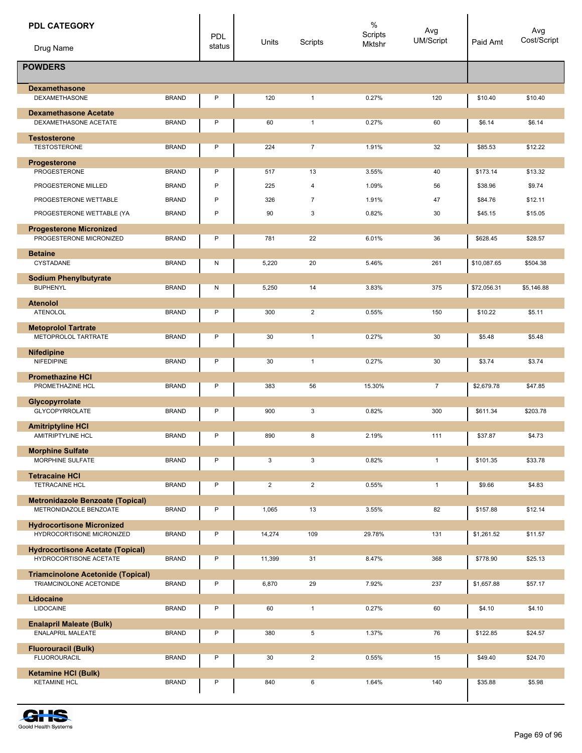| PDL CATEGORY<br>Drug Name | | PDL status | Units | Scripts | % Scripts Mktshr | Avg UM/Script | Paid Amt | Avg Cost/Script |
|---|---|---|---|---|---|---|---|---|
| **POWDERS** | | | | | | | | |
| **Dexamethasone** | | | | | | | | |
| DEXAMETHASONE | BRAND | P | 120 | 1 | 0.27% | 120 | $10.40 | $10.40 |
| **Dexamethasone Acetate** | | | | | | | | |
| DEXAMETHASONE ACETATE | BRAND | P | 60 | 1 | 0.27% | 60 | $6.14 | $6.14 |
| **Testosterone** | | | | | | | | |
| TESTOSTERONE | BRAND | P | 224 | 7 | 1.91% | 32 | $85.53 | $12.22 |
| **Progesterone** | | | | | | | | |
| PROGESTERONE | BRAND | P | 517 | 13 | 3.55% | 40 | $173.14 | $13.32 |
| PROGESTERONE MILLED | BRAND | P | 225 | 4 | 1.09% | 56 | $38.96 | $9.74 |
| PROGESTERONE WETTABLE | BRAND | P | 326 | 7 | 1.91% | 47 | $84.76 | $12.11 |
| PROGESTERONE WETTABLE (YA | BRAND | P | 90 | 3 | 0.82% | 30 | $45.15 | $15.05 |
| **Progesterone Micronized** | | | | | | | | |
| PROGESTERONE MICRONIZED | BRAND | P | 781 | 22 | 6.01% | 36 | $628.45 | $28.57 |
| **Betaine** | | | | | | | | |
| CYSTADANE | BRAND | N | 5,220 | 20 | 5.46% | 261 | $10,087.65 | $504.38 |
| **Sodium Phenylbutyrate** | | | | | | | | |
| BUPHENYL | BRAND | N | 5,250 | 14 | 3.83% | 375 | $72,056.31 | $5,146.88 |
| **Atenolol** | | | | | | | | |
| ATENOLOL | BRAND | P | 300 | 2 | 0.55% | 150 | $10.22 | $5.11 |
| **Metoprolol Tartrate** | | | | | | | | |
| METOPROLOL TARTRATE | BRAND | P | 30 | 1 | 0.27% | 30 | $5.48 | $5.48 |
| **Nifedipine** | | | | | | | | |
| NIFEDIPINE | BRAND | P | 30 | 1 | 0.27% | 30 | $3.74 | $3.74 |
| **Promethazine HCl** | | | | | | | | |
| PROMETHAZINE HCL | BRAND | P | 383 | 56 | 15.30% | 7 | $2,679.78 | $47.85 |
| **Glycopyrrolate** | | | | | | | | |
| GLYCOPYRROLATE | BRAND | P | 900 | 3 | 0.82% | 300 | $611.34 | $203.78 |
| **Amitriptyline HCl** | | | | | | | | |
| AMITRIPTYLINE HCL | BRAND | P | 890 | 8 | 2.19% | 111 | $37.87 | $4.73 |
| **Morphine Sulfate** | | | | | | | | |
| MORPHINE SULFATE | BRAND | P | 3 | 3 | 0.82% | 1 | $101.35 | $33.78 |
| **Tetracaine HCl** | | | | | | | | |
| TETRACAINE HCL | BRAND | P | 2 | 2 | 0.55% | 1 | $9.66 | $4.83 |
| **Metronidazole Benzoate (Topical)** | | | | | | | | |
| METRONIDAZOLE BENZOATE | BRAND | P | 1,065 | 13 | 3.55% | 82 | $157.88 | $12.14 |
| **Hydrocortisone Micronized** | | | | | | | | |
| HYDROCORTISONE MICRONIZED | BRAND | P | 14,274 | 109 | 29.78% | 131 | $1,261.52 | $11.57 |
| **Hydrocortisone Acetate (Topical)** | | | | | | | | |
| HYDROCORTISONE ACETATE | BRAND | P | 11,399 | 31 | 8.47% | 368 | $778.90 | $25.13 |
| **Triamcinolone Acetonide (Topical)** | | | | | | | | |
| TRIAMCINOLONE ACETONIDE | BRAND | P | 6,870 | 29 | 7.92% | 237 | $1,657.88 | $57.17 |
| **Lidocaine** | | | | | | | | |
| LIDOCAINE | BRAND | P | 60 | 1 | 0.27% | 60 | $4.10 | $4.10 |
| **Enalapril Maleate (Bulk)** | | | | | | | | |
| ENALAPRIL MALEATE | BRAND | P | 380 | 5 | 1.37% | 76 | $122.85 | $24.57 |
| **Fluorouracil (Bulk)** | | | | | | | | |
| FLUOROURACIL | BRAND | P | 30 | 2 | 0.55% | 15 | $49.40 | $24.70 |
| **Ketamine HCl (Bulk)** | | | | | | | | |
| KETAMINE HCL | BRAND | P | 840 | 6 | 1.64% | 140 | $35.88 | $5.98 |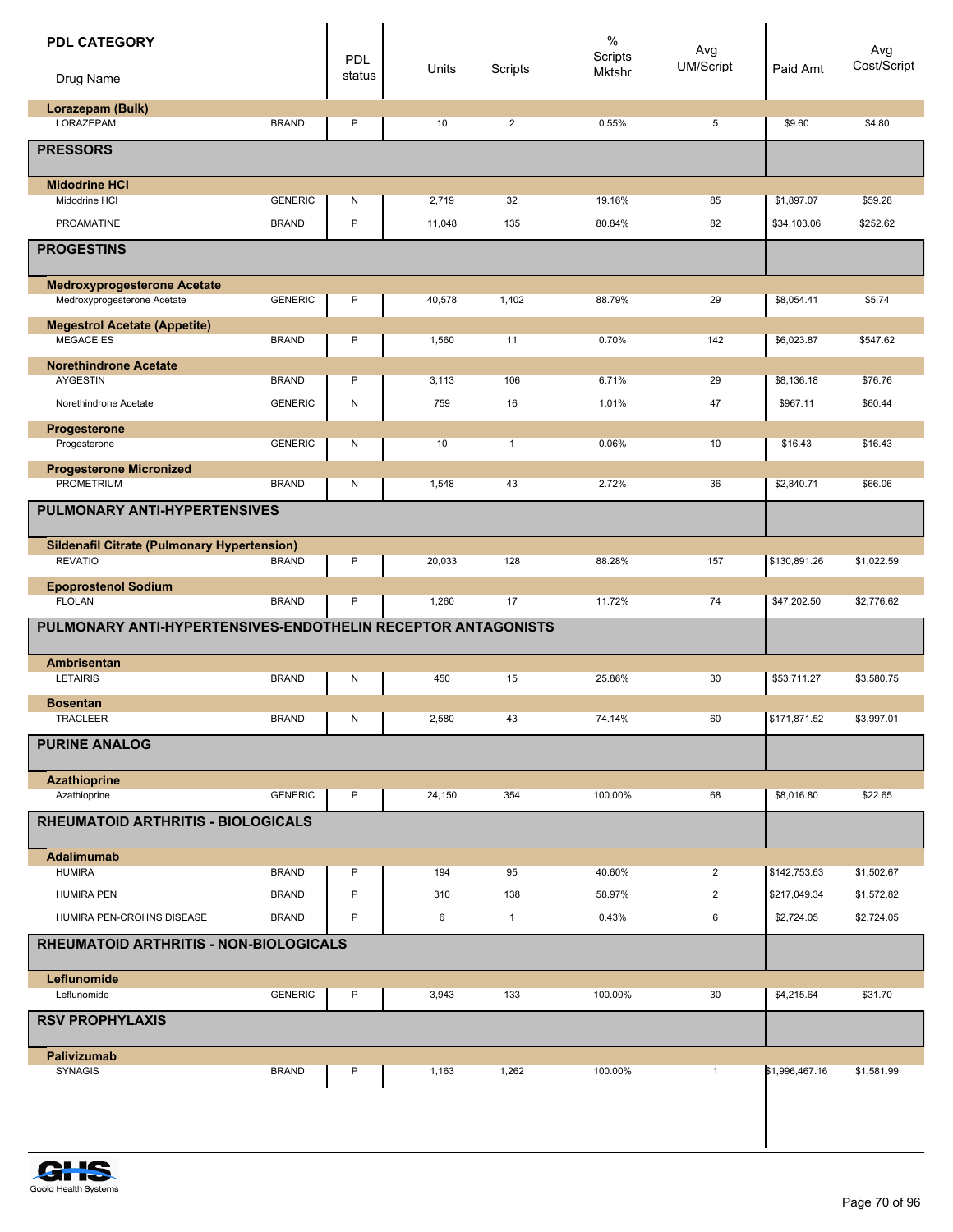| PDL CATEGORY / Drug Name | | PDL status | Units | Scripts | % Scripts Mktshr | Avg UM/Script | Paid Amt | Avg Cost/Script |
|---|---|---|---|---|---|---|---|---|
| **Lorazepam (Bulk)** | | | | | | | | |
| LORAZEPAM | BRAND | P | 10 | 2 | 0.55% | 5 | $9.60 | $4.80 |
| **PRESSORS** | | | | | | | | |
| **Midodrine HCl** | | | | | | | | |
| Midodrine HCl | GENERIC | N | 2,719 | 32 | 19.16% | 85 | $1,897.07 | $59.28 |
| PROAMATINE | BRAND | P | 11,048 | 135 | 80.84% | 82 | $34,103.06 | $252.62 |
| **PROGESTINS** | | | | | | | | |
| **Medroxyprogesterone Acetate** | | | | | | | | |
| Medroxyprogesterone Acetate | GENERIC | P | 40,578 | 1,402 | 88.79% | 29 | $8,054.41 | $5.74 |
| **Megestrol Acetate (Appetite)** | | | | | | | | |
| MEGACE ES | BRAND | P | 1,560 | 11 | 0.70% | 142 | $6,023.87 | $547.62 |
| **Norethindrone Acetate** | | | | | | | | |
| AYGESTIN | BRAND | P | 3,113 | 106 | 6.71% | 29 | $8,136.18 | $76.76 |
| Norethindrone Acetate | GENERIC | N | 759 | 16 | 1.01% | 47 | $967.11 | $60.44 |
| **Progesterone** | | | | | | | | |
| Progesterone | GENERIC | N | 10 | 1 | 0.06% | 10 | $16.43 | $16.43 |
| **Progesterone Micronized** | | | | | | | | |
| PROMETRIUM | BRAND | N | 1,548 | 43 | 2.72% | 36 | $2,840.71 | $66.06 |
| **PULMONARY ANTI-HYPERTENSIVES** | | | | | | | | |
| **Sildenafil Citrate (Pulmonary Hypertension)** | | | | | | | | |
| REVATIO | BRAND | P | 20,033 | 128 | 88.28% | 157 | $130,891.26 | $1,022.59 |
| **Epoprostenol Sodium** | | | | | | | | |
| FLOLAN | BRAND | P | 1,260 | 17 | 11.72% | 74 | $47,202.50 | $2,776.62 |
| **PULMONARY ANTI-HYPERTENSIVES-ENDOTHELIN RECEPTOR ANTAGONISTS** | | | | | | | | |
| **Ambrisentan** | | | | | | | | |
| LETAIRIS | BRAND | N | 450 | 15 | 25.86% | 30 | $53,711.27 | $3,580.75 |
| **Bosentan** | | | | | | | | |
| TRACLEER | BRAND | N | 2,580 | 43 | 74.14% | 60 | $171,871.52 | $3,997.01 |
| **PURINE ANALOG** | | | | | | | | |
| **Azathioprine** | | | | | | | | |
| Azathioprine | GENERIC | P | 24,150 | 354 | 100.00% | 68 | $8,016.80 | $22.65 |
| **RHEUMATOID ARTHRITIS - BIOLOGICALS** | | | | | | | | |
| **Adalimumab** | | | | | | | | |
| HUMIRA | BRAND | P | 194 | 95 | 40.60% | 2 | $142,753.63 | $1,502.67 |
| HUMIRA PEN | BRAND | P | 310 | 138 | 58.97% | 2 | $217,049.34 | $1,572.82 |
| HUMIRA PEN-CROHNS DISEASE | BRAND | P | 6 | 1 | 0.43% | 6 | $2,724.05 | $2,724.05 |
| **RHEUMATOID ARTHRITIS - NON-BIOLOGICALS** | | | | | | | | |
| **Leflunomide** | | | | | | | | |
| Leflunomide | GENERIC | P | 3,943 | 133 | 100.00% | 30 | $4,215.64 | $31.70 |
| **RSV PROPHYLAXIS** | | | | | | | | |
| **Palivizumab** | | | | | | | | |
| SYNAGIS | BRAND | P | 1,163 | 1,262 | 100.00% | 1 | $1,996,467.16 | $1,581.99 |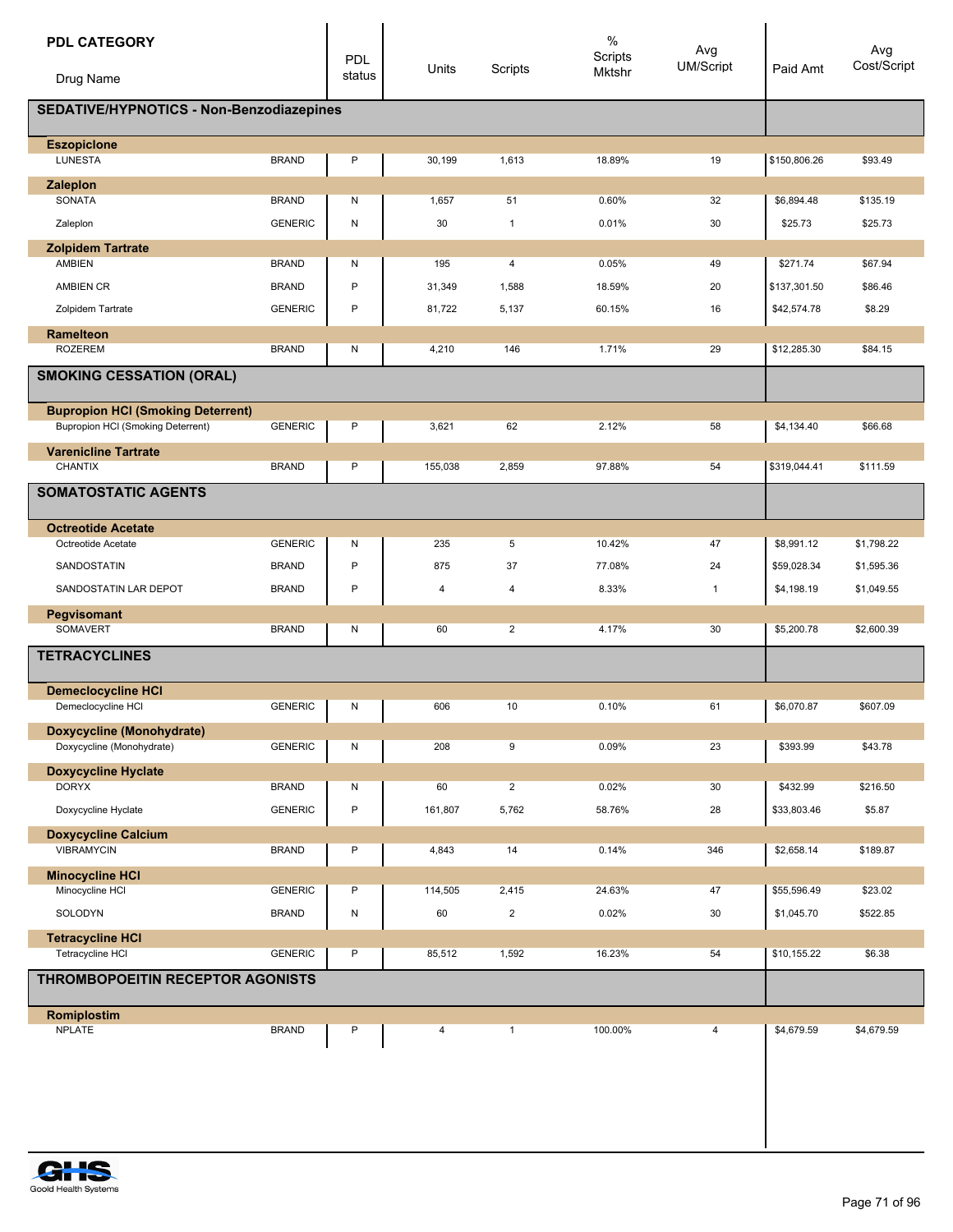| PDL CATEGORY / Drug Name | | PDL status | Units | Scripts | % Scripts Mktshr | Avg UM/Script | Paid Amt | Avg Cost/Script |
|---|---|---|---|---|---|---|---|---|
| **SEDATIVE/HYPNOTICS - Non-Benzodiazepines** | | | | | | | | |
| **Eszopiclone** | | | | | | | | |
| LUNESTA | BRAND | P | 30,199 | 1,613 | 18.89% | 19 | $150,806.26 | $93.49 |
| **Zaleplon** | | | | | | | | |
| SONATA | BRAND | N | 1,657 | 51 | 0.60% | 32 | $6,894.48 | $135.19 |
| Zaleplon | GENERIC | N | 30 | 1 | 0.01% | 30 | $25.73 | $25.73 |
| **Zolpidem Tartrate** | | | | | | | | |
| AMBIEN | BRAND | N | 195 | 4 | 0.05% | 49 | $271.74 | $67.94 |
| AMBIEN CR | BRAND | P | 31,349 | 1,588 | 18.59% | 20 | $137,301.50 | $86.46 |
| Zolpidem Tartrate | GENERIC | P | 81,722 | 5,137 | 60.15% | 16 | $42,574.78 | $8.29 |
| **Ramelteon** | | | | | | | | |
| ROZEREM | BRAND | N | 4,210 | 146 | 1.71% | 29 | $12,285.30 | $84.15 |
| **SMOKING CESSATION (ORAL)** | | | | | | | | |
| **Bupropion HCl (Smoking Deterrent)** | | | | | | | | |
| Bupropion HCl (Smoking Deterrent) | GENERIC | P | 3,621 | 62 | 2.12% | 58 | $4,134.40 | $66.68 |
| **Varenicline Tartrate** | | | | | | | | |
| CHANTIX | BRAND | P | 155,038 | 2,859 | 97.88% | 54 | $319,044.41 | $111.59 |
| **SOMATOSTATIC AGENTS** | | | | | | | | |
| **Octreotide Acetate** | | | | | | | | |
| Octreotide Acetate | GENERIC | N | 235 | 5 | 10.42% | 47 | $8,991.12 | $1,798.22 |
| SANDOSTATIN | BRAND | P | 875 | 37 | 77.08% | 24 | $59,028.34 | $1,595.36 |
| SANDOSTATIN LAR DEPOT | BRAND | P | 4 | 4 | 8.33% | 1 | $4,198.19 | $1,049.55 |
| **Pegvisomant** | | | | | | | | |
| SOMAVERT | BRAND | N | 60 | 2 | 4.17% | 30 | $5,200.78 | $2,600.39 |
| **TETRACYCLINES** | | | | | | | | |
| **Demeclocycline HCl** | | | | | | | | |
| Demeclocycline HCl | GENERIC | N | 606 | 10 | 0.10% | 61 | $6,070.87 | $607.09 |
| **Doxycycline (Monohydrate)** | | | | | | | | |
| Doxycycline (Monohydrate) | GENERIC | N | 208 | 9 | 0.09% | 23 | $393.99 | $43.78 |
| **Doxycycline Hyclate** | | | | | | | | |
| DORYX | BRAND | N | 60 | 2 | 0.02% | 30 | $432.99 | $216.50 |
| Doxycycline Hyclate | GENERIC | P | 161,807 | 5,762 | 58.76% | 28 | $33,803.46 | $5.87 |
| **Doxycycline Calcium** | | | | | | | | |
| VIBRAMYCIN | BRAND | P | 4,843 | 14 | 0.14% | 346 | $2,658.14 | $189.87 |
| **Minocycline HCl** | | | | | | | | |
| Minocycline HCl | GENERIC | P | 114,505 | 2,415 | 24.63% | 47 | $55,596.49 | $23.02 |
| SOLODYN | BRAND | N | 60 | 2 | 0.02% | 30 | $1,045.70 | $522.85 |
| **Tetracycline HCl** | | | | | | | | |
| Tetracycline HCl | GENERIC | P | 85,512 | 1,592 | 16.23% | 54 | $10,155.22 | $6.38 |
| **THROMBOPOEITIN RECEPTOR AGONISTS** | | | | | | | | |
| **Romiplostim** | | | | | | | | |
| NPLATE | BRAND | P | 4 | 1 | 100.00% | 4 | $4,679.59 | $4,679.59 |

Goold Health Systems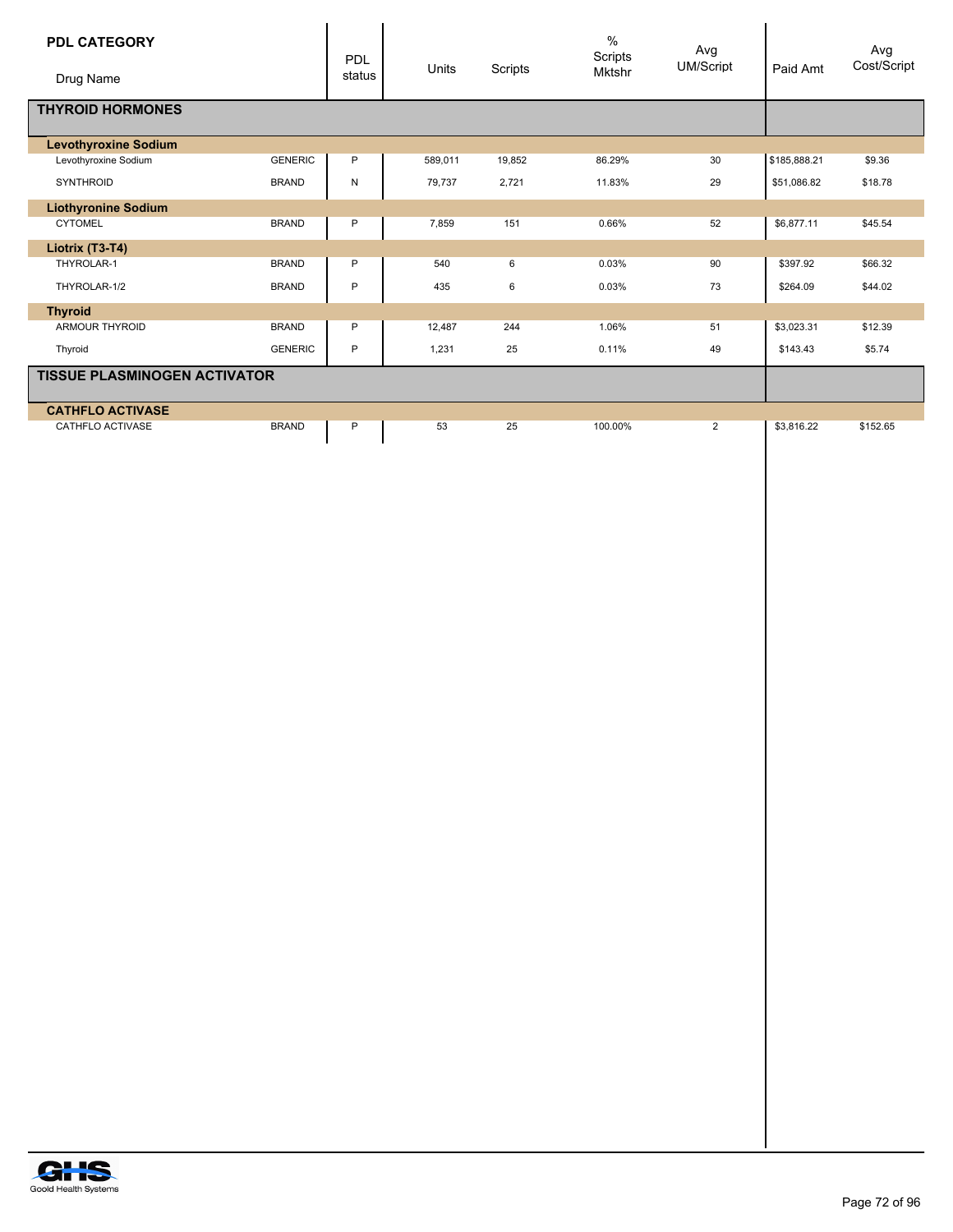| PDL CATEGORY / Drug Name | | PDL status | Units | Scripts | % Scripts Mktshr | Avg UM/Script | Paid Amt | Avg Cost/Script |
|---|---|---|---|---|---|---|---|---|
| **THYROID HORMONES** | | | | | | | | |
| **Levothyroxine Sodium** | | | | | | | | |
| Levothyroxine Sodium | GENERIC | P | 589,011 | 19,852 | 86.29% | 30 | $185,888.21 | $9.36 |
| SYNTHROID | BRAND | N | 79,737 | 2,721 | 11.83% | 29 | $51,086.82 | $18.78 |
| **Liothyronine Sodium** | | | | | | | | |
| CYTOMEL | BRAND | P | 7,859 | 151 | 0.66% | 52 | $6,877.11 | $45.54 |
| **Liotrix (T3-T4)** | | | | | | | | |
| THYROLAR-1 | BRAND | P | 540 | 6 | 0.03% | 90 | $397.92 | $66.32 |
| THYROLAR-1/2 | BRAND | P | 435 | 6 | 0.03% | 73 | $264.09 | $44.02 |
| **Thyroid** | | | | | | | | |
| ARMOUR THYROID | BRAND | P | 12,487 | 244 | 1.06% | 51 | $3,023.31 | $12.39 |
| Thyroid | GENERIC | P | 1,231 | 25 | 0.11% | 49 | $143.43 | $5.74 |
| **TISSUE PLASMINOGEN ACTIVATOR** | | | | | | | | |
| **CATHFLO ACTIVASE** | | | | | | | | |
| CATHFLO ACTIVASE | BRAND | P | 53 | 25 | 100.00% | 2 | $3,816.22 | $152.65 |

Goold Health Systems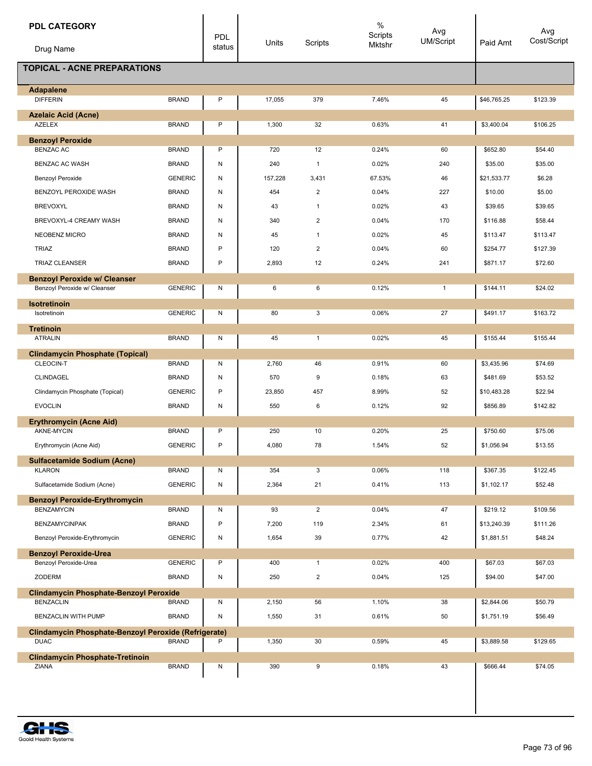| PDL CATEGORY / Drug Name | | PDL status | Units | Scripts | % Scripts Mktshr | Avg UM/Script | Paid Amt | Avg Cost/Script |
|---|---|---|---|---|---|---|---|---|
| **TOPICAL - ACNE PREPARATIONS** | | | | | | | | |
| **Adapalene** | | | | | | | | |
| DIFFERIN | BRAND | P | 17,055 | 379 | 7.46% | 45 | $46,765.25 | $123.39 |
| **Azelaic Acid (Acne)** | | | | | | | | |
| AZELEX | BRAND | P | 1,300 | 32 | 0.63% | 41 | $3,400.04 | $106.25 |
| **Benzoyl Peroxide** | | | | | | | | |
| BENZAC AC | BRAND | P | 720 | 12 | 0.24% | 60 | $652.80 | $54.40 |
| BENZAC AC WASH | BRAND | N | 240 | 1 | 0.02% | 240 | $35.00 | $35.00 |
| Benzoyl Peroxide | GENERIC | N | 157,228 | 3,431 | 67.53% | 46 | $21,533.77 | $6.28 |
| BENZOYL PEROXIDE WASH | BRAND | N | 454 | 2 | 0.04% | 227 | $10.00 | $5.00 |
| BREVOXYL | BRAND | N | 43 | 1 | 0.02% | 43 | $39.65 | $39.65 |
| BREVOXYL-4 CREAMY WASH | BRAND | N | 340 | 2 | 0.04% | 170 | $116.88 | $58.44 |
| NEOBENZ MICRO | BRAND | N | 45 | 1 | 0.02% | 45 | $113.47 | $113.47 |
| TRIAZ | BRAND | P | 120 | 2 | 0.04% | 60 | $254.77 | $127.39 |
| TRIAZ CLEANSER | BRAND | P | 2,893 | 12 | 0.24% | 241 | $871.17 | $72.60 |
| **Benzoyl Peroxide w/ Cleanser** | | | | | | | | |
| Benzoyl Peroxide w/ Cleanser | GENERIC | N | 6 | 6 | 0.12% | 1 | $144.11 | $24.02 |
| **Isotretinoin** | | | | | | | | |
| Isotretinoin | GENERIC | N | 80 | 3 | 0.06% | 27 | $491.17 | $163.72 |
| **Tretinoin** | | | | | | | | |
| ATRALIN | BRAND | N | 45 | 1 | 0.02% | 45 | $155.44 | $155.44 |
| **Clindamycin Phosphate (Topical)** | | | | | | | | |
| CLEOCIN-T | BRAND | N | 2,760 | 46 | 0.91% | 60 | $3,435.96 | $74.69 |
| CLINDAGEL | BRAND | N | 570 | 9 | 0.18% | 63 | $481.69 | $53.52 |
| Clindamycin Phosphate (Topical) | GENERIC | P | 23,850 | 457 | 8.99% | 52 | $10,483.28 | $22.94 |
| EVOCLIN | BRAND | N | 550 | 6 | 0.12% | 92 | $856.89 | $142.82 |
| **Erythromycin (Acne Aid)** | | | | | | | | |
| AKNE-MYCIN | BRAND | P | 250 | 10 | 0.20% | 25 | $750.60 | $75.06 |
| Erythromycin (Acne Aid) | GENERIC | P | 4,080 | 78 | 1.54% | 52 | $1,056.94 | $13.55 |
| **Sulfacetamide Sodium (Acne)** | | | | | | | | |
| KLARON | BRAND | N | 354 | 3 | 0.06% | 118 | $367.35 | $122.45 |
| Sulfacetamide Sodium (Acne) | GENERIC | N | 2,364 | 21 | 0.41% | 113 | $1,102.17 | $52.48 |
| **Benzoyl Peroxide-Erythromycin** | | | | | | | | |
| BENZAMYCIN | BRAND | N | 93 | 2 | 0.04% | 47 | $219.12 | $109.56 |
| BENZAMYCINPAK | BRAND | P | 7,200 | 119 | 2.34% | 61 | $13,240.39 | $111.26 |
| Benzoyl Peroxide-Erythromycin | GENERIC | N | 1,654 | 39 | 0.77% | 42 | $1,881.51 | $48.24 |
| **Benzoyl Peroxide-Urea** | | | | | | | | |
| Benzoyl Peroxide-Urea | GENERIC | P | 400 | 1 | 0.02% | 400 | $67.03 | $67.03 |
| ZODERM | BRAND | N | 250 | 2 | 0.04% | 125 | $94.00 | $47.00 |
| **Clindamycin Phosphate-Benzoyl Peroxide** | | | | | | | | |
| BENZACLIN | BRAND | N | 2,150 | 56 | 1.10% | 38 | $2,844.06 | $50.79 |
| BENZACLIN WITH PUMP | BRAND | N | 1,550 | 31 | 0.61% | 50 | $1,751.19 | $56.49 |
| **Clindamycin Phosphate-Benzoyl Peroxide (Refrigerate)** | | | | | | | | |
| DUAC | BRAND | P | 1,350 | 30 | 0.59% | 45 | $3,889.58 | $129.65 |
| **Clindamycin Phosphate-Tretinoin** | | | | | | | | |
| ZIANA | BRAND | N | 390 | 9 | 0.18% | 43 | $666.44 | $74.05 |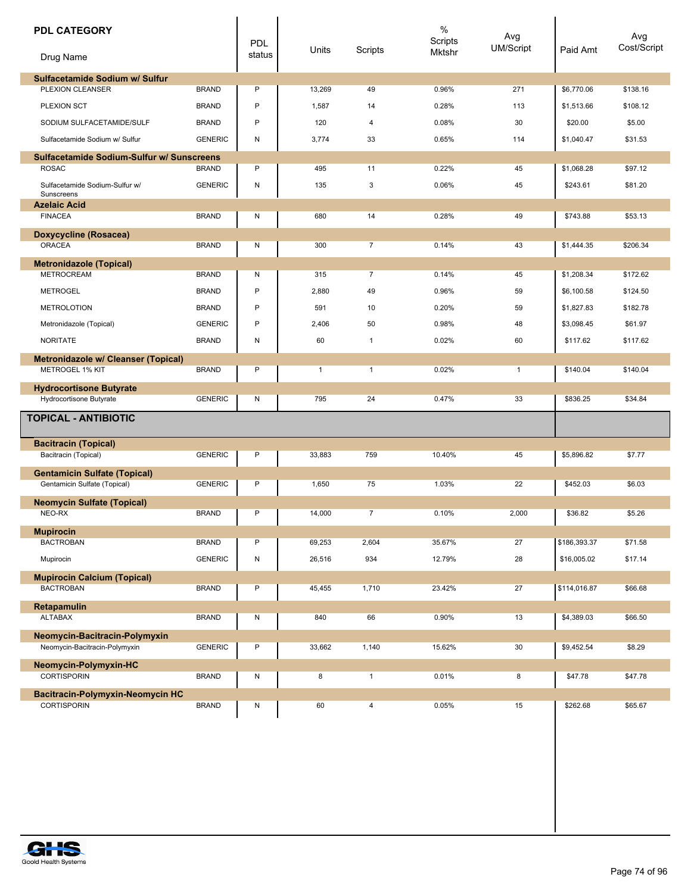| PDL CATEGORY<br>Drug Name | | PDL status | Units | Scripts | % Scripts Mktshr | Avg UM/Script | Paid Amt | Avg Cost/Script |
|---|---|---|---|---|---|---|---|---|
| **Sulfacetamide Sodium w/ Sulfur** | | | | | | | | |
| PLEXION CLEANSER | BRAND | P | 13,269 | 49 | 0.96% | 271 | $6,770.06 | $138.16 |
| PLEXION SCT | BRAND | P | 1,587 | 14 | 0.28% | 113 | $1,513.66 | $108.12 |
| SODIUM SULFACETAMIDE/SULF | BRAND | P | 120 | 4 | 0.08% | 30 | $20.00 | $5.00 |
| Sulfacetamide Sodium w/ Sulfur | GENERIC | N | 3,774 | 33 | 0.65% | 114 | $1,040.47 | $31.53 |
| **Sulfacetamide Sodium-Sulfur w/ Sunscreens** | | | | | | | | |
| ROSAC | BRAND | P | 495 | 11 | 0.22% | 45 | $1,068.28 | $97.12 |
| Sulfacetamide Sodium-Sulfur w/ Sunscreens | GENERIC | N | 135 | 3 | 0.06% | 45 | $243.61 | $81.20 |
| **Azelaic Acid** | | | | | | | | |
| FINACEA | BRAND | N | 680 | 14 | 0.28% | 49 | $743.88 | $53.13 |
| **Doxycycline (Rosacea)** | | | | | | | | |
| ORACEA | BRAND | N | 300 | 7 | 0.14% | 43 | $1,444.35 | $206.34 |
| **Metronidazole (Topical)** | | | | | | | | |
| METROCREAM | BRAND | N | 315 | 7 | 0.14% | 45 | $1,208.34 | $172.62 |
| METROGEL | BRAND | P | 2,880 | 49 | 0.96% | 59 | $6,100.58 | $124.50 |
| METROLOTION | BRAND | P | 591 | 10 | 0.20% | 59 | $1,827.83 | $182.78 |
| Metronidazole (Topical) | GENERIC | P | 2,406 | 50 | 0.98% | 48 | $3,098.45 | $61.97 |
| NORITATE | BRAND | N | 60 | 1 | 0.02% | 60 | $117.62 | $117.62 |
| **Metronidazole w/ Cleanser (Topical)** | | | | | | | | |
| METROGEL 1% KIT | BRAND | P | 1 | 1 | 0.02% | 1 | $140.04 | $140.04 |
| **Hydrocortisone Butyrate** | | | | | | | | |
| Hydrocortisone Butyrate | GENERIC | N | 795 | 24 | 0.47% | 33 | $836.25 | $34.84 |
| **TOPICAL - ANTIBIOTIC** | | | | | | | | |
| **Bacitracin (Topical)** | | | | | | | | |
| Bacitracin (Topical) | GENERIC | P | 33,883 | 759 | 10.40% | 45 | $5,896.82 | $7.77 |
| **Gentamicin Sulfate (Topical)** | | | | | | | | |
| Gentamicin Sulfate (Topical) | GENERIC | P | 1,650 | 75 | 1.03% | 22 | $452.03 | $6.03 |
| **Neomycin Sulfate (Topical)** | | | | | | | | |
| NEO-RX | BRAND | P | 14,000 | 7 | 0.10% | 2,000 | $36.82 | $5.26 |
| **Mupirocin** | | | | | | | | |
| BACTROBAN | BRAND | P | 69,253 | 2,604 | 35.67% | 27 | $186,393.37 | $71.58 |
| Mupirocin | GENERIC | N | 26,516 | 934 | 12.79% | 28 | $16,005.02 | $17.14 |
| **Mupirocin Calcium (Topical)** | | | | | | | | |
| BACTROBAN | BRAND | P | 45,455 | 1,710 | 23.42% | 27 | $114,016.87 | $66.68 |
| **Retapamulin** | | | | | | | | |
| ALTABAX | BRAND | N | 840 | 66 | 0.90% | 13 | $4,389.03 | $66.50 |
| **Neomycin-Bacitracin-Polymyxin** | | | | | | | | |
| Neomycin-Bacitracin-Polymyxin | GENERIC | P | 33,662 | 1,140 | 15.62% | 30 | $9,452.54 | $8.29 |
| **Neomycin-Polymyxin-HC** | | | | | | | | |
| CORTISPORIN | BRAND | N | 8 | 1 | 0.01% | 8 | $47.78 | $47.78 |
| **Bacitracin-Polymyxin-Neomycin HC** | | | | | | | | |
| CORTISPORIN | BRAND | N | 60 | 4 | 0.05% | 15 | $262.68 | $65.67 |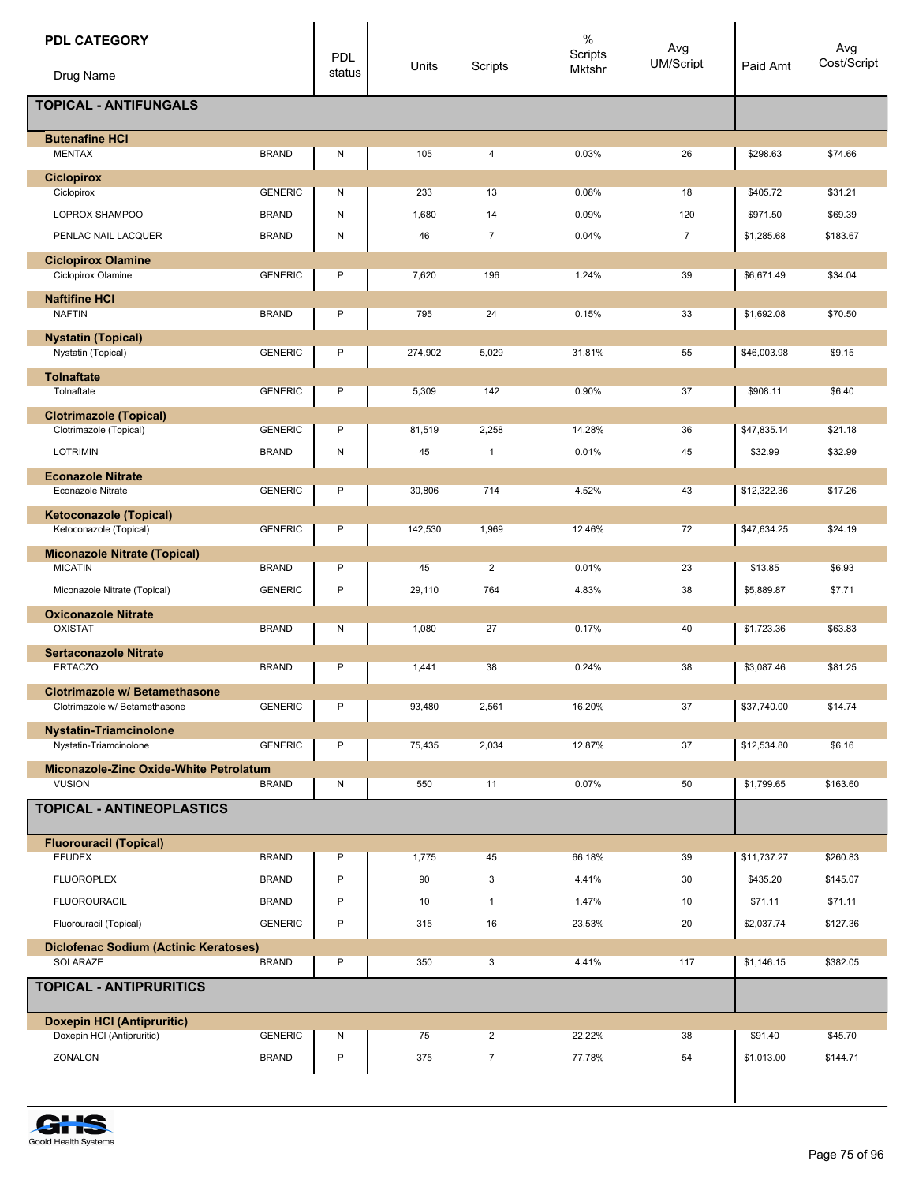| PDL CATEGORY / Drug Name | | PDL status | Units | Scripts | % Scripts Mktshr | Avg UM/Script | Paid Amt | Avg Cost/Script |
|---|---|---|---|---|---|---|---|---|
| **TOPICAL - ANTIFUNGALS** | | | | | | | | |
| **Butenafine HCl** | | | | | | | | |
| MENTAX | BRAND | N | 105 | 4 | 0.03% | 26 | $298.63 | $74.66 |
| **Ciclopirox** | | | | | | | | |
| Ciclopirox | GENERIC | N | 233 | 13 | 0.08% | 18 | $405.72 | $31.21 |
| LOPROX SHAMPOO | BRAND | N | 1,680 | 14 | 0.09% | 120 | $971.50 | $69.39 |
| PENLAC NAIL LACQUER | BRAND | N | 46 | 7 | 0.04% | 7 | $1,285.68 | $183.67 |
| **Ciclopirox Olamine** | | | | | | | | |
| Ciclopirox Olamine | GENERIC | P | 7,620 | 196 | 1.24% | 39 | $6,671.49 | $34.04 |
| **Naftifine HCl** | | | | | | | | |
| NAFTIN | BRAND | P | 795 | 24 | 0.15% | 33 | $1,692.08 | $70.50 |
| **Nystatin (Topical)** | | | | | | | | |
| Nystatin (Topical) | GENERIC | P | 274,902 | 5,029 | 31.81% | 55 | $46,003.98 | $9.15 |
| **Tolnaftate** | | | | | | | | |
| Tolnaftate | GENERIC | P | 5,309 | 142 | 0.90% | 37 | $908.11 | $6.40 |
| **Clotrimazole (Topical)** | | | | | | | | |
| Clotrimazole (Topical) | GENERIC | P | 81,519 | 2,258 | 14.28% | 36 | $47,835.14 | $21.18 |
| LOTRIMIN | BRAND | N | 45 | 1 | 0.01% | 45 | $32.99 | $32.99 |
| **Econazole Nitrate** | | | | | | | | |
| Econazole Nitrate | GENERIC | P | 30,806 | 714 | 4.52% | 43 | $12,322.36 | $17.26 |
| **Ketoconazole (Topical)** | | | | | | | | |
| Ketoconazole (Topical) | GENERIC | P | 142,530 | 1,969 | 12.46% | 72 | $47,634.25 | $24.19 |
| **Miconazole Nitrate (Topical)** | | | | | | | | |
| MICATIN | BRAND | P | 45 | 2 | 0.01% | 23 | $13.85 | $6.93 |
| Miconazole Nitrate (Topical) | GENERIC | P | 29,110 | 764 | 4.83% | 38 | $5,889.87 | $7.71 |
| **Oxiconazole Nitrate** | | | | | | | | |
| OXISTAT | BRAND | N | 1,080 | 27 | 0.17% | 40 | $1,723.36 | $63.83 |
| **Sertaconazole Nitrate** | | | | | | | | |
| ERTACZO | BRAND | P | 1,441 | 38 | 0.24% | 38 | $3,087.46 | $81.25 |
| **Clotrimazole w/ Betamethasone** | | | | | | | | |
| Clotrimazole w/ Betamethasone | GENERIC | P | 93,480 | 2,561 | 16.20% | 37 | $37,740.00 | $14.74 |
| **Nystatin-Triamcinolone** | | | | | | | | |
| Nystatin-Triamcinolone | GENERIC | P | 75,435 | 2,034 | 12.87% | 37 | $12,534.80 | $6.16 |
| **Miconazole-Zinc Oxide-White Petrolatum** | | | | | | | | |
| VUSION | BRAND | N | 550 | 11 | 0.07% | 50 | $1,799.65 | $163.60 |
| **TOPICAL - ANTINEOPLASTICS** | | | | | | | | |
| **Fluorouracil (Topical)** | | | | | | | | |
| EFUDEX | BRAND | P | 1,775 | 45 | 66.18% | 39 | $11,737.27 | $260.83 |
| FLUOROPLEX | BRAND | P | 90 | 3 | 4.41% | 30 | $435.20 | $145.07 |
| FLUOROURACIL | BRAND | P | 10 | 1 | 1.47% | 10 | $71.11 | $71.11 |
| Fluorouracil (Topical) | GENERIC | P | 315 | 16 | 23.53% | 20 | $2,037.74 | $127.36 |
| **Diclofenac Sodium (Actinic Keratoses)** | | | | | | | | |
| SOLARAZE | BRAND | P | 350 | 3 | 4.41% | 117 | $1,146.15 | $382.05 |
| **TOPICAL - ANTIPRURITICS** | | | | | | | | |
| **Doxepin HCl (Antipruritic)** | | | | | | | | |
| Doxepin HCl (Antipruritic) | GENERIC | N | 75 | 2 | 22.22% | 38 | $91.40 | $45.70 |
| ZONALON | BRAND | P | 375 | 7 | 77.78% | 54 | $1,013.00 | $144.71 |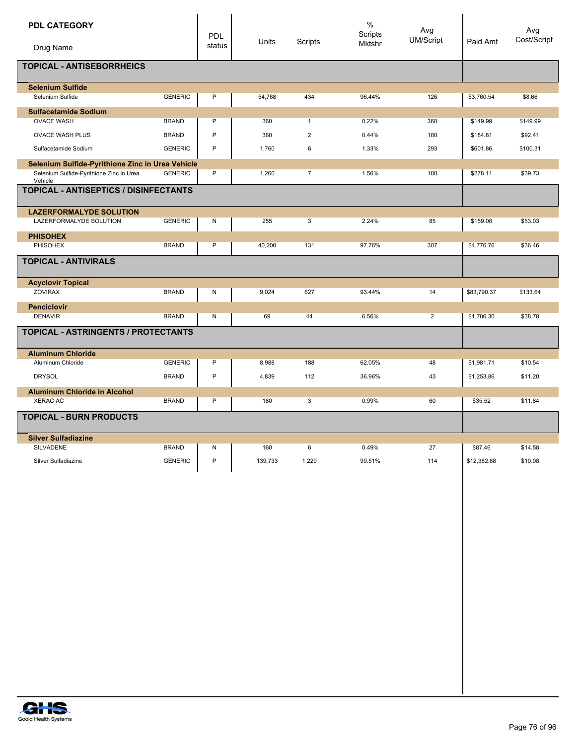| PDL CATEGORY / Drug Name | | PDL status | Units | Scripts | % Scripts Mktshr | Avg UM/Script | Paid Amt | Avg Cost/Script |
|---|---|---|---|---|---|---|---|---|
| **TOPICAL - ANTISEBORRHEICS** | | | | | | | | |
| **Selenium Sulfide** | | | | | | | | |
| Selenium Sulfide | GENERIC | P | 54,768 | 434 | 96.44% | 126 | $3,760.54 | $8.66 |
| **Sulfacetamide Sodium** | | | | | | | | |
| OVACE WASH | BRAND | P | 360 | 1 | 0.22% | 360 | $149.99 | $149.99 |
| OVACE WASH PLUS | BRAND | P | 360 | 2 | 0.44% | 180 | $184.81 | $92.41 |
| Sulfacetamide Sodium | GENERIC | P | 1,760 | 6 | 1.33% | 293 | $601.86 | $100.31 |
| **Selenium Sulfide-Pyrithione Zinc in Urea Vehicle** | | | | | | | | |
| Selenium Sulfide-Pyrithione Zinc in Urea Vehicle | GENERIC | P | 1,260 | 7 | 1.56% | 180 | $278.11 | $39.73 |
| **TOPICAL - ANTISEPTICS / DISINFECTANTS** | | | | | | | | |
| **LAZERFORMALYDE SOLUTION** | | | | | | | | |
| LAZERFORMALYDE SOLUTION | GENERIC | N | 255 | 3 | 2.24% | 85 | $159.08 | $53.03 |
| **PHISOHEX** | | | | | | | | |
| PHISOHEX | BRAND | P | 40,200 | 131 | 97.76% | 307 | $4,776.76 | $36.46 |
| **TOPICAL - ANTIVIRALS** | | | | | | | | |
| **Acyclovir Topical** | | | | | | | | |
| ZOVIRAX | BRAND | N | 9,024 | 627 | 93.44% | 14 | $83,790.37 | $133.64 |
| **Penciclovir** | | | | | | | | |
| DENAVIR | BRAND | N | 69 | 44 | 6.56% | 2 | $1,706.30 | $38.78 |
| **TOPICAL - ASTRINGENTS / PROTECTANTS** | | | | | | | | |
| **Aluminum Chloride** | | | | | | | | |
| Aluminum Chloride | GENERIC | P | 8,988 | 188 | 62.05% | 48 | $1,981.71 | $10.54 |
| DRYSOL | BRAND | P | 4,839 | 112 | 36.96% | 43 | $1,253.86 | $11.20 |
| **Aluminum Chloride in Alcohol** | | | | | | | | |
| XERAC AC | BRAND | P | 180 | 3 | 0.99% | 60 | $35.52 | $11.84 |
| **TOPICAL - BURN PRODUCTS** | | | | | | | | |
| **Silver Sulfadiazine** | | | | | | | | |
| SILVADENE | BRAND | N | 160 | 6 | 0.49% | 27 | $87.46 | $14.58 |
| Silver Sulfadiazine | GENERIC | P | 139,733 | 1,229 | 99.51% | 114 | $12,382.68 | $10.08 |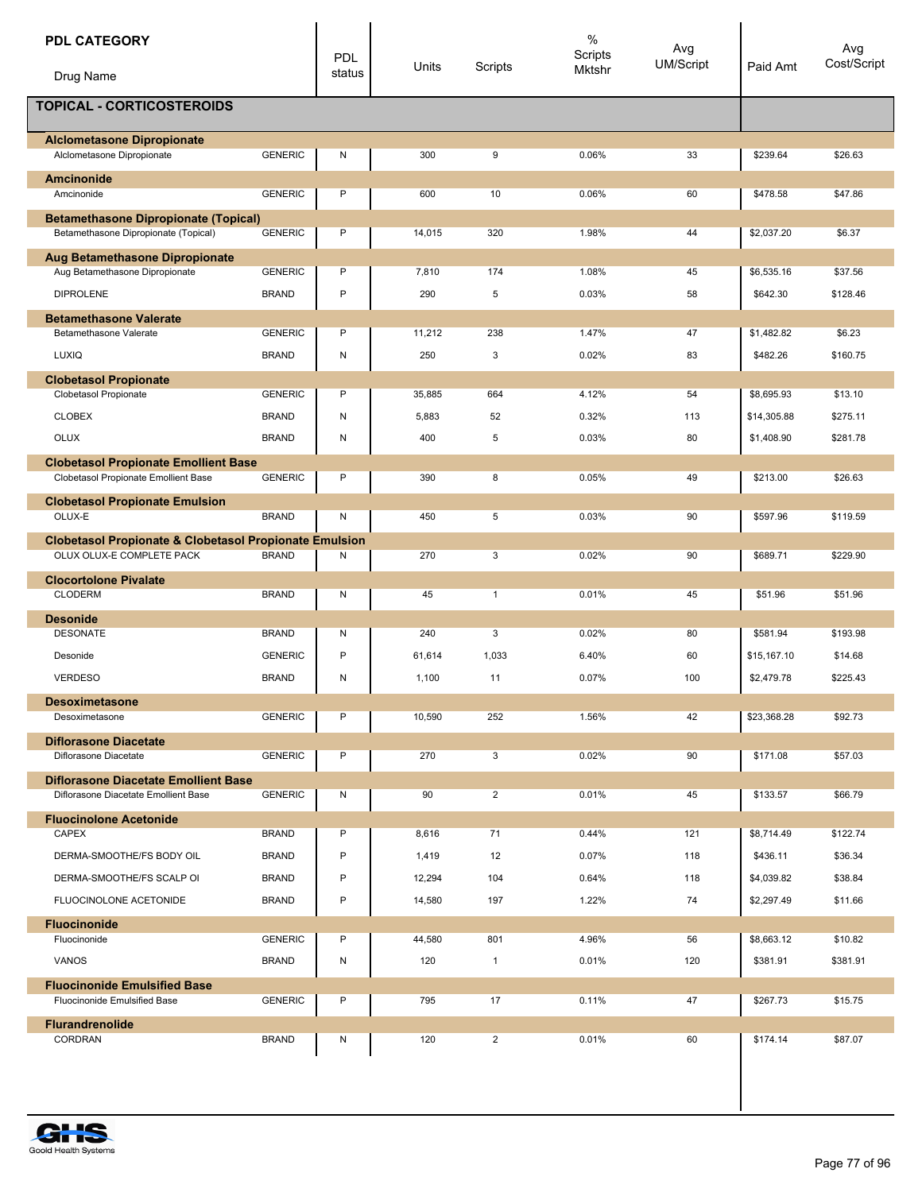| PDL CATEGORY / Drug Name | | PDL status | Units | Scripts | % Scripts Mktshr | Avg UM/Script | Paid Amt | Avg Cost/Script |
|---|---|---|---|---|---|---|---|---|
| **TOPICAL - CORTICOSTEROIDS** | | | | | | | | |
| **Alclometasone Dipropionate** | | | | | | | | |
| Alclometasone Dipropionate | GENERIC | N | 300 | 9 | 0.06% | 33 | $239.64 | $26.63 |
| **Amcinonide** | | | | | | | | |
| Amcinonide | GENERIC | P | 600 | 10 | 0.06% | 60 | $478.58 | $47.86 |
| **Betamethasone Dipropionate (Topical)** | | | | | | | | |
| Betamethasone Dipropionate (Topical) | GENERIC | P | 14,015 | 320 | 1.98% | 44 | $2,037.20 | $6.37 |
| **Aug Betamethasone Dipropionate** | | | | | | | | |
| Aug Betamethasone Dipropionate | GENERIC | P | 7,810 | 174 | 1.08% | 45 | $6,535.16 | $37.56 |
| DIPROLENE | BRAND | P | 290 | 5 | 0.03% | 58 | $642.30 | $128.46 |
| **Betamethasone Valerate** | | | | | | | | |
| Betamethasone Valerate | GENERIC | P | 11,212 | 238 | 1.47% | 47 | $1,482.82 | $6.23 |
| LUXIQ | BRAND | N | 250 | 3 | 0.02% | 83 | $482.26 | $160.75 |
| **Clobetasol Propionate** | | | | | | | | |
| Clobetasol Propionate | GENERIC | P | 35,885 | 664 | 4.12% | 54 | $8,695.93 | $13.10 |
| CLOBEX | BRAND | N | 5,883 | 52 | 0.32% | 113 | $14,305.88 | $275.11 |
| OLUX | BRAND | N | 400 | 5 | 0.03% | 80 | $1,408.90 | $281.78 |
| **Clobetasol Propionate Emollient Base** | | | | | | | | |
| Clobetasol Propionate Emollient Base | GENERIC | P | 390 | 8 | 0.05% | 49 | $213.00 | $26.63 |
| **Clobetasol Propionate Emulsion** | | | | | | | | |
| OLUX-E | BRAND | N | 450 | 5 | 0.03% | 90 | $597.96 | $119.59 |
| **Clobetasol Propionate & Clobetasol Propionate Emulsion** | | | | | | | | |
| OLUX OLUX-E COMPLETE PACK | BRAND | N | 270 | 3 | 0.02% | 90 | $689.71 | $229.90 |
| **Clocortolone Pivalate** | | | | | | | | |
| CLODERM | BRAND | N | 45 | 1 | 0.01% | 45 | $51.96 | $51.96 |
| **Desonide** | | | | | | | | |
| DESONATE | BRAND | N | 240 | 3 | 0.02% | 80 | $581.94 | $193.98 |
| Desonide | GENERIC | P | 61,614 | 1,033 | 6.40% | 60 | $15,167.10 | $14.68 |
| VERDESO | BRAND | N | 1,100 | 11 | 0.07% | 100 | $2,479.78 | $225.43 |
| **Desoximetasone** | | | | | | | | |
| Desoximetasone | GENERIC | P | 10,590 | 252 | 1.56% | 42 | $23,368.28 | $92.73 |
| **Diflorasone Diacetate** | | | | | | | | |
| Diflorasone Diacetate | GENERIC | P | 270 | 3 | 0.02% | 90 | $171.08 | $57.03 |
| **Diflorasone Diacetate Emollient Base** | | | | | | | | |
| Diflorasone Diacetate Emollient Base | GENERIC | N | 90 | 2 | 0.01% | 45 | $133.57 | $66.79 |
| **Fluocinolone Acetonide** | | | | | | | | |
| CAPEX | BRAND | P | 8,616 | 71 | 0.44% | 121 | $8,714.49 | $122.74 |
| DERMA-SMOOTHE/FS BODY OIL | BRAND | P | 1,419 | 12 | 0.07% | 118 | $436.11 | $36.34 |
| DERMA-SMOOTHE/FS SCALP OI | BRAND | P | 12,294 | 104 | 0.64% | 118 | $4,039.82 | $38.84 |
| FLUOCINOLONE ACETONIDE | BRAND | P | 14,580 | 197 | 1.22% | 74 | $2,297.49 | $11.66 |
| **Fluocinonide** | | | | | | | | |
| Fluocinonide | GENERIC | P | 44,580 | 801 | 4.96% | 56 | $8,663.12 | $10.82 |
| VANOS | BRAND | N | 120 | 1 | 0.01% | 120 | $381.91 | $381.91 |
| **Fluocinonide Emulsified Base** | | | | | | | | |
| Fluocinonide Emulsified Base | GENERIC | P | 795 | 17 | 0.11% | 47 | $267.73 | $15.75 |
| **Flurandrenolide** | | | | | | | | |
| CORDRAN | BRAND | N | 120 | 2 | 0.01% | 60 | $174.14 | $87.07 |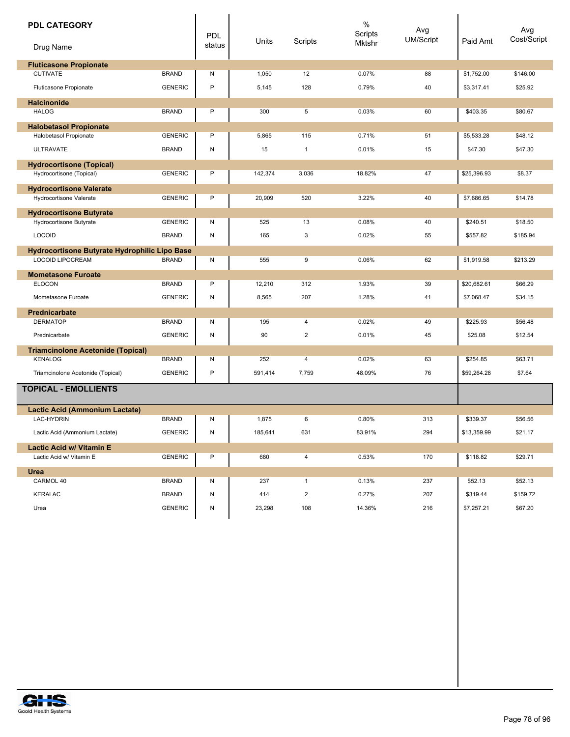| PDL CATEGORY<br>Drug Name | | PDL status | Units | Scripts | % Scripts Mktshr | Avg UM/Script | Paid Amt | Avg Cost/Script |
|---|---|---|---|---|---|---|---|---|
| **Fluticasone Propionate** | | | | | | | | |
| CUTIVATE | BRAND | N | 1,050 | 12 | 0.07% | 88 | $1,752.00 | $146.00 |
| Fluticasone Propionate | GENERIC | P | 5,145 | 128 | 0.79% | 40 | $3,317.41 | $25.92 |
| **Halcinonide** | | | | | | | | |
| HALOG | BRAND | P | 300 | 5 | 0.03% | 60 | $403.35 | $80.67 |
| **Halobetasol Propionate** | | | | | | | | |
| Halobetasol Propionate | GENERIC | P | 5,865 | 115 | 0.71% | 51 | $5,533.28 | $48.12 |
| ULTRAVATE | BRAND | N | 15 | 1 | 0.01% | 15 | $47.30 | $47.30 |
| **Hydrocortisone (Topical)** | | | | | | | | |
| Hydrocortisone (Topical) | GENERIC | P | 142,374 | 3,036 | 18.82% | 47 | $25,396.93 | $8.37 |
| **Hydrocortisone Valerate** | | | | | | | | |
| Hydrocortisone Valerate | GENERIC | P | 20,909 | 520 | 3.22% | 40 | $7,686.65 | $14.78 |
| **Hydrocortisone Butyrate** | | | | | | | | |
| Hydrocortisone Butyrate | GENERIC | N | 525 | 13 | 0.08% | 40 | $240.51 | $18.50 |
| LOCOID | BRAND | N | 165 | 3 | 0.02% | 55 | $557.82 | $185.94 |
| **Hydrocortisone Butyrate Hydrophilic Lipo Base** | | | | | | | | |
| LOCOID LIPOCREAM | BRAND | N | 555 | 9 | 0.06% | 62 | $1,919.58 | $213.29 |
| **Mometasone Furoate** | | | | | | | | |
| ELOCON | BRAND | P | 12,210 | 312 | 1.93% | 39 | $20,682.61 | $66.29 |
| Mometasone Furoate | GENERIC | N | 8,565 | 207 | 1.28% | 41 | $7,068.47 | $34.15 |
| **Prednicarbate** | | | | | | | | |
| DERMATOP | BRAND | N | 195 | 4 | 0.02% | 49 | $225.93 | $56.48 |
| Prednicarbate | GENERIC | N | 90 | 2 | 0.01% | 45 | $25.08 | $12.54 |
| **Triamcinolone Acetonide (Topical)** | | | | | | | | |
| KENALOG | BRAND | N | 252 | 4 | 0.02% | 63 | $254.85 | $63.71 |
| Triamcinolone Acetonide (Topical) | GENERIC | P | 591,414 | 7,759 | 48.09% | 76 | $59,264.28 | $7.64 |
| **TOPICAL - EMOLLIENTS** | | | | | | | | |
| **Lactic Acid (Ammonium Lactate)** | | | | | | | | |
| LAC-HYDRIN | BRAND | N | 1,875 | 6 | 0.80% | 313 | $339.37 | $56.56 |
| Lactic Acid (Ammonium Lactate) | GENERIC | N | 185,641 | 631 | 83.91% | 294 | $13,359.99 | $21.17 |
| **Lactic Acid w/ Vitamin E** | | | | | | | | |
| Lactic Acid w/ Vitamin E | GENERIC | P | 680 | 4 | 0.53% | 170 | $118.82 | $29.71 |
| **Urea** | | | | | | | | |
| CARMOL 40 | BRAND | N | 237 | 1 | 0.13% | 237 | $52.13 | $52.13 |
| KERALAC | BRAND | N | 414 | 2 | 0.27% | 207 | $319.44 | $159.72 |
| Urea | GENERIC | N | 23,298 | 108 | 14.36% | 216 | $7,257.21 | $67.20 |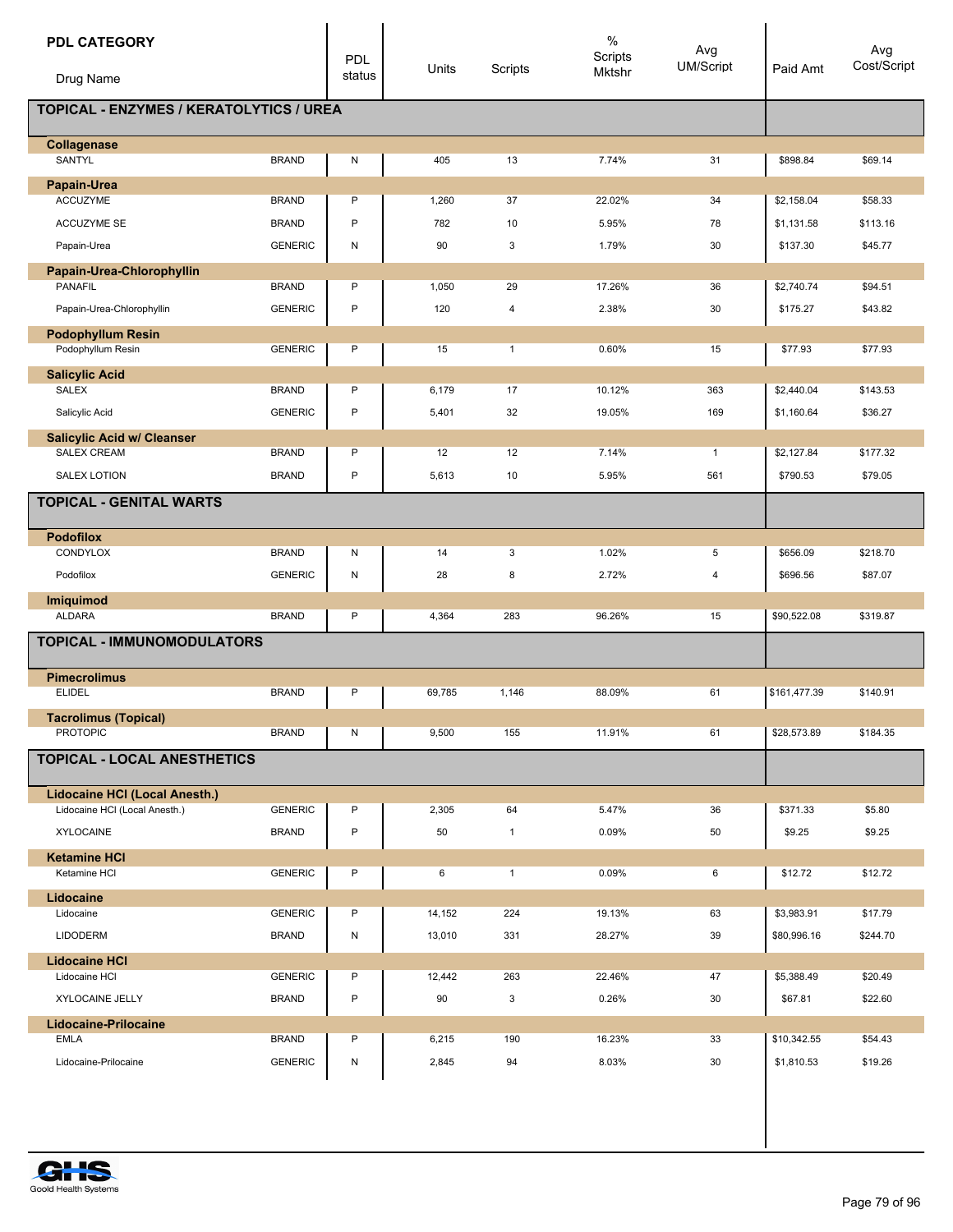| PDL CATEGORY / Drug Name | | PDL status | Units | Scripts | % Scripts Mktshr | Avg UM/Script | Paid Amt | Avg Cost/Script |
|---|---|---|---|---|---|---|---|---|
| **TOPICAL - ENZYMES / KERATOLYTICS / UREA** | | | | | | | | |
| **Collagenase** | | | | | | | | |
| SANTYL | BRAND | N | 405 | 13 | 7.74% | 31 | $898.84 | $69.14 |
| **Papain-Urea** | | | | | | | | |
| ACCUZYME | BRAND | P | 1,260 | 37 | 22.02% | 34 | $2,158.04 | $58.33 |
| ACCUZYME SE | BRAND | P | 782 | 10 | 5.95% | 78 | $1,131.58 | $113.16 |
| Papain-Urea | GENERIC | N | 90 | 3 | 1.79% | 30 | $137.30 | $45.77 |
| **Papain-Urea-Chlorophyllin** | | | | | | | | |
| PANAFIL | BRAND | P | 1,050 | 29 | 17.26% | 36 | $2,740.74 | $94.51 |
| Papain-Urea-Chlorophyllin | GENERIC | P | 120 | 4 | 2.38% | 30 | $175.27 | $43.82 |
| **Podophyllum Resin** | | | | | | | | |
| Podophyllum Resin | GENERIC | P | 15 | 1 | 0.60% | 15 | $77.93 | $77.93 |
| **Salicylic Acid** | | | | | | | | |
| SALEX | BRAND | P | 6,179 | 17 | 10.12% | 363 | $2,440.04 | $143.53 |
| Salicylic Acid | GENERIC | P | 5,401 | 32 | 19.05% | 169 | $1,160.64 | $36.27 |
| **Salicylic Acid w/ Cleanser** | | | | | | | | |
| SALEX CREAM | BRAND | P | 12 | 12 | 7.14% | 1 | $2,127.84 | $177.32 |
| SALEX LOTION | BRAND | P | 5,613 | 10 | 5.95% | 561 | $790.53 | $79.05 |
| **TOPICAL - GENITAL WARTS** | | | | | | | | |
| **Podofilox** | | | | | | | | |
| CONDYLOX | BRAND | N | 14 | 3 | 1.02% | 5 | $656.09 | $218.70 |
| Podofilox | GENERIC | N | 28 | 8 | 2.72% | 4 | $696.56 | $87.07 |
| **Imiquimod** | | | | | | | | |
| ALDARA | BRAND | P | 4,364 | 283 | 96.26% | 15 | $90,522.08 | $319.87 |
| **TOPICAL - IMMUNOMODULATORS** | | | | | | | | |
| **Pimecrolimus** | | | | | | | | |
| ELIDEL | BRAND | P | 69,785 | 1,146 | 88.09% | 61 | $161,477.39 | $140.91 |
| **Tacrolimus (Topical)** | | | | | | | | |
| PROTOPIC | BRAND | N | 9,500 | 155 | 11.91% | 61 | $28,573.89 | $184.35 |
| **TOPICAL - LOCAL ANESTHETICS** | | | | | | | | |
| **Lidocaine HCl (Local Anesth.)** | | | | | | | | |
| Lidocaine HCl (Local Anesth.) | GENERIC | P | 2,305 | 64 | 5.47% | 36 | $371.33 | $5.80 |
| XYLOCAINE | BRAND | P | 50 | 1 | 0.09% | 50 | $9.25 | $9.25 |
| **Ketamine HCl** | | | | | | | | |
| Ketamine HCl | GENERIC | P | 6 | 1 | 0.09% | 6 | $12.72 | $12.72 |
| **Lidocaine** | | | | | | | | |
| Lidocaine | GENERIC | P | 14,152 | 224 | 19.13% | 63 | $3,983.91 | $17.79 |
| LIDODERM | BRAND | N | 13,010 | 331 | 28.27% | 39 | $80,996.16 | $244.70 |
| **Lidocaine HCl** | | | | | | | | |
| Lidocaine HCl | GENERIC | P | 12,442 | 263 | 22.46% | 47 | $5,388.49 | $20.49 |
| XYLOCAINE JELLY | BRAND | P | 90 | 3 | 0.26% | 30 | $67.81 | $22.60 |
| **Lidocaine-Prilocaine** | | | | | | | | |
| EMLA | BRAND | P | 6,215 | 190 | 16.23% | 33 | $10,342.55 | $54.43 |
| Lidocaine-Prilocaine | GENERIC | N | 2,845 | 94 | 8.03% | 30 | $1,810.53 | $19.26 |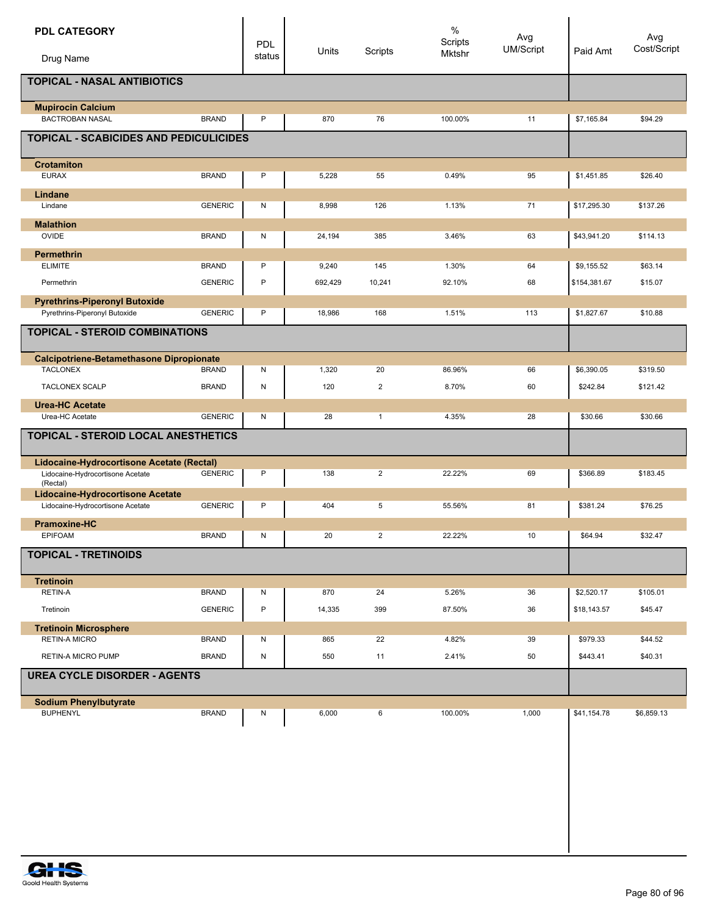| PDL CATEGORY / Drug Name | | PDL status | Units | Scripts | % Scripts Mktshr | Avg UM/Script | Paid Amt | Avg Cost/Script |
|---|---|---|---|---|---|---|---|---|
| **TOPICAL - NASAL ANTIBIOTICS** | | | | | | | | |
| **Mupirocin Calcium** | | | | | | | | |
| BACTROBAN NASAL | BRAND | P | 870 | 76 | 100.00% | 11 | $7,165.84 | $94.29 |
| **TOPICAL - SCABICIDES AND PEDICULICIDES** | | | | | | | | |
| **Crotamiton** | | | | | | | | |
| EURAX | BRAND | P | 5,228 | 55 | 0.49% | 95 | $1,451.85 | $26.40 |
| **Lindane** | | | | | | | | |
| Lindane | GENERIC | N | 8,998 | 126 | 1.13% | 71 | $17,295.30 | $137.26 |
| **Malathion** | | | | | | | | |
| OVIDE | BRAND | N | 24,194 | 385 | 3.46% | 63 | $43,941.20 | $114.13 |
| **Permethrin** | | | | | | | | |
| ELIMITE | BRAND | P | 9,240 | 145 | 1.30% | 64 | $9,155.52 | $63.14 |
| Permethrin | GENERIC | P | 692,429 | 10,241 | 92.10% | 68 | $154,381.67 | $15.07 |
| **Pyrethrins-Piperonyl Butoxide** | | | | | | | | |
| Pyrethrins-Piperonyl Butoxide | GENERIC | P | 18,986 | 168 | 1.51% | 113 | $1,827.67 | $10.88 |
| **TOPICAL - STEROID COMBINATIONS** | | | | | | | | |
| **Calcipotriene-Betamethasone Dipropionate** | | | | | | | | |
| TACLONEX | BRAND | N | 1,320 | 20 | 86.96% | 66 | $6,390.05 | $319.50 |
| TACLONEX SCALP | BRAND | N | 120 | 2 | 8.70% | 60 | $242.84 | $121.42 |
| **Urea-HC Acetate** | | | | | | | | |
| Urea-HC Acetate | GENERIC | N | 28 | 1 | 4.35% | 28 | $30.66 | $30.66 |
| **TOPICAL - STEROID LOCAL ANESTHETICS** | | | | | | | | |
| **Lidocaine-Hydrocortisone Acetate (Rectal)** | | | | | | | | |
| Lidocaine-Hydrocortisone Acetate (Rectal) | GENERIC | P | 138 | 2 | 22.22% | 69 | $366.89 | $183.45 |
| **Lidocaine-Hydrocortisone Acetate** | | | | | | | | |
| Lidocaine-Hydrocortisone Acetate | GENERIC | P | 404 | 5 | 55.56% | 81 | $381.24 | $76.25 |
| **Pramoxine-HC** | | | | | | | | |
| EPIFOAM | BRAND | N | 20 | 2 | 22.22% | 10 | $64.94 | $32.47 |
| **TOPICAL - TRETINOIDS** | | | | | | | | |
| **Tretinoin** | | | | | | | | |
| RETIN-A | BRAND | N | 870 | 24 | 5.26% | 36 | $2,520.17 | $105.01 |
| Tretinoin | GENERIC | P | 14,335 | 399 | 87.50% | 36 | $18,143.57 | $45.47 |
| **Tretinoin Microsphere** | | | | | | | | |
| RETIN-A MICRO | BRAND | N | 865 | 22 | 4.82% | 39 | $979.33 | $44.52 |
| RETIN-A MICRO PUMP | BRAND | N | 550 | 11 | 2.41% | 50 | $443.41 | $40.31 |
| **UREA CYCLE DISORDER - AGENTS** | | | | | | | | |
| **Sodium Phenylbutyrate** | | | | | | | | |
| BUPHENYL | BRAND | N | 6,000 | 6 | 100.00% | 1,000 | $41,154.78 | $6,859.13 |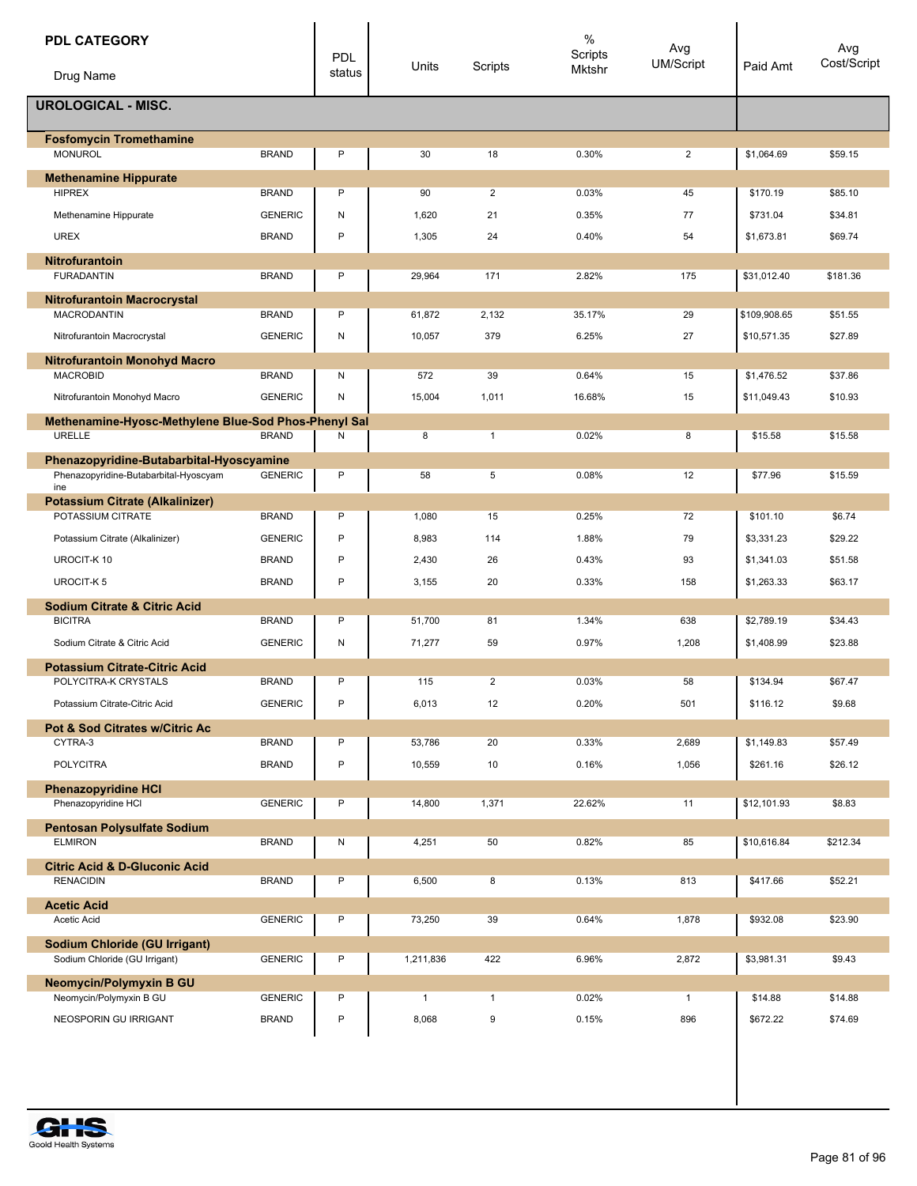| PDL CATEGORY / Drug Name | | PDL status | Units | Scripts | % Scripts Mktshr | Avg UM/Script | Paid Amt | Avg Cost/Script |
|---|---|---|---|---|---|---|---|---|
| **UROLOGICAL - MISC.** | | | | | | | | |
| **Fosfomycin Tromethamine** | | | | | | | | |
| MONUROL | BRAND | P | 30 | 18 | 0.30% | 2 | $1,064.69 | $59.15 |
| **Methenamine Hippurate** | | | | | | | | |
| HIPREX | BRAND | P | 90 | 2 | 0.03% | 45 | $170.19 | $85.10 |
| Methenamine Hippurate | GENERIC | N | 1,620 | 21 | 0.35% | 77 | $731.04 | $34.81 |
| UREX | BRAND | P | 1,305 | 24 | 0.40% | 54 | $1,673.81 | $69.74 |
| **Nitrofurantoin** | | | | | | | | |
| FURADANTIN | BRAND | P | 29,964 | 171 | 2.82% | 175 | $31,012.40 | $181.36 |
| **Nitrofurantoin Macrocrystal** | | | | | | | | |
| MACRODANTIN | BRAND | P | 61,872 | 2,132 | 35.17% | 29 | $109,908.65 | $51.55 |
| Nitrofurantoin Macrocrystal | GENERIC | N | 10,057 | 379 | 6.25% | 27 | $10,571.35 | $27.89 |
| **Nitrofurantoin Monohyd Macro** | | | | | | | | |
| MACROBID | BRAND | N | 572 | 39 | 0.64% | 15 | $1,476.52 | $37.86 |
| Nitrofurantoin Monohyd Macro | GENERIC | N | 15,004 | 1,011 | 16.68% | 15 | $11,049.43 | $10.93 |
| **Methenamine-Hyosc-Methylene Blue-Sod Phos-Phenyl Sal** | | | | | | | | |
| URELLE | BRAND | N | 8 | 1 | 0.02% | 8 | $15.58 | $15.58 |
| **Phenazopyridine-Butabarbital-Hyoscyamine** | | | | | | | | |
| Phenazopyridine-Butabarbital-Hyoscyamine | GENERIC | P | 58 | 5 | 0.08% | 12 | $77.96 | $15.59 |
| **Potassium Citrate (Alkalinizer)** | | | | | | | | |
| POTASSIUM CITRATE | BRAND | P | 1,080 | 15 | 0.25% | 72 | $101.10 | $6.74 |
| Potassium Citrate (Alkalinizer) | GENERIC | P | 8,983 | 114 | 1.88% | 79 | $3,331.23 | $29.22 |
| UROCIT-K 10 | BRAND | P | 2,430 | 26 | 0.43% | 93 | $1,341.03 | $51.58 |
| UROCIT-K 5 | BRAND | P | 3,155 | 20 | 0.33% | 158 | $1,263.33 | $63.17 |
| **Sodium Citrate & Citric Acid** | | | | | | | | |
| BICITRA | BRAND | P | 51,700 | 81 | 1.34% | 638 | $2,789.19 | $34.43 |
| Sodium Citrate & Citric Acid | GENERIC | N | 71,277 | 59 | 0.97% | 1,208 | $1,408.99 | $23.88 |
| **Potassium Citrate-Citric Acid** | | | | | | | | |
| POLYCITRA-K CRYSTALS | BRAND | P | 115 | 2 | 0.03% | 58 | $134.94 | $67.47 |
| Potassium Citrate-Citric Acid | GENERIC | P | 6,013 | 12 | 0.20% | 501 | $116.12 | $9.68 |
| **Pot & Sod Citrates w/Citric Ac** | | | | | | | | |
| CYTRA-3 | BRAND | P | 53,786 | 20 | 0.33% | 2,689 | $1,149.83 | $57.49 |
| POLYCITRA | BRAND | P | 10,559 | 10 | 0.16% | 1,056 | $261.16 | $26.12 |
| **Phenazopyridine HCl** | | | | | | | | |
| Phenazopyridine HCl | GENERIC | P | 14,800 | 1,371 | 22.62% | 11 | $12,101.93 | $8.83 |
| **Pentosan Polysulfate Sodium** | | | | | | | | |
| ELMIRON | BRAND | N | 4,251 | 50 | 0.82% | 85 | $10,616.84 | $212.34 |
| **Citric Acid & D-Gluconic Acid** | | | | | | | | |
| RENACIDIN | BRAND | P | 6,500 | 8 | 0.13% | 813 | $417.66 | $52.21 |
| **Acetic Acid** | | | | | | | | |
| Acetic Acid | GENERIC | P | 73,250 | 39 | 0.64% | 1,878 | $932.08 | $23.90 |
| **Sodium Chloride (GU Irrigant)** | | | | | | | | |
| Sodium Chloride (GU Irrigant) | GENERIC | P | 1,211,836 | 422 | 6.96% | 2,872 | $3,981.31 | $9.43 |
| **Neomycin/Polymyxin B GU** | | | | | | | | |
| Neomycin/Polymyxin B GU | GENERIC | P | 1 | 1 | 0.02% | 1 | $14.88 | $14.88 |
| NEOSPORIN GU IRRIGANT | BRAND | P | 8,068 | 9 | 0.15% | 896 | $672.22 | $74.69 |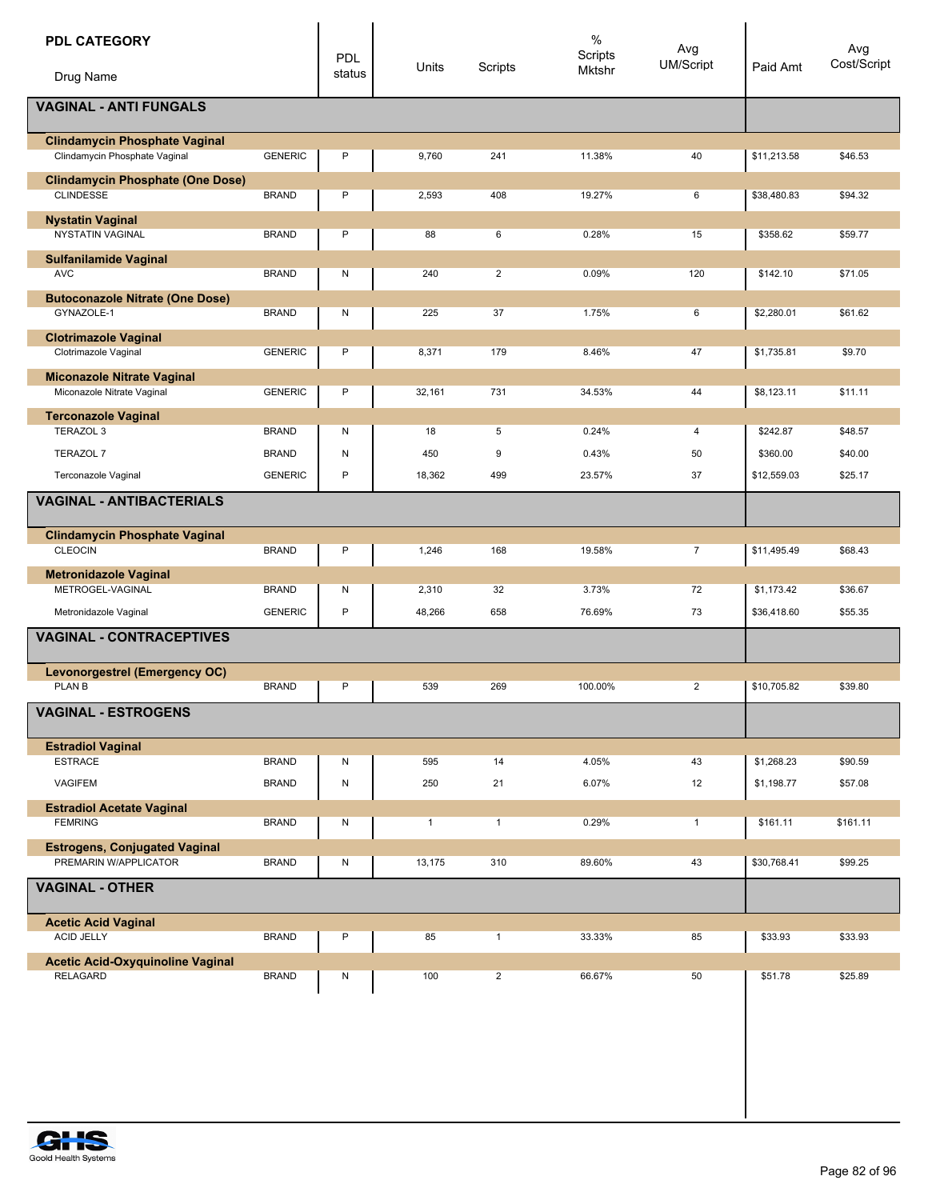| PDL CATEGORY<br>Drug Name | | PDL status | Units | Scripts | % Scripts Mktshr | Avg UM/Script | Paid Amt | Avg Cost/Script |
|---|---|---|---|---|---|---|---|---|
| **VAGINAL - ANTI FUNGALS** | | | | | | | | |
| **Clindamycin Phosphate Vaginal** | | | | | | | | |
| Clindamycin Phosphate Vaginal | GENERIC | P | 9,760 | 241 | 11.38% | 40 | $11,213.58 | $46.53 |
| **Clindamycin Phosphate (One Dose)** | | | | | | | | |
| CLINDESSE | BRAND | P | 2,593 | 408 | 19.27% | 6 | $38,480.83 | $94.32 |
| **Nystatin Vaginal** | | | | | | | | |
| NYSTATIN VAGINAL | BRAND | P | 88 | 6 | 0.28% | 15 | $358.62 | $59.77 |
| **Sulfanilamide Vaginal** | | | | | | | | |
| AVC | BRAND | N | 240 | 2 | 0.09% | 120 | $142.10 | $71.05 |
| **Butoconazole Nitrate (One Dose)** | | | | | | | | |
| GYNAZOLE-1 | BRAND | N | 225 | 37 | 1.75% | 6 | $2,280.01 | $61.62 |
| **Clotrimazole Vaginal** | | | | | | | | |
| Clotrimazole Vaginal | GENERIC | P | 8,371 | 179 | 8.46% | 47 | $1,735.81 | $9.70 |
| **Miconazole Nitrate Vaginal** | | | | | | | | |
| Miconazole Nitrate Vaginal | GENERIC | P | 32,161 | 731 | 34.53% | 44 | $8,123.11 | $11.11 |
| **Terconazole Vaginal** | | | | | | | | |
| TERAZOL 3 | BRAND | N | 18 | 5 | 0.24% | 4 | $242.87 | $48.57 |
| TERAZOL 7 | BRAND | N | 450 | 9 | 0.43% | 50 | $360.00 | $40.00 |
| Terconazole Vaginal | GENERIC | P | 18,362 | 499 | 23.57% | 37 | $12,559.03 | $25.17 |
| **VAGINAL - ANTIBACTERIALS** | | | | | | | | |
| **Clindamycin Phosphate Vaginal** | | | | | | | | |
| CLEOCIN | BRAND | P | 1,246 | 168 | 19.58% | 7 | $11,495.49 | $68.43 |
| **Metronidazole Vaginal** | | | | | | | | |
| METROGEL-VAGINAL | BRAND | N | 2,310 | 32 | 3.73% | 72 | $1,173.42 | $36.67 |
| Metronidazole Vaginal | GENERIC | P | 48,266 | 658 | 76.69% | 73 | $36,418.60 | $55.35 |
| **VAGINAL - CONTRACEPTIVES** | | | | | | | | |
| **Levonorgestrel (Emergency OC)** | | | | | | | | |
| PLAN B | BRAND | P | 539 | 269 | 100.00% | 2 | $10,705.82 | $39.80 |
| **VAGINAL - ESTROGENS** | | | | | | | | |
| **Estradiol Vaginal** | | | | | | | | |
| ESTRACE | BRAND | N | 595 | 14 | 4.05% | 43 | $1,268.23 | $90.59 |
| VAGIFEM | BRAND | N | 250 | 21 | 6.07% | 12 | $1,198.77 | $57.08 |
| **Estradiol Acetate Vaginal** | | | | | | | | |
| FEMRING | BRAND | N | 1 | 1 | 0.29% | 1 | $161.11 | $161.11 |
| **Estrogens, Conjugated Vaginal** | | | | | | | | |
| PREMARIN W/APPLICATOR | BRAND | N | 13,175 | 310 | 89.60% | 43 | $30,768.41 | $99.25 |
| **VAGINAL - OTHER** | | | | | | | | |
| **Acetic Acid Vaginal** | | | | | | | | |
| ACID JELLY | BRAND | P | 85 | 1 | 33.33% | 85 | $33.93 | $33.93 |
| **Acetic Acid-Oxyquinoline Vaginal** | | | | | | | | |
| RELAGARD | BRAND | N | 100 | 2 | 66.67% | 50 | $51.78 | $25.89 |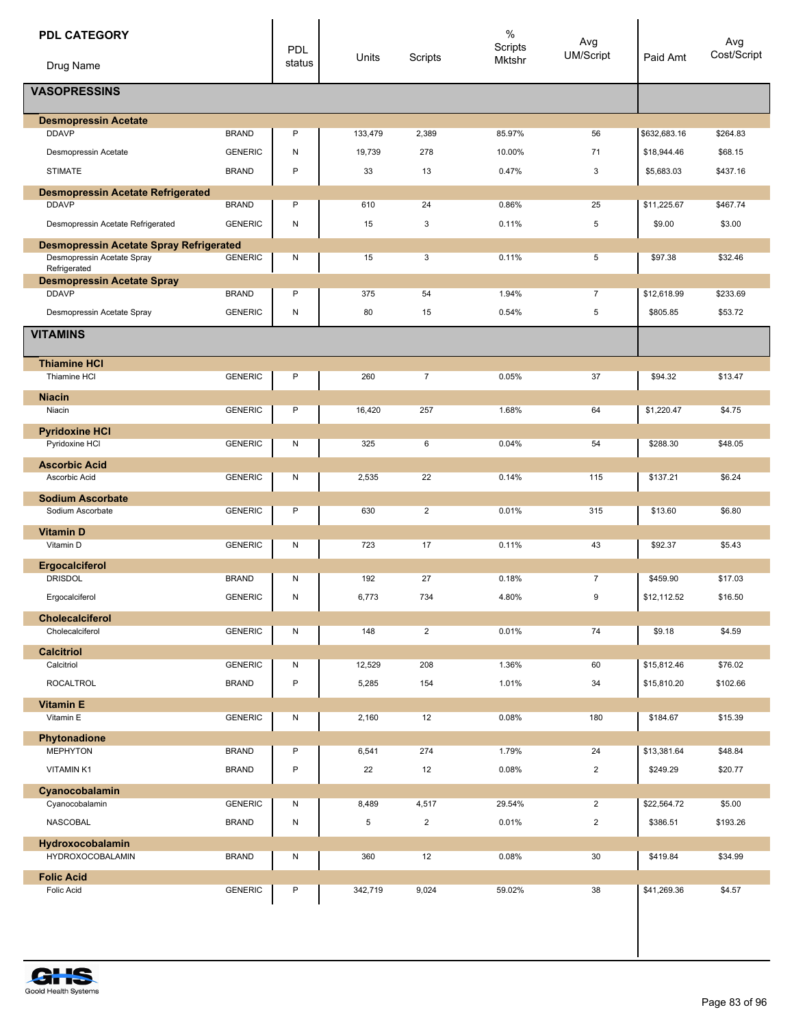| PDL CATEGORY / Drug Name | | PDL status | Units | Scripts | % Scripts Mktshr | Avg UM/Script | Paid Amt | Avg Cost/Script |
|---|---|---|---|---|---|---|---|---|
| **VASOPRESSINS** | | | | | | | | |
| **Desmopressin Acetate** | | | | | | | | |
| DDAVP | BRAND | P | 133,479 | 2,389 | 85.97% | 56 | $632,683.16 | $264.83 |
| Desmopressin Acetate | GENERIC | N | 19,739 | 278 | 10.00% | 71 | $18,944.46 | $68.15 |
| STIMATE | BRAND | P | 33 | 13 | 0.47% | 3 | $5,683.03 | $437.16 |
| **Desmopressin Acetate Refrigerated** | | | | | | | | |
| DDAVP | BRAND | P | 610 | 24 | 0.86% | 25 | $11,225.67 | $467.74 |
| Desmopressin Acetate Refrigerated | GENERIC | N | 15 | 3 | 0.11% | 5 | $9.00 | $3.00 |
| **Desmopressin Acetate Spray Refrigerated** | | | | | | | | |
| Desmopressin Acetate Spray Refrigerated | GENERIC | N | 15 | 3 | 0.11% | 5 | $97.38 | $32.46 |
| **Desmopressin Acetate Spray** | | | | | | | | |
| DDAVP | BRAND | P | 375 | 54 | 1.94% | 7 | $12,618.99 | $233.69 |
| Desmopressin Acetate Spray | GENERIC | N | 80 | 15 | 0.54% | 5 | $805.85 | $53.72 |
| **VITAMINS** | | | | | | | | |
| **Thiamine HCl** | | | | | | | | |
| Thiamine HCl | GENERIC | P | 260 | 7 | 0.05% | 37 | $94.32 | $13.47 |
| **Niacin** | | | | | | | | |
| Niacin | GENERIC | P | 16,420 | 257 | 1.68% | 64 | $1,220.47 | $4.75 |
| **Pyridoxine HCl** | | | | | | | | |
| Pyridoxine HCl | GENERIC | N | 325 | 6 | 0.04% | 54 | $288.30 | $48.05 |
| **Ascorbic Acid** | | | | | | | | |
| Ascorbic Acid | GENERIC | N | 2,535 | 22 | 0.14% | 115 | $137.21 | $6.24 |
| **Sodium Ascorbate** | | | | | | | | |
| Sodium Ascorbate | GENERIC | P | 630 | 2 | 0.01% | 315 | $13.60 | $6.80 |
| **Vitamin D** | | | | | | | | |
| Vitamin D | GENERIC | N | 723 | 17 | 0.11% | 43 | $92.37 | $5.43 |
| **Ergocalciferol** | | | | | | | | |
| DRISDOL | BRAND | N | 192 | 27 | 0.18% | 7 | $459.90 | $17.03 |
| Ergocalciferol | GENERIC | N | 6,773 | 734 | 4.80% | 9 | $12,112.52 | $16.50 |
| **Cholecalciferol** | | | | | | | | |
| Cholecalciferol | GENERIC | N | 148 | 2 | 0.01% | 74 | $9.18 | $4.59 |
| **Calcitriol** | | | | | | | | |
| Calcitriol | GENERIC | N | 12,529 | 208 | 1.36% | 60 | $15,812.46 | $76.02 |
| ROCALTROL | BRAND | P | 5,285 | 154 | 1.01% | 34 | $15,810.20 | $102.66 |
| **Vitamin E** | | | | | | | | |
| Vitamin E | GENERIC | N | 2,160 | 12 | 0.08% | 180 | $184.67 | $15.39 |
| **Phytonadione** | | | | | | | | |
| MEPHYTON | BRAND | P | 6,541 | 274 | 1.79% | 24 | $13,381.64 | $48.84 |
| VITAMIN K1 | BRAND | P | 22 | 12 | 0.08% | 2 | $249.29 | $20.77 |
| **Cyanocobalamin** | | | | | | | | |
| Cyanocobalamin | GENERIC | N | 8,489 | 4,517 | 29.54% | 2 | $22,564.72 | $5.00 |
| NASCOBAL | BRAND | N | 5 | 2 | 0.01% | 2 | $386.51 | $193.26 |
| **Hydroxocobalamin** | | | | | | | | |
| HYDROXOCOBALAMIN | BRAND | N | 360 | 12 | 0.08% | 30 | $419.84 | $34.99 |
| **Folic Acid** | | | | | | | | |
| Folic Acid | GENERIC | P | 342,719 | 9,024 | 59.02% | 38 | $41,269.36 | $4.57 |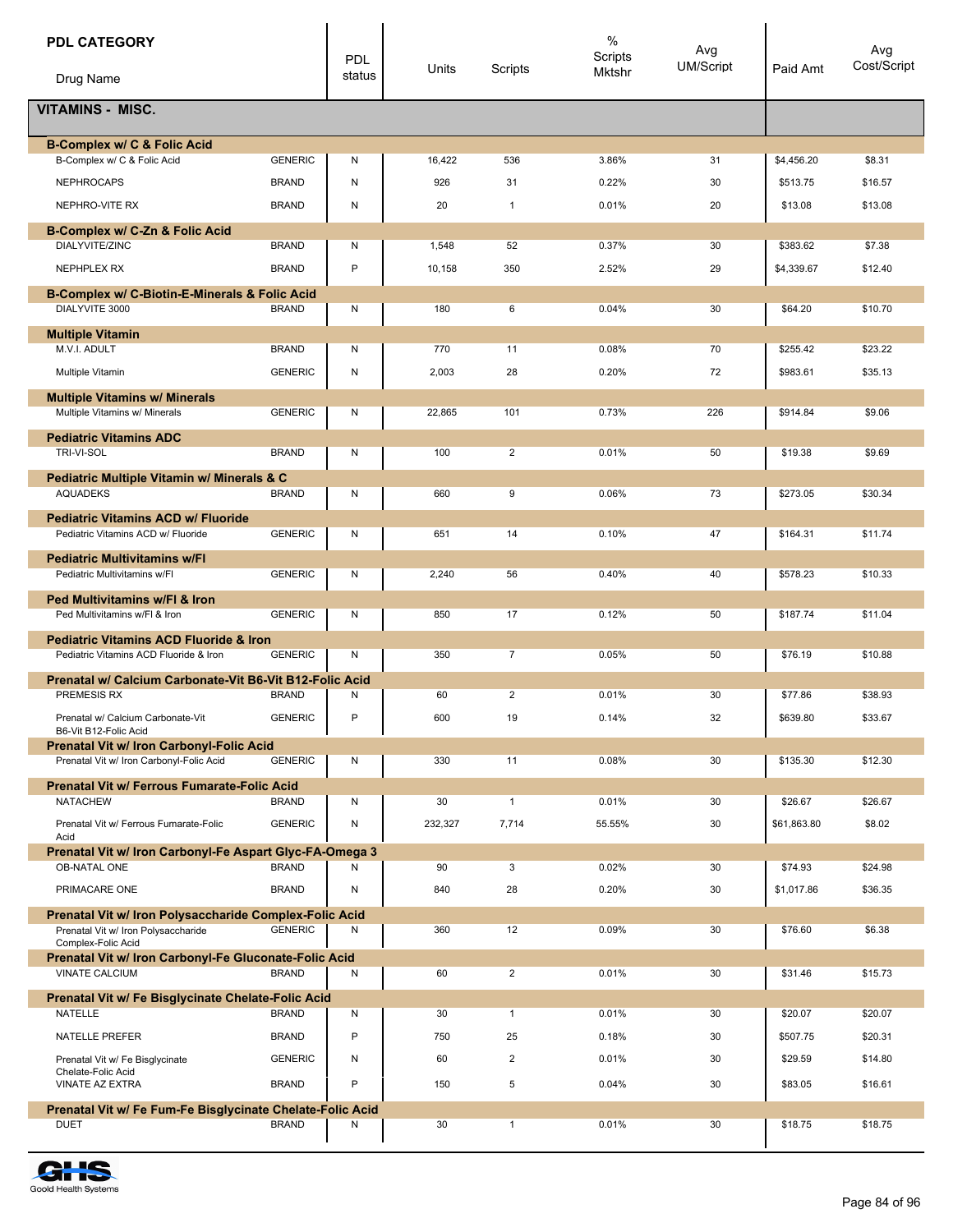| PDL CATEGORY / Drug Name | | PDL status | Units | Scripts | % Scripts Mktshr | Avg UM/Script | Paid Amt | Avg Cost/Script |
|---|---|---|---|---|---|---|---|---|
| **VITAMINS - MISC.** | | | | | | | | |
| **B-Complex w/ C & Folic Acid** | | | | | | | | |
| B-Complex w/ C & Folic Acid | GENERIC | N | 16,422 | 536 | 3.86% | 31 | $4,456.20 | $8.31 |
| NEPHROCAPS | BRAND | N | 926 | 31 | 0.22% | 30 | $513.75 | $16.57 |
| NEPHRO-VITE RX | BRAND | N | 20 | 1 | 0.01% | 20 | $13.08 | $13.08 |
| **B-Complex w/ C-Zn & Folic Acid** | | | | | | | | |
| DIALYVITE/ZINC | BRAND | N | 1,548 | 52 | 0.37% | 30 | $383.62 | $7.38 |
| NEPHPLEX RX | BRAND | P | 10,158 | 350 | 2.52% | 29 | $4,339.67 | $12.40 |
| **B-Complex w/ C-Biotin-E-Minerals & Folic Acid** | | | | | | | | |
| DIALYVITE 3000 | BRAND | N | 180 | 6 | 0.04% | 30 | $64.20 | $10.70 |
| **Multiple Vitamin** | | | | | | | | |
| M.V.I. ADULT | BRAND | N | 770 | 11 | 0.08% | 70 | $255.42 | $23.22 |
| Multiple Vitamin | GENERIC | N | 2,003 | 28 | 0.20% | 72 | $983.61 | $35.13 |
| **Multiple Vitamins w/ Minerals** | | | | | | | | |
| Multiple Vitamins w/ Minerals | GENERIC | N | 22,865 | 101 | 0.73% | 226 | $914.84 | $9.06 |
| **Pediatric Vitamins ADC** | | | | | | | | |
| TRI-VI-SOL | BRAND | N | 100 | 2 | 0.01% | 50 | $19.38 | $9.69 |
| **Pediatric Multiple Vitamin w/ Minerals & C** | | | | | | | | |
| AQUADEKS | BRAND | N | 660 | 9 | 0.06% | 73 | $273.05 | $30.34 |
| **Pediatric Vitamins ACD w/ Fluoride** | | | | | | | | |
| Pediatric Vitamins ACD w/ Fluoride | GENERIC | N | 651 | 14 | 0.10% | 47 | $164.31 | $11.74 |
| **Pediatric Multivitamins w/Fl** | | | | | | | | |
| Pediatric Multivitamins w/Fl | GENERIC | N | 2,240 | 56 | 0.40% | 40 | $578.23 | $10.33 |
| **Ped Multivitamins w/Fl & Iron** | | | | | | | | |
| Ped Multivitamins w/Fl & Iron | GENERIC | N | 850 | 17 | 0.12% | 50 | $187.74 | $11.04 |
| **Pediatric Vitamins ACD Fluoride & Iron** | | | | | | | | |
| Pediatric Vitamins ACD Fluoride & Iron | GENERIC | N | 350 | 7 | 0.05% | 50 | $76.19 | $10.88 |
| **Prenatal w/ Calcium Carbonate-Vit B6-Vit B12-Folic Acid** | | | | | | | | |
| PREMESIS RX | BRAND | N | 60 | 2 | 0.01% | 30 | $77.86 | $38.93 |
| Prenatal w/ Calcium Carbonate-Vit B6-Vit B12-Folic Acid | GENERIC | P | 600 | 19 | 0.14% | 32 | $639.80 | $33.67 |
| **Prenatal Vit w/ Iron Carbonyl-Folic Acid** | | | | | | | | |
| Prenatal Vit w/ Iron Carbonyl-Folic Acid | GENERIC | N | 330 | 11 | 0.08% | 30 | $135.30 | $12.30 |
| **Prenatal Vit w/ Ferrous Fumarate-Folic Acid** | | | | | | | | |
| NATACHEW | BRAND | N | 30 | 1 | 0.01% | 30 | $26.67 | $26.67 |
| Prenatal Vit w/ Ferrous Fumarate-Folic Acid | GENERIC | N | 232,327 | 7,714 | 55.55% | 30 | $61,863.80 | $8.02 |
| **Prenatal Vit w/ Iron Carbonyl-Fe Aspart Glyc-FA-Omega 3** | | | | | | | | |
| OB-NATAL ONE | BRAND | N | 90 | 3 | 0.02% | 30 | $74.93 | $24.98 |
| PRIMACARE ONE | BRAND | N | 840 | 28 | 0.20% | 30 | $1,017.86 | $36.35 |
| **Prenatal Vit w/ Iron Polysaccharide Complex-Folic Acid** | | | | | | | | |
| Prenatal Vit w/ Iron Polysaccharide Complex-Folic Acid | GENERIC | N | 360 | 12 | 0.09% | 30 | $76.60 | $6.38 |
| **Prenatal Vit w/ Iron Carbonyl-Fe Gluconate-Folic Acid** | | | | | | | | |
| VINATE CALCIUM | BRAND | N | 60 | 2 | 0.01% | 30 | $31.46 | $15.73 |
| **Prenatal Vit w/ Fe Bisglycinate Chelate-Folic Acid** | | | | | | | | |
| NATELLE | BRAND | N | 30 | 1 | 0.01% | 30 | $20.07 | $20.07 |
| NATELLE PREFER | BRAND | P | 750 | 25 | 0.18% | 30 | $507.75 | $20.31 |
| Prenatal Vit w/ Fe Bisglycinate Chelate-Folic Acid | GENERIC | N | 60 | 2 | 0.01% | 30 | $29.59 | $14.80 |
| VINATE AZ EXTRA | BRAND | P | 150 | 5 | 0.04% | 30 | $83.05 | $16.61 |
| **Prenatal Vit w/ Fe Fum-Fe Bisglycinate Chelate-Folic Acid** | | | | | | | | |
| DUET | BRAND | N | 30 | 1 | 0.01% | 30 | $18.75 | $18.75 |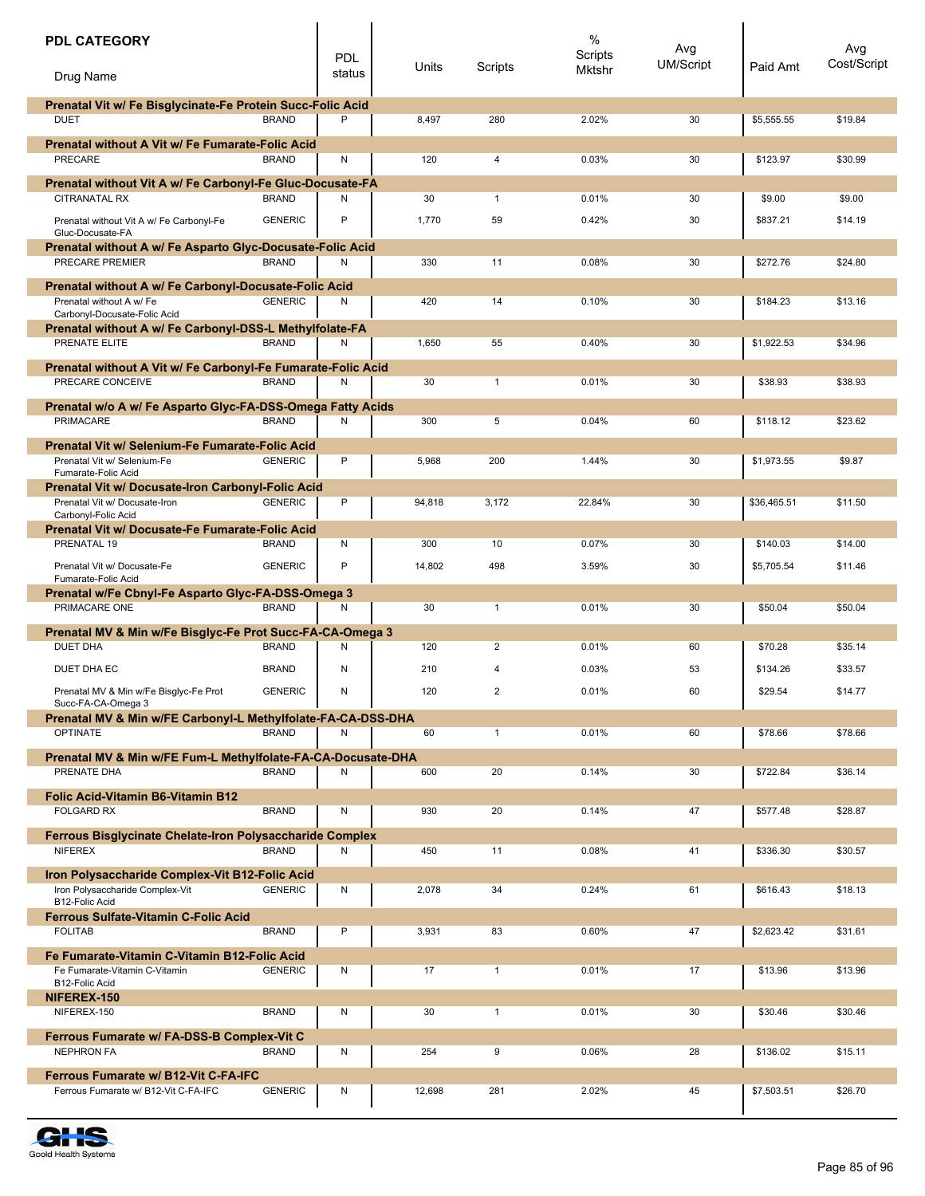| PDL CATEGORY<br>Drug Name | | PDL status | Units | Scripts | % Scripts Mktshr | Avg UM/Script | Paid Amt | Avg Cost/Script |
|---|---|---|---|---|---|---|---|---|
| **Prenatal Vit w/ Fe Bisglycinate-Fe Protein Succ-Folic Acid** | | | | | | | | |
| DUET | BRAND | P | 8,497 | 280 | 2.02% | 30 | $5,555.55 | $19.84 |
| **Prenatal without A Vit w/ Fe Fumarate-Folic Acid** | | | | | | | | |
| PRECARE | BRAND | N | 120 | 4 | 0.03% | 30 | $123.97 | $30.99 |
| **Prenatal without Vit A w/ Fe Carbonyl-Fe Gluc-Docusate-FA** | | | | | | | | |
| CITRANATAL RX | BRAND | N | 30 | 1 | 0.01% | 30 | $9.00 | $9.00 |
| Prenatal without Vit A w/ Fe Carbonyl-Fe Gluc-Docusate-FA | GENERIC | P | 1,770 | 59 | 0.42% | 30 | $837.21 | $14.19 |
| **Prenatal without A w/ Fe Asparto Glyc-Docusate-Folic Acid** | | | | | | | | |
| PRECARE PREMIER | BRAND | N | 330 | 11 | 0.08% | 30 | $272.76 | $24.80 |
| **Prenatal without A w/ Fe Carbonyl-Docusate-Folic Acid** | | | | | | | | |
| Prenatal without A w/ Fe Carbonyl-Docusate-Folic Acid | GENERIC | N | 420 | 14 | 0.10% | 30 | $184.23 | $13.16 |
| **Prenatal without A w/ Fe Carbonyl-DSS-L Methylfolate-FA** | | | | | | | | |
| PRENATE ELITE | BRAND | N | 1,650 | 55 | 0.40% | 30 | $1,922.53 | $34.96 |
| **Prenatal without A Vit w/ Fe Carbonyl-Fe Fumarate-Folic Acid** | | | | | | | | |
| PRECARE CONCEIVE | BRAND | N | 30 | 1 | 0.01% | 30 | $38.93 | $38.93 |
| **Prenatal w/o A w/ Fe Asparto Glyc-FA-DSS-Omega Fatty Acids** | | | | | | | | |
| PRIMACARE | BRAND | N | 300 | 5 | 0.04% | 60 | $118.12 | $23.62 |
| **Prenatal Vit w/ Selenium-Fe Fumarate-Folic Acid** | | | | | | | | |
| Prenatal Vit w/ Selenium-Fe Fumarate-Folic Acid | GENERIC | P | 5,968 | 200 | 1.44% | 30 | $1,973.55 | $9.87 |
| **Prenatal Vit w/ Docusate-Iron Carbonyl-Folic Acid** | | | | | | | | |
| Prenatal Vit w/ Docusate-Iron Carbonyl-Folic Acid | GENERIC | P | 94,818 | 3,172 | 22.84% | 30 | $36,465.51 | $11.50 |
| **Prenatal Vit w/ Docusate-Fe Fumarate-Folic Acid** | | | | | | | | |
| PRENATAL 19 | BRAND | N | 300 | 10 | 0.07% | 30 | $140.03 | $14.00 |
| Prenatal Vit w/ Docusate-Fe Fumarate-Folic Acid | GENERIC | P | 14,802 | 498 | 3.59% | 30 | $5,705.54 | $11.46 |
| **Prenatal w/Fe Cbnyl-Fe Asparto Glyc-FA-DSS-Omega 3** | | | | | | | | |
| PRIMACARE ONE | BRAND | N | 30 | 1 | 0.01% | 30 | $50.04 | $50.04 |
| **Prenatal MV & Min w/Fe Bisglyc-Fe Prot Succ-FA-CA-Omega 3** | | | | | | | | |
| DUET DHA | BRAND | N | 120 | 2 | 0.01% | 60 | $70.28 | $35.14 |
| DUET DHA EC | BRAND | N | 210 | 4 | 0.03% | 53 | $134.26 | $33.57 |
| Prenatal MV & Min w/Fe Bisglyc-Fe Prot Succ-FA-CA-Omega 3 | GENERIC | N | 120 | 2 | 0.01% | 60 | $29.54 | $14.77 |
| **Prenatal MV & Min w/FE Carbonyl-L Methylfolate-FA-CA-DSS-DHA** | | | | | | | | |
| OPTINATE | BRAND | N | 60 | 1 | 0.01% | 60 | $78.66 | $78.66 |
| **Prenatal MV & Min w/FE Fum-L Methylfolate-FA-CA-Docusate-DHA** | | | | | | | | |
| PRENATE DHA | BRAND | N | 600 | 20 | 0.14% | 30 | $722.84 | $36.14 |
| **Folic Acid-Vitamin B6-Vitamin B12** | | | | | | | | |
| FOLGARD RX | BRAND | N | 930 | 20 | 0.14% | 47 | $577.48 | $28.87 |
| **Ferrous Bisglycinate Chelate-Iron Polysaccharide Complex** | | | | | | | | |
| NIFEREX | BRAND | N | 450 | 11 | 0.08% | 41 | $336.30 | $30.57 |
| **Iron Polysaccharide Complex-Vit B12-Folic Acid** | | | | | | | | |
| Iron Polysaccharide Complex-Vit B12-Folic Acid | GENERIC | N | 2,078 | 34 | 0.24% | 61 | $616.43 | $18.13 |
| **Ferrous Sulfate-Vitamin C-Folic Acid** | | | | | | | | |
| FOLITAB | BRAND | P | 3,931 | 83 | 0.60% | 47 | $2,623.42 | $31.61 |
| **Fe Fumarate-Vitamin C-Vitamin B12-Folic Acid** | | | | | | | | |
| Fe Fumarate-Vitamin C-Vitamin B12-Folic Acid | GENERIC | N | 17 | 1 | 0.01% | 17 | $13.96 | $13.96 |
| **NIFEREX-150** | | | | | | | | |
| NIFEREX-150 | BRAND | N | 30 | 1 | 0.01% | 30 | $30.46 | $30.46 |
| **Ferrous Fumarate w/ FA-DSS-B Complex-Vit C** | | | | | | | | |
| NEPHRON FA | BRAND | N | 254 | 9 | 0.06% | 28 | $136.02 | $15.11 |
| **Ferrous Fumarate w/ B12-Vit C-FA-IFC** | | | | | | | | |
| Ferrous Fumarate w/ B12-Vit C-FA-IFC | GENERIC | N | 12,698 | 281 | 2.02% | 45 | $7,503.51 | $26.70 |

Goold Health Systems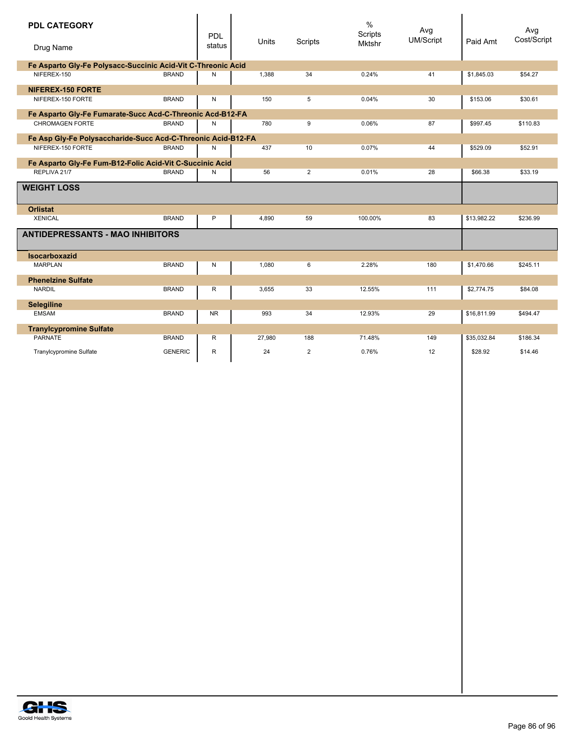| PDL CATEGORY<br>Drug Name | | PDL status | Units | Scripts | % Scripts Mktshr | Avg UM/Script | Paid Amt | Avg Cost/Script |
|---|---|---|---|---|---|---|---|---|
| **Fe Asparto Gly-Fe Polysacc-Succinic Acid-Vit C-Threonic Acid** | | | | | | | | |
| NIFEREX-150 | BRAND | N | 1,388 | 34 | 0.24% | 41 | $1,845.03 | $54.27 |
| **NIFEREX-150 FORTE** | | | | | | | | |
| NIFEREX-150 FORTE | BRAND | N | 150 | 5 | 0.04% | 30 | $153.06 | $30.61 |
| **Fe Asparto Gly-Fe Fumarate-Succ Acd-C-Threonic Acd-B12-FA** | | | | | | | | |
| CHROMAGEN FORTE | BRAND | N | 780 | 9 | 0.06% | 87 | $997.45 | $110.83 |
| **Fe Asp Gly-Fe Polysaccharide-Succ Acd-C-Threonic Acid-B12-FA** | | | | | | | | |
| NIFEREX-150 FORTE | BRAND | N | 437 | 10 | 0.07% | 44 | $529.09 | $52.91 |
| **Fe Asparto Gly-Fe Fum-B12-Folic Acid-Vit C-Succinic Acid** | | | | | | | | |
| REPLIVA 21/7 | BRAND | N | 56 | 2 | 0.01% | 28 | $66.38 | $33.19 |
| **WEIGHT LOSS** | | | | | | | | |
| **Orlistat** | | | | | | | | |
| XENICAL | BRAND | P | 4,890 | 59 | 100.00% | 83 | $13,982.22 | $236.99 |
| **ANTIDEPRESSANTS - MAO INHIBITORS** | | | | | | | | |
| **Isocarboxazid** | | | | | | | | |
| MARPLAN | BRAND | N | 1,080 | 6 | 2.28% | 180 | $1,470.66 | $245.11 |
| **Phenelzine Sulfate** | | | | | | | | |
| NARDIL | BRAND | R | 3,655 | 33 | 12.55% | 111 | $2,774.75 | $84.08 |
| **Selegiline** | | | | | | | | |
| EMSAM | BRAND | NR | 993 | 34 | 12.93% | 29 | $16,811.99 | $494.47 |
| **Tranylcypromine Sulfate** | | | | | | | | |
| PARNATE | BRAND | R | 27,980 | 188 | 71.48% | 149 | $35,032.84 | $186.34 |
| Tranylcypromine Sulfate | GENERIC | R | 24 | 2 | 0.76% | 12 | $28.92 | $14.46 |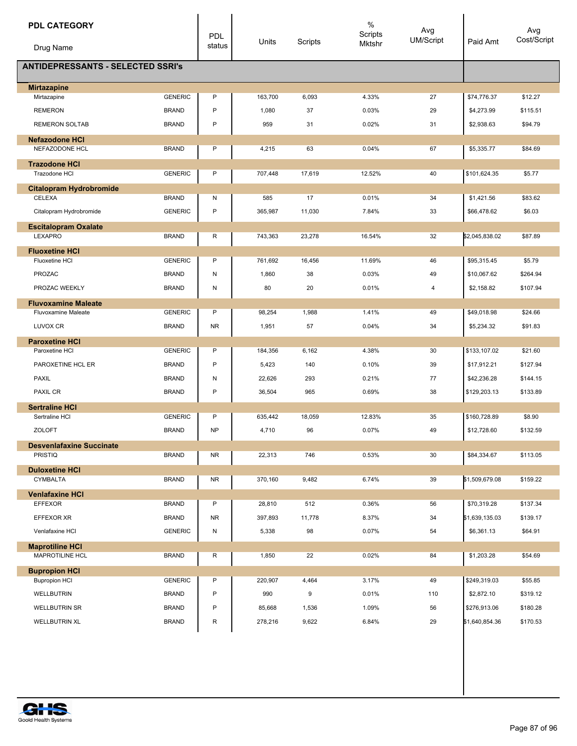| PDL CATEGORY<br>Drug Name | | PDL status | Units | Scripts | % Scripts Mktshr | Avg UM/Script | Paid Amt | Avg Cost/Script |
|---|---|---|---|---|---|---|---|---|
| **ANTIDEPRESSANTS - SELECTED SSRI's** | | | | | | | | |
| **Mirtazapine** | | | | | | | | |
| Mirtazapine | GENERIC | P | 163,700 | 6,093 | 4.33% | 27 | $74,776.37 | $12.27 |
| REMERON | BRAND | P | 1,080 | 37 | 0.03% | 29 | $4,273.99 | $115.51 |
| REMERON SOLTAB | BRAND | P | 959 | 31 | 0.02% | 31 | $2,938.63 | $94.79 |
| **Nefazodone HCl** | | | | | | | | |
| NEFAZODONE HCL | BRAND | P | 4,215 | 63 | 0.04% | 67 | $5,335.77 | $84.69 |
| **Trazodone HCl** | | | | | | | | |
| Trazodone HCl | GENERIC | P | 707,448 | 17,619 | 12.52% | 40 | $101,624.35 | $5.77 |
| **Citalopram Hydrobromide** | | | | | | | | |
| CELEXA | BRAND | N | 585 | 17 | 0.01% | 34 | $1,421.56 | $83.62 |
| Citalopram Hydrobromide | GENERIC | P | 365,987 | 11,030 | 7.84% | 33 | $66,478.62 | $6.03 |
| **Escitalopram Oxalate** | | | | | | | | |
| LEXAPRO | BRAND | R | 743,363 | 23,278 | 16.54% | 32 | $2,045,838.02 | $87.89 |
| **Fluoxetine HCl** | | | | | | | | |
| Fluoxetine HCl | GENERIC | P | 761,692 | 16,456 | 11.69% | 46 | $95,315.45 | $5.79 |
| PROZAC | BRAND | N | 1,860 | 38 | 0.03% | 49 | $10,067.62 | $264.94 |
| PROZAC WEEKLY | BRAND | N | 80 | 20 | 0.01% | 4 | $2,158.82 | $107.94 |
| **Fluvoxamine Maleate** | | | | | | | | |
| Fluvoxamine Maleate | GENERIC | P | 98,254 | 1,988 | 1.41% | 49 | $49,018.98 | $24.66 |
| LUVOX CR | BRAND | NR | 1,951 | 57 | 0.04% | 34 | $5,234.32 | $91.83 |
| **Paroxetine HCl** | | | | | | | | |
| Paroxetine HCl | GENERIC | P | 184,356 | 6,162 | 4.38% | 30 | $133,107.02 | $21.60 |
| PAROXETINE HCL ER | BRAND | P | 5,423 | 140 | 0.10% | 39 | $17,912.21 | $127.94 |
| PAXIL | BRAND | N | 22,626 | 293 | 0.21% | 77 | $42,236.28 | $144.15 |
| PAXIL CR | BRAND | P | 36,504 | 965 | 0.69% | 38 | $129,203.13 | $133.89 |
| **Sertraline HCl** | | | | | | | | |
| Sertraline HCl | GENERIC | P | 635,442 | 18,059 | 12.83% | 35 | $160,728.89 | $8.90 |
| ZOLOFT | BRAND | NP | 4,710 | 96 | 0.07% | 49 | $12,728.60 | $132.59 |
| **Desvenlafaxine Succinate** | | | | | | | | |
| PRISTIQ | BRAND | NR | 22,313 | 746 | 0.53% | 30 | $84,334.67 | $113.05 |
| **Duloxetine HCl** | | | | | | | | |
| CYMBALTA | BRAND | NR | 370,160 | 9,482 | 6.74% | 39 | $1,509,679.08 | $159.22 |
| **Venlafaxine HCl** | | | | | | | | |
| EFFEXOR | BRAND | P | 28,810 | 512 | 0.36% | 56 | $70,319.28 | $137.34 |
| EFFEXOR XR | BRAND | NR | 397,893 | 11,778 | 8.37% | 34 | $1,639,135.03 | $139.17 |
| Venlafaxine HCl | GENERIC | N | 5,338 | 98 | 0.07% | 54 | $6,361.13 | $64.91 |
| **Maprotiline HCl** | | | | | | | | |
| MAPROTILINE HCL | BRAND | R | 1,850 | 22 | 0.02% | 84 | $1,203.28 | $54.69 |
| **Bupropion HCl** | | | | | | | | |
| Bupropion HCl | GENERIC | P | 220,907 | 4,464 | 3.17% | 49 | $249,319.03 | $55.85 |
| WELLBUTRIN | BRAND | P | 990 | 9 | 0.01% | 110 | $2,872.10 | $319.12 |
| WELLBUTRIN SR | BRAND | P | 85,668 | 1,536 | 1.09% | 56 | $276,913.06 | $180.28 |
| WELLBUTRIN XL | BRAND | R | 278,216 | 9,622 | 6.84% | 29 | $1,640,854.36 | $170.53 |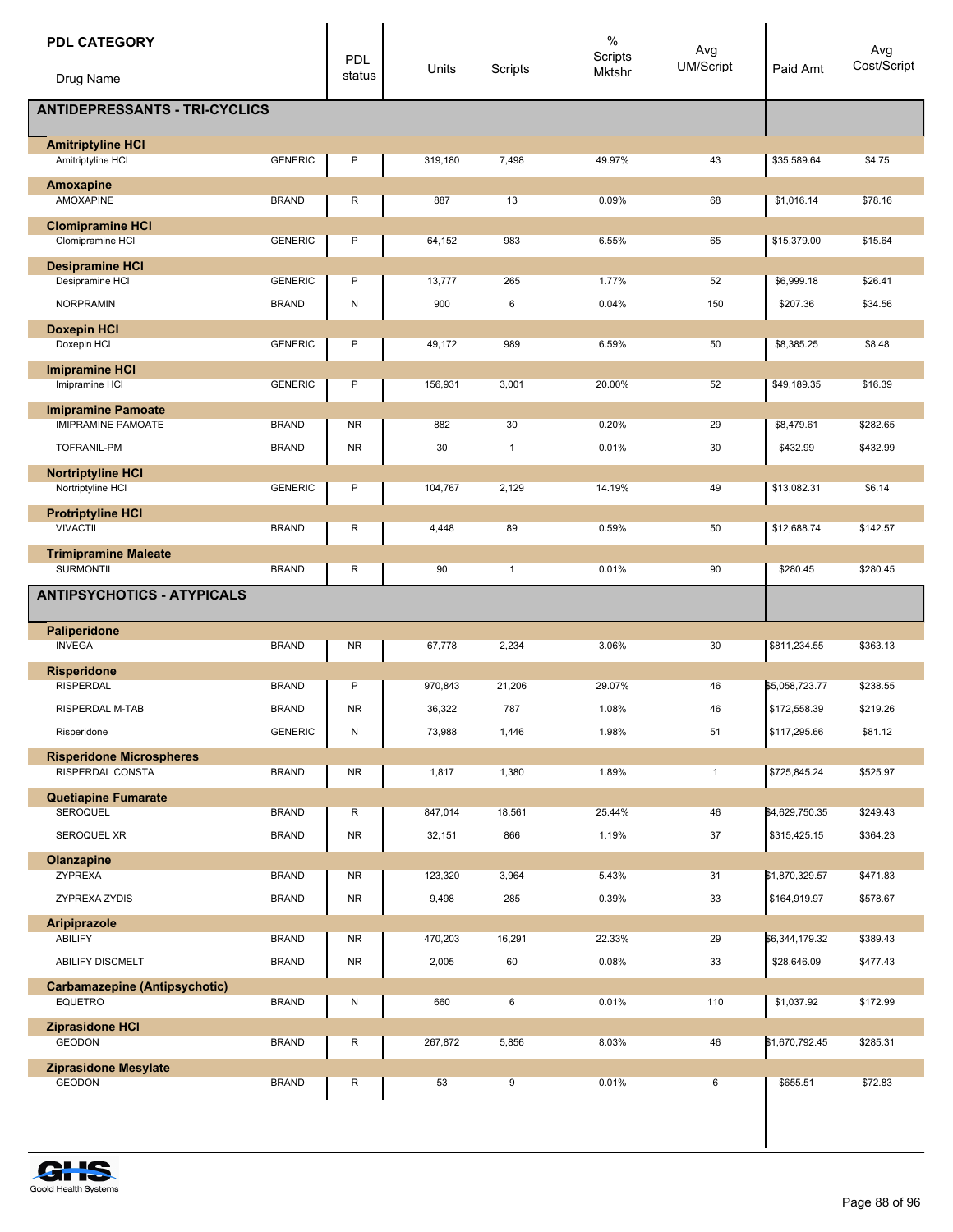| PDL CATEGORY / Drug Name | | PDL status | Units | Scripts | % Scripts Mktshr | Avg UM/Script | Paid Amt | Avg Cost/Script |
|---|---|---|---|---|---|---|---|---|
| **ANTIDEPRESSANTS - TRI-CYCLICS** | | | | | | | | |
| **Amitriptyline HCl** | | | | | | | | |
| Amitriptyline HCl | GENERIC | P | 319,180 | 7,498 | 49.97% | 43 | $35,589.64 | $4.75 |
| **Amoxapine** | | | | | | | | |
| AMOXAPINE | BRAND | R | 887 | 13 | 0.09% | 68 | $1,016.14 | $78.16 |
| **Clomipramine HCl** | | | | | | | | |
| Clomipramine HCl | GENERIC | P | 64,152 | 983 | 6.55% | 65 | $15,379.00 | $15.64 |
| **Desipramine HCl** | | | | | | | | |
| Desipramine HCl | GENERIC | P | 13,777 | 265 | 1.77% | 52 | $6,999.18 | $26.41 |
| NORPRAMIN | BRAND | N | 900 | 6 | 0.04% | 150 | $207.36 | $34.56 |
| **Doxepin HCl** | | | | | | | | |
| Doxepin HCl | GENERIC | P | 49,172 | 989 | 6.59% | 50 | $8,385.25 | $8.48 |
| **Imipramine HCl** | | | | | | | | |
| Imipramine HCl | GENERIC | P | 156,931 | 3,001 | 20.00% | 52 | $49,189.35 | $16.39 |
| **Imipramine Pamoate** | | | | | | | | |
| IMIPRAMINE PAMOATE | BRAND | NR | 882 | 30 | 0.20% | 29 | $8,479.61 | $282.65 |
| TOFRANIL-PM | BRAND | NR | 30 | 1 | 0.01% | 30 | $432.99 | $432.99 |
| **Nortriptyline HCl** | | | | | | | | |
| Nortriptyline HCl | GENERIC | P | 104,767 | 2,129 | 14.19% | 49 | $13,082.31 | $6.14 |
| **Protriptyline HCl** | | | | | | | | |
| VIVACTIL | BRAND | R | 4,448 | 89 | 0.59% | 50 | $12,688.74 | $142.57 |
| **Trimipramine Maleate** | | | | | | | | |
| SURMONTIL | BRAND | R | 90 | 1 | 0.01% | 90 | $280.45 | $280.45 |
| **ANTIPSYCHOTICS - ATYPICALS** | | | | | | | | |
| **Paliperidone** | | | | | | | | |
| INVEGA | BRAND | NR | 67,778 | 2,234 | 3.06% | 30 | $811,234.55 | $363.13 |
| **Risperidone** | | | | | | | | |
| RISPERDAL | BRAND | P | 970,843 | 21,206 | 29.07% | 46 | $5,058,723.77 | $238.55 |
| RISPERDAL M-TAB | BRAND | NR | 36,322 | 787 | 1.08% | 46 | $172,558.39 | $219.26 |
| Risperidone | GENERIC | N | 73,988 | 1,446 | 1.98% | 51 | $117,295.66 | $81.12 |
| **Risperidone Microspheres** | | | | | | | | |
| RISPERDAL CONSTA | BRAND | NR | 1,817 | 1,380 | 1.89% | 1 | $725,845.24 | $525.97 |
| **Quetiapine Fumarate** | | | | | | | | |
| SEROQUEL | BRAND | R | 847,014 | 18,561 | 25.44% | 46 | $4,629,750.35 | $249.43 |
| SEROQUEL XR | BRAND | NR | 32,151 | 866 | 1.19% | 37 | $315,425.15 | $364.23 |
| **Olanzapine** | | | | | | | | |
| ZYPREXA | BRAND | NR | 123,320 | 3,964 | 5.43% | 31 | $1,870,329.57 | $471.83 |
| ZYPREXA ZYDIS | BRAND | NR | 9,498 | 285 | 0.39% | 33 | $164,919.97 | $578.67 |
| **Aripiprazole** | | | | | | | | |
| ABILIFY | BRAND | NR | 470,203 | 16,291 | 22.33% | 29 | $6,344,179.32 | $389.43 |
| ABILIFY DISCMELT | BRAND | NR | 2,005 | 60 | 0.08% | 33 | $28,646.09 | $477.43 |
| **Carbamazepine (Antipsychotic)** | | | | | | | | |
| EQUETRO | BRAND | N | 660 | 6 | 0.01% | 110 | $1,037.92 | $172.99 |
| **Ziprasidone HCl** | | | | | | | | |
| GEODON | BRAND | R | 267,872 | 5,856 | 8.03% | 46 | $1,670,792.45 | $285.31 |
| **Ziprasidone Mesylate** | | | | | | | | |
| GEODON | BRAND | R | 53 | 9 | 0.01% | 6 | $655.51 | $72.83 |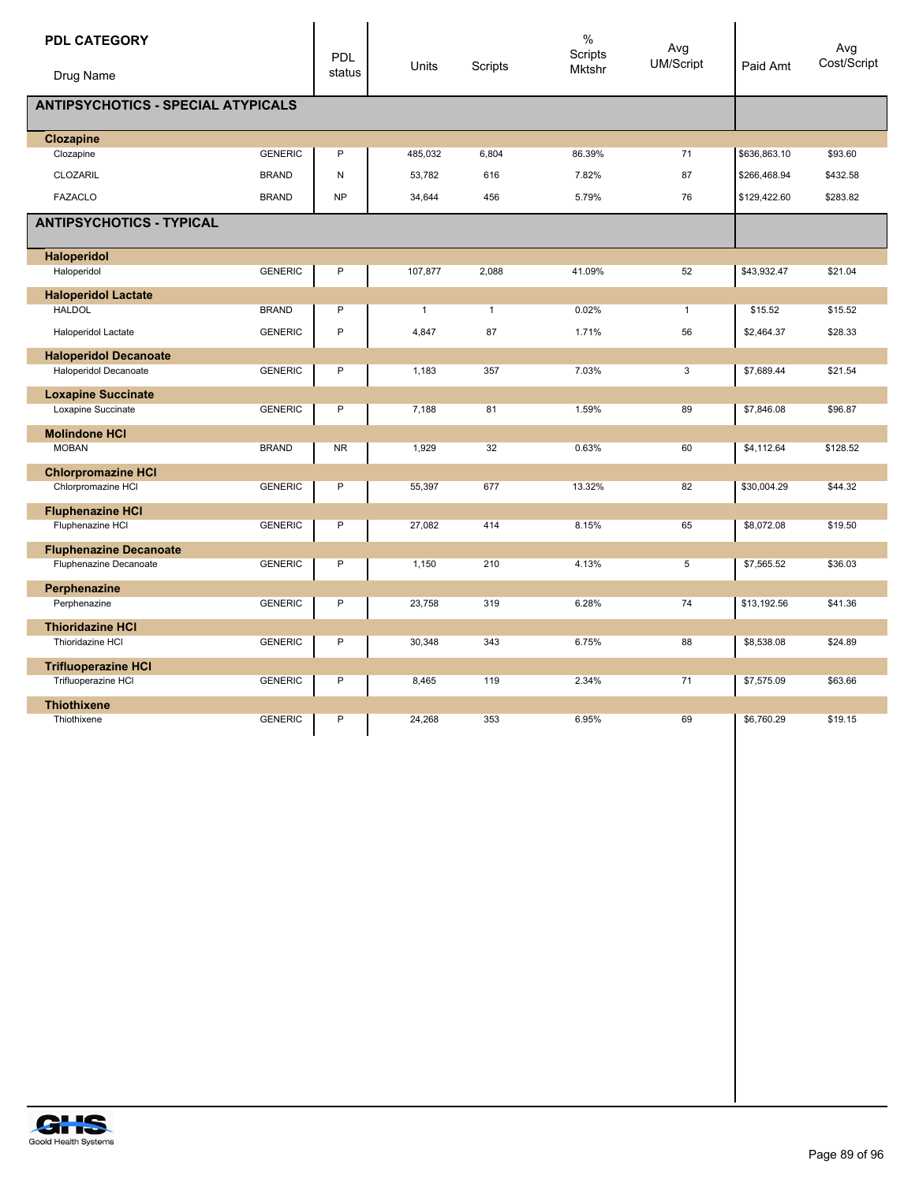| PDL CATEGORY / Drug Name | | PDL status | Units | Scripts | % Scripts Mktshr | Avg UM/Script | Paid Amt | Avg Cost/Script |
|---|---|---|---|---|---|---|---|---|
| **ANTIPSYCHOTICS - SPECIAL ATYPICALS** | | | | | | | | |
| **Clozapine** | | | | | | | | |
| Clozapine | GENERIC | P | 485,032 | 6,804 | 86.39% | 71 | $636,863.10 | $93.60 |
| CLOZARIL | BRAND | N | 53,782 | 616 | 7.82% | 87 | $266,468.94 | $432.58 |
| FAZACLO | BRAND | NP | 34,644 | 456 | 5.79% | 76 | $129,422.60 | $283.82 |
| **ANTIPSYCHOTICS - TYPICAL** | | | | | | | | |
| **Haloperidol** | | | | | | | | |
| Haloperidol | GENERIC | P | 107,877 | 2,088 | 41.09% | 52 | $43,932.47 | $21.04 |
| **Haloperidol Lactate** | | | | | | | | |
| HALDOL | BRAND | P | 1 | 1 | 0.02% | 1 | $15.52 | $15.52 |
| Haloperidol Lactate | GENERIC | P | 4,847 | 87 | 1.71% | 56 | $2,464.37 | $28.33 |
| **Haloperidol Decanoate** | | | | | | | | |
| Haloperidol Decanoate | GENERIC | P | 1,183 | 357 | 7.03% | 3 | $7,689.44 | $21.54 |
| **Loxapine Succinate** | | | | | | | | |
| Loxapine Succinate | GENERIC | P | 7,188 | 81 | 1.59% | 89 | $7,846.08 | $96.87 |
| **Molindone HCl** | | | | | | | | |
| MOBAN | BRAND | NR | 1,929 | 32 | 0.63% | 60 | $4,112.64 | $128.52 |
| **Chlorpromazine HCl** | | | | | | | | |
| Chlorpromazine HCl | GENERIC | P | 55,397 | 677 | 13.32% | 82 | $30,004.29 | $44.32 |
| **Fluphenazine HCl** | | | | | | | | |
| Fluphenazine HCl | GENERIC | P | 27,082 | 414 | 8.15% | 65 | $8,072.08 | $19.50 |
| **Fluphenazine Decanoate** | | | | | | | | |
| Fluphenazine Decanoate | GENERIC | P | 1,150 | 210 | 4.13% | 5 | $7,565.52 | $36.03 |
| **Perphenazine** | | | | | | | | |
| Perphenazine | GENERIC | P | 23,758 | 319 | 6.28% | 74 | $13,192.56 | $41.36 |
| **Thioridazine HCl** | | | | | | | | |
| Thioridazine HCl | GENERIC | P | 30,348 | 343 | 6.75% | 88 | $8,538.08 | $24.89 |
| **Trifluoperazine HCl** | | | | | | | | |
| Trifluoperazine HCl | GENERIC | P | 8,465 | 119 | 2.34% | 71 | $7,575.09 | $63.66 |
| **Thiothixene** | | | | | | | | |
| Thiothixene | GENERIC | P | 24,268 | 353 | 6.95% | 69 | $6,760.29 | $19.15 |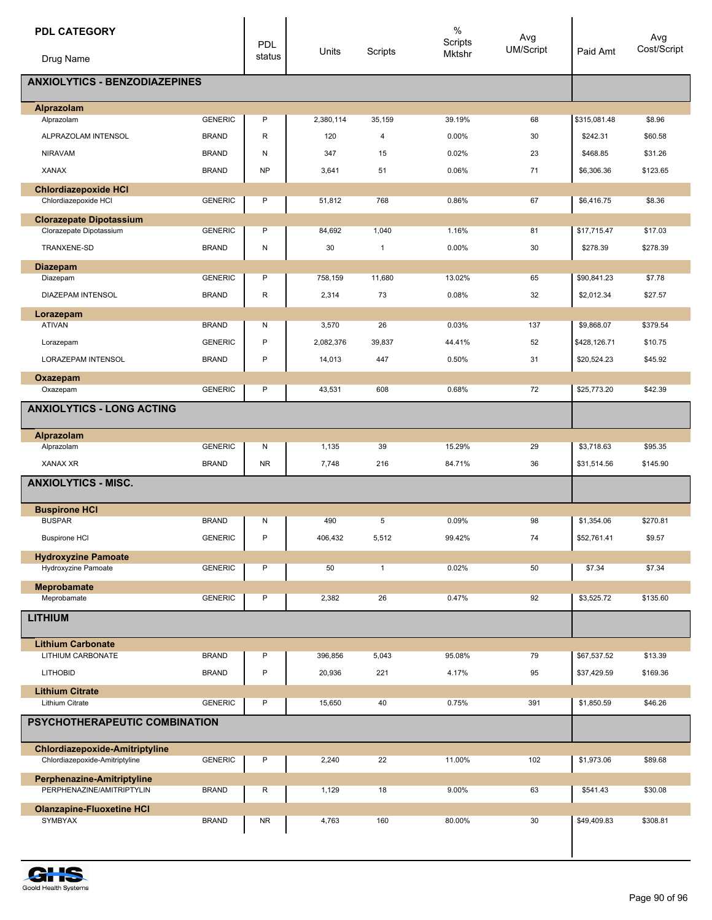| PDL CATEGORY / Drug Name | | PDL status | Units | Scripts | % Scripts Mktshr | Avg UM/Script | Paid Amt | Avg Cost/Script |
|---|---|---|---|---|---|---|---|---|
| **ANXIOLYTICS - BENZODIAZEPINES** | | | | | | | | |
| **Alprazolam** | | | | | | | | |
| Alprazolam | GENERIC | P | 2,380,114 | 35,159 | 39.19% | 68 | $315,081.48 | $8.96 |
| ALPRAZOLAM INTENSOL | BRAND | R | 120 | 4 | 0.00% | 30 | $242.31 | $60.58 |
| NIRAVAM | BRAND | N | 347 | 15 | 0.02% | 23 | $468.85 | $31.26 |
| XANAX | BRAND | NP | 3,641 | 51 | 0.06% | 71 | $6,306.36 | $123.65 |
| **Chlordiazepoxide HCl** | | | | | | | | |
| Chlordiazepoxide HCl | GENERIC | P | 51,812 | 768 | 0.86% | 67 | $6,416.75 | $8.36 |
| **Clorazepate Dipotassium** | | | | | | | | |
| Clorazepate Dipotassium | GENERIC | P | 84,692 | 1,040 | 1.16% | 81 | $17,715.47 | $17.03 |
| TRANXENE-SD | BRAND | N | 30 | 1 | 0.00% | 30 | $278.39 | $278.39 |
| **Diazepam** | | | | | | | | |
| Diazepam | GENERIC | P | 758,159 | 11,680 | 13.02% | 65 | $90,841.23 | $7.78 |
| DIAZEPAM INTENSOL | BRAND | R | 2,314 | 73 | 0.08% | 32 | $2,012.34 | $27.57 |
| **Lorazepam** | | | | | | | | |
| ATIVAN | BRAND | N | 3,570 | 26 | 0.03% | 137 | $9,868.07 | $379.54 |
| Lorazepam | GENERIC | P | 2,082,376 | 39,837 | 44.41% | 52 | $428,126.71 | $10.75 |
| LORAZEPAM INTENSOL | BRAND | P | 14,013 | 447 | 0.50% | 31 | $20,524.23 | $45.92 |
| **Oxazepam** | | | | | | | | |
| Oxazepam | GENERIC | P | 43,531 | 608 | 0.68% | 72 | $25,773.20 | $42.39 |
| **ANXIOLYTICS - LONG ACTING** | | | | | | | | |
| **Alprazolam** | | | | | | | | |
| Alprazolam | GENERIC | N | 1,135 | 39 | 15.29% | 29 | $3,718.63 | $95.35 |
| XANAX XR | BRAND | NR | 7,748 | 216 | 84.71% | 36 | $31,514.56 | $145.90 |
| **ANXIOLYTICS - MISC.** | | | | | | | | |
| **Buspirone HCl** | | | | | | | | |
| BUSPAR | BRAND | N | 490 | 5 | 0.09% | 98 | $1,354.06 | $270.81 |
| Buspirone HCl | GENERIC | P | 406,432 | 5,512 | 99.42% | 74 | $52,761.41 | $9.57 |
| **Hydroxyzine Pamoate** | | | | | | | | |
| Hydroxyzine Pamoate | GENERIC | P | 50 | 1 | 0.02% | 50 | $7.34 | $7.34 |
| **Meprobamate** | | | | | | | | |
| Meprobamate | GENERIC | P | 2,382 | 26 | 0.47% | 92 | $3,525.72 | $135.60 |
| **LITHIUM** | | | | | | | | |
| **Lithium Carbonate** | | | | | | | | |
| LITHIUM CARBONATE | BRAND | P | 396,856 | 5,043 | 95.08% | 79 | $67,537.52 | $13.39 |
| LITHOBID | BRAND | P | 20,936 | 221 | 4.17% | 95 | $37,429.59 | $169.36 |
| **Lithium Citrate** | | | | | | | | |
| Lithium Citrate | GENERIC | P | 15,650 | 40 | 0.75% | 391 | $1,850.59 | $46.26 |
| **PSYCHOTHERAPEUTIC COMBINATION** | | | | | | | | |
| **Chlordiazepoxide-Amitriptyline** | | | | | | | | |
| Chlordiazepoxide-Amitriptyline | GENERIC | P | 2,240 | 22 | 11.00% | 102 | $1,973.06 | $89.68 |
| **Perphenazine-Amitriptyline** | | | | | | | | |
| PERPHENAZINE/AMITRIPTYLIN | BRAND | R | 1,129 | 18 | 9.00% | 63 | $541.43 | $30.08 |
| **Olanzapine-Fluoxetine HCl** | | | | | | | | |
| SYMBYAX | BRAND | NR | 4,763 | 160 | 80.00% | 30 | $49,409.83 | $308.81 |

Goold Health Systems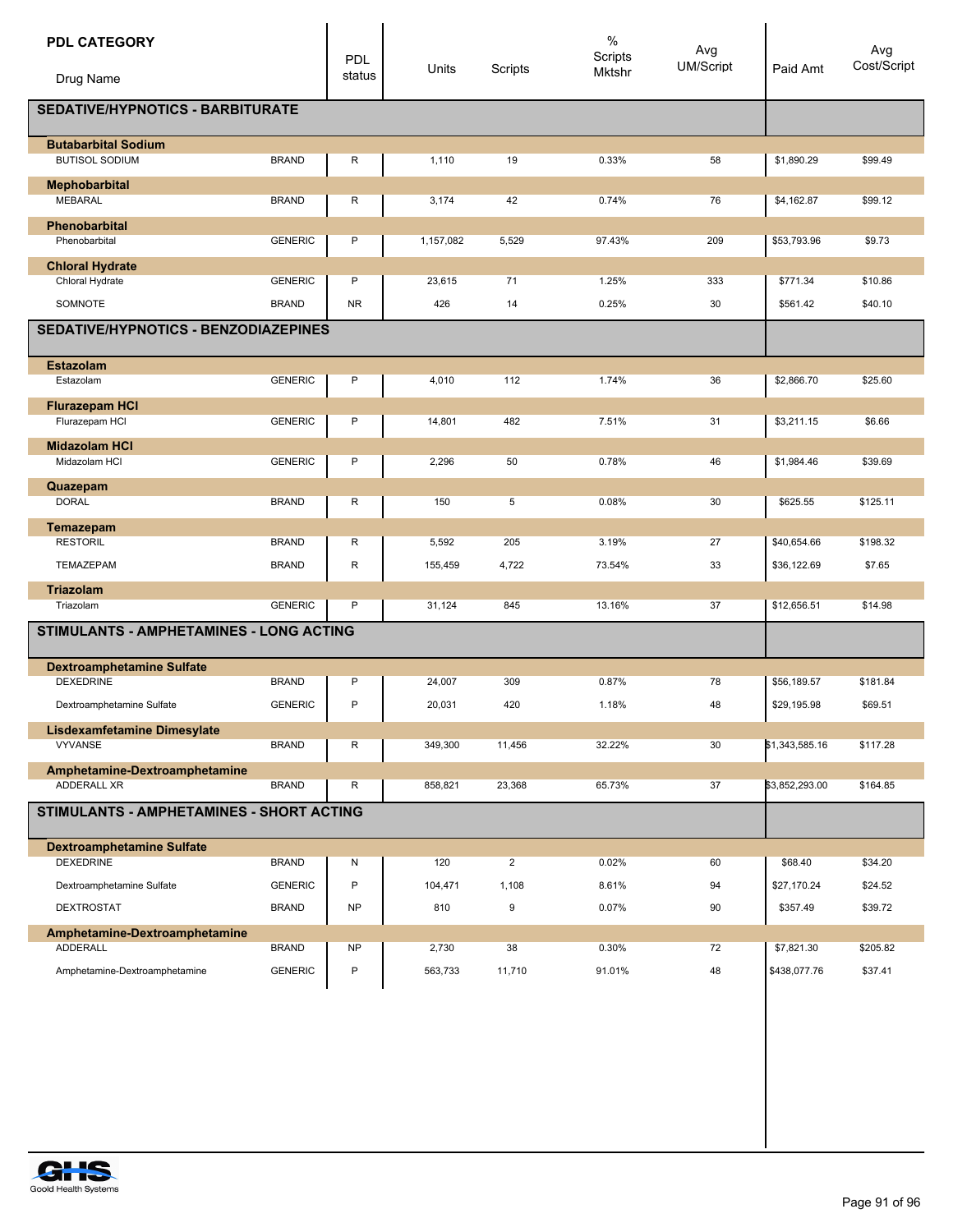| PDL CATEGORY / Drug Name | | PDL status | Units | Scripts | % Scripts Mktshr | Avg UM/Script | Paid Amt | Avg Cost/Script |
|---|---|---|---|---|---|---|---|---|
| **SEDATIVE/HYPNOTICS - BARBITURATE** | | | | | | | | |
| **Butabarbital Sodium** | | | | | | | | |
| BUTISOL SODIUM | BRAND | R | 1,110 | 19 | 0.33% | 58 | $1,890.29 | $99.49 |
| **Mephobarbital** | | | | | | | | |
| MEBARAL | BRAND | R | 3,174 | 42 | 0.74% | 76 | $4,162.87 | $99.12 |
| **Phenobarbital** | | | | | | | | |
| Phenobarbital | GENERIC | P | 1,157,082 | 5,529 | 97.43% | 209 | $53,793.96 | $9.73 |
| **Chloral Hydrate** | | | | | | | | |
| Chloral Hydrate | GENERIC | P | 23,615 | 71 | 1.25% | 333 | $771.34 | $10.86 |
| SOMNOTE | BRAND | NR | 426 | 14 | 0.25% | 30 | $561.42 | $40.10 |
| **SEDATIVE/HYPNOTICS - BENZODIAZEPINES** | | | | | | | | |
| **Estazolam** | | | | | | | | |
| Estazolam | GENERIC | P | 4,010 | 112 | 1.74% | 36 | $2,866.70 | $25.60 |
| **Flurazepam HCl** | | | | | | | | |
| Flurazepam HCl | GENERIC | P | 14,801 | 482 | 7.51% | 31 | $3,211.15 | $6.66 |
| **Midazolam HCl** | | | | | | | | |
| Midazolam HCl | GENERIC | P | 2,296 | 50 | 0.78% | 46 | $1,984.46 | $39.69 |
| **Quazepam** | | | | | | | | |
| DORAL | BRAND | R | 150 | 5 | 0.08% | 30 | $625.55 | $125.11 |
| **Temazepam** | | | | | | | | |
| RESTORIL | BRAND | R | 5,592 | 205 | 3.19% | 27 | $40,654.66 | $198.32 |
| TEMAZEPAM | BRAND | R | 155,459 | 4,722 | 73.54% | 33 | $36,122.69 | $7.65 |
| **Triazolam** | | | | | | | | |
| Triazolam | GENERIC | P | 31,124 | 845 | 13.16% | 37 | $12,656.51 | $14.98 |
| **STIMULANTS - AMPHETAMINES - LONG ACTING** | | | | | | | | |
| **Dextroamphetamine Sulfate** | | | | | | | | |
| DEXEDRINE | BRAND | P | 24,007 | 309 | 0.87% | 78 | $56,189.57 | $181.84 |
| Dextroamphetamine Sulfate | GENERIC | P | 20,031 | 420 | 1.18% | 48 | $29,195.98 | $69.51 |
| **Lisdexamfetamine Dimesylate** | | | | | | | | |
| VYVANSE | BRAND | R | 349,300 | 11,456 | 32.22% | 30 | $1,343,585.16 | $117.28 |
| **Amphetamine-Dextroamphetamine** | | | | | | | | |
| ADDERALL XR | BRAND | R | 858,821 | 23,368 | 65.73% | 37 | $3,852,293.00 | $164.85 |
| **STIMULANTS - AMPHETAMINES - SHORT ACTING** | | | | | | | | |
| **Dextroamphetamine Sulfate** | | | | | | | | |
| DEXEDRINE | BRAND | N | 120 | 2 | 0.02% | 60 | $68.40 | $34.20 |
| Dextroamphetamine Sulfate | GENERIC | P | 104,471 | 1,108 | 8.61% | 94 | $27,170.24 | $24.52 |
| DEXTROSTAT | BRAND | NP | 810 | 9 | 0.07% | 90 | $357.49 | $39.72 |
| **Amphetamine-Dextroamphetamine** | | | | | | | | |
| ADDERALL | BRAND | NP | 2,730 | 38 | 0.30% | 72 | $7,821.30 | $205.82 |
| Amphetamine-Dextroamphetamine | GENERIC | P | 563,733 | 11,710 | 91.01% | 48 | $438,077.76 | $37.41 |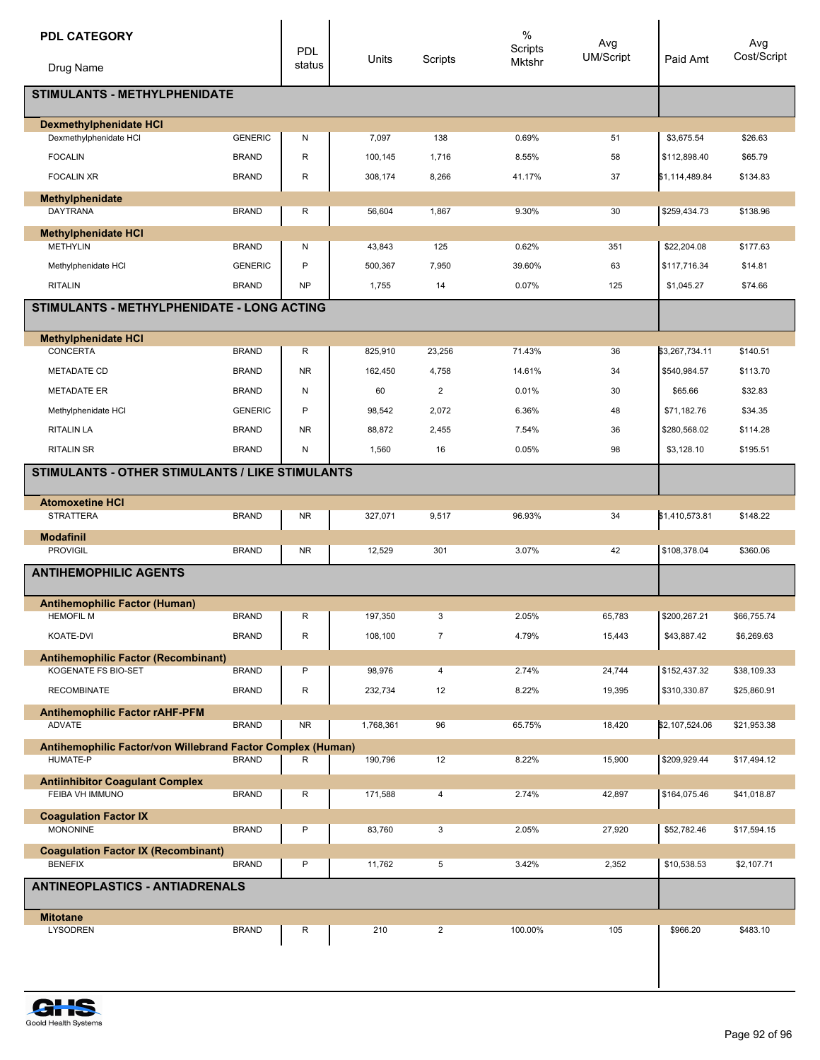| PDL CATEGORY<br>Drug Name | | PDL status | Units | Scripts | % Scripts Mktshr | Avg UM/Script | Paid Amt | Avg Cost/Script |
|---|---|---|---|---|---|---|---|---|
| **STIMULANTS - METHYLPHENIDATE** | | | | | | | | |
| **Dexmethylphenidate HCl** | | | | | | | | |
| Dexmethylphenidate HCl | GENERIC | N | 7,097 | 138 | 0.69% | 51 | $3,675.54 | $26.63 |
| FOCALIN | BRAND | R | 100,145 | 1,716 | 8.55% | 58 | $112,898.40 | $65.79 |
| FOCALIN XR | BRAND | R | 308,174 | 8,266 | 41.17% | 37 | $1,114,489.84 | $134.83 |
| **Methylphenidate** | | | | | | | | |
| DAYTRANA | BRAND | R | 56,604 | 1,867 | 9.30% | 30 | $259,434.73 | $138.96 |
| **Methylphenidate HCl** | | | | | | | | |
| METHYLIN | BRAND | N | 43,843 | 125 | 0.62% | 351 | $22,204.08 | $177.63 |
| Methylphenidate HCl | GENERIC | P | 500,367 | 7,950 | 39.60% | 63 | $117,716.34 | $14.81 |
| RITALIN | BRAND | NP | 1,755 | 14 | 0.07% | 125 | $1,045.27 | $74.66 |
| **STIMULANTS - METHYLPHENIDATE - LONG ACTING** | | | | | | | | |
| **Methylphenidate HCl** | | | | | | | | |
| CONCERTA | BRAND | R | 825,910 | 23,256 | 71.43% | 36 | $3,267,734.11 | $140.51 |
| METADATE CD | BRAND | NR | 162,450 | 4,758 | 14.61% | 34 | $540,984.57 | $113.70 |
| METADATE ER | BRAND | N | 60 | 2 | 0.01% | 30 | $65.66 | $32.83 |
| Methylphenidate HCl | GENERIC | P | 98,542 | 2,072 | 6.36% | 48 | $71,182.76 | $34.35 |
| RITALIN LA | BRAND | NR | 88,872 | 2,455 | 7.54% | 36 | $280,568.02 | $114.28 |
| RITALIN SR | BRAND | N | 1,560 | 16 | 0.05% | 98 | $3,128.10 | $195.51 |
| **STIMULANTS - OTHER STIMULANTS / LIKE STIMULANTS** | | | | | | | | |
| **Atomoxetine HCl** | | | | | | | | |
| STRATTERA | BRAND | NR | 327,071 | 9,517 | 96.93% | 34 | $1,410,573.81 | $148.22 |
| **Modafinil** | | | | | | | | |
| PROVIGIL | BRAND | NR | 12,529 | 301 | 3.07% | 42 | $108,378.04 | $360.06 |
| **ANTIHEMOPHILIC AGENTS** | | | | | | | | |
| **Antihemophilic Factor (Human)** | | | | | | | | |
| HEMOFIL M | BRAND | R | 197,350 | 3 | 2.05% | 65,783 | $200,267.21 | $66,755.74 |
| KOATE-DVI | BRAND | R | 108,100 | 7 | 4.79% | 15,443 | $43,887.42 | $6,269.63 |
| **Antihemophilic Factor (Recombinant)** | | | | | | | | |
| KOGENATE FS BIO-SET | BRAND | P | 98,976 | 4 | 2.74% | 24,744 | $152,437.32 | $38,109.33 |
| RECOMBINATE | BRAND | R | 232,734 | 12 | 8.22% | 19,395 | $310,330.87 | $25,860.91 |
| **Antihemophilic Factor rAHF-PFM** | | | | | | | | |
| ADVATE | BRAND | NR | 1,768,361 | 96 | 65.75% | 18,420 | $2,107,524.06 | $21,953.38 |
| **Antihemophilic Factor/von Willebrand Factor Complex (Human)** | | | | | | | | |
| HUMATE-P | BRAND | R | 190,796 | 12 | 8.22% | 15,900 | $209,929.44 | $17,494.12 |
| **Antiinhibitor Coagulant Complex** | | | | | | | | |
| FEIBA VH IMMUNO | BRAND | R | 171,588 | 4 | 2.74% | 42,897 | $164,075.46 | $41,018.87 |
| **Coagulation Factor IX** | | | | | | | | |
| MONONINE | BRAND | P | 83,760 | 3 | 2.05% | 27,920 | $52,782.46 | $17,594.15 |
| **Coagulation Factor IX (Recombinant)** | | | | | | | | |
| BENEFIX | BRAND | P | 11,762 | 5 | 3.42% | 2,352 | $10,538.53 | $2,107.71 |
| **ANTINEOPLASTICS - ANTIADRENALS** | | | | | | | | |
| **Mitotane** | | | | | | | | |
| LYSODREN | BRAND | R | 210 | 2 | 100.00% | 105 | $966.20 | $483.10 |

Goold Health Systems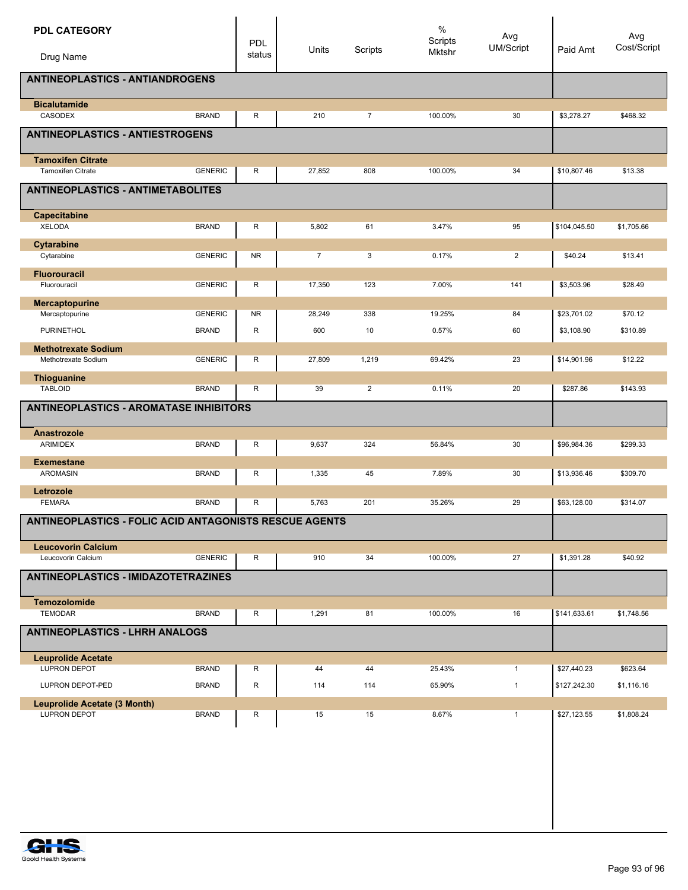| PDL CATEGORY<br>Drug Name | | PDL status | Units | Scripts | % Scripts Mktshr | Avg UM/Script | Paid Amt | Avg Cost/Script |
|---|---|---|---|---|---|---|---|---|
| **ANTINEOPLASTICS - ANTIANDROGENS** | | | | | | | | |
| **Bicalutamide** | | | | | | | | |
| CASODEX | BRAND | R | 210 | 7 | 100.00% | 30 | $3,278.27 | $468.32 |
| **ANTINEOPLASTICS - ANTIESTROGENS** | | | | | | | | |
| **Tamoxifen Citrate** | | | | | | | | |
| Tamoxifen Citrate | GENERIC | R | 27,852 | 808 | 100.00% | 34 | $10,807.46 | $13.38 |
| **ANTINEOPLASTICS - ANTIMETABOLITES** | | | | | | | | |
| **Capecitabine** | | | | | | | | |
| XELODA | BRAND | R | 5,802 | 61 | 3.47% | 95 | $104,045.50 | $1,705.66 |
| **Cytarabine** | | | | | | | | |
| Cytarabine | GENERIC | NR | 7 | 3 | 0.17% | 2 | $40.24 | $13.41 |
| **Fluorouracil** | | | | | | | | |
| Fluorouracil | GENERIC | R | 17,350 | 123 | 7.00% | 141 | $3,503.96 | $28.49 |
| **Mercaptopurine** | | | | | | | | |
| Mercaptopurine | GENERIC | NR | 28,249 | 338 | 19.25% | 84 | $23,701.02 | $70.12 |
| PURINETHOL | BRAND | R | 600 | 10 | 0.57% | 60 | $3,108.90 | $310.89 |
| **Methotrexate Sodium** | | | | | | | | |
| Methotrexate Sodium | GENERIC | R | 27,809 | 1,219 | 69.42% | 23 | $14,901.96 | $12.22 |
| **Thioguanine** | | | | | | | | |
| TABLOID | BRAND | R | 39 | 2 | 0.11% | 20 | $287.86 | $143.93 |
| **ANTINEOPLASTICS - AROMATASE INHIBITORS** | | | | | | | | |
| **Anastrozole** | | | | | | | | |
| ARIMIDEX | BRAND | R | 9,637 | 324 | 56.84% | 30 | $96,984.36 | $299.33 |
| **Exemestane** | | | | | | | | |
| AROMASIN | BRAND | R | 1,335 | 45 | 7.89% | 30 | $13,936.46 | $309.70 |
| **Letrozole** | | | | | | | | |
| FEMARA | BRAND | R | 5,763 | 201 | 35.26% | 29 | $63,128.00 | $314.07 |
| **ANTINEOPLASTICS - FOLIC ACID ANTAGONISTS RESCUE AGENTS** | | | | | | | | |
| **Leucovorin Calcium** | | | | | | | | |
| Leucovorin Calcium | GENERIC | R | 910 | 34 | 100.00% | 27 | $1,391.28 | $40.92 |
| **ANTINEOPLASTICS - IMIDAZOTETRAZINES** | | | | | | | | |
| **Temozolomide** | | | | | | | | |
| TEMODAR | BRAND | R | 1,291 | 81 | 100.00% | 16 | $141,633.61 | $1,748.56 |
| **ANTINEOPLASTICS - LHRH ANALOGS** | | | | | | | | |
| **Leuprolide Acetate** | | | | | | | | |
| LUPRON DEPOT | BRAND | R | 44 | 44 | 25.43% | 1 | $27,440.23 | $623.64 |
| LUPRON DEPOT-PED | BRAND | R | 114 | 114 | 65.90% | 1 | $127,242.30 | $1,116.16 |
| **Leuprolide Acetate (3 Month)** | | | | | | | | |
| LUPRON DEPOT | BRAND | R | 15 | 15 | 8.67% | 1 | $27,123.55 | $1,808.24 |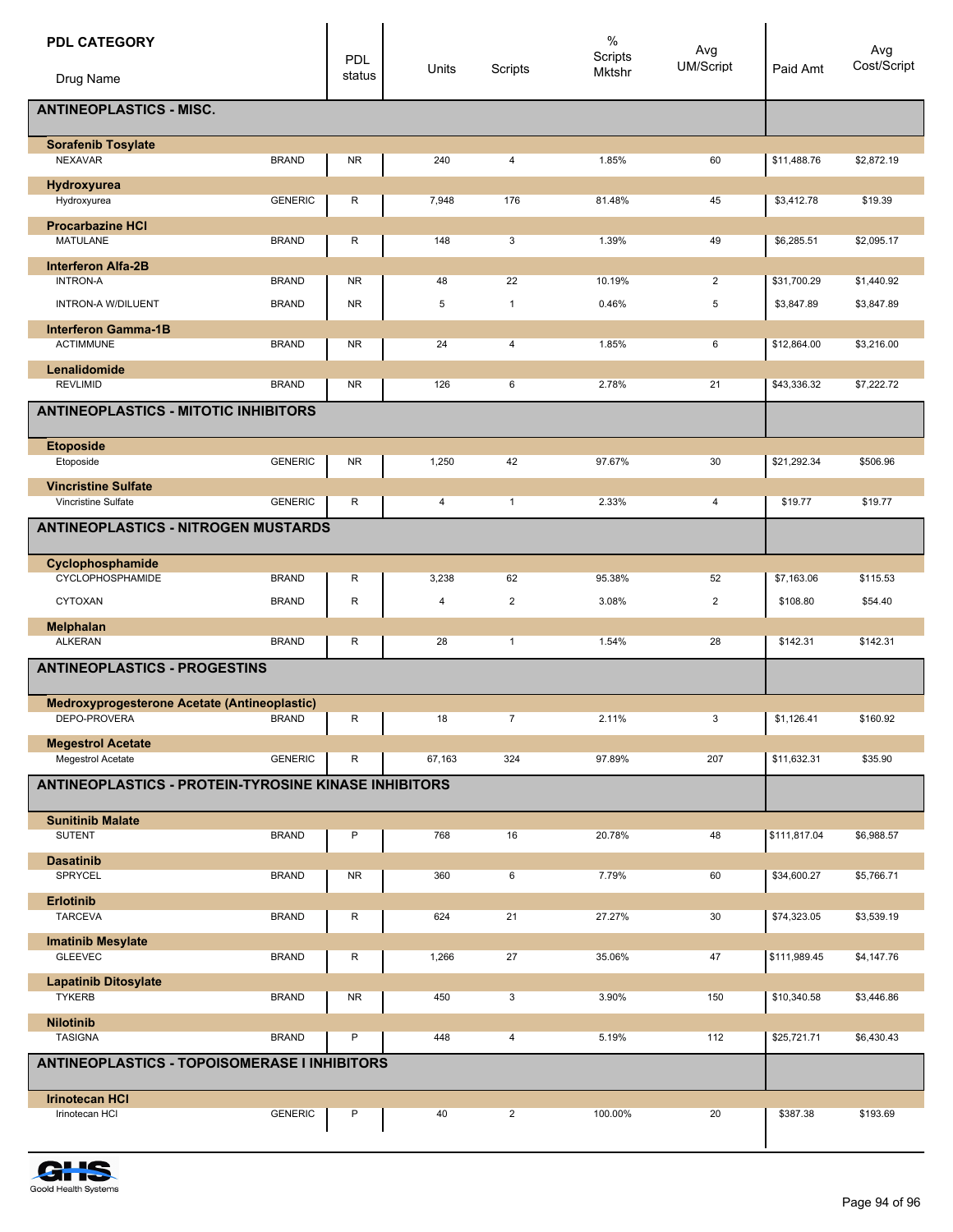| PDL CATEGORY / Drug Name | | PDL status | Units | Scripts | % Scripts Mktshr | Avg UM/Script | Paid Amt | Avg Cost/Script |
|---|---|---|---|---|---|---|---|---|
| **ANTINEOPLASTICS - MISC.** | | | | | | | | |
| **Sorafenib Tosylate** | | | | | | | | |
| NEXAVAR | BRAND | NR | 240 | 4 | 1.85% | 60 | $11,488.76 | $2,872.19 |
| **Hydroxyurea** | | | | | | | | |
| Hydroxyurea | GENERIC | R | 7,948 | 176 | 81.48% | 45 | $3,412.78 | $19.39 |
| **Procarbazine HCl** | | | | | | | | |
| MATULANE | BRAND | R | 148 | 3 | 1.39% | 49 | $6,285.51 | $2,095.17 |
| **Interferon Alfa-2B** | | | | | | | | |
| INTRON-A | BRAND | NR | 48 | 22 | 10.19% | 2 | $31,700.29 | $1,440.92 |
| INTRON-A W/DILUENT | BRAND | NR | 5 | 1 | 0.46% | 5 | $3,847.89 | $3,847.89 |
| **Interferon Gamma-1B** | | | | | | | | |
| ACTIMMUNE | BRAND | NR | 24 | 4 | 1.85% | 6 | $12,864.00 | $3,216.00 |
| **Lenalidomide** | | | | | | | | |
| REVLIMID | BRAND | NR | 126 | 6 | 2.78% | 21 | $43,336.32 | $7,222.72 |
| **ANTINEOPLASTICS - MITOTIC INHIBITORS** | | | | | | | | |
| **Etoposide** | | | | | | | | |
| Etoposide | GENERIC | NR | 1,250 | 42 | 97.67% | 30 | $21,292.34 | $506.96 |
| **Vincristine Sulfate** | | | | | | | | |
| Vincristine Sulfate | GENERIC | R | 4 | 1 | 2.33% | 4 | $19.77 | $19.77 |
| **ANTINEOPLASTICS - NITROGEN MUSTARDS** | | | | | | | | |
| **Cyclophosphamide** | | | | | | | | |
| CYCLOPHOSPHAMIDE | BRAND | R | 3,238 | 62 | 95.38% | 52 | $7,163.06 | $115.53 |
| CYTOXAN | BRAND | R | 4 | 2 | 3.08% | 2 | $108.80 | $54.40 |
| **Melphalan** | | | | | | | | |
| ALKERAN | BRAND | R | 28 | 1 | 1.54% | 28 | $142.31 | $142.31 |
| **ANTINEOPLASTICS - PROGESTINS** | | | | | | | | |
| **Medroxyprogesterone Acetate (Antineoplastic)** | | | | | | | | |
| DEPO-PROVERA | BRAND | R | 18 | 7 | 2.11% | 3 | $1,126.41 | $160.92 |
| **Megestrol Acetate** | | | | | | | | |
| Megestrol Acetate | GENERIC | R | 67,163 | 324 | 97.89% | 207 | $11,632.31 | $35.90 |
| **ANTINEOPLASTICS - PROTEIN-TYROSINE KINASE INHIBITORS** | | | | | | | | |
| **Sunitinib Malate** | | | | | | | | |
| SUTENT | BRAND | P | 768 | 16 | 20.78% | 48 | $111,817.04 | $6,988.57 |
| **Dasatinib** | | | | | | | | |
| SPRYCEL | BRAND | NR | 360 | 6 | 7.79% | 60 | $34,600.27 | $5,766.71 |
| **Erlotinib** | | | | | | | | |
| TARCEVA | BRAND | R | 624 | 21 | 27.27% | 30 | $74,323.05 | $3,539.19 |
| **Imatinib Mesylate** | | | | | | | | |
| GLEEVEC | BRAND | R | 1,266 | 27 | 35.06% | 47 | $111,989.45 | $4,147.76 |
| **Lapatinib Ditosylate** | | | | | | | | |
| TYKERB | BRAND | NR | 450 | 3 | 3.90% | 150 | $10,340.58 | $3,446.86 |
| **Nilotinib** | | | | | | | | |
| TASIGNA | BRAND | P | 448 | 4 | 5.19% | 112 | $25,721.71 | $6,430.43 |
| **ANTINEOPLASTICS - TOPOISOMERASE I INHIBITORS** | | | | | | | | |
| **Irinotecan HCl** | | | | | | | | |
| Irinotecan HCl | GENERIC | P | 40 | 2 | 100.00% | 20 | $387.38 | $193.69 |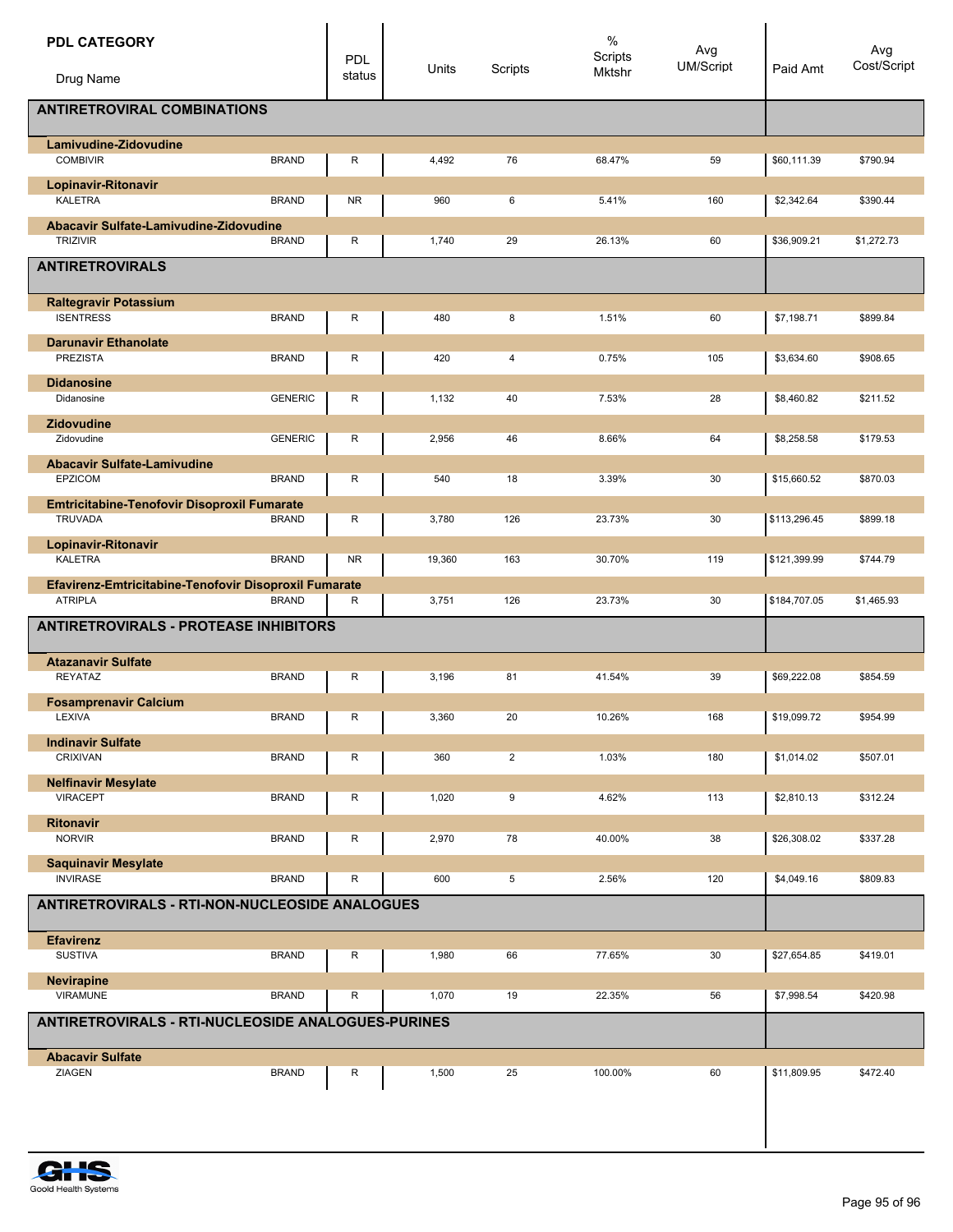| PDL CATEGORY / Drug Name | | PDL status | Units | Scripts | % Scripts Mktshr | Avg UM/Script | Paid Amt | Avg Cost/Script |
|---|---|---|---|---|---|---|---|---|
| **ANTIRETROVIRAL COMBINATIONS** | | | | | | | | |
| **Lamivudine-Zidovudine** | | | | | | | | |
| COMBIVIR | BRAND | R | 4,492 | 76 | 68.47% | 59 | $60,111.39 | $790.94 |
| **Lopinavir-Ritonavir** | | | | | | | | |
| KALETRA | BRAND | NR | 960 | 6 | 5.41% | 160 | $2,342.64 | $390.44 |
| **Abacavir Sulfate-Lamivudine-Zidovudine** | | | | | | | | |
| TRIZIVIR | BRAND | R | 1,740 | 29 | 26.13% | 60 | $36,909.21 | $1,272.73 |
| **ANTIRETROVIRALS** | | | | | | | | |
| **Raltegravir Potassium** | | | | | | | | |
| ISENTRESS | BRAND | R | 480 | 8 | 1.51% | 60 | $7,198.71 | $899.84 |
| **Darunavir Ethanolate** | | | | | | | | |
| PREZISTA | BRAND | R | 420 | 4 | 0.75% | 105 | $3,634.60 | $908.65 |
| **Didanosine** | | | | | | | | |
| Didanosine | GENERIC | R | 1,132 | 40 | 7.53% | 28 | $8,460.82 | $211.52 |
| **Zidovudine** | | | | | | | | |
| Zidovudine | GENERIC | R | 2,956 | 46 | 8.66% | 64 | $8,258.58 | $179.53 |
| **Abacavir Sulfate-Lamivudine** | | | | | | | | |
| EPZICOM | BRAND | R | 540 | 18 | 3.39% | 30 | $15,660.52 | $870.03 |
| **Emtricitabine-Tenofovir Disoproxil Fumarate** | | | | | | | | |
| TRUVADA | BRAND | R | 3,780 | 126 | 23.73% | 30 | $113,296.45 | $899.18 |
| **Lopinavir-Ritonavir** | | | | | | | | |
| KALETRA | BRAND | NR | 19,360 | 163 | 30.70% | 119 | $121,399.99 | $744.79 |
| **Efavirenz-Emtricitabine-Tenofovir Disoproxil Fumarate** | | | | | | | | |
| ATRIPLA | BRAND | R | 3,751 | 126 | 23.73% | 30 | $184,707.05 | $1,465.93 |
| **ANTIRETROVIRALS - PROTEASE INHIBITORS** | | | | | | | | |
| **Atazanavir Sulfate** | | | | | | | | |
| REYATAZ | BRAND | R | 3,196 | 81 | 41.54% | 39 | $69,222.08 | $854.59 |
| **Fosamprenavir Calcium** | | | | | | | | |
| LEXIVA | BRAND | R | 3,360 | 20 | 10.26% | 168 | $19,099.72 | $954.99 |
| **Indinavir Sulfate** | | | | | | | | |
| CRIXIVAN | BRAND | R | 360 | 2 | 1.03% | 180 | $1,014.02 | $507.01 |
| **Nelfinavir Mesylate** | | | | | | | | |
| VIRACEPT | BRAND | R | 1,020 | 9 | 4.62% | 113 | $2,810.13 | $312.24 |
| **Ritonavir** | | | | | | | | |
| NORVIR | BRAND | R | 2,970 | 78 | 40.00% | 38 | $26,308.02 | $337.28 |
| **Saquinavir Mesylate** | | | | | | | | |
| INVIRASE | BRAND | R | 600 | 5 | 2.56% | 120 | $4,049.16 | $809.83 |
| **ANTIRETROVIRALS - RTI-NON-NUCLEOSIDE ANALOGUES** | | | | | | | | |
| **Efavirenz** | | | | | | | | |
| SUSTIVA | BRAND | R | 1,980 | 66 | 77.65% | 30 | $27,654.85 | $419.01 |
| **Nevirapine** | | | | | | | | |
| VIRAMUNE | BRAND | R | 1,070 | 19 | 22.35% | 56 | $7,998.54 | $420.98 |
| **ANTIRETROVIRALS - RTI-NUCLEOSIDE ANALOGUES-PURINES** | | | | | | | | |
| **Abacavir Sulfate** | | | | | | | | |
| ZIAGEN | BRAND | R | 1,500 | 25 | 100.00% | 60 | $11,809.95 | $472.40 |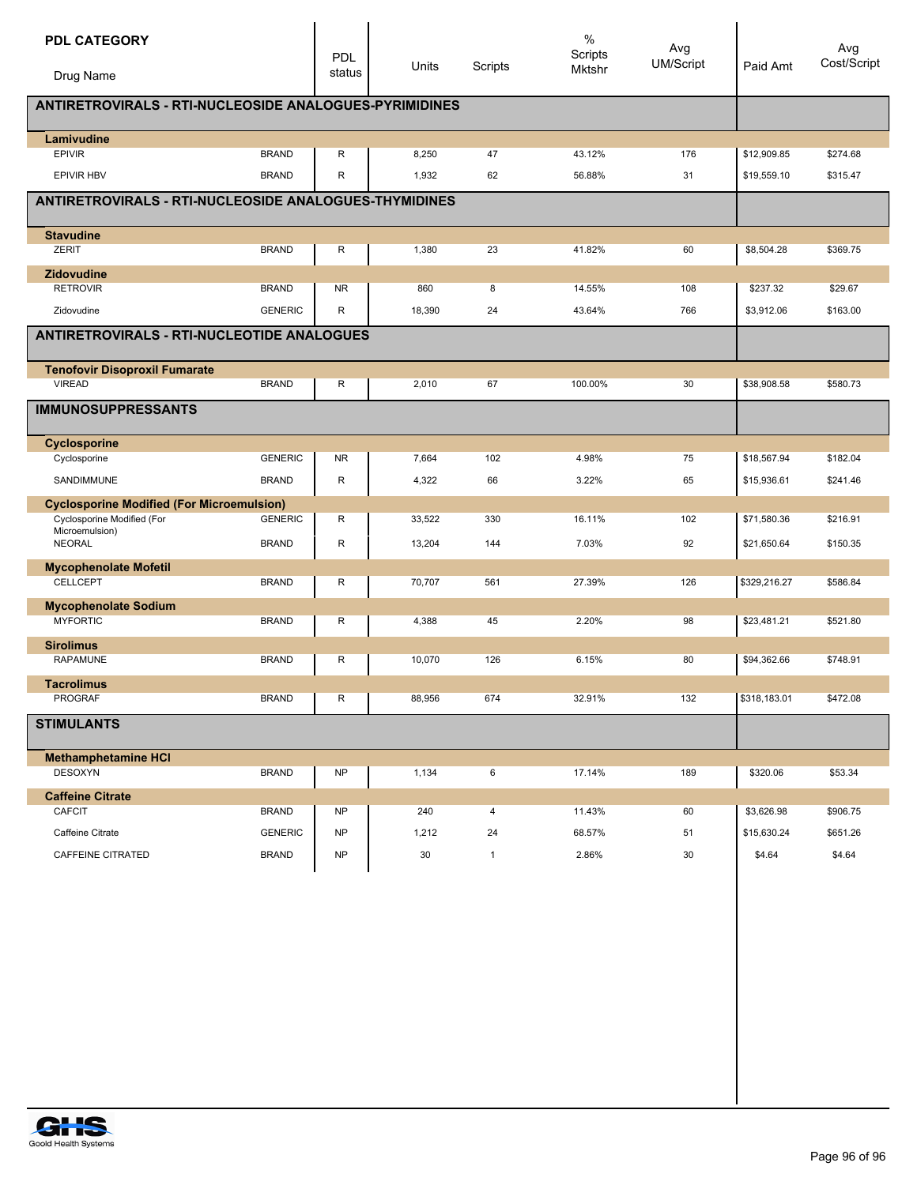| PDL CATEGORY / Drug Name | | PDL status | Units | Scripts | % Scripts Mktshr | Avg UM/Script | Paid Amt | Avg Cost/Script |
|---|---|---|---|---|---|---|---|---|
| **ANTIRETROVIRALS - RTI-NUCLEOSIDE ANALOGUES-PYRIMIDINES** | | | | | | | | |
| **Lamivudine** | | | | | | | | |
| EPIVIR | BRAND | R | 8,250 | 47 | 43.12% | 176 | $12,909.85 | $274.68 |
| EPIVIR HBV | BRAND | R | 1,932 | 62 | 56.88% | 31 | $19,559.10 | $315.47 |
| **ANTIRETROVIRALS - RTI-NUCLEOSIDE ANALOGUES-THYMIDINES** | | | | | | | | |
| **Stavudine** | | | | | | | | |
| ZERIT | BRAND | R | 1,380 | 23 | 41.82% | 60 | $8,504.28 | $369.75 |
| **Zidovudine** | | | | | | | | |
| RETROVIR | BRAND | NR | 860 | 8 | 14.55% | 108 | $237.32 | $29.67 |
| Zidovudine | GENERIC | R | 18,390 | 24 | 43.64% | 766 | $3,912.06 | $163.00 |
| **ANTIRETROVIRALS - RTI-NUCLEOTIDE ANALOGUES** | | | | | | | | |
| **Tenofovir Disoproxil Fumarate** | | | | | | | | |
| VIREAD | BRAND | R | 2,010 | 67 | 100.00% | 30 | $38,908.58 | $580.73 |
| **IMMUNOSUPPRESSANTS** | | | | | | | | |
| **Cyclosporine** | | | | | | | | |
| Cyclosporine | GENERIC | NR | 7,664 | 102 | 4.98% | 75 | $18,567.94 | $182.04 |
| SANDIMMUNE | BRAND | R | 4,322 | 66 | 3.22% | 65 | $15,936.61 | $241.46 |
| **Cyclosporine Modified (For Microemulsion)** | | | | | | | | |
| Cyclosporine Modified (For Microemulsion) | GENERIC | R | 33,522 | 330 | 16.11% | 102 | $71,580.36 | $216.91 |
| NEORAL | BRAND | R | 13,204 | 144 | 7.03% | 92 | $21,650.64 | $150.35 |
| **Mycophenolate Mofetil** | | | | | | | | |
| CELLCEPT | BRAND | R | 70,707 | 561 | 27.39% | 126 | $329,216.27 | $586.84 |
| **Mycophenolate Sodium** | | | | | | | | |
| MYFORTIC | BRAND | R | 4,388 | 45 | 2.20% | 98 | $23,481.21 | $521.80 |
| **Sirolimus** | | | | | | | | |
| RAPAMUNE | BRAND | R | 10,070 | 126 | 6.15% | 80 | $94,362.66 | $748.91 |
| **Tacrolimus** | | | | | | | | |
| PROGRAF | BRAND | R | 88,956 | 674 | 32.91% | 132 | $318,183.01 | $472.08 |
| **STIMULANTS** | | | | | | | | |
| **Methamphetamine HCl** | | | | | | | | |
| DESOXYN | BRAND | NP | 1,134 | 6 | 17.14% | 189 | $320.06 | $53.34 |
| **Caffeine Citrate** | | | | | | | | |
| CAFCIT | BRAND | NP | 240 | 4 | 11.43% | 60 | $3,626.98 | $906.75 |
| Caffeine Citrate | GENERIC | NP | 1,212 | 24 | 68.57% | 51 | $15,630.24 | $651.26 |
| CAFFEINE CITRATED | BRAND | NP | 30 | 1 | 2.86% | 30 | $4.64 | $4.64 |

GHS Goold Health Systems